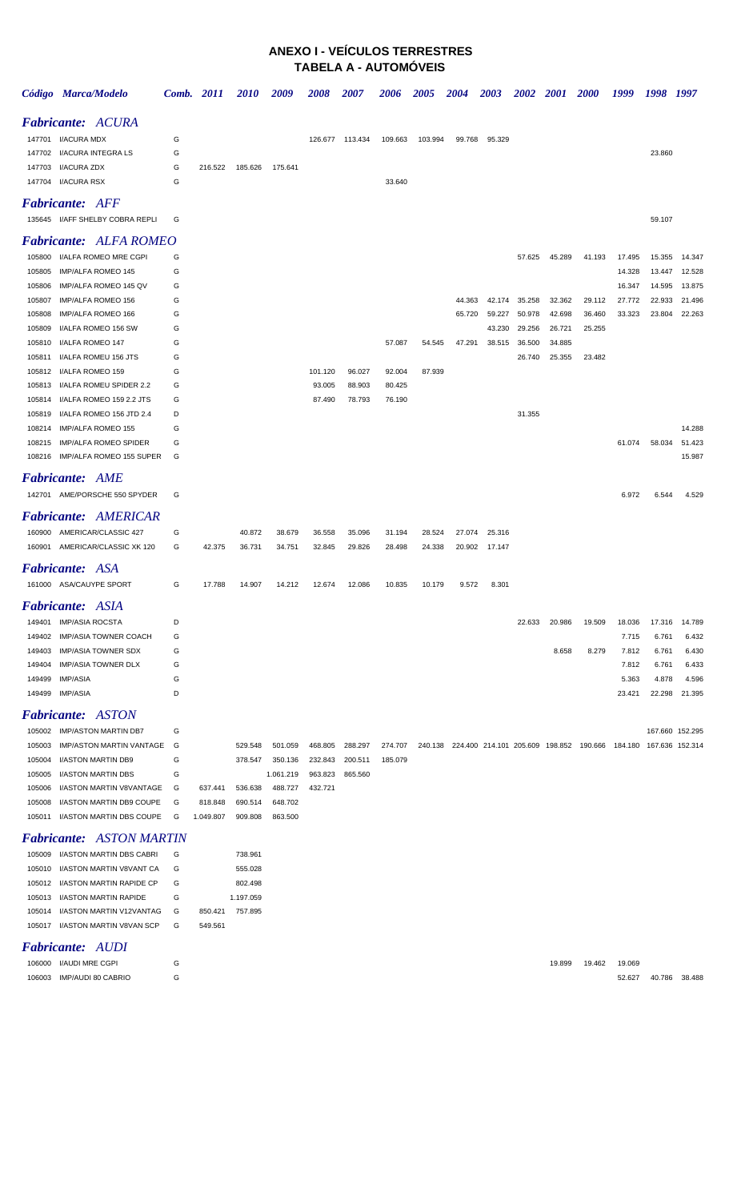# ANEXO I - VEÍCULOS TERRESTRES
## TABELA A - AUTOMÓVEIS

| Código | Marca/Modelo | Comb. | 2011 | 2010 | 2009 | 2008 | 2007 | 2006 | 2005 | 2004 | 2003 | 2002 | 2001 | 2000 | 1999 | 1998 | 1997 |
|---|---|---|---|---|---|---|---|---|---|---|---|---|---|---|---|---|---|
| ***Fabricante: ACURA*** | | | | | | | | | | | | | | | | | |
| 147701 | I/ACURA MDX | G | | | | 126.677 | 113.434 | 109.663 | 103.994 | 99.768 | 95.329 | | | | | | |
| 147702 | I/ACURA INTEGRA LS | G | | | | | | | | | | | | | | 23.860 | |
| 147703 | I/ACURA ZDX | G | 216.522 | 185.626 | 175.641 | | | | | | | | | | | | |
| 147704 | I/ACURA RSX | G | | | | | | 33.640 | | | | | | | | | |
| ***Fabricante: AFF*** | | | | | | | | | | | | | | | | | |
| 135645 | I/AFF SHELBY COBRA REPLI | G | | | | | | | | | | | | | | 59.107 | |
| ***Fabricante: ALFA ROMEO*** | | | | | | | | | | | | | | | | | |
| 105800 | I/ALFA ROMEO MRE CGPI | G | | | | | | | | | | 57.625 | 45.289 | 41.193 | 17.495 | 15.355 | 14.347 |
| 105805 | IMP/ALFA ROMEO 145 | G | | | | | | | | | | | | | 14.328 | 13.447 | 12.528 |
| 105806 | IMP/ALFA ROMEO 145 QV | G | | | | | | | | | | | | | 16.347 | 14.595 | 13.875 |
| 105807 | IMP/ALFA ROMEO 156 | G | | | | | | | | 44.363 | 42.174 | 35.258 | 32.362 | 29.112 | 27.772 | 22.933 | 21.496 |
| 105808 | IMP/ALFA ROMEO 166 | G | | | | | | | | 65.720 | 59.227 | 50.978 | 42.698 | 36.460 | 33.323 | 23.804 | 22.263 |
| 105809 | I/ALFA ROMEO 156 SW | G | | | | | | | | | 43.230 | 29.256 | 26.721 | 25.255 | | | |
| 105810 | I/ALFA ROMEO 147 | G | | | | | | 57.087 | 54.545 | 47.291 | 38.515 | 36.500 | 34.885 | | | | |
| 105811 | I/ALFA ROMEU 156 JTS | G | | | | | | | | | | 26.740 | 25.355 | 23.482 | | | |
| 105812 | I/ALFA ROMEO 159 | G | | | | 101.120 | 96.027 | 92.004 | 87.939 | | | | | | | | |
| 105813 | I/ALFA ROMEU SPIDER 2.2 | G | | | | 93.005 | 88.903 | 80.425 | | | | | | | | | |
| 105814 | I/ALFA ROMEO 159 2.2 JTS | G | | | | 87.490 | 78.793 | 76.190 | | | | | | | | | |
| 105819 | I/ALFA ROMEO 156 JTD 2.4 | D | | | | | | | | | | 31.355 | | | | | |
| 108214 | IMP/ALFA ROMEO 155 | G | | | | | | | | | | | | | | | 14.288 |
| 108215 | IMP/ALFA ROMEO SPIDER | G | | | | | | | | | | | | | 61.074 | 58.034 | 51.423 |
| 108216 | IMP/ALFA ROMEO 155 SUPER | G | | | | | | | | | | | | | | | 15.987 |
| ***Fabricante: AME*** | | | | | | | | | | | | | | | | | |
| 142701 | AME/PORSCHE 550 SPYDER | G | | | | | | | | | | | | | 6.972 | 6.544 | 4.529 |
| ***Fabricante: AMERICAR*** | | | | | | | | | | | | | | | | | |
| 160900 | AMERICAR/CLASSIC 427 | G | | 40.872 | 38.679 | 36.558 | 35.096 | 31.194 | 28.524 | 27.074 | 25.316 | | | | | | |
| 160901 | AMERICAR/CLASSIC XK 120 | G | 42.375 | 36.731 | 34.751 | 32.845 | 29.826 | 28.498 | 24.338 | 20.902 | 17.147 | | | | | | |
| ***Fabricante: ASA*** | | | | | | | | | | | | | | | | | |
| 161000 | ASA/CAUYPE SPORT | G | 17.788 | 14.907 | 14.212 | 12.674 | 12.086 | 10.835 | 10.179 | 9.572 | 8.301 | | | | | | |
| ***Fabricante: ASIA*** | | | | | | | | | | | | | | | | | |
| 149401 | IMP/ASIA ROCSTA | D | | | | | | | | | | 22.633 | 20.986 | 19.509 | 18.036 | 17.316 | 14.789 |
| 149402 | IMP/ASIA TOWNER COACH | G | | | | | | | | | | | | | 7.715 | 6.761 | 6.432 |
| 149403 | IMP/ASIA TOWNER SDX | G | | | | | | | | | | | 8.658 | 8.279 | 7.812 | 6.761 | 6.430 |
| 149404 | IMP/ASIA TOWNER DLX | G | | | | | | | | | | | | | 7.812 | 6.761 | 6.433 |
| 149499 | IMP/ASIA | G | | | | | | | | | | | | | 5.363 | 4.878 | 4.596 |
| 149499 | IMP/ASIA | D | | | | | | | | | | | | | 23.421 | 22.298 | 21.395 |
| ***Fabricante: ASTON*** | | | | | | | | | | | | | | | | | |
| 105002 | IMP/ASTON MARTIN DB7 | G | | | | | | | | | | | | | | 167.660 | 152.295 |
| 105003 | IMP/ASTON MARTIN VANTAGE | G | | 529.548 | 501.059 | 468.805 | 288.297 | 274.707 | 240.138 | 224.400 | 214.101 | 205.609 | 198.852 | 190.666 | 184.180 | 167.636 | 152.314 |
| 105004 | I/ASTON MARTIN DB9 | G | | 378.547 | 350.136 | 232.843 | 200.511 | 185.079 | | | | | | | | | |
| 105005 | I/ASTON MARTIN DBS | G | | | 1.061.219 | 963.823 | 865.560 | | | | | | | | | | |
| 105006 | I/ASTON MARTIN V8VANTAGE | G | 637.441 | 536.638 | 488.727 | 432.721 | | | | | | | | | | | |
| 105008 | I/ASTON MARTIN DB9 COUPE | G | 818.848 | 690.514 | 648.702 | | | | | | | | | | | | |
| 105011 | I/ASTON MARTIN DBS COUPE | G | 1.049.807 | 909.808 | 863.500 | | | | | | | | | | | | |
| ***Fabricante: ASTON MARTIN*** | | | | | | | | | | | | | | | | | |
| 105009 | I/ASTON MARTIN DBS CABRI | G | | 738.961 | | | | | | | | | | | | | |
| 105010 | I/ASTON MARTIN V8VANT CA | G | | 555.028 | | | | | | | | | | | | | |
| 105012 | I/ASTON MARTIN RAPIDE CP | G | | 802.498 | | | | | | | | | | | | | |
| 105013 | I/ASTON MARTIN RAPIDE | G | | 1.197.059 | | | | | | | | | | | | | |
| 105014 | I/ASTON MARTIN V12VANTAG | G | 850.421 | 757.895 | | | | | | | | | | | | | |
| 105017 | I/ASTON MARTIN V8VAN SCP | G | 549.561 | | | | | | | | | | | | | | |
| ***Fabricante: AUDI*** | | | | | | | | | | | | | | | | | |
| 106000 | I/AUDI MRE CGPI | G | | | | | | | | | | | 19.899 | 19.462 | 19.069 | | |
| 106003 | IMP/AUDI 80 CABRIO | G | | | | | | | | | | | | | 52.627 | 40.786 | 38.488 |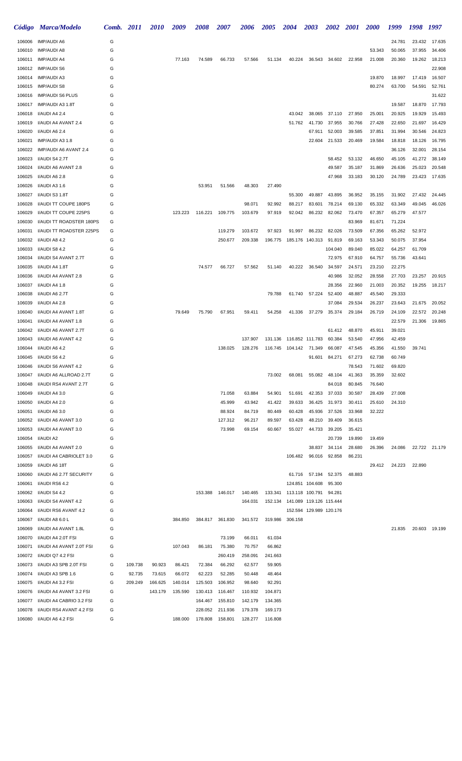| Código | Marca/Modelo | Comb. | 2011 | 2010 | 2009 | 2008 | 2007 | 2006 | 2005 | 2004 | 2003 | 2002 | 2001 | 2000 | 1999 | 1998 | 1997 |
|---|---|---|---|---|---|---|---|---|---|---|---|---|---|---|---|---|---|
| 106006 | IMP/AUDI A6 | G | | | | | | | | | | | | | 24.781 | 23.432 | 17.635 |
| 106010 | IMP/AUDI A8 | G | | | | | | | | | | | | 53.343 | 50.065 | 37.955 | 34.406 |
| 106011 | IMP/AUDI A4 | G | | | 77.163 | 74.589 | 66.733 | 57.566 | 51.134 | 40.224 | 36.543 | 34.602 | 22.958 | 21.008 | 20.360 | 19.262 | 18.213 |
| 106012 | IMP/AUDI S6 | G | | | | | | | | | | | | | | | 22.908 |
| 106014 | IMP/AUDI A3 | G | | | | | | | | | | | | 19.870 | 18.997 | 17.419 | 16.507 |
| 106015 | IMP/AUDI S8 | G | | | | | | | | | | | | 80.274 | 63.700 | 54.591 | 52.761 |
| 106016 | IMP/AUDI S6 PLUS | G | | | | | | | | | | | | | | | 31.622 |
| 106017 | IMP/AUDI A3 1.8T | G | | | | | | | | | | | | | 19.587 | 18.870 | 17.793 |
| 106018 | I/AUDI A4 2.4 | G | | | | | | | | 43.042 | 38.065 | 37.110 | 27.950 | 25.001 | 20.925 | 19.929 | 15.493 |
| 106019 | I/AUDI A4 AVANT 2.4 | G | | | | | | | | 51.762 | 41.730 | 37.955 | 30.766 | 27.428 | 22.650 | 21.697 | 16.429 |
| 106020 | I/AUDI A6 2.4 | G | | | | | | | | | 67.911 | 52.003 | 39.585 | 37.851 | 31.994 | 30.546 | 24.823 |
| 106021 | IMP/AUDI A3 1.8 | G | | | | | | | | | 22.604 | 21.533 | 20.469 | 19.584 | 18.818 | 18.126 | 16.795 |
| 106022 | IMP/AUDI A6 AVANT 2.4 | G | | | | | | | | | | | | | 36.126 | 32.001 | 28.154 |
| 106023 | I/AUDI S4 2.7T | G | | | | | | | | | | 58.452 | 53.132 | 46.650 | 45.105 | 41.272 | 38.149 |
| 106024 | I/AUDI A6 AVANT 2.8 | G | | | | | | | | | | 49.587 | 35.187 | 31.869 | 26.636 | 25.023 | 20.548 |
| 106025 | I/AUDI A6 2.8 | G | | | | | | | | | | 47.968 | 33.183 | 30.120 | 24.789 | 23.423 | 17.635 |
| 106026 | I/AUDI A3 1.6 | G | | | | 53.951 | 51.566 | 48.303 | 27.490 | | | | | | | | |
| 106027 | I/AUDI S3 1.8T | G | | | | | | | | 55.300 | 49.887 | 43.895 | 36.952 | 35.155 | 31.902 | 27.432 | 24.445 |
| 106028 | I/AUDI TT COUPE 180PS | G | | | | | | 98.071 | 92.992 | 88.217 | 83.601 | 78.214 | 69.130 | 65.332 | 63.349 | 49.045 | 46.026 |
| 106029 | I/AUDI TT COUPE 225PS | G | | | 123.223 | 116.221 | 109.775 | 103.679 | 97.919 | 92.042 | 86.232 | 82.062 | 73.470 | 67.357 | 65.279 | 47.577 | |
| 106030 | I/AUDI TT ROADSTER 180PS | G | | | | | | | | | | | 83.969 | 81.671 | 71.224 | | |
| 106031 | I/AUDI TT ROADSTER 225PS | G | | | | | 119.279 | 103.672 | 97.923 | 91.997 | 86.232 | 82.026 | 73.509 | 67.356 | 65.262 | 52.972 | |
| 106032 | I/AUDI A8 4.2 | G | | | | | 250.677 | 209.338 | 196.775 | 185.176 | 140.313 | 91.819 | 69.163 | 53.343 | 50.075 | 37.954 | |
| 106033 | I/AUDI S8 4.2 | G | | | | | | | | | | 104.040 | 89.040 | 85.022 | 64.257 | 61.709 | |
| 106034 | I/AUDI S4 AVANT 2.7T | G | | | | | | | | | | 72.975 | 67.910 | 64.757 | 55.736 | 43.641 | |
| 106035 | I/AUDI A4 1.8T | G | | | | 74.577 | 66.727 | 57.562 | 51.140 | 40.222 | 36.540 | 34.597 | 24.571 | 23.210 | 22.275 | | |
| 106036 | I/AUDI A4 AVANT 2.8 | G | | | | | | | | | | 40.986 | 32.052 | 28.558 | 27.703 | 23.257 | 20.915 |
| 106037 | I/AUDI A4 1.8 | G | | | | | | | | | | 28.356 | 22.960 | 21.003 | 20.352 | 19.255 | 18.217 |
| 106038 | I/AUDI A6 2.7T | G | | | | | | | 79.788 | 61.740 | 57.224 | 52.400 | 48.887 | 45.540 | 29.333 | | |
| 106039 | I/AUDI A4 2.8 | G | | | | | | | | | | 37.084 | 29.534 | 26.237 | 23.643 | 21.675 | 20.052 |
| 106040 | I/AUDI A4 AVANT 1.8T | G | | | 79.649 | 75.790 | 67.951 | 59.411 | 54.258 | 41.336 | 37.279 | 35.374 | 29.184 | 26.719 | 24.109 | 22.572 | 20.248 |
| 106041 | I/AUDI A4 AVANT 1.8 | G | | | | | | | | | | | | | 22.579 | 21.306 | 19.865 |
| 106042 | I/AUDI A6 AVANT 2.7T | G | | | | | | | | | | 61.412 | 48.870 | 45.911 | 39.021 | | |
| 106043 | I/AUDI A6 AVANT 4.2 | G | | | | | | 137.907 | 131.136 | 116.852 | 111.783 | 60.384 | 53.540 | 47.956 | 42.459 | | |
| 106044 | I/AUDI A6 4.2 | G | | | | | 138.025 | 128.276 | 116.745 | 104.142 | 71.349 | 66.087 | 47.545 | 45.356 | 41.550 | 39.741 | |
| 106045 | I/AUDI S6 4.2 | G | | | | | | | | | 91.601 | 84.271 | 67.273 | 62.738 | 60.749 | | |
| 106046 | I/AUDI S6 AVANT 4.2 | G | | | | | | | | | | | 78.543 | 71.602 | 69.820 | | |
| 106047 | I/AUDI A6 ALLROAD 2.7T | G | | | | | | | 73.002 | 68.081 | 55.082 | 48.104 | 41.363 | 35.359 | 32.602 | | |
| 106048 | I/AUDI RS4 AVANT 2.7T | G | | | | | | | | | | 84.018 | 80.845 | 76.640 | | | |
| 106049 | I/AUDI A4 3.0 | G | | | | | 71.058 | 63.884 | 54.901 | 51.691 | 42.353 | 37.033 | 30.587 | 28.439 | 27.008 | | |
| 106050 | I/AUDI A4 2.0 | G | | | | | 45.999 | 43.942 | 41.422 | 39.633 | 36.425 | 31.973 | 30.411 | 25.610 | 24.310 | | |
| 106051 | I/AUDI A6 3.0 | G | | | | | 88.924 | 84.719 | 80.449 | 60.428 | 45.936 | 37.526 | 33.968 | 32.222 | | | |
| 106052 | I/AUDI A6 AVANT 3.0 | G | | | | | 127.312 | 96.217 | 89.597 | 63.428 | 48.210 | 39.409 | 36.615 | | | | |
| 106053 | I/AUDI A4 AVANT 3.0 | G | | | | | 73.998 | 69.154 | 60.667 | 55.027 | 44.733 | 39.205 | 35.421 | | | | |
| 106054 | I/AUDI A2 | G | | | | | | | | | | 20.739 | 19.890 | 19.459 | | | |
| 106055 | I/AUDI A4 AVANT 2.0 | G | | | | | | | | | 38.837 | 34.114 | 28.680 | 26.396 | 24.086 | 22.722 | 21.179 |
| 106057 | I/AUDI A4 CABRIOLET 3.0 | G | | | | | | | | 106.482 | 96.016 | 92.858 | 86.231 | | | | |
| 106059 | I/AUDI A6 18T | G | | | | | | | | | | | | 29.412 | 24.223 | 22.890 | |
| 106060 | I/AUDI A6 2.7T SECURITY | G | | | | | | | | 61.716 | 57.194 | 52.375 | 48.883 | | | | |
| 106061 | I/AUDI RS6 4.2 | G | | | | | | | | 124.851 | 104.608 | 95.300 | | | | | |
| 106062 | I/AUDI S4 4.2 | G | | | | 153.388 | 146.017 | 140.465 | 133.341 | 113.118 | 100.791 | 94.281 | | | | | |
| 106063 | I/AUDI S4 AVANT 4.2 | G | | | | | | 164.031 | 152.134 | 141.089 | 119.126 | 115.444 | | | | | |
| 106064 | I/AUDI RS6 AVANT 4.2 | G | | | | | | | | 152.594 | 129.989 | 120.176 | | | | | |
| 106067 | I/AUDI A8 6.0 L | G | | | 384.850 | 384.817 | 361.830 | 341.572 | 319.986 | 306.158 | | | | | | | |
| 106069 | I/AUDI A4 AVANT 1.8L | G | | | | | | | | | | | | | 21.835 | 20.603 | 19.199 |
| 106070 | I/AUDI A4 2.0T FSI | G | | | | | 73.199 | 66.011 | 61.034 | | | | | | | | |
| 106071 | I/AUDI A4 AVANT 2.0T FSI | G | | | 107.043 | 86.181 | 75.380 | 70.757 | 66.862 | | | | | | | | |
| 106072 | I/AUDI Q7 4.2 FSI | G | | | | | 260.419 | 258.091 | 241.663 | | | | | | | | |
| 106073 | I/AUDI A3 SPB 2.0T FSI | G | 109.738 | 90.923 | 86.421 | 72.384 | 66.292 | 62.577 | 59.905 | | | | | | | | |
| 106074 | I/AUDI A3 SPB 1.6 | G | 92.735 | 73.615 | 66.072 | 62.223 | 52.285 | 50.448 | 48.464 | | | | | | | | |
| 106075 | I/AUDI A4 3.2 FSI | G | 209.249 | 166.625 | 140.014 | 125.503 | 106.952 | 98.640 | 92.291 | | | | | | | | |
| 106076 | I/AUDI A4 AVANT 3.2 FSI | G | | 143.179 | 135.590 | 130.413 | 116.467 | 110.932 | 104.871 | | | | | | | | |
| 106077 | I/AUDI A4 CABRIO 3.2 FSI | G | | | | 164.467 | 155.810 | 142.179 | 134.365 | | | | | | | | |
| 106078 | I/AUDI RS4 AVANT 4.2 FSI | G | | | | 228.052 | 211.936 | 179.378 | 169.173 | | | | | | | | |
| 106080 | I/AUDI A6 4.2 FSI | G | | | 188.000 | 178.808 | 158.801 | 128.277 | 116.808 | | | | | | | | |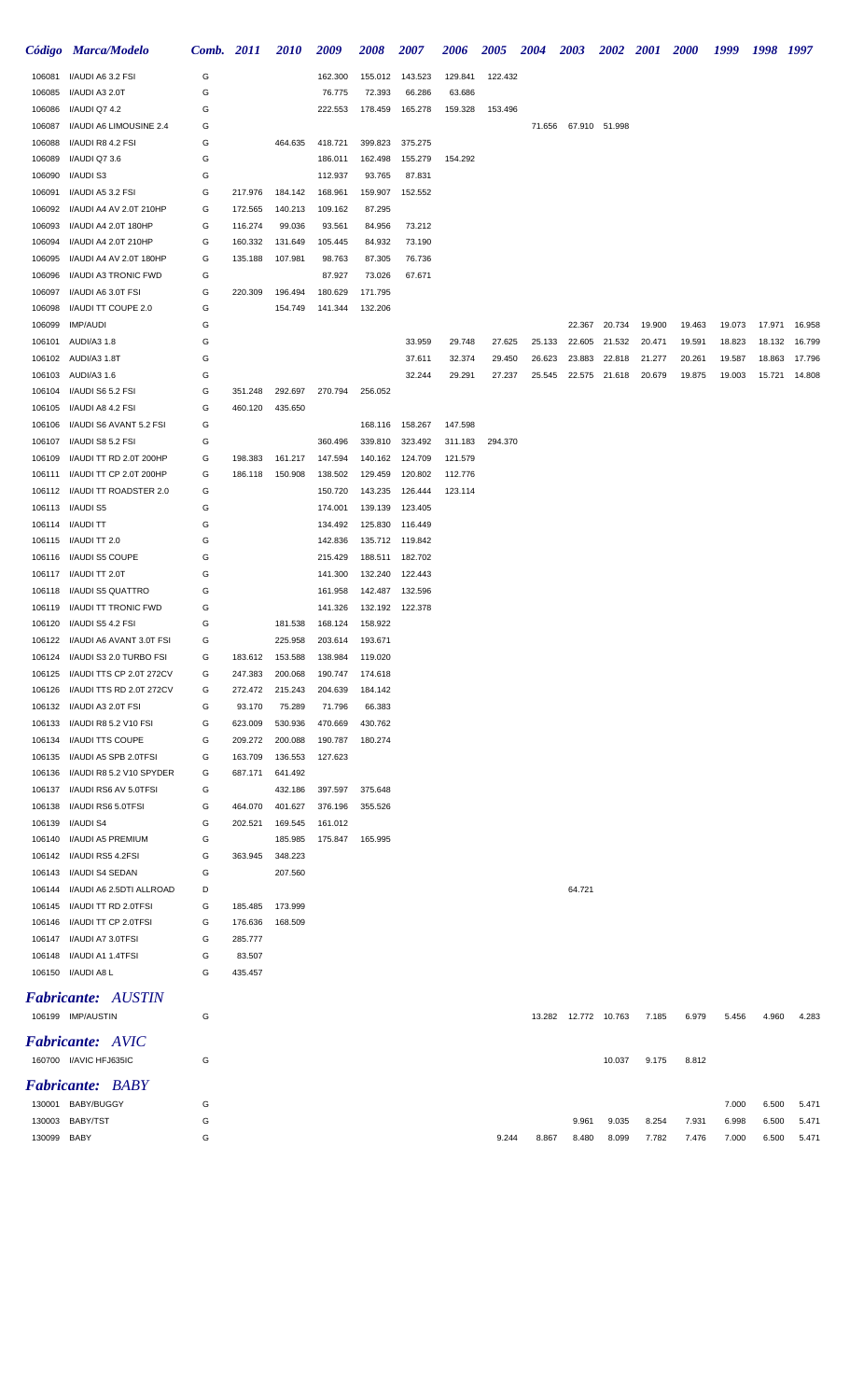| Código | Marca/Modelo | Comb. | 2011 | 2010 | 2009 | 2008 | 2007 | 2006 | 2005 | 2004 | 2003 | 2002 | 2001 | 2000 | 1999 | 1998 | 1997 |
|---|---|---|---|---|---|---|---|---|---|---|---|---|---|---|---|---|---|
| 106081 | I/AUDI A6 3.2 FSI | G | | | 162.300 | 155.012 | 143.523 | 129.841 | 122.432 | | | | | | | | |
| 106085 | I/AUDI A3 2.0T | G | | | 76.775 | 72.393 | 66.286 | 63.686 | | | | | | | | | |
| 106086 | I/AUDI Q7 4.2 | G | | | 222.553 | 178.459 | 165.278 | 159.328 | 153.496 | | | | | | | | |
| 106087 | I/AUDI A6 LIMOUSINE 2.4 | G | | | | | | | | 71.656 | 67.910 | 51.998 | | | | | |
| 106088 | I/AUDI R8 4.2 FSI | G | | 464.635 | 418.721 | 399.823 | 375.275 | | | | | | | | | | |
| 106089 | I/AUDI Q7 3.6 | G | | | 186.011 | 162.498 | 155.279 | 154.292 | | | | | | | | | |
| 106090 | I/AUDI S3 | G | | | 112.937 | 93.765 | 87.831 | | | | | | | | | | |
| 106091 | I/AUDI A5 3.2 FSI | G | 217.976 | 184.142 | 168.961 | 159.907 | 152.552 | | | | | | | | | | |
| 106092 | I/AUDI A4 AV 2.0T 210HP | G | 172.565 | 140.213 | 109.162 | 87.295 | | | | | | | | | | | |
| 106093 | I/AUDI A4 2.0T 180HP | G | 116.274 | 99.036 | 93.561 | 84.956 | 73.212 | | | | | | | | | | |
| 106094 | I/AUDI A4 2.0T 210HP | G | 160.332 | 131.649 | 105.445 | 84.932 | 73.190 | | | | | | | | | | |
| 106095 | I/AUDI A4 AV 2.0T 180HP | G | 135.188 | 107.981 | 98.763 | 87.305 | 76.736 | | | | | | | | | | |
| 106096 | I/AUDI A3 TRONIC FWD | G | | | 87.927 | 73.026 | 67.671 | | | | | | | | | | |
| 106097 | I/AUDI A6 3.0T FSI | G | 220.309 | 196.494 | 180.629 | 171.795 | | | | | | | | | | | |
| 106098 | I/AUDI TT COUPE 2.0 | G | | 154.749 | 141.344 | 132.206 | | | | | | | | | | | |
| 106099 | IMP/AUDI | G | | | | | | | | | 22.367 | 20.734 | 19.900 | 19.463 | 19.073 | 17.971 | 16.958 |
| 106101 | AUDI/A3 1.8 | G | | | | | 33.959 | 29.748 | 27.625 | 25.133 | 22.605 | 21.532 | 20.471 | 19.591 | 18.823 | 18.132 | 16.799 |
| 106102 | AUDI/A3 1.8T | G | | | | | 37.611 | 32.374 | 29.450 | 26.623 | 23.883 | 22.818 | 21.277 | 20.261 | 19.587 | 18.863 | 17.796 |
| 106103 | AUDI/A3 1.6 | G | | | | | 32.244 | 29.291 | 27.237 | 25.545 | 22.575 | 21.618 | 20.679 | 19.875 | 19.003 | 15.721 | 14.808 |
| 106104 | I/AUDI S6 5.2 FSI | G | 351.248 | 292.697 | 270.794 | 256.052 | | | | | | | | | | | |
| 106105 | I/AUDI A8 4.2 FSI | G | 460.120 | 435.650 | | | | | | | | | | | | | |
| 106106 | I/AUDI S6 AVANT 5.2 FSI | G | | | | 168.116 | 158.267 | 147.598 | | | | | | | | | |
| 106107 | I/AUDI S8 5.2 FSI | G | | | 360.496 | 339.810 | 323.492 | 311.183 | 294.370 | | | | | | | | |
| 106109 | I/AUDI TT RD 2.0T 200HP | G | 198.383 | 161.217 | 147.594 | 140.162 | 124.709 | 121.579 | | | | | | | | | |
| 106111 | I/AUDI TT CP 2.0T 200HP | G | 186.118 | 150.908 | 138.502 | 129.459 | 120.802 | 112.776 | | | | | | | | | |
| 106112 | I/AUDI TT ROADSTER 2.0 | G | | | 150.720 | 143.235 | 126.444 | 123.114 | | | | | | | | | |
| 106113 | I/AUDI S5 | G | | | 174.001 | 139.139 | 123.405 | | | | | | | | | | |
| 106114 | I/AUDI TT | G | | | 134.492 | 125.830 | 116.449 | | | | | | | | | | |
| 106115 | I/AUDI TT 2.0 | G | | | 142.836 | 135.712 | 119.842 | | | | | | | | | | |
| 106116 | I/AUDI S5 COUPE | G | | | 215.429 | 188.511 | 182.702 | | | | | | | | | | |
| 106117 | I/AUDI TT 2.0T | G | | | 141.300 | 132.240 | 122.443 | | | | | | | | | | |
| 106118 | I/AUDI S5 QUATTRO | G | | | 161.958 | 142.487 | 132.596 | | | | | | | | | | |
| 106119 | I/AUDI TT TRONIC FWD | G | | | 141.326 | 132.192 | 122.378 | | | | | | | | | | |
| 106120 | I/AUDI S5 4.2 FSI | G | | 181.538 | 168.124 | 158.922 | | | | | | | | | | | |
| 106122 | I/AUDI A6 AVANT 3.0T FSI | G | | 225.958 | 203.614 | 193.671 | | | | | | | | | | | |
| 106124 | I/AUDI S3 2.0 TURBO FSI | G | 183.612 | 153.588 | 138.984 | 119.020 | | | | | | | | | | | |
| 106125 | I/AUDI TTS CP 2.0T 272CV | G | 247.383 | 200.068 | 190.747 | 174.618 | | | | | | | | | | | |
| 106126 | I/AUDI TTS RD 2.0T 272CV | G | 272.472 | 215.243 | 204.639 | 184.142 | | | | | | | | | | | |
| 106132 | I/AUDI A3 2.0T FSI | G | 93.170 | 75.289 | 71.796 | 66.383 | | | | | | | | | | | |
| 106133 | I/AUDI R8 5.2 V10 FSI | G | 623.009 | 530.936 | 470.669 | 430.762 | | | | | | | | | | | |
| 106134 | I/AUDI TTS COUPE | G | 209.272 | 200.088 | 190.787 | 180.274 | | | | | | | | | | | |
| 106135 | I/AUDI A5 SPB 2.0TFSI | G | 163.709 | 136.553 | 127.623 | | | | | | | | | | | | |
| 106136 | I/AUDI R8 5.2 V10 SPYDER | G | 687.171 | 641.492 | | | | | | | | | | | | | |
| 106137 | I/AUDI RS6 AV 5.0TFSI | G | | 432.186 | 397.597 | 375.648 | | | | | | | | | | | |
| 106138 | I/AUDI RS6 5.0TFSI | G | 464.070 | 401.627 | 376.196 | 355.526 | | | | | | | | | | | |
| 106139 | I/AUDI S4 | G | 202.521 | 169.545 | 161.012 | | | | | | | | | | | | |
| 106140 | I/AUDI A5 PREMIUM | G | | 185.985 | 175.847 | 165.995 | | | | | | | | | | | |
| 106142 | I/AUDI RS5 4.2FSI | G | 363.945 | 348.223 | | | | | | | | | | | | | |
| 106143 | I/AUDI S4 SEDAN | G | | 207.560 | | | | | | | | | | | | | |
| 106144 | I/AUDI A6 2.5DTI ALLROAD | D | | | | | | | | | 64.721 | | | | | | |
| 106145 | I/AUDI TT RD 2.0TFSI | G | 185.485 | 173.999 | | | | | | | | | | | | | |
| 106146 | I/AUDI TT CP 2.0TFSI | G | 176.636 | 168.509 | | | | | | | | | | | | | |
| 106147 | I/AUDI A7 3.0TFSI | G | 285.777 | | | | | | | | | | | | | | |
| 106148 | I/AUDI A1 1.4TFSI | G | 83.507 | | | | | | | | | | | | | | |
| 106150 | I/AUDI A8 L | G | 435.457 | | | | | | | | | | | | | | |

## *Fabricante: AUSTIN*

| Código | Marca/Modelo | Comb. | 2011 | 2010 | 2009 | 2008 | 2007 | 2006 | 2005 | 2004 | 2003 | 2002 | 2001 | 2000 | 1999 | 1998 | 1997 |
|---|---|---|---|---|---|---|---|---|---|---|---|---|---|---|---|---|---|
| 106199 | IMP/AUSTIN | G | | | | | | | | 13.282 | 12.772 | 10.763 | 7.185 | 6.979 | 5.456 | 4.960 | 4.283 |

## *Fabricante: AVIC*

| Código | Marca/Modelo | Comb. | 2011 | 2010 | 2009 | 2008 | 2007 | 2006 | 2005 | 2004 | 2003 | 2002 | 2001 | 2000 | 1999 | 1998 | 1997 |
|---|---|---|---|---|---|---|---|---|---|---|---|---|---|---|---|---|---|
| 160700 | I/AVIC HFJ635IC | G | | | | | | | | | | 10.037 | 9.175 | 8.812 | | | |

## *Fabricante: BABY*

| Código | Marca/Modelo | Comb. | 2011 | 2010 | 2009 | 2008 | 2007 | 2006 | 2005 | 2004 | 2003 | 2002 | 2001 | 2000 | 1999 | 1998 | 1997 |
|---|---|---|---|---|---|---|---|---|---|---|---|---|---|---|---|---|---|
| 130001 | BABY/BUGGY | G | | | | | | | | | | | | | 7.000 | 6.500 | 5.471 |
| 130003 | BABY/TST | G | | | | | | | | | 9.961 | 9.035 | 8.254 | 7.931 | 6.998 | 6.500 | 5.471 |
| 130099 | BABY | G | | | | | | | 9.244 | 8.867 | 8.480 | 8.099 | 7.782 | 7.476 | 7.000 | 6.500 | 5.471 |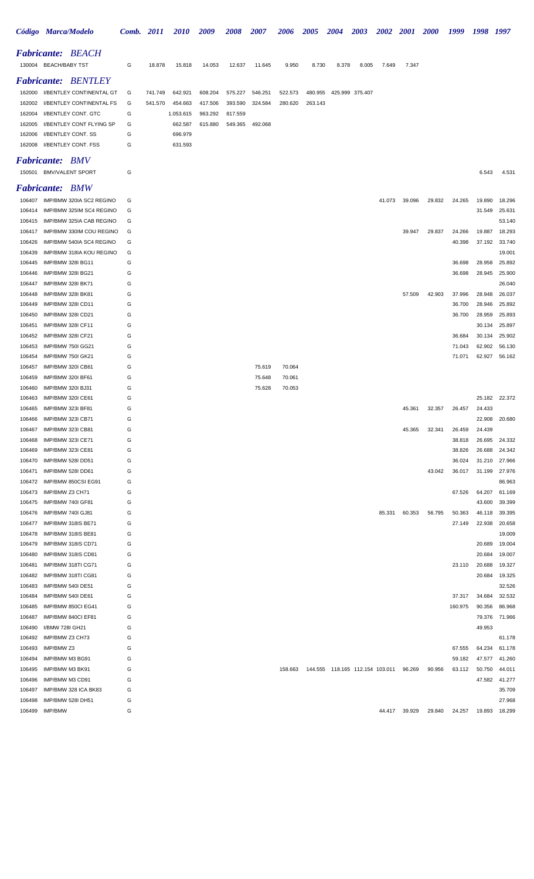## *Fabricante: BEACH*

| Código | Marca/Modelo | Comb. | 2011 | 2010 | 2009 | 2008 | 2007 | 2006 | 2005 | 2004 | 2003 | 2002 | 2001 | 2000 | 1999 | 1998 | 1997 |
|---|---|---|---|---|---|---|---|---|---|---|---|---|---|---|---|---|---|
| 130004 | BEACH/BABY TST | G | 18.878 | 15.818 | 14.053 | 12.637 | 11.645 | 9.950 | 8.730 | 8.378 | 8.005 | 7.649 | 7.347 | | | | |

## *Fabricante: BENTLEY*

| Código | Marca/Modelo | Comb. | 2011 | 2010 | 2009 | 2008 | 2007 | 2006 | 2005 | 2004 | 2003 | 2002 | 2001 | 2000 | 1999 | 1998 | 1997 |
|---|---|---|---|---|---|---|---|---|---|---|---|---|---|---|---|---|---|
| 162000 | I/BENTLEY CONTINENTAL GT | G | 741.749 | 642.921 | 608.204 | 575.227 | 546.251 | 522.573 | 480.955 | 425.999 | 375.407 | | | | | | |
| 162002 | I/BENTLEY CONTINENTAL FS | G | 541.570 | 454.663 | 417.506 | 393.590 | 324.584 | 280.620 | 263.143 | | | | | | | | |
| 162004 | I/BENTLEY CONT. GTC | G | | 1.053.615 | 963.292 | 817.559 | | | | | | | | | | | |
| 162005 | I/BENTLEY CONT FLYING SP | G | | 662.587 | 615.880 | 549.365 | 492.068 | | | | | | | | | | |
| 162006 | I/BENTLEY CONT. SS | G | | 696.979 | | | | | | | | | | | | | |
| 162008 | I/BENTLEY CONT. FSS | G | | 631.593 | | | | | | | | | | | | | |

## *Fabricante: BMV*

| Código | Marca/Modelo | Comb. | 2011 | 2010 | 2009 | 2008 | 2007 | 2006 | 2005 | 2004 | 2003 | 2002 | 2001 | 2000 | 1999 | 1998 | 1997 |
|---|---|---|---|---|---|---|---|---|---|---|---|---|---|---|---|---|---|
| 150501 | BMV/VALENT SPORT | G | | | | | | | | | | | | | | 6.543 | 4.531 |

## *Fabricante: BMW*

| Código | Marca/Modelo | Comb. | 2011 | 2010 | 2009 | 2008 | 2007 | 2006 | 2005 | 2004 | 2003 | 2002 | 2001 | 2000 | 1999 | 1998 | 1997 |
|---|---|---|---|---|---|---|---|---|---|---|---|---|---|---|---|---|---|
| 106407 | IMP/BMW 320IA SC2 REGINO | G | | | | | | | | | | 41.073 | 39.096 | 29.832 | 24.265 | 19.890 | 18.296 |
| 106414 | IMP/BMW 325IM SC4 REGINO | G | | | | | | | | | | | | | | 31.549 | 25.631 |
| 106415 | IMP/BMW 325IA CAB REGINO | G | | | | | | | | | | | | | | | 53.140 |
| 106417 | IMP/BMW 330IM COU REGINO | G | | | | | | | | | | | 39.947 | 29.837 | 24.266 | 19.887 | 18.293 |
| 106426 | IMP/BMW 540IA SC4 REGINO | G | | | | | | | | | | | | | 40.398 | 37.192 | 33.740 |
| 106439 | IMP/BMW 318IA KOU REGINO | G | | | | | | | | | | | | | | | 19.001 |
| 106445 | IMP/BMW 328I BG11 | G | | | | | | | | | | | | | 36.698 | 28.958 | 25.892 |
| 106446 | IMP/BMW 328I BG21 | G | | | | | | | | | | | | | 36.698 | 28.945 | 25.900 |
| 106447 | IMP/BMW 328I BK71 | G | | | | | | | | | | | | | | | 26.040 |
| 106448 | IMP/BMW 328I BK81 | G | | | | | | | | | | | 57.509 | 42.903 | 37.996 | 28.948 | 26.037 |
| 106449 | IMP/BMW 328I CD11 | G | | | | | | | | | | | | | 36.700 | 28.946 | 25.892 |
| 106450 | IMP/BMW 328I CD21 | G | | | | | | | | | | | | | 36.700 | 28.959 | 25.893 |
| 106451 | IMP/BMW 328I CF11 | G | | | | | | | | | | | | | | 30.134 | 25.897 |
| 106452 | IMP/BMW 328I CF21 | G | | | | | | | | | | | | | 36.684 | 30.134 | 25.902 |
| 106453 | IMP/BMW 750I GG21 | G | | | | | | | | | | | | | 71.043 | 62.902 | 56.130 |
| 106454 | IMP/BMW 750I GK21 | G | | | | | | | | | | | | | 71.071 | 62.927 | 56.162 |
| 106457 | IMP/BMW 320I CB61 | G | | | | | 75.619 | 70.064 | | | | | | | | | |
| 106459 | IMP/BMW 320I BF61 | G | | | | | 75.648 | 70.061 | | | | | | | | | |
| 106460 | IMP/BMW 320I BJ31 | G | | | | | 75.628 | 70.053 | | | | | | | | | |
| 106463 | IMP/BMW 320I CE61 | G | | | | | | | | | | | | | | 25.182 | 22.372 |
| 106465 | IMP/BMW 323I BF81 | G | | | | | | | | | | | 45.361 | 32.357 | 26.457 | 24.433 | |
| 106466 | IMP/BMW 323I CB71 | G | | | | | | | | | | | | | | 22.908 | 20.680 |
| 106467 | IMP/BMW 323I CB81 | G | | | | | | | | | | | 45.365 | 32.341 | 26.459 | 24.439 | |
| 106468 | IMP/BMW 323I CE71 | G | | | | | | | | | | | | | 38.818 | 26.695 | 24.332 |
| 106469 | IMP/BMW 323I CE81 | G | | | | | | | | | | | | | 38.826 | 26.688 | 24.342 |
| 106470 | IMP/BMW 528I DD51 | G | | | | | | | | | | | | | 36.024 | 31.210 | 27.966 |
| 106471 | IMP/BMW 528I DD61 | G | | | | | | | | | | | | 43.042 | 36.017 | 31.199 | 27.976 |
| 106472 | IMP/BMW 850CSI EG91 | G | | | | | | | | | | | | | | | 86.963 |
| 106473 | IMP/BMW Z3 CH71 | G | | | | | | | | | | | | | 67.526 | 64.207 | 61.169 |
| 106475 | IMP/BMW 740I GF81 | G | | | | | | | | | | | | | | 43.600 | 39.399 |
| 106476 | IMP/BMW 740I GJ81 | G | | | | | | | | | | 85.331 | 60.353 | 56.795 | 50.363 | 46.118 | 39.395 |
| 106477 | IMP/BMW 318IS BE71 | G | | | | | | | | | | | | | 27.149 | 22.938 | 20.658 |
| 106478 | IMP/BMW 318IS BE81 | G | | | | | | | | | | | | | | | 19.009 |
| 106479 | IMP/BMW 318IS CD71 | G | | | | | | | | | | | | | | 20.689 | 19.004 |
| 106480 | IMP/BMW 318IS CD81 | G | | | | | | | | | | | | | | 20.684 | 19.007 |
| 106481 | IMP/BMW 318TI CG71 | G | | | | | | | | | | | | | 23.110 | 20.688 | 19.327 |
| 106482 | IMP/BMW 318TI CG81 | G | | | | | | | | | | | | | | 20.684 | 19.325 |
| 106483 | IMP/BMW 540I DE51 | G | | | | | | | | | | | | | | | 32.526 |
| 106484 | IMP/BMW 540I DE61 | G | | | | | | | | | | | | | 37.317 | 34.684 | 32.532 |
| 106485 | IMP/BMW 850CI EG41 | G | | | | | | | | | | | | | 160.975 | 90.356 | 86.968 |
| 106487 | IMP/BMW 840CI EF81 | G | | | | | | | | | | | | | | 79.376 | 71.966 |
| 106490 | I/BMW 728I GH21 | G | | | | | | | | | | | | | | 49.953 | |
| 106492 | IMP/BMW Z3 CH73 | G | | | | | | | | | | | | | | | 61.178 |
| 106493 | IMP/BMW Z3 | G | | | | | | | | | | | | | 67.555 | 64.234 | 61.178 |
| 106494 | IMP/BMW M3 BG91 | G | | | | | | | | | | | | | 59.182 | 47.577 | 41.260 |
| 106495 | IMP/BMW M3 BK91 | G | | | | | | 158.663 | 144.555 | 118.165 | 112.154 | 103.011 | 96.269 | 90.956 | 63.112 | 50.750 | 44.011 |
| 106496 | IMP/BMW M3 CD91 | G | | | | | | | | | | | | | | 47.582 | 41.277 |
| 106497 | IMP/BMW 328 ICA BK83 | G | | | | | | | | | | | | | | | 35.709 |
| 106498 | IMP/BMW 528I DH51 | G | | | | | | | | | | | | | | | 27.968 |
| 106499 | IMP/BMW | G | | | | | | | | | | 44.417 | 39.929 | 29.840 | 24.257 | 19.893 | 18.299 |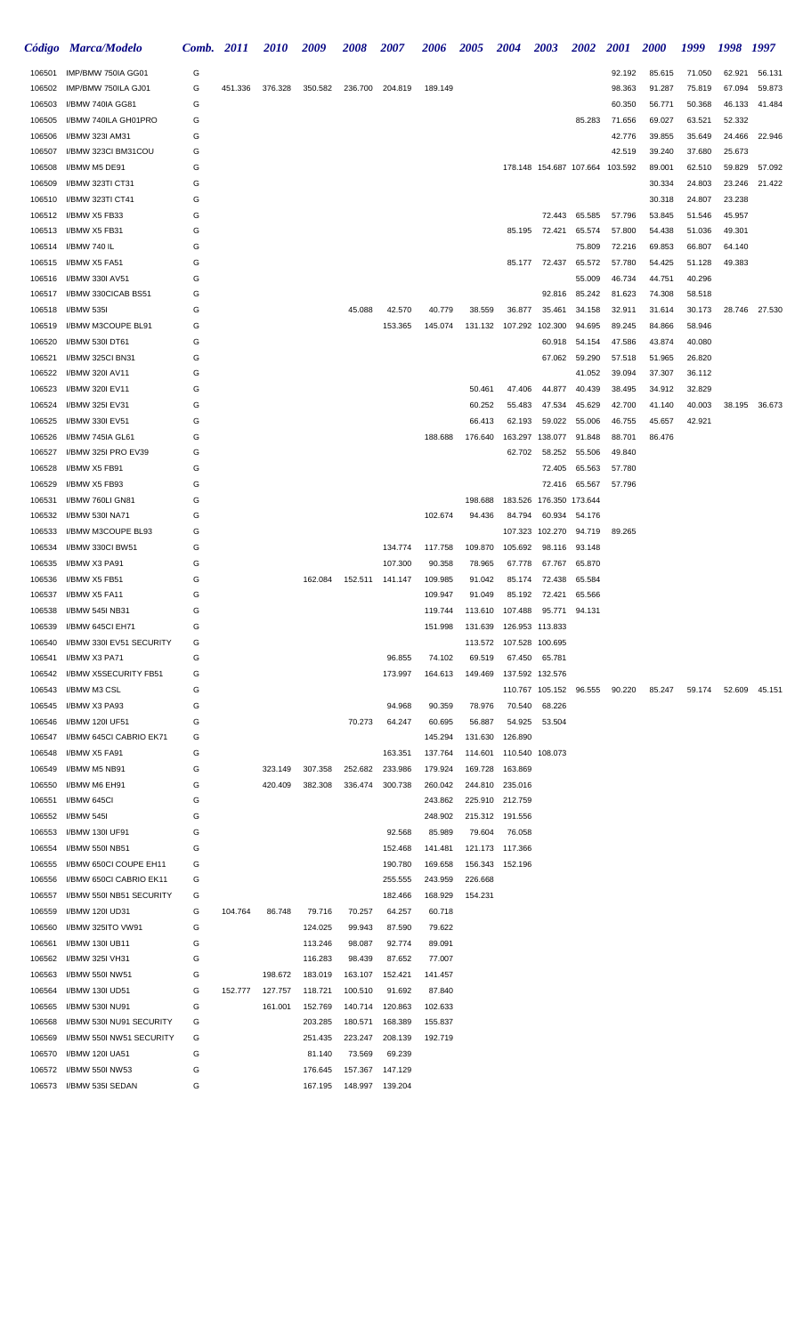| Código | Marca/Modelo | Comb. | 2011 | 2010 | 2009 | 2008 | 2007 | 2006 | 2005 | 2004 | 2003 | 2002 | 2001 | 2000 | 1999 | 1998 | 1997 |
|---|---|---|---|---|---|---|---|---|---|---|---|---|---|---|---|---|---|
| 106501 | IMP/BMW 750IA GG01 | G | | | | | | | | | | | 92.192 | 85.615 | 71.050 | 62.921 | 56.131 |
| 106502 | IMP/BMW 750ILA GJ01 | G | 451.336 | 376.328 | 350.582 | 236.700 | 204.819 | 189.149 | | | | | 98.363 | 91.287 | 75.819 | 67.094 | 59.873 |
| 106503 | I/BMW 740IA GG81 | G | | | | | | | | | | | 60.350 | 56.771 | 50.368 | 46.133 | 41.484 |
| 106505 | I/BMW 740ILA GH01PRO | G | | | | | | | | | | 85.283 | 71.656 | 69.027 | 63.521 | 52.332 | |
| 106506 | I/BMW 323I AM31 | G | | | | | | | | | | | 42.776 | 39.855 | 35.649 | 24.466 | 22.946 |
| 106507 | I/BMW 323CI BM31COU | G | | | | | | | | | | | 42.519 | 39.240 | 37.680 | 25.673 | |
| 106508 | I/BMW M5 DE91 | G | | | | | | | | 178.148 | 154.687 | 107.664 | 103.592 | 89.001 | 62.510 | 59.829 | 57.092 |
| 106509 | I/BMW 323TI CT31 | G | | | | | | | | | | | | 30.334 | 24.803 | 23.246 | 21.422 |
| 106510 | I/BMW 323TI CT41 | G | | | | | | | | | | | | 30.318 | 24.807 | 23.238 | |
| 106512 | I/BMW X5 FB33 | G | | | | | | | | | 72.443 | 65.585 | 57.796 | 53.845 | 51.546 | 45.957 | |
| 106513 | I/BMW X5 FB31 | G | | | | | | | | 85.195 | 72.421 | 65.574 | 57.800 | 54.438 | 51.036 | 49.301 | |
| 106514 | I/BMW 740 IL | G | | | | | | | | | | 75.809 | 72.216 | 69.853 | 66.807 | 64.140 | |
| 106515 | I/BMW X5 FA51 | G | | | | | | | | 85.177 | 72.437 | 65.572 | 57.780 | 54.425 | 51.128 | 49.383 | |
| 106516 | I/BMW 330I AV51 | G | | | | | | | | | | 55.009 | 46.734 | 44.751 | 40.296 | | |
| 106517 | I/BMW 330CICAB BS51 | G | | | | | | | | | 92.816 | 85.242 | 81.623 | 74.308 | 58.518 | | |
| 106518 | I/BMW 535I | G | | | | 45.088 | 42.570 | 40.779 | 38.559 | 36.877 | 35.461 | 34.158 | 32.911 | 31.614 | 30.173 | 28.746 | 27.530 |
| 106519 | I/BMW M3COUPE BL91 | G | | | | | 153.365 | 145.074 | 131.132 | 107.292 | 102.300 | 94.695 | 89.245 | 84.866 | 58.946 | | |
| 106520 | I/BMW 530I DT61 | G | | | | | | | | | 60.918 | 54.154 | 47.586 | 43.874 | 40.080 | | |
| 106521 | I/BMW 325CI BN31 | G | | | | | | | | | 67.062 | 59.290 | 57.518 | 51.965 | 26.820 | | |
| 106522 | I/BMW 320I AV11 | G | | | | | | | | | | 41.052 | 39.094 | 37.307 | 36.112 | | |
| 106523 | I/BMW 320I EV11 | G | | | | | | | 50.461 | 47.406 | 44.877 | 40.439 | 38.495 | 34.912 | 32.829 | | |
| 106524 | I/BMW 325I EV31 | G | | | | | | | 60.252 | 55.483 | 47.534 | 45.629 | 42.700 | 41.140 | 40.003 | 38.195 | 36.673 |
| 106525 | I/BMW 330I EV51 | G | | | | | | | 66.413 | 62.193 | 59.022 | 55.006 | 46.755 | 45.657 | 42.921 | | |
| 106526 | I/BMW 745IA GL61 | G | | | | | | 188.688 | 176.640 | 163.297 | 138.077 | 91.848 | 88.701 | 86.476 | | | |
| 106527 | I/BMW 325I PRO EV39 | G | | | | | | | | 62.702 | 58.252 | 55.506 | 49.840 | | | | |
| 106528 | I/BMW X5 FB91 | G | | | | | | | | | 72.405 | 65.563 | 57.780 | | | | |
| 106529 | I/BMW X5 FB93 | G | | | | | | | | | 72.416 | 65.567 | 57.796 | | | | |
| 106531 | I/BMW 760LI GN81 | G | | | | | | | 198.688 | 183.526 | 176.350 | 173.644 | | | | | |
| 106532 | I/BMW 530I NA71 | G | | | | | | 102.674 | 94.436 | 84.794 | 60.934 | 54.176 | | | | | |
| 106533 | I/BMW M3COUPE BL93 | G | | | | | | | | 107.323 | 102.270 | 94.719 | 89.265 | | | | |
| 106534 | I/BMW 330CI BW51 | G | | | | | 134.774 | 117.758 | 109.870 | 105.692 | 98.116 | 93.148 | | | | | |
| 106535 | I/BMW X3 PA91 | G | | | | | 107.300 | 90.358 | 78.965 | 67.778 | 67.767 | 65.870 | | | | | |
| 106536 | I/BMW X5 FB51 | G | | | 162.084 | 152.511 | 141.147 | 109.985 | 91.042 | 85.174 | 72.438 | 65.584 | | | | | |
| 106537 | I/BMW X5 FA11 | G | | | | | | 109.947 | 91.049 | 85.192 | 72.421 | 65.566 | | | | | |
| 106538 | I/BMW 545I NB31 | G | | | | | | 119.744 | 113.610 | 107.488 | 95.771 | 94.131 | | | | | |
| 106539 | I/BMW 645CI EH71 | G | | | | | | 151.998 | 131.639 | 126.953 | 113.833 | | | | | | |
| 106540 | I/BMW 330I EV51 SECURITY | G | | | | | | | 113.572 | 107.528 | 100.695 | | | | | | |
| 106541 | I/BMW X3 PA71 | G | | | | | 96.855 | 74.102 | 69.519 | 67.450 | 65.781 | | | | | | |
| 106542 | I/BMW X5SECURITY FB51 | G | | | | | 173.997 | 164.613 | 149.469 | 137.592 | 132.576 | | | | | | |
| 106543 | I/BMW M3 CSL | G | | | | | | | | 110.767 | 105.152 | 96.555 | 90.220 | 85.247 | 59.174 | 52.609 | 45.151 |
| 106545 | I/BMW X3 PA93 | G | | | | | 94.968 | 90.359 | 78.976 | 70.540 | 68.226 | | | | | | |
| 106546 | I/BMW 120I UF51 | G | | | | 70.273 | 64.247 | 60.695 | 56.887 | 54.925 | 53.504 | | | | | | |
| 106547 | I/BMW 645CI CABRIO EK71 | G | | | | | | 145.294 | 131.630 | 126.890 | | | | | | | |
| 106548 | I/BMW X5 FA91 | G | | | | | 163.351 | 137.764 | 114.601 | 110.540 | 108.073 | | | | | | |
| 106549 | I/BMW M5 NB91 | G | | 323.149 | 307.358 | 252.682 | 233.986 | 179.924 | 169.728 | 163.869 | | | | | | | |
| 106550 | I/BMW M6 EH91 | G | | 420.409 | 382.308 | 336.474 | 300.738 | 260.042 | 244.810 | 235.016 | | | | | | | |
| 106551 | I/BMW 645CI | G | | | | | | 243.862 | 225.910 | 212.759 | | | | | | | |
| 106552 | I/BMW 545I | G | | | | | | 248.902 | 215.312 | 191.556 | | | | | | | |
| 106553 | I/BMW 130I UF91 | G | | | | | 92.568 | 85.989 | 79.604 | 76.058 | | | | | | | |
| 106554 | I/BMW 550I NB51 | G | | | | | 152.468 | 141.481 | 121.173 | 117.366 | | | | | | | |
| 106555 | I/BMW 650CI COUPE EH11 | G | | | | | 190.780 | 169.658 | 156.343 | 152.196 | | | | | | | |
| 106556 | I/BMW 650CI CABRIO EK11 | G | | | | | 255.555 | 243.959 | 226.668 | | | | | | | | |
| 106557 | I/BMW 550I NB51 SECURITY | G | | | | | 182.466 | 168.929 | 154.231 | | | | | | | | |
| 106559 | I/BMW 120I UD31 | G | 104.764 | 86.748 | 79.716 | 70.257 | 64.257 | 60.718 | | | | | | | | | |
| 106560 | I/BMW 325ITO VW91 | G | | | 124.025 | 99.943 | 87.590 | 79.622 | | | | | | | | | |
| 106561 | I/BMW 130I UB11 | G | | | 113.246 | 98.087 | 92.774 | 89.091 | | | | | | | | | |
| 106562 | I/BMW 325I VH31 | G | | | 116.283 | 98.439 | 87.652 | 77.007 | | | | | | | | | |
| 106563 | I/BMW 550I NW51 | G | | 198.672 | 183.019 | 163.107 | 152.421 | 141.457 | | | | | | | | | |
| 106564 | I/BMW 130I UD51 | G | 152.777 | 127.757 | 118.721 | 100.510 | 91.692 | 87.840 | | | | | | | | | |
| 106565 | I/BMW 530I NU91 | G | | 161.001 | 152.769 | 140.714 | 120.863 | 102.633 | | | | | | | | | |
| 106568 | I/BMW 530I NU91 SECURITY | G | | | 203.285 | 180.571 | 168.389 | 155.837 | | | | | | | | | |
| 106569 | I/BMW 550I NW51 SECURITY | G | | | 251.435 | 223.247 | 208.139 | 192.719 | | | | | | | | | |
| 106570 | I/BMW 120I UA51 | G | | | 81.140 | 73.569 | 69.239 | | | | | | | | | | |
| 106572 | I/BMW 550I NW53 | G | | | 176.645 | 157.367 | 147.129 | | | | | | | | | | |
| 106573 | I/BMW 535I SEDAN | G | | | 167.195 | 148.997 | 139.204 | | | | | | | | | | |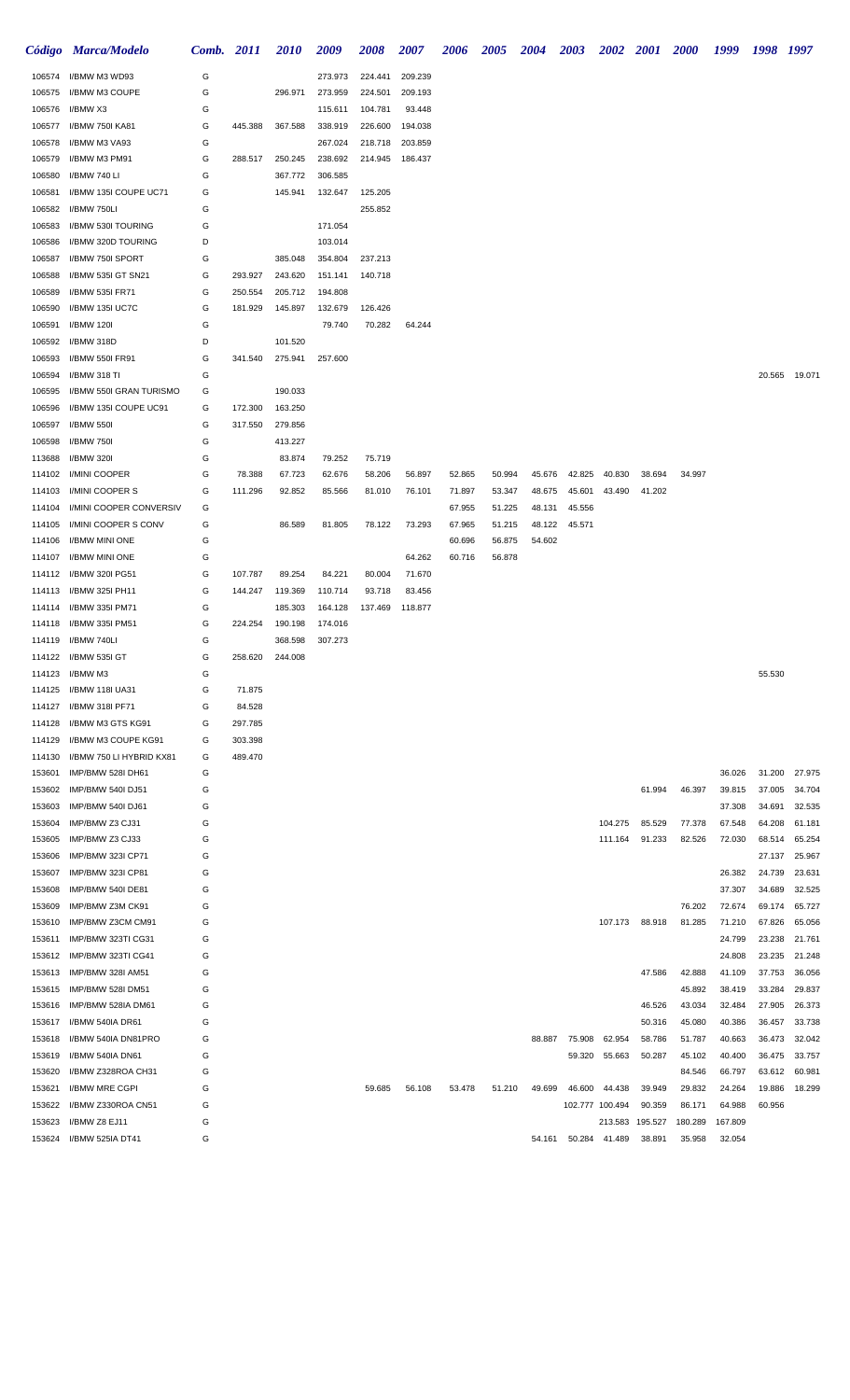| Código | Marca/Modelo | Comb. | 2011 | 2010 | 2009 | 2008 | 2007 | 2006 | 2005 | 2004 | 2003 | 2002 | 2001 | 2000 | 1999 | 1998 | 1997 |
|---|---|---|---|---|---|---|---|---|---|---|---|---|---|---|---|---|---|
| 106574 | I/BMW M3 WD93 | G | | | 273.973 | 224.441 | 209.239 | | | | | | | | | | |
| 106575 | I/BMW M3 COUPE | G | | 296.971 | 273.959 | 224.501 | 209.193 | | | | | | | | | | |
| 106576 | I/BMW X3 | G | | | 115.611 | 104.781 | 93.448 | | | | | | | | | | |
| 106577 | I/BMW 750I KA81 | G | 445.388 | 367.588 | 338.919 | 226.600 | 194.038 | | | | | | | | | | |
| 106578 | I/BMW M3 VA93 | G | | | 267.024 | 218.718 | 203.859 | | | | | | | | | | |
| 106579 | I/BMW M3 PM91 | G | 288.517 | 250.245 | 238.692 | 214.945 | 186.437 | | | | | | | | | | |
| 106580 | I/BMW 740 LI | G | | 367.772 | 306.585 | | | | | | | | | | | | |
| 106581 | I/BMW 135I COUPE UC71 | G | | 145.941 | 132.647 | 125.205 | | | | | | | | | | | |
| 106582 | I/BMW 750LI | G | | | | 255.852 | | | | | | | | | | | |
| 106583 | I/BMW 530I TOURING | G | | | 171.054 | | | | | | | | | | | | |
| 106586 | I/BMW 320D TOURING | D | | | 103.014 | | | | | | | | | | | | |
| 106587 | I/BMW 750I SPORT | G | | 385.048 | 354.804 | 237.213 | | | | | | | | | | | |
| 106588 | I/BMW 535I GT SN21 | G | 293.927 | 243.620 | 151.141 | 140.718 | | | | | | | | | | | |
| 106589 | I/BMW 535I FR71 | G | 250.554 | 205.712 | 194.808 | | | | | | | | | | | | |
| 106590 | I/BMW 135I UC7C | G | 181.929 | 145.897 | 132.679 | 126.426 | | | | | | | | | | | |
| 106591 | I/BMW 120I | G | | | 79.740 | 70.282 | 64.244 | | | | | | | | | | |
| 106592 | I/BMW 318D | D | | 101.520 | | | | | | | | | | | | | |
| 106593 | I/BMW 550I FR91 | G | 341.540 | 275.941 | 257.600 | | | | | | | | | | | | |
| 106594 | I/BMW 318 TI | G | | | | | | | | | | | | | | 20.565 | 19.071 |
| 106595 | I/BMW 550I GRAN TURISMO | G | | 190.033 | | | | | | | | | | | | | |
| 106596 | I/BMW 135I COUPE UC91 | G | 172.300 | 163.250 | | | | | | | | | | | | | |
| 106597 | I/BMW 550I | G | 317.550 | 279.856 | | | | | | | | | | | | | |
| 106598 | I/BMW 750I | G | | 413.227 | | | | | | | | | | | | | |
| 113688 | I/BMW 320I | G | | 83.874 | 79.252 | 75.719 | | | | | | | | | | | |
| 114102 | I/MINI COOPER | G | 78.388 | 67.723 | 62.676 | 58.206 | 56.897 | 52.865 | 50.994 | 45.676 | 42.825 | 40.830 | 38.694 | 34.997 | | | |
| 114103 | I/MINI COOPER S | G | 111.296 | 92.852 | 85.566 | 81.010 | 76.101 | 71.897 | 53.347 | 48.675 | 45.601 | 43.490 | 41.202 | | | | |
| 114104 | I/MINI COOPER CONVERSIV | G | | | | | | 67.955 | 51.225 | 48.131 | 45.556 | | | | | | |
| 114105 | I/MINI COOPER S CONV | G | | 86.589 | 81.805 | 78.122 | 73.293 | 67.965 | 51.215 | 48.122 | 45.571 | | | | | | |
| 114106 | I/BMW MINI ONE | G | | | | | | 60.696 | 56.875 | 54.602 | | | | | | | |
| 114107 | I/BMW MINI ONE | G | | | | | 64.262 | 60.716 | 56.878 | | | | | | | | |
| 114112 | I/BMW 320I PG51 | G | 107.787 | 89.254 | 84.221 | 80.004 | 71.670 | | | | | | | | | | |
| 114113 | I/BMW 325I PH11 | G | 144.247 | 119.369 | 110.714 | 93.718 | 83.456 | | | | | | | | | | |
| 114114 | I/BMW 335I PM71 | G | | 185.303 | 164.128 | 137.469 | 118.877 | | | | | | | | | | |
| 114118 | I/BMW 335I PM51 | G | 224.254 | 190.198 | 174.016 | | | | | | | | | | | | |
| 114119 | I/BMW 740LI | G | | 368.598 | 307.273 | | | | | | | | | | | | |
| 114122 | I/BMW 535I GT | G | 258.620 | 244.008 | | | | | | | | | | | | | |
| 114123 | I/BMW M3 | G | | | | | | | | | | | | | | 55.530 | |
| 114125 | I/BMW 118I UA31 | G | 71.875 | | | | | | | | | | | | | | |
| 114127 | I/BMW 318I PF71 | G | 84.528 | | | | | | | | | | | | | | |
| 114128 | I/BMW M3 GTS KG91 | G | 297.785 | | | | | | | | | | | | | | |
| 114129 | I/BMW M3 COUPE KG91 | G | 303.398 | | | | | | | | | | | | | | |
| 114130 | I/BMW 750 LI HYBRID KX81 | G | 489.470 | | | | | | | | | | | | | | |
| 153601 | IMP/BMW 528I DH61 | G | | | | | | | | | | | | | 36.026 | 31.200 | 27.975 |
| 153602 | IMP/BMW 540I DJ51 | G | | | | | | | | | | | 61.994 | 46.397 | 39.815 | 37.005 | 34.704 |
| 153603 | IMP/BMW 540I DJ61 | G | | | | | | | | | | | | | 37.308 | 34.691 | 32.535 |
| 153604 | IMP/BMW Z3 CJ31 | G | | | | | | | | | | 104.275 | 85.529 | 77.378 | 67.548 | 64.208 | 61.181 |
| 153605 | IMP/BMW Z3 CJ33 | G | | | | | | | | | | 111.164 | 91.233 | 82.526 | 72.030 | 68.514 | 65.254 |
| 153606 | IMP/BMW 323I CP71 | G | | | | | | | | | | | | | | 27.137 | 25.967 |
| 153607 | IMP/BMW 323I CP81 | G | | | | | | | | | | | | | 26.382 | 24.739 | 23.631 |
| 153608 | IMP/BMW 540I DE81 | G | | | | | | | | | | | | | 37.307 | 34.689 | 32.525 |
| 153609 | IMP/BMW Z3M CK91 | G | | | | | | | | | | | | 76.202 | 72.674 | 69.174 | 65.727 |
| 153610 | IMP/BMW Z3CM CM91 | G | | | | | | | | | | 107.173 | 88.918 | 81.285 | 71.210 | 67.826 | 65.056 |
| 153611 | IMP/BMW 323TI CG31 | G | | | | | | | | | | | | | 24.799 | 23.238 | 21.761 |
| 153612 | IMP/BMW 323TI CG41 | G | | | | | | | | | | | | | 24.808 | 23.235 | 21.248 |
| 153613 | IMP/BMW 328I AM51 | G | | | | | | | | | | | 47.586 | 42.888 | 41.109 | 37.753 | 36.056 |
| 153615 | IMP/BMW 528I DM51 | G | | | | | | | | | | | | 45.892 | 38.419 | 33.284 | 29.837 |
| 153616 | IMP/BMW 528IA DM61 | G | | | | | | | | | | | 46.526 | 43.034 | 32.484 | 27.905 | 26.373 |
| 153617 | I/BMW 540IA DR61 | G | | | | | | | | | | | 50.316 | 45.080 | 40.386 | 36.457 | 33.738 |
| 153618 | I/BMW 540IA DN81PRO | G | | | | | | | | 88.887 | 75.908 | 62.954 | 58.786 | 51.787 | 40.663 | 36.473 | 32.042 |
| 153619 | I/BMW 540IA DN61 | G | | | | | | | | | 59.320 | 55.663 | 50.287 | 45.102 | 40.400 | 36.475 | 33.757 |
| 153620 | I/BMW Z328ROA CH31 | G | | | | | | | | | | | | 84.546 | 66.797 | 63.612 | 60.981 |
| 153621 | I/BMW MRE CGPI | G | | | | 59.685 | 56.108 | 53.478 | 51.210 | 49.699 | 46.600 | 44.438 | 39.949 | 29.832 | 24.264 | 19.886 | 18.299 |
| 153622 | I/BMW Z330ROA CN51 | G | | | | | | | | | 102.777 | 100.494 | 90.359 | 86.171 | 64.988 | 60.956 | |
| 153623 | I/BMW Z8 EJ11 | G | | | | | | | | | | 213.583 | 195.527 | 180.289 | 167.809 | | |
| 153624 | I/BMW 525IA DT41 | G | | | | | | | | 54.161 | 50.284 | 41.489 | 38.891 | 35.958 | 32.054 | | |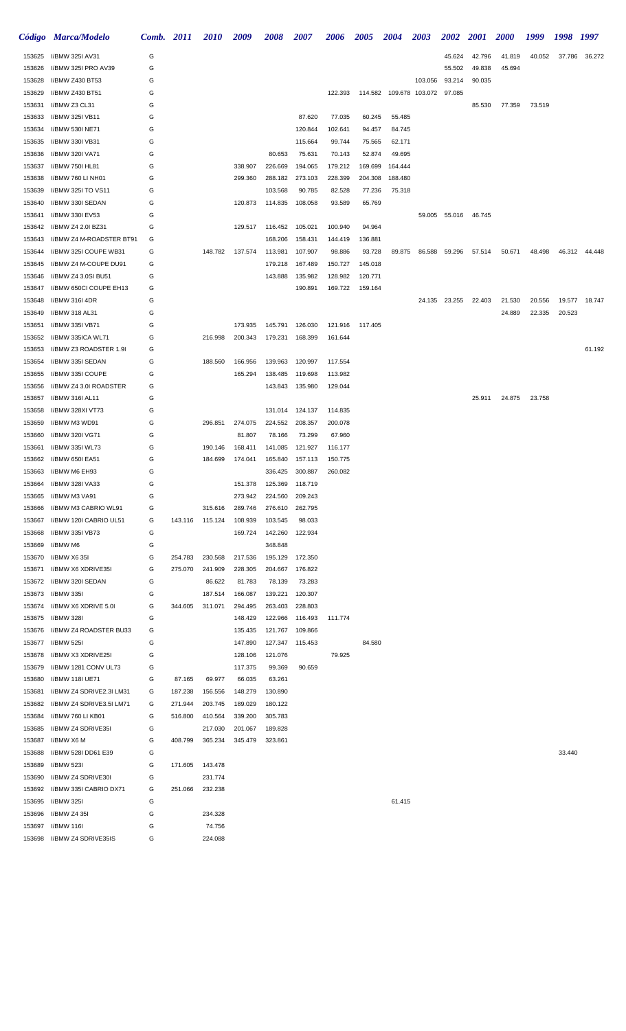| Código | Marca/Modelo | Comb. | 2011 | 2010 | 2009 | 2008 | 2007 | 2006 | 2005 | 2004 | 2003 | 2002 | 2001 | 2000 | 1999 | 1998 | 1997 |
|---|---|---|---|---|---|---|---|---|---|---|---|---|---|---|---|---|---|
| 153625 | I/BMW 325I AV31 | G | | | | | | | | | | 45.624 | 42.796 | 41.819 | 40.052 | 37.786 | 36.272 |
| 153626 | I/BMW 325I PRO AV39 | G | | | | | | | | | | 55.502 | 49.838 | 45.694 | | | |
| 153628 | I/BMW Z430 BT53 | G | | | | | | | | | 103.056 | 93.214 | 90.035 | | | | |
| 153629 | I/BMW Z430 BT51 | G | | | | | | 122.393 | 114.582 | 109.678 | 103.072 | 97.085 | | | | | |
| 153631 | I/BMW Z3 CL31 | G | | | | | | | | | | | 85.530 | 77.359 | 73.519 | | |
| 153633 | I/BMW 325I VB11 | G | | | | | 87.620 | 77.035 | 60.245 | 55.485 | | | | | | | |
| 153634 | I/BMW 530I NE71 | G | | | | | 120.844 | 102.641 | 94.457 | 84.745 | | | | | | | |
| 153635 | I/BMW 330I VB31 | G | | | | | 115.664 | 99.744 | 75.565 | 62.171 | | | | | | | |
| 153636 | I/BMW 320I VA71 | G | | | | 80.653 | 75.631 | 70.143 | 52.874 | 49.695 | | | | | | | |
| 153637 | I/BMW 750I HL81 | G | | | 338.907 | 226.669 | 194.065 | 179.212 | 169.699 | 164.444 | | | | | | | |
| 153638 | I/BMW 760 LI NH01 | G | | | 299.360 | 288.182 | 273.103 | 228.399 | 204.308 | 188.480 | | | | | | | |
| 153639 | I/BMW 325I TO VS11 | G | | | | 103.568 | 90.785 | 82.528 | 77.236 | 75.318 | | | | | | | |
| 153640 | I/BMW 330I SEDAN | G | | | 120.873 | 114.835 | 108.058 | 93.589 | 65.769 | | | | | | | | |
| 153641 | I/BMW 330I EV53 | G | | | | | | | | | 59.005 | 55.016 | 46.745 | | | | |
| 153642 | I/BMW Z4 2.0I BZ31 | G | | | 129.517 | 116.452 | 105.021 | 100.940 | 94.964 | | | | | | | | |
| 153643 | I/BMW Z4 M-ROADSTER BT91 | G | | | | 168.206 | 158.431 | 144.419 | 136.881 | | | | | | | | |
| 153644 | I/BMW 325I COUPE WB31 | G | | 148.782 | 137.574 | 113.981 | 107.907 | 98.886 | 93.728 | 89.875 | 86.588 | 59.296 | 57.514 | 50.671 | 48.498 | 46.312 | 44.448 |
| 153645 | I/BMW Z4 M-COUPE DU91 | G | | | | 179.218 | 167.489 | 150.727 | 145.018 | | | | | | | | |
| 153646 | I/BMW Z4 3.0SI BU51 | G | | | | 143.888 | 135.982 | 128.982 | 120.771 | | | | | | | | |
| 153647 | I/BMW 650CI COUPE EH13 | G | | | | | 190.891 | 169.722 | 159.164 | | | | | | | | |
| 153648 | I/BMW 316I 4DR | G | | | | | | | | | 24.135 | 23.255 | 22.403 | 21.530 | 20.556 | 19.577 | 18.747 |
| 153649 | I/BMW 318 AL31 | G | | | | | | | | | | | | 24.889 | 22.335 | 20.523 | |
| 153651 | I/BMW 335I VB71 | G | | | 173.935 | 145.791 | 126.030 | 121.916 | 117.405 | | | | | | | | |
| 153652 | I/BMW 335ICA WL71 | G | | 216.998 | 200.343 | 179.231 | 168.399 | 161.644 | | | | | | | | | |
| 153653 | I/BMW Z3 ROADSTER 1.9I | G | | | | | | | | | | | | | | | 61.192 |
| 153654 | I/BMW 335I SEDAN | G | | 188.560 | 166.956 | 139.963 | 120.997 | 117.554 | | | | | | | | | |
| 153655 | I/BMW 335I COUPE | G | | | 165.294 | 138.485 | 119.698 | 113.982 | | | | | | | | | |
| 153656 | I/BMW Z4 3.0I ROADSTER | G | | | | 143.843 | 135.980 | 129.044 | | | | | | | | | |
| 153657 | I/BMW 316I AL11 | G | | | | | | | | | | | 25.911 | 24.875 | 23.758 | | |
| 153658 | I/BMW 328XI VT73 | G | | | | 131.014 | 124.137 | 114.835 | | | | | | | | | |
| 153659 | I/BMW M3 WD91 | G | | 296.851 | 274.075 | 224.552 | 208.357 | 200.078 | | | | | | | | | |
| 153660 | I/BMW 320I VG71 | G | | | 81.807 | 78.166 | 73.299 | 67.960 | | | | | | | | | |
| 153661 | I/BMW 335I WL73 | G | | 190.146 | 168.411 | 141.085 | 121.927 | 116.177 | | | | | | | | | |
| 153662 | I/BMW 650I EA51 | G | | 184.699 | 174.041 | 165.840 | 157.113 | 150.775 | | | | | | | | | |
| 153663 | I/BMW M6 EH93 | G | | | | 336.425 | 300.887 | 260.082 | | | | | | | | | |
| 153664 | I/BMW 328I VA33 | G | | | 151.378 | 125.369 | 118.719 | | | | | | | | | | |
| 153665 | I/BMW M3 VA91 | G | | | 273.942 | 224.560 | 209.243 | | | | | | | | | | |
| 153666 | I/BMW M3 CABRIO WL91 | G | | 315.616 | 289.746 | 276.610 | 262.795 | | | | | | | | | | |
| 153667 | I/BMW 120I CABRIO UL51 | G | 143.116 | 115.124 | 108.939 | 103.545 | 98.033 | | | | | | | | | | |
| 153668 | I/BMW 335I VB73 | G | | | 169.724 | 142.260 | 122.934 | | | | | | | | | | |
| 153669 | I/BMW M6 | G | | | | 348.848 | | | | | | | | | | | |
| 153670 | I/BMW X6 35I | G | 254.783 | 230.568 | 217.536 | 195.129 | 172.350 | | | | | | | | | | |
| 153671 | I/BMW X6 XDRIVE35I | G | 275.070 | 241.909 | 228.305 | 204.667 | 176.822 | | | | | | | | | | |
| 153672 | I/BMW 320I SEDAN | G | | 86.622 | 81.783 | 78.139 | 73.283 | | | | | | | | | | |
| 153673 | I/BMW 335I | G | | 187.514 | 166.087 | 139.221 | 120.307 | | | | | | | | | | |
| 153674 | I/BMW X6 XDRIVE 5.0I | G | 344.605 | 311.071 | 294.495 | 263.403 | 228.803 | | | | | | | | | | |
| 153675 | I/BMW 328I | G | | | 148.429 | 122.966 | 116.493 | 111.774 | | | | | | | | | |
| 153676 | I/BMW Z4 ROADSTER BU33 | G | | | 135.435 | 121.767 | 109.866 | | | | | | | | | | |
| 153677 | I/BMW 525I | G | | | 147.890 | 127.347 | 115.453 | | 84.580 | | | | | | | | |
| 153678 | I/BMW X3 XDRIVE25I | G | | | 128.106 | 121.076 | | 79.925 | | | | | | | | | |
| 153679 | I/BMW 1281 CONV UL73 | G | | | 117.375 | 99.369 | 90.659 | | | | | | | | | | |
| 153680 | I/BMW 118I UE71 | G | 87.165 | 69.977 | 66.035 | 63.261 | | | | | | | | | | | |
| 153681 | I/BMW Z4 SDRIVE2.3I LM31 | G | 187.238 | 156.556 | 148.279 | 130.890 | | | | | | | | | | | |
| 153682 | I/BMW Z4 SDRIVE3.5I LM71 | G | 271.944 | 203.745 | 189.029 | 180.122 | | | | | | | | | | | |
| 153684 | I/BMW 760 LI KB01 | G | 516.800 | 410.564 | 339.200 | 305.783 | | | | | | | | | | | |
| 153685 | I/BMW Z4 SDRIVE35I | G | | 217.030 | 201.067 | 189.828 | | | | | | | | | | | |
| 153687 | I/BMW X6 M | G | 408.799 | 365.234 | 345.479 | 323.861 | | | | | | | | | | | |
| 153688 | I/BMW 528I DD61 E39 | G | | | | | | | | | | | | | | 33.440 | |
| 153689 | I/BMW 523I | G | 171.605 | 143.478 | | | | | | | | | | | | | |
| 153690 | I/BMW Z4 SDRIVE30I | G | | 231.774 | | | | | | | | | | | | | |
| 153692 | I/BMW 335I CABRIO DX71 | G | 251.066 | 232.238 | | | | | | | | | | | | | |
| 153695 | I/BMW 325I | G | | | | | | | | 61.415 | | | | | | | |
| 153696 | I/BMW Z4 35I | G | | 234.328 | | | | | | | | | | | | | |
| 153697 | I/BMW 116I | G | | 74.756 | | | | | | | | | | | | | |
| 153698 | I/BMW Z4 SDRIVE35IS | G | | 224.088 | | | | | | | | | | | | | |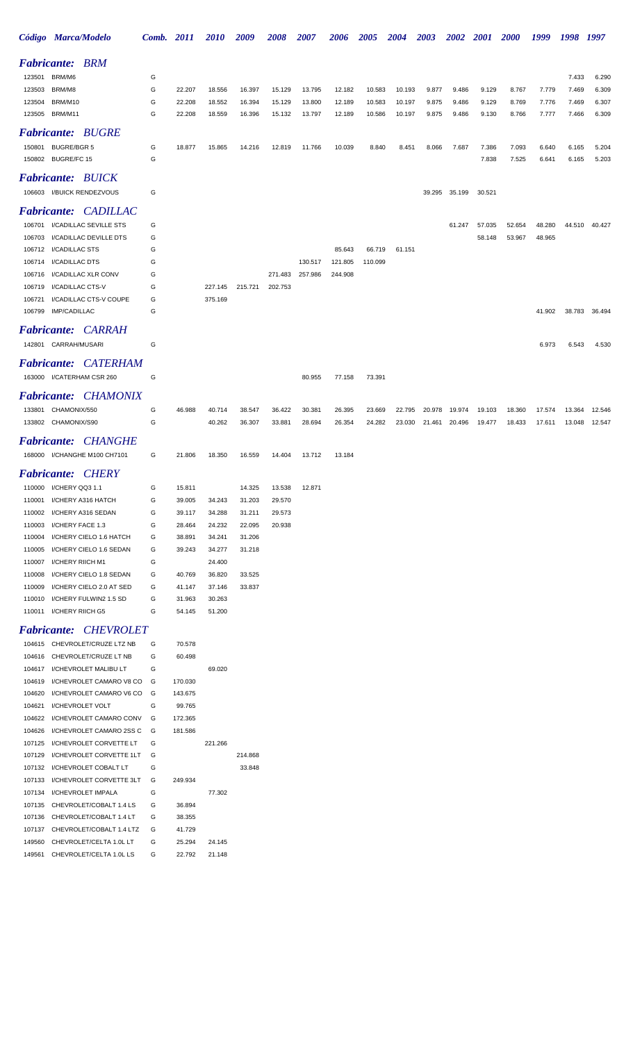| Código | Marca/Modelo | Comb. | 2011 | 2010 | 2009 | 2008 | 2007 | 2006 | 2005 | 2004 | 2003 | 2002 | 2001 | 2000 | 1999 | 1998 | 1997 |
|---|---|---|---|---|---|---|---|---|---|---|---|---|---|---|---|---|---|
| ***Fabricante: BRM*** | | | | | | | | | | | | | | | | | |
| 123501 | BRM/M6 | G | | | | | | | | | | | | | | 7.433 | 6.290 |
| 123503 | BRM/M8 | G | 22.207 | 18.556 | 16.397 | 15.129 | 13.795 | 12.182 | 10.583 | 10.193 | 9.877 | 9.486 | 9.129 | 8.767 | 7.779 | 7.469 | 6.309 |
| 123504 | BRM/M10 | G | 22.208 | 18.552 | 16.394 | 15.129 | 13.800 | 12.189 | 10.583 | 10.197 | 9.875 | 9.486 | 9.129 | 8.769 | 7.776 | 7.469 | 6.307 |
| 123505 | BRM/M11 | G | 22.208 | 18.559 | 16.396 | 15.132 | 13.797 | 12.189 | 10.586 | 10.197 | 9.875 | 9.486 | 9.130 | 8.766 | 7.777 | 7.466 | 6.309 |
| ***Fabricante: BUGRE*** | | | | | | | | | | | | | | | | | |
| 150801 | BUGRE/BGR 5 | G | 18.877 | 15.865 | 14.216 | 12.819 | 11.766 | 10.039 | 8.840 | 8.451 | 8.066 | 7.687 | 7.386 | 7.093 | 6.640 | 6.165 | 5.204 |
| 150802 | BUGRE/FC 15 | G | | | | | | | | | | | 7.838 | 7.525 | 6.641 | 6.165 | 5.203 |
| ***Fabricante: BUICK*** | | | | | | | | | | | | | | | | | |
| 106603 | I/BUICK RENDEZVOUS | G | | | | | | | | | 39.295 | 35.199 | 30.521 | | | | |
| ***Fabricante: CADILLAC*** | | | | | | | | | | | | | | | | | |
| 106701 | I/CADILLAC SEVILLE STS | G | | | | | | | | | | 61.247 | 57.035 | 52.654 | 48.280 | 44.510 | 40.427 |
| 106703 | I/CADILLAC DEVILLE DTS | G | | | | | | | | | | | 58.148 | 53.967 | 48.965 | | |
| 106712 | I/CADILLAC STS | G | | | | | | 85.643 | 66.719 | 61.151 | | | | | | | |
| 106714 | I/CADILLAC DTS | G | | | | | 130.517 | 121.805 | 110.099 | | | | | | | | |
| 106716 | I/CADILLAC XLR CONV | G | | | | 271.483 | 257.986 | 244.908 | | | | | | | | | |
| 106719 | I/CADILLAC CTS-V | G | | 227.145 | 215.721 | 202.753 | | | | | | | | | | | |
| 106721 | I/CADILLAC CTS-V COUPE | G | | 375.169 | | | | | | | | | | | | | |
| 106799 | IMP/CADILLAC | G | | | | | | | | | | | | | 41.902 | 38.783 | 36.494 |
| ***Fabricante: CARRAH*** | | | | | | | | | | | | | | | | | |
| 142801 | CARRAH/MUSARI | G | | | | | | | | | | | | | 6.973 | 6.543 | 4.530 |
| ***Fabricante: CATERHAM*** | | | | | | | | | | | | | | | | | |
| 163000 | I/CATERHAM CSR 260 | G | | | | | 80.955 | 77.158 | 73.391 | | | | | | | | |
| ***Fabricante: CHAMONIX*** | | | | | | | | | | | | | | | | | |
| 133801 | CHAMONIX/550 | G | 46.988 | 40.714 | 38.547 | 36.422 | 30.381 | 26.395 | 23.669 | 22.795 | 20.978 | 19.974 | 19.103 | 18.360 | 17.574 | 13.364 | 12.546 |
| 133802 | CHAMONIX/S90 | G | | 40.262 | 36.307 | 33.881 | 28.694 | 26.354 | 24.282 | 23.030 | 21.461 | 20.496 | 19.477 | 18.433 | 17.611 | 13.048 | 12.547 |
| ***Fabricante: CHANGHE*** | | | | | | | | | | | | | | | | | |
| 168000 | I/CHANGHE M100 CH7101 | G | 21.806 | 18.350 | 16.559 | 14.404 | 13.712 | 13.184 | | | | | | | | | |
| ***Fabricante: CHERY*** | | | | | | | | | | | | | | | | | |
| 110000 | I/CHERY QQ3 1.1 | G | 15.811 | | 14.325 | 13.538 | 12.871 | | | | | | | | | | |
| 110001 | I/CHERY A316 HATCH | G | 39.005 | 34.243 | 31.203 | 29.570 | | | | | | | | | | | |
| 110002 | I/CHERY A316 SEDAN | G | 39.117 | 34.288 | 31.211 | 29.573 | | | | | | | | | | | |
| 110003 | I/CHERY FACE 1.3 | G | 28.464 | 24.232 | 22.095 | 20.938 | | | | | | | | | | | |
| 110004 | I/CHERY CIELO 1.6 HATCH | G | 38.891 | 34.241 | 31.206 | | | | | | | | | | | | |
| 110005 | I/CHERY CIELO 1.6 SEDAN | G | 39.243 | 34.277 | 31.218 | | | | | | | | | | | | |
| 110007 | I/CHERY RIICH M1 | G | | 24.400 | | | | | | | | | | | | | |
| 110008 | I/CHERY CIELO 1.8 SEDAN | G | 40.769 | 36.820 | 33.525 | | | | | | | | | | | | |
| 110009 | I/CHERY CIELO 2.0 AT SED | G | 41.147 | 37.146 | 33.837 | | | | | | | | | | | | |
| 110010 | I/CHERY FULWIN2 1.5 SD | G | 31.963 | 30.263 | | | | | | | | | | | | | |
| 110011 | I/CHERY RIICH G5 | G | 54.145 | 51.200 | | | | | | | | | | | | | |
| ***Fabricante: CHEVROLET*** | | | | | | | | | | | | | | | | | |
| 104615 | CHEVROLET/CRUZE LTZ NB | G | 70.578 | | | | | | | | | | | | | | |
| 104616 | CHEVROLET/CRUZE LT NB | G | 60.498 | | | | | | | | | | | | | | |
| 104617 | I/CHEVROLET MALIBU LT | G | | 69.020 | | | | | | | | | | | | | |
| 104619 | I/CHEVROLET CAMARO V8 CO | G | 170.030 | | | | | | | | | | | | | | |
| 104620 | I/CHEVROLET CAMARO V6 CO | G | 143.675 | | | | | | | | | | | | | | |
| 104621 | I/CHEVROLET VOLT | G | 99.765 | | | | | | | | | | | | | | |
| 104622 | I/CHEVROLET CAMARO CONV | G | 172.365 | | | | | | | | | | | | | | |
| 104626 | I/CHEVROLET CAMARO 2SS C | G | 181.586 | | | | | | | | | | | | | | |
| 107125 | I/CHEVROLET CORVETTE LT | G | | 221.266 | | | | | | | | | | | | | |
| 107129 | I/CHEVROLET CORVETTE 1LT | G | | | 214.868 | | | | | | | | | | | | |
| 107132 | I/CHEVROLET COBALT LT | G | | | 33.848 | | | | | | | | | | | | |
| 107133 | I/CHEVROLET CORVETTE 3LT | G | 249.934 | | | | | | | | | | | | | | |
| 107134 | I/CHEVROLET IMPALA | G | | 77.302 | | | | | | | | | | | | | |
| 107135 | CHEVROLET/COBALT 1.4 LS | G | 36.894 | | | | | | | | | | | | | | |
| 107136 | CHEVROLET/COBALT 1.4 LT | G | 38.355 | | | | | | | | | | | | | | |
| 107137 | CHEVROLET/COBALT 1.4 LTZ | G | 41.729 | | | | | | | | | | | | | | |
| 149560 | CHEVROLET/CELTA 1.0L LT | G | 25.294 | 24.145 | | | | | | | | | | | | | |
| 149561 | CHEVROLET/CELTA 1.0L LS | G | 22.792 | 21.148 | | | | | | | | | | | | | |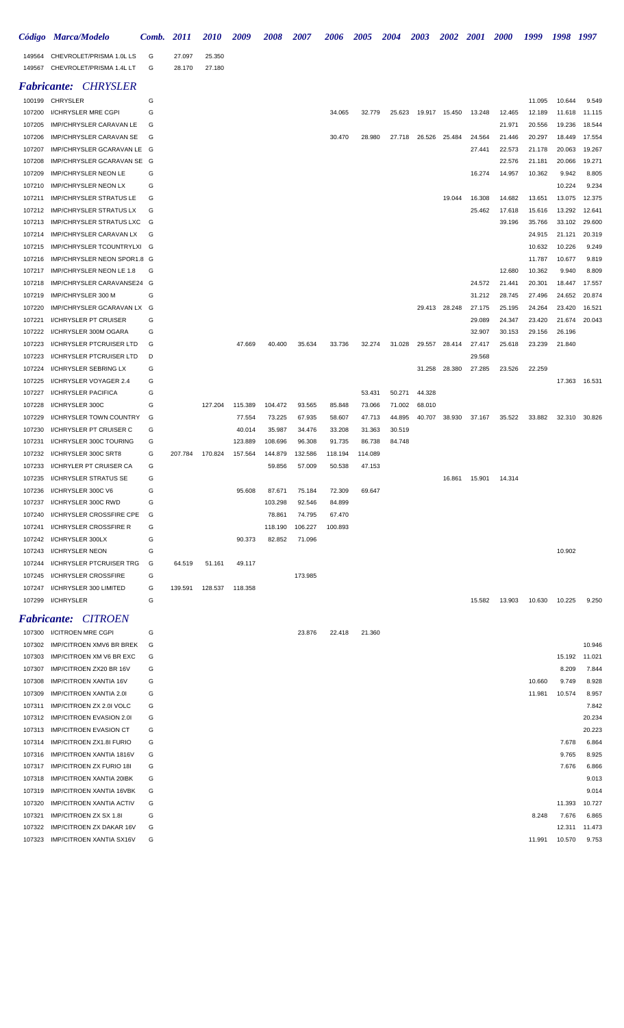| Código | Marca/Modelo | Comb. | 2011 | 2010 | 2009 | 2008 | 2007 | 2006 | 2005 | 2004 | 2003 | 2002 | 2001 | 2000 | 1999 | 1998 | 1997 |
|---|---|---|---|---|---|---|---|---|---|---|---|---|---|---|---|---|---|
| 149564 | CHEVROLET/PRISMA 1.0L LS | G | 27.097 | 25.350 | | | | | | | | | | | | | |
| 149567 | CHEVROLET/PRISMA 1.4L LT | G | 28.170 | 27.180 | | | | | | | | | | | | | |

## *Fabricante: CHRYSLER*

| Código | Marca/Modelo | Comb. | 2011 | 2010 | 2009 | 2008 | 2007 | 2006 | 2005 | 2004 | 2003 | 2002 | 2001 | 2000 | 1999 | 1998 | 1997 |
|---|---|---|---|---|---|---|---|---|---|---|---|---|---|---|---|---|---|
| 100199 | CHRYSLER | G | | | | | | | | | | | | | 11.095 | 10.644 | 9.549 |
| 107200 | I/CHRYSLER MRE CGPI | G | | | | | | 34.065 | 32.779 | 25.623 | 19.917 | 15.450 | 13.248 | 12.465 | 12.189 | 11.618 | 11.115 |
| 107205 | IMP/CHRYSLER CARAVAN LE | G | | | | | | | | | | | | 21.971 | 20.556 | 19.236 | 18.544 |
| 107206 | IMP/CHRYSLER CARAVAN SE | G | | | | | | 30.470 | 28.980 | 27.718 | 26.526 | 25.484 | 24.564 | 21.446 | 20.297 | 18.449 | 17.554 |
| 107207 | IMP/CHRYSLER GCARAVAN LE | G | | | | | | | | | | | 27.441 | 22.573 | 21.178 | 20.063 | 19.267 |
| 107208 | IMP/CHRYSLER GCARAVAN SE | G | | | | | | | | | | | | 22.576 | 21.181 | 20.066 | 19.271 |
| 107209 | IMP/CHRYSLER NEON LE | G | | | | | | | | | | | 16.274 | 14.957 | 10.362 | 9.942 | 8.805 |
| 107210 | IMP/CHRYSLER NEON LX | G | | | | | | | | | | | | | | 10.224 | 9.234 |
| 107211 | IMP/CHRYSLER STRATUS LE | G | | | | | | | | | | 19.044 | 16.308 | 14.682 | 13.651 | 13.075 | 12.375 |
| 107212 | IMP/CHRYSLER STRATUS LX | G | | | | | | | | | | | 25.462 | 17.618 | 15.616 | 13.292 | 12.641 |
| 107213 | IMP/CHRYSLER STRATUS LXC | G | | | | | | | | | | | | 39.196 | 35.766 | 33.102 | 29.600 |
| 107214 | IMP/CHRYSLER CARAVAN LX | G | | | | | | | | | | | | | 24.915 | 21.121 | 20.319 |
| 107215 | IMP/CHRYSLER TCOUNTRYLXI | G | | | | | | | | | | | | | 10.632 | 10.226 | 9.249 |
| 107216 | IMP/CHRYSLER NEON SPOR1.8 | G | | | | | | | | | | | | | 11.787 | 10.677 | 9.819 |
| 107217 | IMP/CHRYSLER NEON LE 1.8 | G | | | | | | | | | | | | 12.680 | 10.362 | 9.940 | 8.809 |
| 107218 | IMP/CHRYSLER CARAVANSE24 | G | | | | | | | | | | | 24.572 | 21.441 | 20.301 | 18.447 | 17.557 |
| 107219 | IMP/CHRYSLER 300 M | G | | | | | | | | | | | 31.212 | 28.745 | 27.496 | 24.652 | 20.874 |
| 107220 | IMP/CHRYSLER GCARAVAN LX | G | | | | | | | | | 29.413 | 28.248 | 27.175 | 25.195 | 24.264 | 23.420 | 16.521 |
| 107221 | I/CHRYSLER PT CRUISER | G | | | | | | | | | | | 29.089 | 24.347 | 23.420 | 21.674 | 20.043 |
| 107222 | I/CHRYSLER 300M OGARA | G | | | | | | | | | | | 32.907 | 30.153 | 29.156 | 26.196 | |
| 107223 | I/CHRYSLER PTCRUISER LTD | G | | | 47.669 | 40.400 | 35.634 | 33.736 | 32.274 | 31.028 | 29.557 | 28.414 | 27.417 | 25.618 | 23.239 | 21.840 | |
| 107223 | I/CHRYSLER PTCRUISER LTD | D | | | | | | | | | | | 29.568 | | | | |
| 107224 | I/CHRYSLER SEBRING LX | G | | | | | | | | | 31.258 | 28.380 | 27.285 | 23.526 | 22.259 | | |
| 107225 | I/CHRYSLER VOYAGER 2.4 | G | | | | | | | | | | | | | | 17.363 | 16.531 |
| 107227 | I/CHRYSLER PACIFICA | G | | | | | | | 53.431 | 50.271 | 44.328 | | | | | | |
| 107228 | I/CHRYSLER 300C | G | | 127.204 | 115.389 | 104.472 | 93.565 | 85.848 | 73.066 | 71.002 | 68.010 | | | | | | |
| 107229 | I/CHRYSLER TOWN COUNTRY | G | | | 77.554 | 73.225 | 67.935 | 58.607 | 47.713 | 44.895 | 40.707 | 38.930 | 37.167 | 35.522 | 33.882 | 32.310 | 30.826 |
| 107230 | I/CHRYSLER PT CRUISER C | G | | | 40.014 | 35.987 | 34.476 | 33.208 | 31.363 | 30.519 | | | | | | | |
| 107231 | I/CHRYSLER 300C TOURING | G | | | 123.889 | 108.696 | 96.308 | 91.735 | 86.738 | 84.748 | | | | | | | |
| 107232 | I/CHRYSLER 300C SRT8 | G | 207.784 | 170.824 | 157.564 | 144.879 | 132.586 | 118.194 | 114.089 | | | | | | | | |
| 107233 | I/CHRYLER PT CRUISER CA | G | | | | 59.856 | 57.009 | 50.538 | 47.153 | | | | | | | | |
| 107235 | I/CHRYSLER STRATUS SE | G | | | | | | | | | | 16.861 | 15.901 | 14.314 | | | |
| 107236 | I/CHRYSLER 300C V6 | G | | | 95.608 | 87.671 | 75.184 | 72.309 | 69.647 | | | | | | | | |
| 107237 | I/CHRYSLER 300C RWD | G | | | | 103.298 | 92.546 | 84.899 | | | | | | | | | |
| 107240 | I/CHRYSLER CROSSFIRE CPE | G | | | | 78.861 | 74.795 | 67.470 | | | | | | | | | |
| 107241 | I/CHRYSLER CROSSFIRE R | G | | | | 118.190 | 106.227 | 100.893 | | | | | | | | | |
| 107242 | I/CHRYSLER 300LX | G | | | 90.373 | 82.852 | 71.096 | | | | | | | | | | |
| 107243 | I/CHRYSLER NEON | G | | | | | | | | | | | | | | 10.902 | |
| 107244 | I/CHRYSLER PTCRUISER TRG | G | 64.519 | 51.161 | 49.117 | | | | | | | | | | | | |
| 107245 | I/CHRYSLER CROSSFIRE | G | | | | | 173.985 | | | | | | | | | | |
| 107247 | I/CHRYSLER 300 LIMITED | G | 139.591 | 128.537 | 118.358 | | | | | | | | | | | | |
| 107299 | I/CHRYSLER | G | | | | | | | | | | | 15.582 | 13.903 | 10.630 | 10.225 | 9.250 |

## *Fabricante: CITROEN*

| Código | Marca/Modelo | Comb. | 2011 | 2010 | 2009 | 2008 | 2007 | 2006 | 2005 | 2004 | 2003 | 2002 | 2001 | 2000 | 1999 | 1998 | 1997 |
|---|---|---|---|---|---|---|---|---|---|---|---|---|---|---|---|---|---|
| 107300 | I/CITROEN MRE CGPI | G | | | | | 23.876 | 22.418 | 21.360 | | | | | | | | |
| 107302 | IMP/CITROEN XMV6 BR BREK | G | | | | | | | | | | | | | | | 10.946 |
| 107303 | IMP/CITROEN XM V6 BR EXC | G | | | | | | | | | | | | | | 15.192 | 11.021 |
| 107307 | IMP/CITROEN ZX20 BR 16V | G | | | | | | | | | | | | | | 8.209 | 7.844 |
| 107308 | IMP/CITROEN XANTIA 16V | G | | | | | | | | | | | | | 10.660 | 9.749 | 8.928 |
| 107309 | IMP/CITROEN XANTIA 2.0I | G | | | | | | | | | | | | | 11.981 | 10.574 | 8.957 |
| 107311 | IMP/CITROEN ZX 2.0I VOLC | G | | | | | | | | | | | | | | | 7.842 |
| 107312 | IMP/CITROEN EVASION 2.0I | G | | | | | | | | | | | | | | | 20.234 |
| 107313 | IMP/CITROEN EVASION CT | G | | | | | | | | | | | | | | | 20.223 |
| 107314 | IMP/CITROEN ZX1.8I FURIO | G | | | | | | | | | | | | | | 7.678 | 6.864 |
| 107316 | IMP/CITROEN XANTIA 1816V | G | | | | | | | | | | | | | | 9.765 | 8.925 |
| 107317 | IMP/CITROEN ZX FURIO 18I | G | | | | | | | | | | | | | | 7.676 | 6.866 |
| 107318 | IMP/CITROEN XANTIA 20IBK | G | | | | | | | | | | | | | | | 9.013 |
| 107319 | IMP/CITROEN XANTIA 16VBK | G | | | | | | | | | | | | | | | 9.014 |
| 107320 | IMP/CITROEN XANTIA ACTIV | G | | | | | | | | | | | | | | 11.393 | 10.727 |
| 107321 | IMP/CITROEN ZX SX 1.8I | G | | | | | | | | | | | | | 8.248 | 7.676 | 6.865 |
| 107322 | IMP/CITROEN ZX DAKAR 16V | G | | | | | | | | | | | | | | 12.311 | 11.473 |
| 107323 | IMP/CITROEN XANTIA SX16V | G | | | | | | | | | | | | | 11.991 | 10.570 | 9.753 |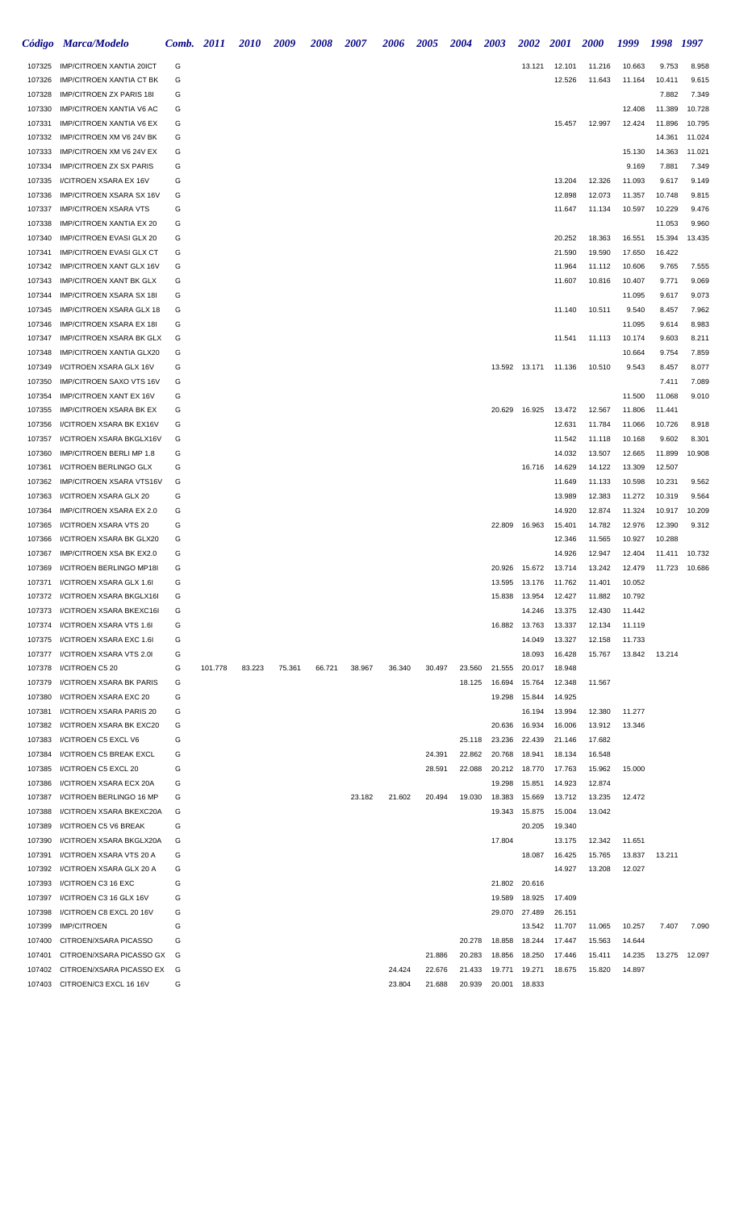| Código | Marca/Modelo | Comb. | 2011 | 2010 | 2009 | 2008 | 2007 | 2006 | 2005 | 2004 | 2003 | 2002 | 2001 | 2000 | 1999 | 1998 | 1997 |
|---|---|---|---|---|---|---|---|---|---|---|---|---|---|---|---|---|---|
| 107325 | IMP/CITROEN XANTIA 20ICT | G | | | | | | | | | | 13.121 | 12.101 | 11.216 | 10.663 | 9.753 | 8.958 |
| 107326 | IMP/CITROEN XANTIA CT BK | G | | | | | | | | | | | 12.526 | 11.643 | 11.164 | 10.411 | 9.615 |
| 107328 | IMP/CITROEN ZX PARIS 18I | G | | | | | | | | | | | | | | 7.882 | 7.349 |
| 107330 | IMP/CITROEN XANTIA V6 AC | G | | | | | | | | | | | | | 12.408 | 11.389 | 10.728 |
| 107331 | IMP/CITROEN XANTIA V6 EX | G | | | | | | | | | | | 15.457 | 12.997 | 12.424 | 11.896 | 10.795 |
| 107332 | IMP/CITROEN XM V6 24V BK | G | | | | | | | | | | | | | | 14.361 | 11.024 |
| 107333 | IMP/CITROEN XM V6 24V EX | G | | | | | | | | | | | | | 15.130 | 14.363 | 11.021 |
| 107334 | IMP/CITROEN ZX SX PARIS | G | | | | | | | | | | | | | 9.169 | 7.881 | 7.349 |
| 107335 | I/CITROEN XSARA EX 16V | G | | | | | | | | | | | 13.204 | 12.326 | 11.093 | 9.617 | 9.149 |
| 107336 | IMP/CITROEN XSARA SX 16V | G | | | | | | | | | | | 12.898 | 12.073 | 11.357 | 10.748 | 9.815 |
| 107337 | IMP/CITROEN XSARA VTS | G | | | | | | | | | | | 11.647 | 11.134 | 10.597 | 10.229 | 9.476 |
| 107338 | IMP/CITROEN XANTIA EX 20 | G | | | | | | | | | | | | | | 11.053 | 9.960 |
| 107340 | IMP/CITROEN EVASI GLX 20 | G | | | | | | | | | | | 20.252 | 18.363 | 16.551 | 15.394 | 13.435 |
| 107341 | IMP/CITROEN EVASI GLX CT | G | | | | | | | | | | | 21.590 | 19.590 | 17.650 | 16.422 | |
| 107342 | IMP/CITROEN XANT GLX 16V | G | | | | | | | | | | | 11.964 | 11.112 | 10.606 | 9.765 | 7.555 |
| 107343 | IMP/CITROEN XANT BK GLX | G | | | | | | | | | | | 11.607 | 10.816 | 10.407 | 9.771 | 9.069 |
| 107344 | IMP/CITROEN XSARA SX 18I | G | | | | | | | | | | | | | 11.095 | 9.617 | 9.073 |
| 107345 | IMP/CITROEN XSARA GLX 18 | G | | | | | | | | | | | 11.140 | 10.511 | 9.540 | 8.457 | 7.962 |
| 107346 | IMP/CITROEN XSARA EX 18I | G | | | | | | | | | | | | | 11.095 | 9.614 | 8.983 |
| 107347 | IMP/CITROEN XSARA BK GLX | G | | | | | | | | | | | 11.541 | 11.113 | 10.174 | 9.603 | 8.211 |
| 107348 | IMP/CITROEN XANTIA GLX20 | G | | | | | | | | | | | | | 10.664 | 9.754 | 7.859 |
| 107349 | I/CITROEN XSARA GLX 16V | G | | | | | | | | | 13.592 | 13.171 | 11.136 | 10.510 | 9.543 | 8.457 | 8.077 |
| 107350 | IMP/CITROEN SAXO VTS 16V | G | | | | | | | | | | | | | | 7.411 | 7.089 |
| 107354 | IMP/CITROEN XANT EX 16V | G | | | | | | | | | | | | | 11.500 | 11.068 | 9.010 |
| 107355 | IMP/CITROEN XSARA BK EX | G | | | | | | | | | 20.629 | 16.925 | 13.472 | 12.567 | 11.806 | 11.441 | |
| 107356 | I/CITROEN XSARA BK EX16V | G | | | | | | | | | | | 12.631 | 11.784 | 11.066 | 10.726 | 8.918 |
| 107357 | I/CITROEN XSARA BKGLX16V | G | | | | | | | | | | | 11.542 | 11.118 | 10.168 | 9.602 | 8.301 |
| 107360 | IMP/CITROEN BERLI MP 1.8 | G | | | | | | | | | | | 14.032 | 13.507 | 12.665 | 11.899 | 10.908 |
| 107361 | I/CITROEN BERLINGO GLX | G | | | | | | | | | | 16.716 | 14.629 | 14.122 | 13.309 | 12.507 | |
| 107362 | IMP/CITROEN XSARA VTS16V | G | | | | | | | | | | | 11.649 | 11.133 | 10.598 | 10.231 | 9.562 |
| 107363 | I/CITROEN XSARA GLX 20 | G | | | | | | | | | | | 13.989 | 12.383 | 11.272 | 10.319 | 9.564 |
| 107364 | IMP/CITROEN XSARA EX 2.0 | G | | | | | | | | | | | 14.920 | 12.874 | 11.324 | 10.917 | 10.209 |
| 107365 | I/CITROEN XSARA VTS 20 | G | | | | | | | | | 22.809 | 16.963 | 15.401 | 14.782 | 12.976 | 12.390 | 9.312 |
| 107366 | I/CITROEN XSARA BK GLX20 | G | | | | | | | | | | | 12.346 | 11.565 | 10.927 | 10.288 | |
| 107367 | IMP/CITROEN XSA BK EX2.0 | G | | | | | | | | | | | 14.926 | 12.947 | 12.404 | 11.411 | 10.732 |
| 107369 | I/CITROEN BERLINGO MP18I | G | | | | | | | | | 20.926 | 15.672 | 13.714 | 13.242 | 12.479 | 11.723 | 10.686 |
| 107371 | I/CITROEN XSARA GLX 1.6I | G | | | | | | | | | 13.595 | 13.176 | 11.762 | 11.401 | 10.052 | | |
| 107372 | I/CITROEN XSARA BKGLX16I | G | | | | | | | | | 15.838 | 13.954 | 12.427 | 11.882 | 10.792 | | |
| 107373 | I/CITROEN XSARA BKEXC16I | G | | | | | | | | | | 14.246 | 13.375 | 12.430 | 11.442 | | |
| 107374 | I/CITROEN XSARA VTS 1.6I | G | | | | | | | | | 16.882 | 13.763 | 13.337 | 12.134 | 11.119 | | |
| 107375 | I/CITROEN XSARA EXC 1.6I | G | | | | | | | | | | 14.049 | 13.327 | 12.158 | 11.733 | | |
| 107377 | I/CITROEN XSARA VTS 2.0I | G | | | | | | | | | | 18.093 | 16.428 | 15.767 | 13.842 | 13.214 | |
| 107378 | I/CITROEN C5 20 | G | 101.778 | 83.223 | 75.361 | 66.721 | 38.967 | 36.340 | 30.497 | 23.560 | 21.555 | 20.017 | 18.948 | | | | |
| 107379 | I/CITROEN XSARA BK PARIS | G | | | | | | | | 18.125 | 16.694 | 15.764 | 12.348 | 11.567 | | | |
| 107380 | I/CITROEN XSARA EXC 20 | G | | | | | | | | | 19.298 | 15.844 | 14.925 | | | | |
| 107381 | I/CITROEN XSARA PARIS 20 | G | | | | | | | | | | 16.194 | 13.994 | 12.380 | 11.277 | | |
| 107382 | I/CITROEN XSARA BK EXC20 | G | | | | | | | | | 20.636 | 16.934 | 16.006 | 13.912 | 13.346 | | |
| 107383 | I/CITROEN C5 EXCL V6 | G | | | | | | | | 25.118 | 23.236 | 22.439 | 21.146 | 17.682 | | | |
| 107384 | I/CITROEN C5 BREAK EXCL | G | | | | | | | 24.391 | 22.862 | 20.768 | 18.941 | 18.134 | 16.548 | | | |
| 107385 | I/CITROEN C5 EXCL 20 | G | | | | | | | 28.591 | 22.088 | 20.212 | 18.770 | 17.763 | 15.962 | 15.000 | | |
| 107386 | I/CITROEN XSARA ECX 20A | G | | | | | | | | | 19.298 | 15.851 | 14.923 | 12.874 | | | |
| 107387 | I/CITROEN BERLINGO 16 MP | G | | | | | 23.182 | 21.602 | 20.494 | 19.030 | 18.383 | 15.669 | 13.712 | 13.235 | 12.472 | | |
| 107388 | I/CITROEN XSARA BKEXC20A | G | | | | | | | | | 19.343 | 15.875 | 15.004 | 13.042 | | | |
| 107389 | I/CITROEN C5 V6 BREAK | G | | | | | | | | | | 20.205 | 19.340 | | | | |
| 107390 | I/CITROEN XSARA BKGLX20A | G | | | | | | | | | 17.804 | | 13.175 | 12.342 | 11.651 | | |
| 107391 | I/CITROEN XSARA VTS 20 A | G | | | | | | | | | | 18.087 | 16.425 | 15.765 | 13.837 | 13.211 | |
| 107392 | I/CITROEN XSARA GLX 20 A | G | | | | | | | | | | | 14.927 | 13.208 | 12.027 | | |
| 107393 | I/CITROEN C3 16 EXC | G | | | | | | | | | 21.802 | 20.616 | | | | | |
| 107397 | I/CITROEN C3 16 GLX 16V | G | | | | | | | | | 19.589 | 18.925 | 17.409 | | | | |
| 107398 | I/CITROEN C8 EXCL 20 16V | G | | | | | | | | | 29.070 | 27.489 | 26.151 | | | | |
| 107399 | IMP/CITROEN | G | | | | | | | | | | 13.542 | 11.707 | 11.065 | 10.257 | 7.407 | 7.090 |
| 107400 | CITROEN/XSARA PICASSO | G | | | | | | | | 20.278 | 18.858 | 18.244 | 17.447 | 15.563 | 14.644 | | |
| 107401 | CITROEN/XSARA PICASSO GX | G | | | | | | | 21.886 | 20.283 | 18.856 | 18.250 | 17.446 | 15.411 | 14.235 | 13.275 | 12.097 |
| 107402 | CITROEN/XSARA PICASSO EX | G | | | | | | 24.424 | 22.676 | 21.433 | 19.771 | 19.271 | 18.675 | 15.820 | 14.897 | | |
| 107403 | CITROEN/C3 EXCL 16 16V | G | | | | | | 23.804 | 21.688 | 20.939 | 20.001 | 18.833 | | | | | |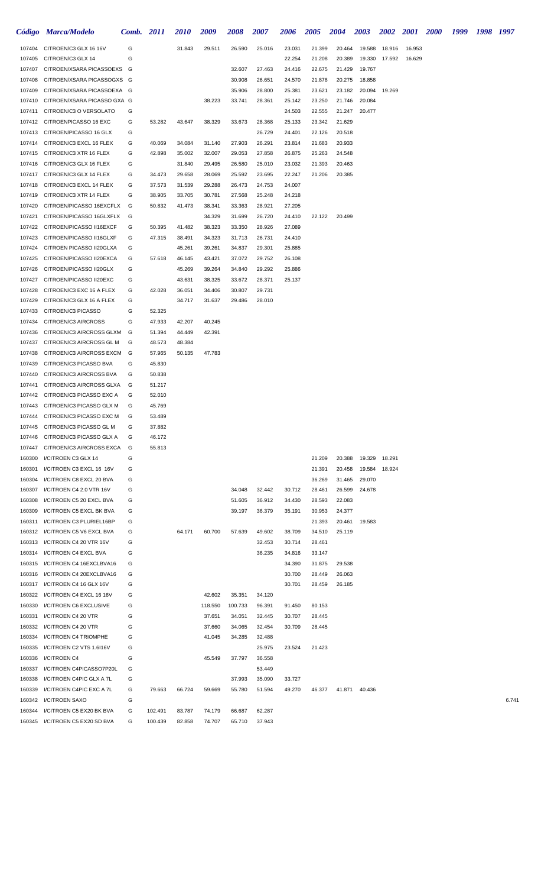| *Código* | *Marca/Modelo* | *Comb.* | *2011* | *2010* | *2009* | *2008* | *2007* | *2006* | *2005* | *2004* | *2003* | *2002* | *2001* | *2000* | *1999* | *1998* | *1997* |
|---|---|---|---|---|---|---|---|---|---|---|---|---|---|---|---|---|---|
| 107404 | CITROEN/C3 GLX 16 16V | G | | 31.843 | 29.511 | 26.590 | 25.016 | 23.031 | 21.399 | 20.464 | 19.588 | 18.916 | 16.953 | | | | |
| 107405 | CITROEN/C3 GLX 14 | G | | | | | | 22.254 | 21.208 | 20.389 | 19.330 | 17.592 | 16.629 | | | | |
| 107407 | CITROEN/XSARA PICASSOEXS | G | | | | 32.607 | 27.463 | 24.416 | 22.675 | 21.429 | 19.767 | | | | | | |
| 107408 | CITROEN/XSARA PICASSOGXS | G | | | | 30.908 | 26.651 | 24.570 | 21.878 | 20.275 | 18.858 | | | | | | |
| 107409 | CITROEN/XSARA PICASSOEXA | G | | | | 35.906 | 28.800 | 25.381 | 23.621 | 23.182 | 20.094 | 19.269 | | | | | |
| 107410 | CITROEN/XSARA PICASSO GXA | G | | | 38.223 | 33.741 | 28.361 | 25.142 | 23.250 | 21.746 | 20.084 | | | | | | |
| 107411 | CITROEN/C3 O VERSOLATO | G | | | | | | 24.503 | 22.555 | 21.247 | 20.477 | | | | | | |
| 107412 | CITROENPICASSO 16 EXC | G | 53.282 | 43.647 | 38.329 | 33.673 | 28.368 | 25.133 | 23.342 | 21.629 | | | | | | | |
| 107413 | CITROEN/PICASSO 16 GLX | G | | | | | 26.729 | 24.401 | 22.126 | 20.518 | | | | | | | |
| 107414 | CITROEN/C3 EXCL 16 FLEX | G | 40.069 | 34.084 | 31.140 | 27.903 | 26.291 | 23.814 | 21.683 | 20.933 | | | | | | | |
| 107415 | CITROEN/C3 XTR 16 FLEX | G | 42.898 | 35.002 | 32.007 | 29.053 | 27.858 | 26.875 | 25.263 | 24.548 | | | | | | | |
| 107416 | CITROEN/C3 GLX 16 FLEX | G | | 31.840 | 29.495 | 26.580 | 25.010 | 23.032 | 21.393 | 20.463 | | | | | | | |
| 107417 | CITROEN/C3 GLX 14 FLEX | G | 34.473 | 29.658 | 28.069 | 25.592 | 23.695 | 22.247 | 21.206 | 20.385 | | | | | | | |
| 107418 | CITROEN/C3 EXCL 14 FLEX | G | 37.573 | 31.539 | 29.288 | 26.473 | 24.753 | 24.007 | | | | | | | | | |
| 107419 | CITROEN/C3 XTR 14 FLEX | G | 38.905 | 33.705 | 30.781 | 27.568 | 25.248 | 24.218 | | | | | | | | | |
| 107420 | CITROEN/PICASSO 16EXCFLX | G | 50.832 | 41.473 | 38.341 | 33.363 | 28.921 | 27.205 | | | | | | | | | |
| 107421 | CITROEN/PICASSO 16GLXFLX | G | | | 34.329 | 31.699 | 26.720 | 24.410 | 22.122 | 20.499 | | | | | | | |
| 107422 | CITROEN/PICASSO II16EXCF | G | 50.395 | 41.482 | 38.323 | 33.350 | 28.926 | 27.089 | | | | | | | | | |
| 107423 | CITROEN/PICASSO II16GLXF | G | 47.315 | 38.491 | 34.323 | 31.713 | 26.731 | 24.410 | | | | | | | | | |
| 107424 | CITROEN PICASSO II20GLXA | G | | 45.261 | 39.261 | 34.837 | 29.301 | 25.885 | | | | | | | | | |
| 107425 | CITROEN/PICASSO II20EXCA | G | 57.618 | 46.145 | 43.421 | 37.072 | 29.752 | 26.108 | | | | | | | | | |
| 107426 | CITROEN/PICASSO II20GLX | G | | 45.269 | 39.264 | 34.840 | 29.292 | 25.886 | | | | | | | | | |
| 107427 | CITROEN/PICASSO II20EXC | G | | 43.631 | 38.325 | 33.672 | 28.371 | 25.137 | | | | | | | | | |
| 107428 | CITROEN/C3 EXC 16 A FLEX | G | 42.028 | 36.051 | 34.406 | 30.807 | 29.731 | | | | | | | | | | |
| 107429 | CITROEN/C3 GLX 16 A FLEX | G | | 34.717 | 31.637 | 29.486 | 28.010 | | | | | | | | | | |
| 107433 | CITROEN/C3 PICASSO | G | 52.325 | | | | | | | | | | | | | | |
| 107434 | CITROEN/C3 AIRCROSS | G | 47.933 | 42.207 | 40.245 | | | | | | | | | | | | |
| 107436 | CITROEN/C3 AIRCROSS GLXM | G | 51.394 | 44.449 | 42.391 | | | | | | | | | | | | |
| 107437 | CITROEN/C3 AIRCROSS GL M | G | 48.573 | 48.384 | | | | | | | | | | | | | |
| 107438 | CITROEN/C3 AIRCROSS EXCM | G | 57.965 | 50.135 | 47.783 | | | | | | | | | | | | |
| 107439 | CITROEN/C3 PICASSO BVA | G | 45.830 | | | | | | | | | | | | | | |
| 107440 | CITROEN/C3 AIRCROSS BVA | G | 50.838 | | | | | | | | | | | | | | |
| 107441 | CITROEN/C3 AIRCROSS GLXA | G | 51.217 | | | | | | | | | | | | | | |
| 107442 | CITROEN/C3 PICASSO EXC A | G | 52.010 | | | | | | | | | | | | | | |
| 107443 | CITROEN/C3 PICASSO GLX M | G | 45.769 | | | | | | | | | | | | | | |
| 107444 | CITROEN/C3 PICASSO EXC M | G | 53.489 | | | | | | | | | | | | | | |
| 107445 | CITROEN/C3 PICASSO GL M | G | 37.882 | | | | | | | | | | | | | | |
| 107446 | CITROEN/C3 PICASSO GLX A | G | 46.172 | | | | | | | | | | | | | | |
| 107447 | CITROEN/C3 AIRCROSS EXCA | G | 55.813 | | | | | | | | | | | | | | |
| 160300 | I/CITROEN C3 GLX 14 | G | | | | | | | 21.209 | 20.388 | 19.329 | 18.291 | | | | | |
| 160301 | I/CITROEN C3 EXCL 16 16V | G | | | | | | | 21.391 | 20.458 | 19.584 | 18.924 | | | | | |
| 160304 | I/CITROEN C8 EXCL 20 BVA | G | | | | | | | 36.269 | 31.465 | 29.070 | | | | | | |
| 160307 | I/CITROEN C4 2.0 VTR 16V | G | | | | 34.048 | 32.442 | 30.712 | 28.461 | 26.599 | 24.678 | | | | | | |
| 160308 | I/CITROEN C5 20 EXCL BVA | G | | | | 51.605 | 36.912 | 34.430 | 28.593 | 22.083 | | | | | | | |
| 160309 | I/CITROEN C5 EXCL BK BVA | G | | | | 39.197 | 36.379 | 35.191 | 30.953 | 24.377 | | | | | | | |
| 160311 | I/CITROEN C3 PLURIEL16BP | G | | | | | | | 21.393 | 20.461 | 19.583 | | | | | | |
| 160312 | I/CITROEN C5 V6 EXCL BVA | G | | 64.171 | 60.700 | 57.639 | 49.602 | 38.709 | 34.510 | 25.119 | | | | | | | |
| 160313 | I/CITROEN C4 20 VTR 16V | G | | | | | 32.453 | 30.714 | 28.461 | | | | | | | | |
| 160314 | I/CITROEN C4 EXCL BVA | G | | | | | 36.235 | 34.816 | 33.147 | | | | | | | | |
| 160315 | I/CITROEN C4 16EXCLBVA16 | G | | | | | | 34.390 | 31.875 | 29.538 | | | | | | | |
| 160316 | I/CITROEN C4 20EXCLBVA16 | G | | | | | | 30.700 | 28.449 | 26.063 | | | | | | | |
| 160317 | I/CITROEN C4 16 GLX 16V | G | | | | | | 30.701 | 28.459 | 26.185 | | | | | | | |
| 160322 | I/CITROEN C4 EXCL 16 16V | G | | | 42.602 | 35.351 | 34.120 | | | | | | | | | | |
| 160330 | I/CITROEN C6 EXCLUSIVE | G | | | 118.550 | 100.733 | 96.391 | 91.450 | 80.153 | | | | | | | | |
| 160331 | I/CITROEN C4 20 VTR | G | | | 37.651 | 34.051 | 32.445 | 30.707 | 28.445 | | | | | | | | |
| 160332 | I/CITROEN C4 20 VTR | G | | | 37.660 | 34.065 | 32.454 | 30.709 | 28.445 | | | | | | | | |
| 160334 | I/CITROEN C4 TRIOMPHE | G | | | 41.045 | 34.285 | 32.488 | | | | | | | | | | |
| 160335 | I/CITROEN C2 VTS 1.6I16V | G | | | | | 25.975 | 23.524 | 21.423 | | | | | | | | |
| 160336 | I/CITROEN C4 | G | | | 45.549 | 37.797 | 36.558 | | | | | | | | | | |
| 160337 | I/CITROEN C4PICASSO7P20L | G | | | | | 53.449 | | | | | | | | | | |
| 160338 | I/CITROEN C4PIC GLX A 7L | G | | | | 37.993 | 35.090 | 33.727 | | | | | | | | | |
| 160339 | I/CITROEN C4PIC EXC A 7L | G | 79.663 | 66.724 | 59.669 | 55.780 | 51.594 | 49.270 | 46.377 | 41.871 | 40.436 | | | | | | |
| 160342 | I/CITROEN SAXO | G | | | | | | | | | | | | | | | 6.741 |
| 160344 | I/CITROEN C5 EX20 BK BVA | G | 102.491 | 83.787 | 74.179 | 66.687 | 62.287 | | | | | | | | | | |
| 160345 | I/CITROEN C5 EX20 SD BVA | G | 100.439 | 82.858 | 74.707 | 65.710 | 37.943 | | | | | | | | | | |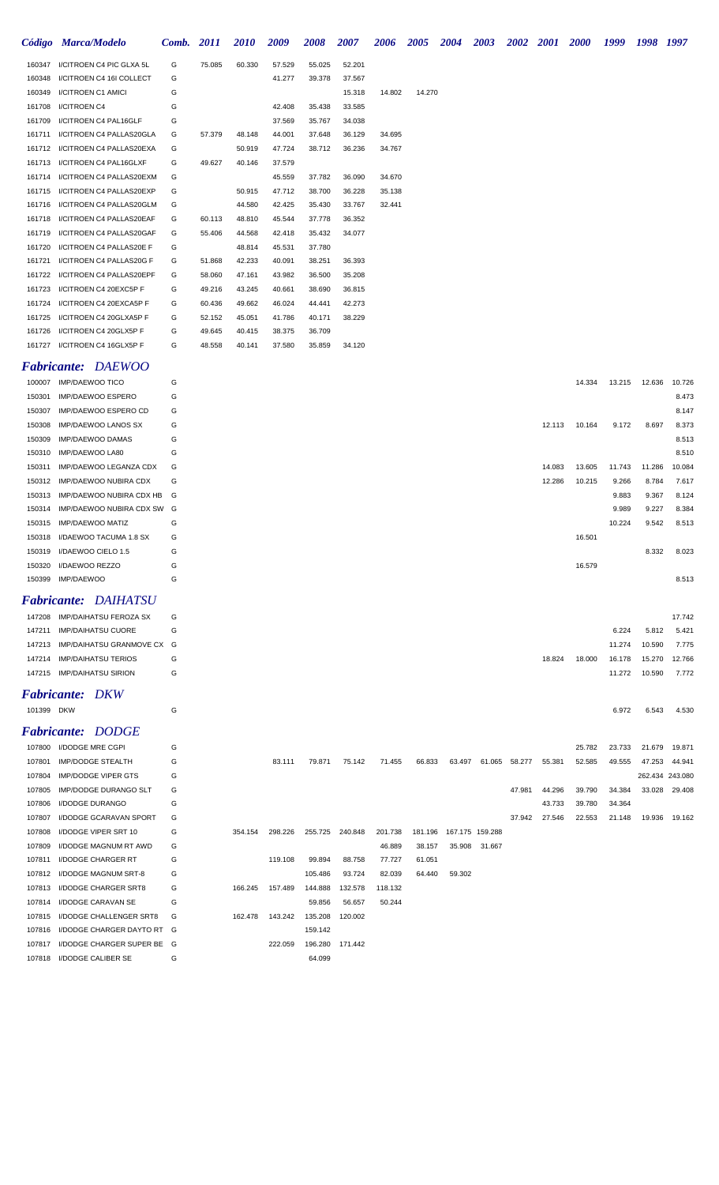| Código | Marca/Modelo | Comb. | 2011 | 2010 | 2009 | 2008 | 2007 | 2006 | 2005 | 2004 | 2003 | 2002 | 2001 | 2000 | 1999 | 1998 | 1997 |
|---|---|---|---|---|---|---|---|---|---|---|---|---|---|---|---|---|---|
| 160347 | I/CITROEN C4 PIC GLXA 5L | G | 75.085 | 60.330 | 57.529 | 55.025 | 52.201 | | | | | | | | | | |
| 160348 | I/CITROEN C4 16I COLLECT | G | | | 41.277 | 39.378 | 37.567 | | | | | | | | | | |
| 160349 | I/CITROEN C1 AMICI | G | | | | | 15.318 | 14.802 | 14.270 | | | | | | | | |
| 161708 | I/CITROEN C4 | G | | | 42.408 | 35.438 | 33.585 | | | | | | | | | | |
| 161709 | I/CITROEN C4 PAL16GLF | G | | | 37.569 | 35.767 | 34.038 | | | | | | | | | | |
| 161711 | I/CITROEN C4 PALLAS20GLA | G | 57.379 | 48.148 | 44.001 | 37.648 | 36.129 | 34.695 | | | | | | | | | |
| 161712 | I/CITROEN C4 PALLAS20EXA | G | | 50.919 | 47.724 | 38.712 | 36.236 | 34.767 | | | | | | | | | |
| 161713 | I/CITROEN C4 PAL16GLXF | G | 49.627 | 40.146 | 37.579 | | | | | | | | | | | | |
| 161714 | I/CITROEN C4 PALLAS20EXM | G | | | 45.559 | 37.782 | 36.090 | 34.670 | | | | | | | | | |
| 161715 | I/CITROEN C4 PALLAS20EXP | G | | 50.915 | 47.712 | 38.700 | 36.228 | 35.138 | | | | | | | | | |
| 161716 | I/CITROEN C4 PALLAS20GLM | G | | 44.580 | 42.425 | 35.430 | 33.767 | 32.441 | | | | | | | | | |
| 161718 | I/CITROEN C4 PALLAS20EAF | G | 60.113 | 48.810 | 45.544 | 37.778 | 36.352 | | | | | | | | | | |
| 161719 | I/CITROEN C4 PALLAS20GAF | G | 55.406 | 44.568 | 42.418 | 35.432 | 34.077 | | | | | | | | | | |
| 161720 | I/CITROEN C4 PALLAS20E F | G | | 48.814 | 45.531 | 37.780 | | | | | | | | | | | |
| 161721 | I/CITROEN C4 PALLAS20G F | G | 51.868 | 42.233 | 40.091 | 38.251 | 36.393 | | | | | | | | | | |
| 161722 | I/CITROEN C4 PALLAS20EPF | G | 58.060 | 47.161 | 43.982 | 36.500 | 35.208 | | | | | | | | | | |
| 161723 | I/CITROEN C4 20EXC5P F | G | 49.216 | 43.245 | 40.661 | 38.690 | 36.815 | | | | | | | | | | |
| 161724 | I/CITROEN C4 20EXCA5P F | G | 60.436 | 49.662 | 46.024 | 44.441 | 42.273 | | | | | | | | | | |
| 161725 | I/CITROEN C4 20GLXA5P F | G | 52.152 | 45.051 | 41.786 | 40.171 | 38.229 | | | | | | | | | | |
| 161726 | I/CITROEN C4 20GLX5P F | G | 49.645 | 40.415 | 38.375 | 36.709 | | | | | | | | | | | |
| 161727 | I/CITROEN C4 16GLX5P F | G | 48.558 | 40.141 | 37.580 | 35.859 | 34.120 | | | | | | | | | | |

## *Fabricante: DAEWOO*

| Código | Marca/Modelo | Comb. | 2011 | 2010 | 2009 | 2008 | 2007 | 2006 | 2005 | 2004 | 2003 | 2002 | 2001 | 2000 | 1999 | 1998 | 1997 |
|---|---|---|---|---|---|---|---|---|---|---|---|---|---|---|---|---|---|
| 100007 | IMP/DAEWOO TICO | G | | | | | | | | | | | | 14.334 | 13.215 | 12.636 | 10.726 |
| 150301 | IMP/DAEWOO ESPERO | G | | | | | | | | | | | | | | | 8.473 |
| 150307 | IMP/DAEWOO ESPERO CD | G | | | | | | | | | | | | | | | 8.147 |
| 150308 | IMP/DAEWOO LANOS SX | G | | | | | | | | | | | 12.113 | 10.164 | 9.172 | 8.697 | 8.373 |
| 150309 | IMP/DAEWOO DAMAS | G | | | | | | | | | | | | | | | 8.513 |
| 150310 | IMP/DAEWOO LA80 | G | | | | | | | | | | | | | | | 8.510 |
| 150311 | IMP/DAEWOO LEGANZA CDX | G | | | | | | | | | | | 14.083 | 13.605 | 11.743 | 11.286 | 10.084 |
| 150312 | IMP/DAEWOO NUBIRA CDX | G | | | | | | | | | | | 12.286 | 10.215 | 9.266 | 8.784 | 7.617 |
| 150313 | IMP/DAEWOO NUBIRA CDX HB | G | | | | | | | | | | | | | 9.883 | 9.367 | 8.124 |
| 150314 | IMP/DAEWOO NUBIRA CDX SW | G | | | | | | | | | | | | | 9.989 | 9.227 | 8.384 |
| 150315 | IMP/DAEWOO MATIZ | G | | | | | | | | | | | | | 10.224 | 9.542 | 8.513 |
| 150318 | I/DAEWOO TACUMA 1.8 SX | G | | | | | | | | | | | | 16.501 | | | |
| 150319 | I/DAEWOO CIELO 1.5 | G | | | | | | | | | | | | | | 8.332 | 8.023 |
| 150320 | I/DAEWOO REZZO | G | | | | | | | | | | | | 16.579 | | | |
| 150399 | IMP/DAEWOO | G | | | | | | | | | | | | | | | 8.513 |

## *Fabricante: DAIHATSU*

| Código | Marca/Modelo | Comb. | 2011 | 2010 | 2009 | 2008 | 2007 | 2006 | 2005 | 2004 | 2003 | 2002 | 2001 | 2000 | 1999 | 1998 | 1997 |
|---|---|---|---|---|---|---|---|---|---|---|---|---|---|---|---|---|---|
| 147208 | IMP/DAIHATSU FEROZA SX | G | | | | | | | | | | | | | | | 17.742 |
| 147211 | IMP/DAIHATSU CUORE | G | | | | | | | | | | | | | 6.224 | 5.812 | 5.421 |
| 147213 | IMP/DAIHATSU GRANMOVE CX | G | | | | | | | | | | | | | 11.274 | 10.590 | 7.775 |
| 147214 | IMP/DAIHATSU TERIOS | G | | | | | | | | | | | 18.824 | 18.000 | 16.178 | 15.270 | 12.766 |
| 147215 | IMP/DAIHATSU SIRION | G | | | | | | | | | | | | | 11.272 | 10.590 | 7.772 |

## *Fabricante: DKW*

| Código | Marca/Modelo | Comb. | 2011 | 2010 | 2009 | 2008 | 2007 | 2006 | 2005 | 2004 | 2003 | 2002 | 2001 | 2000 | 1999 | 1998 | 1997 |
|---|---|---|---|---|---|---|---|---|---|---|---|---|---|---|---|---|---|
| 101399 | DKW | G | | | | | | | | | | | | | 6.972 | 6.543 | 4.530 |

## *Fabricante: DODGE*

| Código | Marca/Modelo | Comb. | 2011 | 2010 | 2009 | 2008 | 2007 | 2006 | 2005 | 2004 | 2003 | 2002 | 2001 | 2000 | 1999 | 1998 | 1997 |
|---|---|---|---|---|---|---|---|---|---|---|---|---|---|---|---|---|---|
| 107800 | I/DODGE MRE CGPI | G | | | | | | | | | | | | 25.782 | 23.733 | 21.679 | 19.871 |
| 107801 | IMP/DODGE STEALTH | G | | | 83.111 | 79.871 | 75.142 | 71.455 | 66.833 | 63.497 | 61.065 | 58.277 | 55.381 | 52.585 | 49.555 | 47.253 | 44.941 |
| 107804 | IMP/DODGE VIPER GTS | G | | | | | | | | | | | | | | 262.434 | 243.080 |
| 107805 | IMP/DODGE DURANGO SLT | G | | | | | | | | | | 47.981 | 44.296 | 39.790 | 34.384 | 33.028 | 29.408 |
| 107806 | I/DODGE DURANGO | G | | | | | | | | | | | 43.733 | 39.780 | 34.364 | | |
| 107807 | I/DODGE GCARAVAN SPORT | G | | | | | | | | | | 37.942 | 27.546 | 22.553 | 21.148 | 19.936 | 19.162 |
| 107808 | I/DODGE VIPER SRT 10 | G | | 354.154 | 298.226 | 255.725 | 240.848 | 201.738 | 181.196 | 167.175 | 159.288 | | | | | | |
| 107809 | I/DODGE MAGNUM RT AWD | G | | | | | | 46.889 | 38.157 | 35.908 | 31.667 | | | | | | |
| 107811 | I/DODGE CHARGER RT | G | | | 119.108 | 99.894 | 88.758 | 77.727 | 61.051 | | | | | | | | |
| 107812 | I/DODGE MAGNUM SRT-8 | G | | | | 105.486 | 93.724 | 82.039 | 64.440 | 59.302 | | | | | | | |
| 107813 | I/DODGE CHARGER SRT8 | G | | 166.245 | 157.489 | 144.888 | 132.578 | 118.132 | | | | | | | | | |
| 107814 | I/DODGE CARAVAN SE | G | | | | 59.856 | 56.657 | 50.244 | | | | | | | | | |
| 107815 | I/DODGE CHALLENGER SRT8 | G | | 162.478 | 143.242 | 135.208 | 120.002 | | | | | | | | | | |
| 107816 | I/DODGE CHARGER DAYTO RT | G | | | | 159.142 | | | | | | | | | | | |
| 107817 | I/DODGE CHARGER SUPER BE | G | | | 222.059 | 196.280 | 171.442 | | | | | | | | | | |
| 107818 | I/DODGE CALIBER SE | G | | | | 64.099 | | | | | | | | | | | |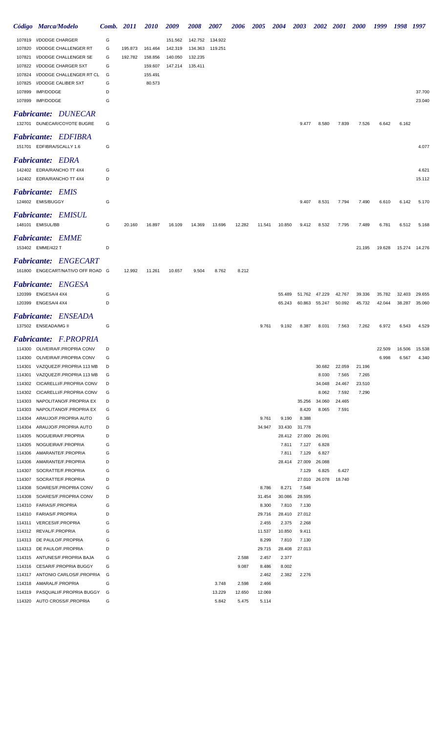| Código | Marca/Modelo | Comb. | 2011 | 2010 | 2009 | 2008 | 2007 | 2006 | 2005 | 2004 | 2003 | 2002 | 2001 | 2000 | 1999 | 1998 | 1997 |
|---|---|---|---|---|---|---|---|---|---|---|---|---|---|---|---|---|---|
| 107819 | I/DODGE CHARGER | G | | | 151.562 | 142.752 | 134.922 | | | | | | | | | | |
| 107820 | I/DODGE CHALLENGER RT | G | 195.873 | 161.464 | 142.319 | 134.363 | 119.251 | | | | | | | | | | |
| 107821 | I/DODGE CHALLENGER SE | G | 192.782 | 158.856 | 140.050 | 132.235 | | | | | | | | | | | |
| 107822 | I/DODGE CHARGER SXT | G | | 159.607 | 147.214 | 135.411 | | | | | | | | | | | |
| 107824 | I/DODGE CHALLENGER RT CL | G | | 155.491 | | | | | | | | | | | | | |
| 107825 | I/DODGE CALIBER SXT | G | | 80.573 | | | | | | | | | | | | | |
| 107899 | IMP/DODGE | D | | | | | | | | | | | | | | | 37.700 |
| 107899 | IMP/DODGE | G | | | | | | | | | | | | | | | 23.040 |

## *Fabricante: DUNECAR*

| Código | Marca/Modelo | Comb. | 2011 | 2010 | 2009 | 2008 | 2007 | 2006 | 2005 | 2004 | 2003 | 2002 | 2001 | 2000 | 1999 | 1998 | 1997 |
|---|---|---|---|---|---|---|---|---|---|---|---|---|---|---|---|---|---|
| 132701 | DUNECAR/COYOTE BUGRE | G | | | | | | | | | 9.477 | 8.580 | 7.839 | 7.526 | 6.642 | 6.162 | |

## *Fabricante: EDFIBRA*

| Código | Marca/Modelo | Comb. | 2011 | 2010 | 2009 | 2008 | 2007 | 2006 | 2005 | 2004 | 2003 | 2002 | 2001 | 2000 | 1999 | 1998 | 1997 |
|---|---|---|---|---|---|---|---|---|---|---|---|---|---|---|---|---|---|
| 151701 | EDFIBRA/SCALLY 1.6 | G | | | | | | | | | | | | | | | 4.077 |

## *Fabricante: EDRA*

| Código | Marca/Modelo | Comb. | 2011 | 2010 | 2009 | 2008 | 2007 | 2006 | 2005 | 2004 | 2003 | 2002 | 2001 | 2000 | 1999 | 1998 | 1997 |
|---|---|---|---|---|---|---|---|---|---|---|---|---|---|---|---|---|---|
| 142402 | EDRA/RANCHO TT 4X4 | G | | | | | | | | | | | | | | | 4.621 |
| 142402 | EDRA/RANCHO TT 4X4 | D | | | | | | | | | | | | | | | 15.112 |

## *Fabricante: EMIS*

| Código | Marca/Modelo | Comb. | 2011 | 2010 | 2009 | 2008 | 2007 | 2006 | 2005 | 2004 | 2003 | 2002 | 2001 | 2000 | 1999 | 1998 | 1997 |
|---|---|---|---|---|---|---|---|---|---|---|---|---|---|---|---|---|---|
| 124602 | EMIS/BUGGY | G | | | | | | | | | 9.407 | 8.531 | 7.794 | 7.490 | 6.610 | 6.142 | 5.170 |

## *Fabricante: EMISUL*

| Código | Marca/Modelo | Comb. | 2011 | 2010 | 2009 | 2008 | 2007 | 2006 | 2005 | 2004 | 2003 | 2002 | 2001 | 2000 | 1999 | 1998 | 1997 |
|---|---|---|---|---|---|---|---|---|---|---|---|---|---|---|---|---|---|
| 148101 | EMISUL/BB | G | 20.160 | 16.897 | 16.109 | 14.369 | 13.696 | 12.282 | 11.541 | 10.850 | 9.412 | 8.532 | 7.795 | 7.489 | 6.781 | 6.512 | 5.168 |

## *Fabricante: EMME*

| Código | Marca/Modelo | Comb. | 2011 | 2010 | 2009 | 2008 | 2007 | 2006 | 2005 | 2004 | 2003 | 2002 | 2001 | 2000 | 1999 | 1998 | 1997 |
|---|---|---|---|---|---|---|---|---|---|---|---|---|---|---|---|---|---|
| 153402 | EMME/422 T | D | | | | | | | | | | | | 21.195 | 19.628 | 15.274 | 14.276 |

## *Fabricante: ENGECART*

| Código | Marca/Modelo | Comb. | 2011 | 2010 | 2009 | 2008 | 2007 | 2006 | 2005 | 2004 | 2003 | 2002 | 2001 | 2000 | 1999 | 1998 | 1997 |
|---|---|---|---|---|---|---|---|---|---|---|---|---|---|---|---|---|---|
| 161800 | ENGECART/NATIVO OFF ROAD | G | 12.992 | 11.261 | 10.657 | 9.504 | 8.762 | 8.212 | | | | | | | | | |

## *Fabricante: ENGESA*

| Código | Marca/Modelo | Comb. | 2011 | 2010 | 2009 | 2008 | 2007 | 2006 | 2005 | 2004 | 2003 | 2002 | 2001 | 2000 | 1999 | 1998 | 1997 |
|---|---|---|---|---|---|---|---|---|---|---|---|---|---|---|---|---|---|
| 120399 | ENGESA/4 4X4 | G | | | | | | | | 55.489 | 51.762 | 47.229 | 42.767 | 39.336 | 35.782 | 32.403 | 29.655 |
| 120399 | ENGESA/4 4X4 | D | | | | | | | | 65.243 | 60.863 | 55.247 | 50.092 | 45.732 | 42.044 | 38.287 | 35.060 |

## *Fabricante: ENSEADA*

| Código | Marca/Modelo | Comb. | 2011 | 2010 | 2009 | 2008 | 2007 | 2006 | 2005 | 2004 | 2003 | 2002 | 2001 | 2000 | 1999 | 1998 | 1997 |
|---|---|---|---|---|---|---|---|---|---|---|---|---|---|---|---|---|---|
| 137502 | ENSEADA/MG II | G | | | | | | | 9.761 | 9.192 | 8.387 | 8.031 | 7.563 | 7.262 | 6.972 | 6.543 | 4.529 |

## *Fabricante: F.PROPRIA*

| Código | Marca/Modelo | Comb. | 2011 | 2010 | 2009 | 2008 | 2007 | 2006 | 2005 | 2004 | 2003 | 2002 | 2001 | 2000 | 1999 | 1998 | 1997 |
|---|---|---|---|---|---|---|---|---|---|---|---|---|---|---|---|---|---|
| 114300 | OLIVEIRA/F.PROPRIA CONV | D | | | | | | | | | | | | | 22.509 | 16.506 | 15.538 |
| 114300 | OLIVEIRA/F.PROPRIA CONV | G | | | | | | | | | | | | | 6.998 | 6.567 | 4.340 |
| 114301 | VAZQUEZ/F.PROPRIA 113 MB | D | | | | | | | | | | 30.682 | 22.059 | 21.196 | | | |
| 114301 | VAZQUEZ/F.PROPRIA 113 MB | G | | | | | | | | | | 8.030 | 7.565 | 7.265 | | | |
| 114302 | CICARELLI/F.PROPRIA CONV | D | | | | | | | | | | 34.048 | 24.467 | 23.510 | | | |
| 114302 | CICARELLI/F.PROPRIA CONV | G | | | | | | | | | | 8.062 | 7.592 | 7.290 | | | |
| 114303 | NAPOLITANO/F.PROPRIA EX | D | | | | | | | | | 35.256 | 34.060 | 24.465 | | | | |
| 114303 | NAPOLITANO/F.PROPRIA EX | G | | | | | | | | | 8.420 | 8.065 | 7.591 | | | | |
| 114304 | ARAUJO/F.PROPRIA AUTO | G | | | | | | | 9.761 | 9.190 | 8.388 | | | | | | |
| 114304 | ARAUJO/F.PROPRIA AUTO | D | | | | | | | 34.947 | 33.430 | 31.778 | | | | | | |
| 114305 | NOGUEIRA/F.PROPRIA | D | | | | | | | | 28.412 | 27.000 | 26.091 | | | | | |
| 114305 | NOGUEIRA/F.PROPRIA | G | | | | | | | | 7.811 | 7.127 | 6.828 | | | | | |
| 114306 | AMARANTE/F.PROPRIA | G | | | | | | | | 7.811 | 7.129 | 6.827 | | | | | |
| 114306 | AMARANTE/F.PROPRIA | D | | | | | | | | 28.414 | 27.009 | 26.088 | | | | | |
| 114307 | SOCRATTE/F.PROPRIA | G | | | | | | | | | 7.129 | 6.825 | 6.427 | | | | |
| 114307 | SOCRATTE/F.PROPRIA | D | | | | | | | | | 27.010 | 26.078 | 18.740 | | | | |
| 114308 | SOARES/F.PROPRIA CONV | G | | | | | | | 8.786 | 8.271 | 7.548 | | | | | | |
| 114308 | SOARES/F.PROPRIA CONV | D | | | | | | | 31.454 | 30.086 | 28.595 | | | | | | |
| 114310 | FARIAS/F.PROPRIA | G | | | | | | | 8.300 | 7.810 | 7.130 | | | | | | |
| 114310 | FARIAS/F.PROPRIA | D | | | | | | | 29.716 | 28.410 | 27.012 | | | | | | |
| 114311 | VERCESI/F.PROPRIA | G | | | | | | | 2.455 | 2.375 | 2.268 | | | | | | |
| 114312 | REVAL/F.PROPRIA | G | | | | | | | 11.537 | 10.850 | 9.411 | | | | | | |
| 114313 | DE PAULO/F.PROPRIA | G | | | | | | | 8.299 | 7.810 | 7.130 | | | | | | |
| 114313 | DE PAULO/F.PROPRIA | D | | | | | | | 29.715 | 28.408 | 27.013 | | | | | | |
| 114315 | ANTUNES/F.PROPRIA BAJA | G | | | | | | 2.588 | 2.457 | 2.377 | | | | | | | |
| 114316 | CESAR/F.PROPRIA BUGGY | G | | | | | | 9.087 | 8.486 | 8.002 | | | | | | | |
| 114317 | ANTONIO CARLOS/F.PROPRIA | G | | | | | | | 2.462 | 2.382 | 2.276 | | | | | | |
| 114318 | AMARAL/F.PROPRIA | G | | | | | 3.748 | 2.598 | 2.466 | | | | | | | | |
| 114319 | PASQUALI/F.PROPRIA BUGGY | G | | | | | 13.229 | 12.650 | 12.069 | | | | | | | | |
| 114320 | AUTO CROSS/F.PROPRIA | G | | | | | 5.842 | 5.475 | 5.114 | | | | | | | | |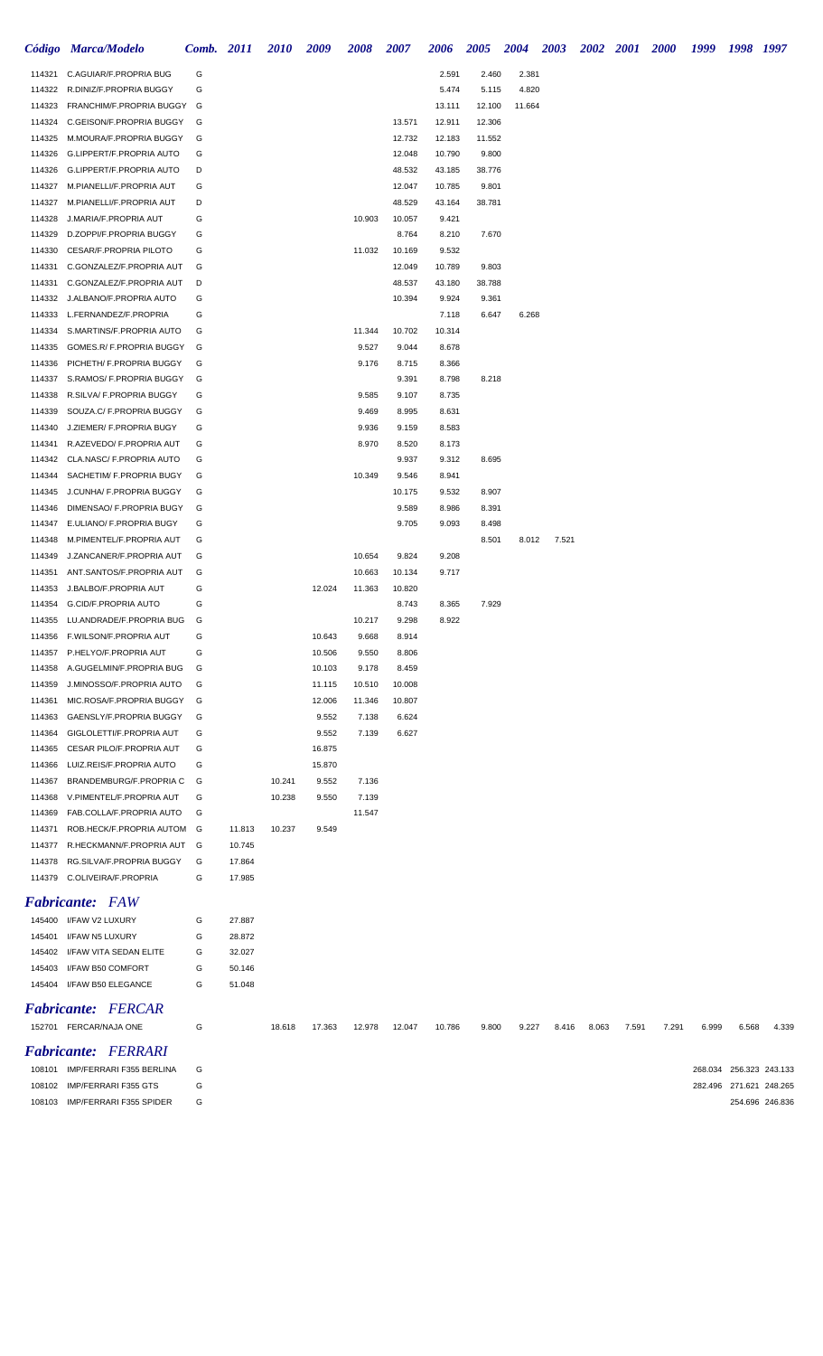| Código | Marca/Modelo | Comb. | 2011 | 2010 | 2009 | 2008 | 2007 | 2006 | 2005 | 2004 | 2003 | 2002 | 2001 | 2000 | 1999 | 1998 | 1997 |
|---|---|---|---|---|---|---|---|---|---|---|---|---|---|---|---|---|---|
| 114321 | C.AGUIAR/F.PROPRIA BUG | G | | | | | | 2.591 | 2.460 | 2.381 | | | | | | | |
| 114322 | R.DINIZ/F.PROPRIA BUGGY | G | | | | | | 5.474 | 5.115 | 4.820 | | | | | | | |
| 114323 | FRANCHIM/F.PROPRIA BUGGY | G | | | | | | 13.111 | 12.100 | 11.664 | | | | | | | |
| 114324 | C.GEISON/F.PROPRIA BUGGY | G | | | | | 13.571 | 12.911 | 12.306 | | | | | | | | |
| 114325 | M.MOURA/F.PROPRIA BUGGY | G | | | | | 12.732 | 12.183 | 11.552 | | | | | | | | |
| 114326 | G.LIPPERT/F.PROPRIA AUTO | G | | | | | 12.048 | 10.790 | 9.800 | | | | | | | | |
| 114326 | G.LIPPERT/F.PROPRIA AUTO | D | | | | | 48.532 | 43.185 | 38.776 | | | | | | | | |
| 114327 | M.PIANELLI/F.PROPRIA AUT | G | | | | | 12.047 | 10.785 | 9.801 | | | | | | | | |
| 114327 | M.PIANELLI/F.PROPRIA AUT | D | | | | | 48.529 | 43.164 | 38.781 | | | | | | | | |
| 114328 | J.MARIA/F.PROPRIA AUT | G | | | | 10.903 | 10.057 | 9.421 | | | | | | | | | |
| 114329 | D.ZOPPI/F.PROPRIA BUGGY | G | | | | | 8.764 | 8.210 | 7.670 | | | | | | | | |
| 114330 | CESAR/F.PROPRIA PILOTO | G | | | | 11.032 | 10.169 | 9.532 | | | | | | | | | |
| 114331 | C.GONZALEZ/F.PROPRIA AUT | G | | | | | 12.049 | 10.789 | 9.803 | | | | | | | | |
| 114331 | C.GONZALEZ/F.PROPRIA AUT | D | | | | | 48.537 | 43.180 | 38.788 | | | | | | | | |
| 114332 | J.ALBANO/F.PROPRIA AUTO | G | | | | | 10.394 | 9.924 | 9.361 | | | | | | | | |
| 114333 | L.FERNANDEZ/F.PROPRIA | G | | | | | | 7.118 | 6.647 | 6.268 | | | | | | | |
| 114334 | S.MARTINS/F.PROPRIA AUTO | G | | | | 11.344 | 10.702 | 10.314 | | | | | | | | | |
| 114335 | GOMES.R/ F.PROPRIA BUGGY | G | | | | 9.527 | 9.044 | 8.678 | | | | | | | | | |
| 114336 | PICHETH/ F.PROPRIA BUGGY | G | | | | 9.176 | 8.715 | 8.366 | | | | | | | | | |
| 114337 | S.RAMOS/ F.PROPRIA BUGGY | G | | | | | 9.391 | 8.798 | 8.218 | | | | | | | | |
| 114338 | R.SILVA/ F.PROPRIA BUGGY | G | | | | 9.585 | 9.107 | 8.735 | | | | | | | | | |
| 114339 | SOUZA.C/ F.PROPRIA BUGGY | G | | | | 9.469 | 8.995 | 8.631 | | | | | | | | | |
| 114340 | J.ZIEMER/ F.PROPRIA BUGY | G | | | | 9.936 | 9.159 | 8.583 | | | | | | | | | |
| 114341 | R.AZEVEDO/ F.PROPRIA AUT | G | | | | 8.970 | 8.520 | 8.173 | | | | | | | | | |
| 114342 | CLA.NASC/ F.PROPRIA AUTO | G | | | | | 9.937 | 9.312 | 8.695 | | | | | | | | |
| 114344 | SACHETIM/ F.PROPRIA BUGY | G | | | | 10.349 | 9.546 | 8.941 | | | | | | | | | |
| 114345 | J.CUNHA/ F.PROPRIA BUGGY | G | | | | | 10.175 | 9.532 | 8.907 | | | | | | | | |
| 114346 | DIMENSAO/ F.PROPRIA BUGY | G | | | | | 9.589 | 8.986 | 8.391 | | | | | | | | |
| 114347 | E.ULIANO/ F.PROPRIA BUGY | G | | | | | 9.705 | 9.093 | 8.498 | | | | | | | | |
| 114348 | M.PIMENTEL/F.PROPRIA AUT | G | | | | | | | 8.501 | 8.012 | 7.521 | | | | | | |
| 114349 | J.ZANCANER/F.PROPRIA AUT | G | | | | 10.654 | 9.824 | 9.208 | | | | | | | | | |
| 114351 | ANT.SANTOS/F.PROPRIA AUT | G | | | | 10.663 | 10.134 | 9.717 | | | | | | | | | |
| 114353 | J.BALBO/F.PROPRIA AUT | G | | | 12.024 | 11.363 | 10.820 | | | | | | | | | | |
| 114354 | G.CID/F.PROPRIA AUTO | G | | | | | 8.743 | 8.365 | 7.929 | | | | | | | | |
| 114355 | LU.ANDRADE/F.PROPRIA BUG | G | | | | 10.217 | 9.298 | 8.922 | | | | | | | | | |
| 114356 | F.WILSON/F.PROPRIA AUT | G | | | 10.643 | 9.668 | 8.914 | | | | | | | | | | |
| 114357 | P.HELYO/F.PROPRIA AUT | G | | | 10.506 | 9.550 | 8.806 | | | | | | | | | | |
| 114358 | A.GUGELMIN/F.PROPRIA BUG | G | | | 10.103 | 9.178 | 8.459 | | | | | | | | | | |
| 114359 | J.MINOSSO/F.PROPRIA AUTO | G | | | 11.115 | 10.510 | 10.008 | | | | | | | | | | |
| 114361 | MIC.ROSA/F.PROPRIA BUGGY | G | | | 12.006 | 11.346 | 10.807 | | | | | | | | | | |
| 114363 | GAENSLY/F.PROPRIA BUGGY | G | | | 9.552 | 7.138 | 6.624 | | | | | | | | | | |
| 114364 | GIGLOLETTI/F.PROPRIA AUT | G | | | 9.552 | 7.139 | 6.627 | | | | | | | | | | |
| 114365 | CESAR PILO/F.PROPRIA AUT | G | | | 16.875 | | | | | | | | | | | | |
| 114366 | LUIZ.REIS/F.PROPRIA AUTO | G | | | 15.870 | | | | | | | | | | | | |
| 114367 | BRANDEMBURG/F.PROPRIA C | G | | 10.241 | 9.552 | 7.136 | | | | | | | | | | | |
| 114368 | V.PIMENTEL/F.PROPRIA AUT | G | | 10.238 | 9.550 | 7.139 | | | | | | | | | | | |
| 114369 | FAB.COLLA/F.PROPRIA AUTO | G | | | | 11.547 | | | | | | | | | | | |
| 114371 | ROB.HECK/F.PROPRIA AUTOM | G | 11.813 | 10.237 | 9.549 | | | | | | | | | | | | |
| 114377 | R.HECKMANN/F.PROPRIA AUT | G | 10.745 | | | | | | | | | | | | | | |
| 114378 | RG.SILVA/F.PROPRIA BUGGY | G | 17.864 | | | | | | | | | | | | | | |
| 114379 | C.OLIVEIRA/F.PROPRIA | G | 17.985 | | | | | | | | | | | | | | |

## *Fabricante: FAW*

| Código | Marca/Modelo | Comb. | 2011 | 2010 | 2009 | 2008 | 2007 | 2006 | 2005 | 2004 | 2003 | 2002 | 2001 | 2000 | 1999 | 1998 | 1997 |
|---|---|---|---|---|---|---|---|---|---|---|---|---|---|---|---|---|---|
| 145400 | I/FAW V2 LUXURY | G | 27.887 | | | | | | | | | | | | | | |
| 145401 | I/FAW N5 LUXURY | G | 28.872 | | | | | | | | | | | | | | |
| 145402 | I/FAW VITA SEDAN ELITE | G | 32.027 | | | | | | | | | | | | | | |
| 145403 | I/FAW B50 COMFORT | G | 50.146 | | | | | | | | | | | | | | |
| 145404 | I/FAW B50 ELEGANCE | G | 51.048 | | | | | | | | | | | | | | |

## *Fabricante: FERCAR*

| Código | Marca/Modelo | Comb. | 2011 | 2010 | 2009 | 2008 | 2007 | 2006 | 2005 | 2004 | 2003 | 2002 | 2001 | 2000 | 1999 | 1998 | 1997 |
|---|---|---|---|---|---|---|---|---|---|---|---|---|---|---|---|---|---|
| 152701 | FERCAR/NAJA ONE | G | | 18.618 | 17.363 | 12.978 | 12.047 | 10.786 | 9.800 | 9.227 | 8.416 | 8.063 | 7.591 | 7.291 | 6.999 | 6.568 | 4.339 |

## *Fabricante: FERRARI*

| Código | Marca/Modelo | Comb. | 2011 | 2010 | 2009 | 2008 | 2007 | 2006 | 2005 | 2004 | 2003 | 2002 | 2001 | 2000 | 1999 | 1998 | 1997 |
|---|---|---|---|---|---|---|---|---|---|---|---|---|---|---|---|---|---|
| 108101 | IMP/FERRARI F355 BERLINA | G | | | | | | | | | | | | | 268.034 | 256.323 | 243.133 |
| 108102 | IMP/FERRARI F355 GTS | G | | | | | | | | | | | | | 282.496 | 271.621 | 248.265 |
| 108103 | IMP/FERRARI F355 SPIDER | G | | | | | | | | | | | | | | 254.696 | 246.836 |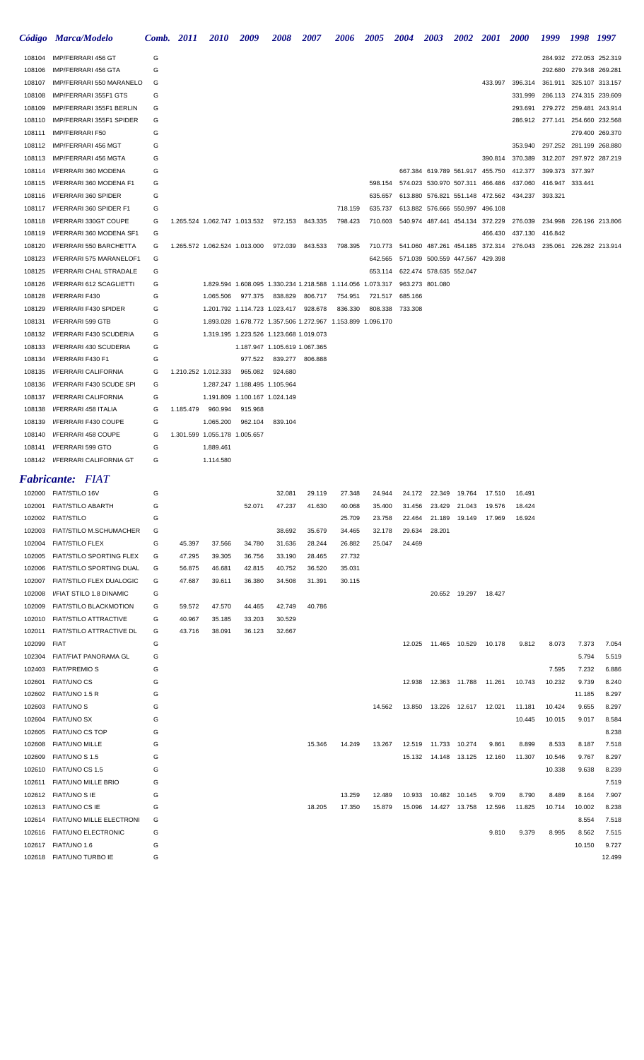| Código | Marca/Modelo | Comb. | 2011 | 2010 | 2009 | 2008 | 2007 | 2006 | 2005 | 2004 | 2003 | 2002 | 2001 | 2000 | 1999 | 1998 | 1997 |
|---|---|---|---|---|---|---|---|---|---|---|---|---|---|---|---|---|---|
| 108104 | IMP/FERRARI 456 GT | G | | | | | | | | | | | | | 284.932 | 272.053 | 252.319 |
| 108106 | IMP/FERRARI 456 GTA | G | | | | | | | | | | | | | 292.680 | 279.348 | 269.281 |
| 108107 | IMP/FERRARI 550 MARANELO | G | | | | | | | | | | | 433.997 | 396.314 | 361.911 | 325.107 | 313.157 |
| 108108 | IMP/FERRARI 355F1 GTS | G | | | | | | | | | | | | 331.999 | 286.113 | 274.315 | 239.609 |
| 108109 | IMP/FERRARI 355F1 BERLIN | G | | | | | | | | | | | | 293.691 | 279.272 | 259.481 | 243.914 |
| 108110 | IMP/FERRARI 355F1 SPIDER | G | | | | | | | | | | | | 286.912 | 277.141 | 254.660 | 232.568 |
| 108111 | IMP/FERRARI F50 | G | | | | | | | | | | | | | | 279.400 | 269.370 |
| 108112 | IMP/FERRARI 456 MGT | G | | | | | | | | | | | | 353.940 | 297.252 | 281.199 | 268.880 |
| 108113 | IMP/FERRARI 456 MGTA | G | | | | | | | | | | | 390.814 | 370.389 | 312.207 | 297.972 | 287.219 |
| 108114 | I/FERRARI 360 MODENA | G | | | | | | | | 667.384 | 619.789 | 561.917 | 455.750 | 412.377 | 399.373 | 377.397 | |
| 108115 | I/FERRARI 360 MODENA F1 | G | | | | | | | 598.154 | 574.023 | 530.970 | 507.311 | 466.486 | 437.060 | 416.947 | 333.441 | |
| 108116 | I/FERRARI 360 SPIDER | G | | | | | | | 635.657 | 613.880 | 576.821 | 551.148 | 472.562 | 434.237 | 393.321 | | |
| 108117 | I/FERRARI 360 SPIDER F1 | G | | | | | | 718.159 | 635.737 | 613.882 | 576.666 | 550.997 | 496.108 | | | | |
| 108118 | I/FERRARI 330GT COUPE | G | 1.265.524 | 1.062.747 | 1.013.532 | 972.153 | 843.335 | 798.423 | 710.603 | 540.974 | 487.441 | 454.134 | 372.229 | 276.039 | 234.998 | 226.196 | 213.806 |
| 108119 | I/FERRARI 360 MODENA SF1 | G | | | | | | | | | | | 466.430 | 437.130 | 416.842 | | |
| 108120 | I/FERRARI 550 BARCHETTA | G | 1.265.572 | 1.062.524 | 1.013.000 | 972.039 | 843.533 | 798.395 | 710.773 | 541.060 | 487.261 | 454.185 | 372.314 | 276.043 | 235.061 | 226.282 | 213.914 |
| 108123 | I/FERRARI 575 MARANELOF1 | G | | | | | | | 642.565 | 571.039 | 500.559 | 447.567 | 429.398 | | | | |
| 108125 | I/FERRARI CHAL STRADALE | G | | | | | | | 653.114 | 622.474 | 578.635 | 552.047 | | | | | |
| 108126 | I/FERRARI 612 SCAGLIETTI | G | | 1.829.594 | 1.608.095 | 1.330.234 | 1.218.588 | 1.114.056 | 1.073.317 | 963.273 | 801.080 | | | | | | |
| 108128 | I/FERRARI F430 | G | | 1.065.506 | 977.375 | 838.829 | 806.717 | 754.951 | 721.517 | 685.166 | | | | | | | |
| 108129 | I/FERRARI F430 SPIDER | G | | 1.201.792 | 1.114.723 | 1.023.417 | 928.678 | 836.330 | 808.338 | 733.308 | | | | | | | |
| 108131 | I/FERRARI 599 GTB | G | | 1.893.028 | 1.678.772 | 1.357.506 | 1.272.967 | 1.153.899 | 1.096.170 | | | | | | | | |
| 108132 | I/FERRARI F430 SCUDERIA | G | | 1.319.195 | 1.223.526 | 1.123.668 | 1.019.073 | | | | | | | | | | |
| 108133 | I/FERRARI 430 SCUDERIA | G | | | 1.187.947 | 1.105.619 | 1.067.365 | | | | | | | | | | |
| 108134 | I/FERRARI F430 F1 | G | | | 977.522 | 839.277 | 806.888 | | | | | | | | | | |
| 108135 | I/FERRARI CALIFORNIA | G | 1.210.252 | 1.012.333 | 965.082 | 924.680 | | | | | | | | | | | |
| 108136 | I/FERRARI F430 SCUDE SPI | G | | 1.287.247 | 1.188.495 | 1.105.964 | | | | | | | | | | | |
| 108137 | I/FERRARI CALIFORNIA | G | | 1.191.809 | 1.100.167 | 1.024.149 | | | | | | | | | | | |
| 108138 | I/FERRARI 458 ITALIA | G | 1.185.479 | 960.994 | 915.968 | | | | | | | | | | | | |
| 108139 | I/FERRARI F430 COUPE | G | | 1.065.200 | 962.104 | 839.104 | | | | | | | | | | | |
| 108140 | I/FERRARI 458 COUPE | G | 1.301.599 | 1.055.178 | 1.005.657 | | | | | | | | | | | | |
| 108141 | I/FERRARI 599 GTO | G | | 1.889.461 | | | | | | | | | | | | | |
| 108142 | I/FERRARI CALIFORNIA GT | G | | 1.114.580 | | | | | | | | | | | | | |

## *Fabricante: FIAT*

| Código | Marca/Modelo | Comb. | 2011 | 2010 | 2009 | 2008 | 2007 | 2006 | 2005 | 2004 | 2003 | 2002 | 2001 | 2000 | 1999 | 1998 | 1997 |
|---|---|---|---|---|---|---|---|---|---|---|---|---|---|---|---|---|---|
| 102000 | FIAT/STILO 16V | G | | | | 32.081 | 29.119 | 27.348 | 24.944 | 24.172 | 22.349 | 19.764 | 17.510 | 16.491 | | | |
| 102001 | FIAT/STILO ABARTH | G | | | 52.071 | 47.237 | 41.630 | 40.068 | 35.400 | 31.456 | 23.429 | 21.043 | 19.576 | 18.424 | | | |
| 102002 | FIAT/STILO | G | | | | | | 25.709 | 23.758 | 22.464 | 21.189 | 19.149 | 17.969 | 16.924 | | | |
| 102003 | FIAT/STILO M.SCHUMACHER | G | | | | 38.692 | 35.679 | 34.465 | 32.178 | 29.634 | 28.201 | | | | | | |
| 102004 | FIAT/STILO FLEX | G | 45.397 | 37.566 | 34.780 | 31.636 | 28.244 | 26.882 | 25.047 | 24.469 | | | | | | | |
| 102005 | FIAT/STILO SPORTING FLEX | G | 47.295 | 39.305 | 36.756 | 33.190 | 28.465 | 27.732 | | | | | | | | | |
| 102006 | FIAT/STILO SPORTING DUAL | G | 56.875 | 46.681 | 42.815 | 40.752 | 36.520 | 35.031 | | | | | | | | | |
| 102007 | FIAT/STILO FLEX DUALOGIC | G | 47.687 | 39.611 | 36.380 | 34.508 | 31.391 | 30.115 | | | | | | | | | |
| 102008 | I/FIAT STILO 1.8 DINAMIC | G | | | | | | | | | 20.652 | 19.297 | 18.427 | | | | |
| 102009 | FIAT/STILO BLACKMOTION | G | 59.572 | 47.570 | 44.465 | 42.749 | 40.786 | | | | | | | | | | |
| 102010 | FIAT/STILO ATTRACTIVE | G | 40.967 | 35.185 | 33.203 | 30.529 | | | | | | | | | | | |
| 102011 | FIAT/STILO ATTRACTIVE DL | G | 43.716 | 38.091 | 36.123 | 32.667 | | | | | | | | | | | |
| 102099 | FIAT | G | | | | | | | | 12.025 | 11.465 | 10.529 | 10.178 | 9.812 | 8.073 | 7.373 | 7.054 |
| 102304 | FIAT/FIAT PANORAMA GL | G | | | | | | | | | | | | | | 5.794 | 5.519 |
| 102403 | FIAT/PREMIO S | G | | | | | | | | | | | | | 7.595 | 7.232 | 6.886 |
| 102601 | FIAT/UNO CS | G | | | | | | | | 12.938 | 12.363 | 11.788 | 11.261 | 10.743 | 10.232 | 9.739 | 8.240 |
| 102602 | FIAT/UNO 1.5 R | G | | | | | | | | | | | | | | 11.185 | 8.297 |
| 102603 | FIAT/UNO S | G | | | | | | | 14.562 | 13.850 | 13.226 | 12.617 | 12.021 | 11.181 | 10.424 | 9.655 | 8.297 |
| 102604 | FIAT/UNO SX | G | | | | | | | | | | | | 10.445 | 10.015 | 9.017 | 8.584 |
| 102605 | FIAT/UNO CS TOP | G | | | | | | | | | | | | | | | 8.238 |
| 102608 | FIAT/UNO MILLE | G | | | | | 15.346 | 14.249 | 13.267 | 12.519 | 11.733 | 10.274 | 9.861 | 8.899 | 8.533 | 8.187 | 7.518 |
| 102609 | FIAT/UNO S 1.5 | G | | | | | | | | 15.132 | 14.148 | 13.125 | 12.160 | 11.307 | 10.546 | 9.767 | 8.297 |
| 102610 | FIAT/UNO CS 1.5 | G | | | | | | | | | | | | | 10.338 | 9.638 | 8.239 |
| 102611 | FIAT/UNO MILLE BRIO | G | | | | | | | | | | | | | | | 7.519 |
| 102612 | FIAT/UNO S IE | G | | | | | | 13.259 | 12.489 | 10.933 | 10.482 | 10.145 | 9.709 | 8.790 | 8.489 | 8.164 | 7.907 |
| 102613 | FIAT/UNO CS IE | G | | | | | 18.205 | 17.350 | 15.879 | 15.096 | 14.427 | 13.758 | 12.596 | 11.825 | 10.714 | 10.002 | 8.238 |
| 102614 | FIAT/UNO MILLE ELECTRONI | G | | | | | | | | | | | | | | 8.554 | 7.518 |
| 102616 | FIAT/UNO ELECTRONIC | G | | | | | | | | | | | 9.810 | 9.379 | 8.995 | 8.562 | 7.515 |
| 102617 | FIAT/UNO 1.6 | G | | | | | | | | | | | | | | 10.150 | 9.727 |
| 102618 | FIAT/UNO TURBO IE | G | | | | | | | | | | | | | | | 12.499 |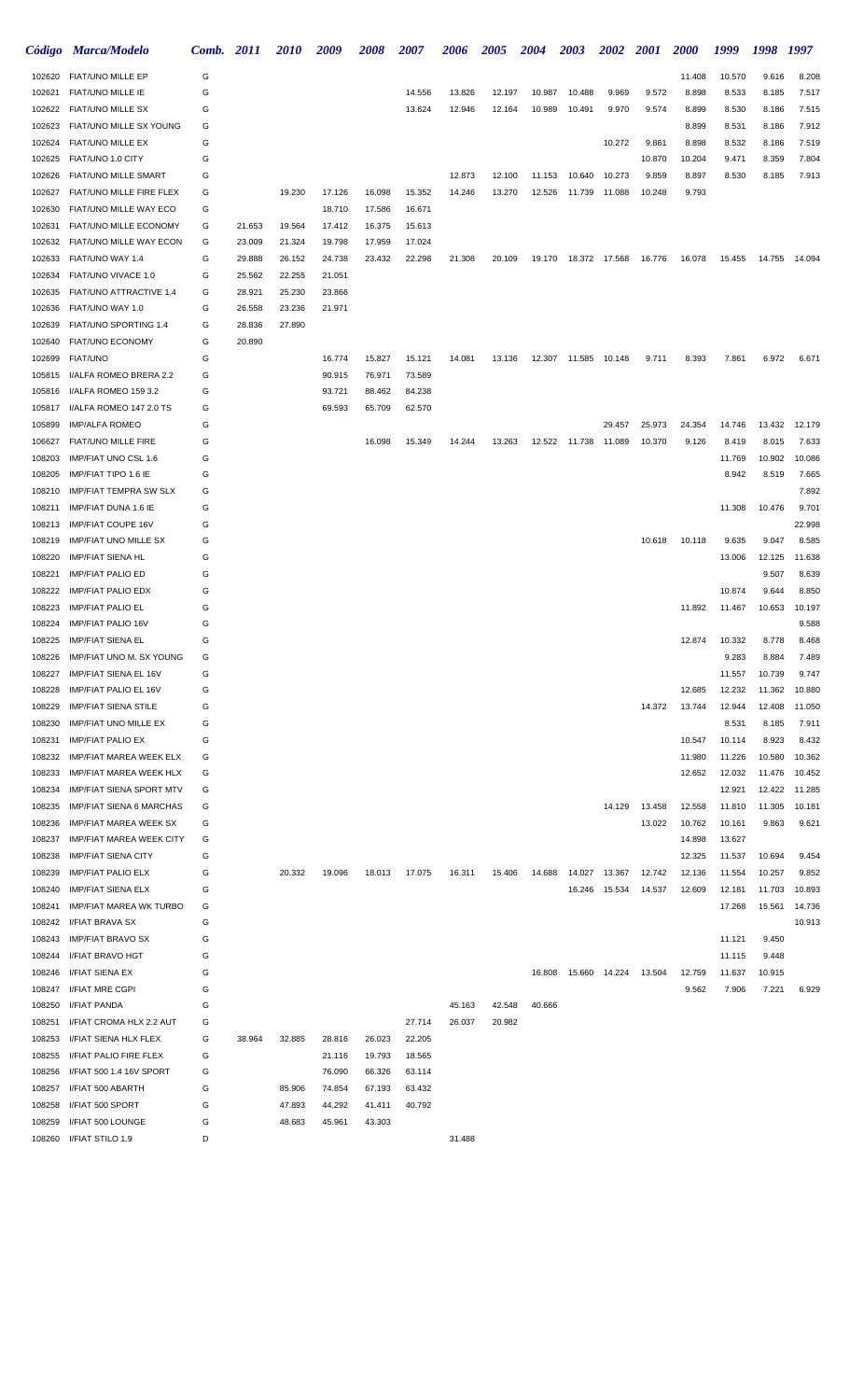| Código | Marca/Modelo | Comb. | 2011 | 2010 | 2009 | 2008 | 2007 | 2006 | 2005 | 2004 | 2003 | 2002 | 2001 | 2000 | 1999 | 1998 | 1997 |
|---|---|---|---|---|---|---|---|---|---|---|---|---|---|---|---|---|---|
| 102620 | FIAT/UNO MILLE EP | G | | | | | | | | | | | | 11.408 | 10.570 | 9.616 | 8.208 |
| 102621 | FIAT/UNO MILLE IE | G | | | | | 14.556 | 13.826 | 12.197 | 10.987 | 10.488 | 9.969 | 9.572 | 8.898 | 8.533 | 8.185 | 7.517 |
| 102622 | FIAT/UNO MILLE SX | G | | | | | 13.624 | 12.946 | 12.164 | 10.989 | 10.491 | 9.970 | 9.574 | 8.899 | 8.530 | 8.186 | 7.515 |
| 102623 | FIAT/UNO MILLE SX YOUNG | G | | | | | | | | | | | | 8.899 | 8.531 | 8.186 | 7.912 |
| 102624 | FIAT/UNO MILLE EX | G | | | | | | | | | | 10.272 | 9.861 | 8.898 | 8.532 | 8.186 | 7.519 |
| 102625 | FIAT/UNO 1.0 CITY | G | | | | | | | | | | | 10.870 | 10.204 | 9.471 | 8.359 | 7.804 |
| 102626 | FIAT/UNO MILLE SMART | G | | | | | | 12.873 | 12.100 | 11.153 | 10.640 | 10.273 | 9.859 | 8.897 | 8.530 | 8.185 | 7.913 |
| 102627 | FIAT/UNO MILLE FIRE FLEX | G | | 19.230 | 17.126 | 16.098 | 15.352 | 14.246 | 13.270 | 12.526 | 11.739 | 11.088 | 10.248 | 9.793 | | | |
| 102630 | FIAT/UNO MILLE WAY ECO | G | | | 18.710 | 17.586 | 16.671 | | | | | | | | | | |
| 102631 | FIAT/UNO MILLE ECONOMY | G | 21.653 | 19.564 | 17.412 | 16.375 | 15.613 | | | | | | | | | | |
| 102632 | FIAT/UNO MILLE WAY ECON | G | 23.009 | 21.324 | 19.798 | 17.959 | 17.024 | | | | | | | | | | |
| 102633 | FIAT/UNO WAY 1.4 | G | 29.888 | 26.152 | 24.738 | 23.432 | 22.298 | 21.308 | 20.109 | 19.170 | 18.372 | 17.568 | 16.776 | 16.078 | 15.455 | 14.755 | 14.094 |
| 102634 | FIAT/UNO VIVACE 1.0 | G | 25.562 | 22.255 | 21.051 | | | | | | | | | | | | |
| 102635 | FIAT/UNO ATTRACTIVE 1.4 | G | 28.921 | 25.230 | 23.866 | | | | | | | | | | | | |
| 102636 | FIAT/UNO WAY 1.0 | G | 26.558 | 23.236 | 21.971 | | | | | | | | | | | | |
| 102639 | FIAT/UNO SPORTING 1.4 | G | 28.836 | 27.890 | | | | | | | | | | | | | |
| 102640 | FIAT/UNO ECONOMY | G | 20.890 | | | | | | | | | | | | | | |
| 102699 | FIAT/UNO | G | | | 16.774 | 15.827 | 15.121 | 14.081 | 13.136 | 12.307 | 11.585 | 10.148 | 9.711 | 8.393 | 7.861 | 6.972 | 6.671 |
| 105815 | I/ALFA ROMEO BRERA 2.2 | G | | | 90.915 | 76.971 | 73.589 | | | | | | | | | | |
| 105816 | I/ALFA ROMEO 159 3.2 | G | | | 93.721 | 88.462 | 84.238 | | | | | | | | | | |
| 105817 | I/ALFA ROMEO 147 2.0 TS | G | | | 69.593 | 65.709 | 62.570 | | | | | | | | | | |
| 105899 | IMP/ALFA ROMEO | G | | | | | | | | | | 29.457 | 25.973 | 24.354 | 14.746 | 13.432 | 12.179 |
| 106627 | FIAT/UNO MILLE FIRE | G | | | | 16.098 | 15.349 | 14.244 | 13.263 | 12.522 | 11.738 | 11.089 | 10.370 | 9.126 | 8.419 | 8.015 | 7.633 |
| 108203 | IMP/FIAT UNO CSL 1.6 | G | | | | | | | | | | | | | 11.769 | 10.902 | 10.086 |
| 108205 | IMP/FIAT TIPO 1.6 IE | G | | | | | | | | | | | | | 8.942 | 8.519 | 7.665 |
| 108210 | IMP/FIAT TEMPRA SW SLX | G | | | | | | | | | | | | | | | 7.892 |
| 108211 | IMP/FIAT DUNA 1.6 IE | G | | | | | | | | | | | | | 11.308 | 10.476 | 9.701 |
| 108213 | IMP/FIAT COUPE 16V | G | | | | | | | | | | | | | | | 22.998 |
| 108219 | IMP/FIAT UNO MILLE SX | G | | | | | | | | | | | 10.618 | 10.118 | 9.635 | 9.047 | 8.585 |
| 108220 | IMP/FIAT SIENA HL | G | | | | | | | | | | | | | 13.006 | 12.125 | 11.638 |
| 108221 | IMP/FIAT PALIO ED | G | | | | | | | | | | | | | | 9.507 | 8.639 |
| 108222 | IMP/FIAT PALIO EDX | G | | | | | | | | | | | | | 10.874 | 9.644 | 8.850 |
| 108223 | IMP/FIAT PALIO EL | G | | | | | | | | | | | | 11.892 | 11.467 | 10.653 | 10.197 |
| 108224 | IMP/FIAT PALIO 16V | G | | | | | | | | | | | | | | | 9.588 |
| 108225 | IMP/FIAT SIENA EL | G | | | | | | | | | | | | 12.874 | 10.332 | 8.778 | 8.468 |
| 108226 | IMP/FIAT UNO M. SX YOUNG | G | | | | | | | | | | | | | 9.283 | 8.884 | 7.489 |
| 108227 | IMP/FIAT SIENA EL 16V | G | | | | | | | | | | | | | 11.557 | 10.739 | 9.747 |
| 108228 | IMP/FIAT PALIO EL 16V | G | | | | | | | | | | | | 12.685 | 12.232 | 11.362 | 10.880 |
| 108229 | IMP/FIAT SIENA STILE | G | | | | | | | | | | | 14.372 | 13.744 | 12.944 | 12.408 | 11.050 |
| 108230 | IMP/FIAT UNO MILLE EX | G | | | | | | | | | | | | | 8.531 | 8.185 | 7.911 |
| 108231 | IMP/FIAT PALIO EX | G | | | | | | | | | | | | 10.547 | 10.114 | 8.923 | 8.432 |
| 108232 | IMP/FIAT MAREA WEEK ELX | G | | | | | | | | | | | | 11.980 | 11.226 | 10.580 | 10.362 |
| 108233 | IMP/FIAT MAREA WEEK HLX | G | | | | | | | | | | | | 12.652 | 12.032 | 11.476 | 10.452 |
| 108234 | IMP/FIAT SIENA SPORT MTV | G | | | | | | | | | | | | | 12.921 | 12.422 | 11.285 |
| 108235 | IMP/FIAT SIENA 6 MARCHAS | G | | | | | | | | | | 14.129 | 13.458 | 12.558 | 11.810 | 11.305 | 10.181 |
| 108236 | IMP/FIAT MAREA WEEK SX | G | | | | | | | | | | | 13.022 | 10.762 | 10.161 | 9.863 | 9.621 |
| 108237 | IMP/FIAT MAREA WEEK CITY | G | | | | | | | | | | | | 14.898 | 13.627 | | |
| 108238 | IMP/FIAT SIENA CITY | G | | | | | | | | | | | | 12.325 | 11.537 | 10.694 | 9.454 |
| 108239 | IMP/FIAT PALIO ELX | G | | 20.332 | 19.096 | 18.013 | 17.075 | 16.311 | 15.406 | 14.688 | 14.027 | 13.367 | 12.742 | 12.136 | 11.554 | 10.257 | 9.852 |
| 108240 | IMP/FIAT SIENA ELX | G | | | | | | | | | 16.246 | 15.534 | 14.537 | 12.609 | 12.181 | 11.703 | 10.893 |
| 108241 | IMP/FIAT MAREA WK TURBO | G | | | | | | | | | | | | | 17.268 | 15.561 | 14.736 |
| 108242 | I/FIAT BRAVA SX | G | | | | | | | | | | | | | | | 10.913 |
| 108243 | IMP/FIAT BRAVO SX | G | | | | | | | | | | | | | 11.121 | 9.450 | |
| 108244 | I/FIAT BRAVO HGT | G | | | | | | | | | | | | | 11.115 | 9.448 | |
| 108246 | I/FIAT SIENA EX | G | | | | | | | | 16.808 | 15.660 | 14.224 | 13.504 | 12.759 | 11.637 | 10.915 | |
| 108247 | I/FIAT MRE CGPI | G | | | | | | | | | | | | 9.562 | 7.906 | 7.221 | 6.929 |
| 108250 | I/FIAT PANDA | G | | | | | | 45.163 | 42.548 | 40.666 | | | | | | | |
| 108251 | I/FIAT CROMA HLX 2.2 AUT | G | | | | | 27.714 | 26.037 | 20.982 | | | | | | | | |
| 108253 | I/FIAT SIENA HLX FLEX | G | 38.964 | 32.885 | 28.816 | 26.023 | 22.205 | | | | | | | | | | |
| 108255 | I/FIAT PALIO FIRE FLEX | G | | | 21.116 | 19.793 | 18.565 | | | | | | | | | | |
| 108256 | I/FIAT 500 1.4 16V SPORT | G | | | 76.090 | 66.326 | 63.114 | | | | | | | | | | |
| 108257 | I/FIAT 500 ABARTH | G | | 85.906 | 74.854 | 67.193 | 63.432 | | | | | | | | | | |
| 108258 | I/FIAT 500 SPORT | G | | 47.893 | 44.292 | 41.411 | 40.792 | | | | | | | | | | |
| 108259 | I/FIAT 500 LOUNGE | G | | 48.683 | 45.961 | 43.303 | | | | | | | | | | | |
| 108260 | I/FIAT STILO 1.9 | D | | | | | | 31.488 | | | | | | | | | |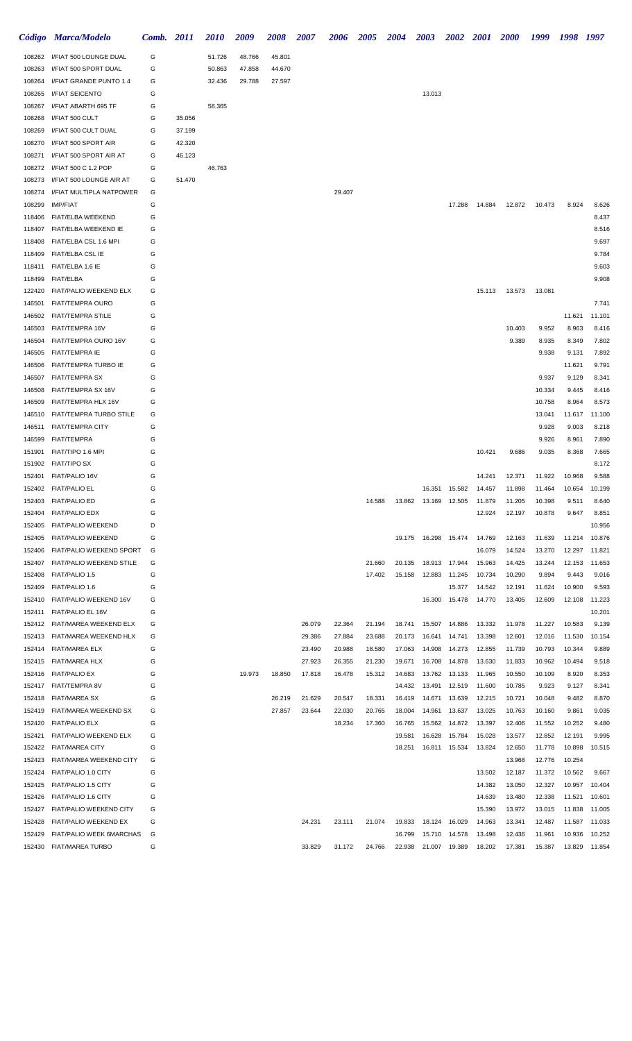| Código | Marca/Modelo | Comb. | 2011 | 2010 | 2009 | 2008 | 2007 | 2006 | 2005 | 2004 | 2003 | 2002 | 2001 | 2000 | 1999 | 1998 | 1997 |
|---|---|---|---|---|---|---|---|---|---|---|---|---|---|---|---|---|---|
| 108262 | I/FIAT 500 LOUNGE DUAL | G | | 51.726 | 48.766 | 45.801 | | | | | | | | | | | |
| 108263 | I/FIAT 500 SPORT DUAL | G | | 50.863 | 47.858 | 44.670 | | | | | | | | | | | |
| 108264 | I/FIAT GRANDE PUNTO 1.4 | G | | 32.436 | 29.788 | 27.597 | | | | | | | | | | | |
| 108265 | I/FIAT SEICENTO | G | | | | | | | | | 13.013 | | | | | | |
| 108267 | I/FIAT ABARTH 695 TF | G | | 58.365 | | | | | | | | | | | | | |
| 108268 | I/FIAT 500 CULT | G | 35.056 | | | | | | | | | | | | | | |
| 108269 | I/FIAT 500 CULT DUAL | G | 37.199 | | | | | | | | | | | | | | |
| 108270 | I/FIAT 500 SPORT AIR | G | 42.320 | | | | | | | | | | | | | | |
| 108271 | I/FIAT 500 SPORT AIR AT | G | 46.123 | | | | | | | | | | | | | | |
| 108272 | I/FIAT 500 C 1.2 POP | G | | 46.763 | | | | | | | | | | | | | |
| 108273 | I/FIAT 500 LOUNGE AIR AT | G | 51.470 | | | | | | | | | | | | | | |
| 108274 | I/FIAT MULTIPLA NATPOWER | G | | | | | | 29.407 | | | | | | | | | |
| 108299 | IMP/FIAT | G | | | | | | | | | | 17.288 | 14.884 | 12.872 | 10.473 | 8.924 | 8.626 |
| 118406 | FIAT/ELBA WEEKEND | G | | | | | | | | | | | | | | | 8.437 |
| 118407 | FIAT/ELBA WEEKEND IE | G | | | | | | | | | | | | | | | 8.516 |
| 118408 | FIAT/ELBA CSL 1.6 MPI | G | | | | | | | | | | | | | | | 9.697 |
| 118409 | FIAT/ELBA CSL IE | G | | | | | | | | | | | | | | | 9.784 |
| 118411 | FIAT/ELBA 1.6 IE | G | | | | | | | | | | | | | | | 9.603 |
| 118499 | FIAT/ELBA | G | | | | | | | | | | | | | | | 9.908 |
| 122420 | FIAT/PALIO WEEKEND ELX | G | | | | | | | | | | | 15.113 | 13.573 | 13.081 | | |
| 146501 | FIAT/TEMPRA OURO | G | | | | | | | | | | | | | | | 7.741 |
| 146502 | FIAT/TEMPRA STILE | G | | | | | | | | | | | | | | 11.621 | 11.101 |
| 146503 | FIAT/TEMPRA 16V | G | | | | | | | | | | | | 10.403 | 9.952 | 8.963 | 8.416 |
| 146504 | FIAT/TEMPRA OURO 16V | G | | | | | | | | | | | | 9.389 | 8.935 | 8.349 | 7.802 |
| 146505 | FIAT/TEMPRA IE | G | | | | | | | | | | | | | 9.938 | 9.131 | 7.892 |
| 146506 | FIAT/TEMPRA TURBO IE | G | | | | | | | | | | | | | | 11.621 | 9.791 |
| 146507 | FIAT/TEMPRA SX | G | | | | | | | | | | | | | 9.937 | 9.129 | 8.341 |
| 146508 | FIAT/TEMPRA SX 16V | G | | | | | | | | | | | | | 10.334 | 9.445 | 8.416 |
| 146509 | FIAT/TEMPRA HLX 16V | G | | | | | | | | | | | | | 10.758 | 8.964 | 8.573 |
| 146510 | FIAT/TEMPRA TURBO STILE | G | | | | | | | | | | | | | 13.041 | 11.617 | 11.100 |
| 146511 | FIAT/TEMPRA CITY | G | | | | | | | | | | | | | 9.928 | 9.003 | 8.218 |
| 146599 | FIAT/TEMPRA | G | | | | | | | | | | | | | 9.926 | 8.961 | 7.890 |
| 151901 | FIAT/TIPO 1.6 MPI | G | | | | | | | | | | | 10.421 | 9.686 | 9.035 | 8.368 | 7.665 |
| 151902 | FIAT/TIPO SX | G | | | | | | | | | | | | | | | 8.172 |
| 152401 | FIAT/PALIO 16V | G | | | | | | | | | | | 14.241 | 12.371 | 11.922 | 10.968 | 9.588 |
| 152402 | FIAT/PALIO EL | G | | | | | | | | | 16.351 | 15.582 | 14.457 | 11.898 | 11.464 | 10.654 | 10.199 |
| 152403 | FIAT/PALIO ED | G | | | | | | | 14.588 | 13.862 | 13.169 | 12.505 | 11.879 | 11.205 | 10.398 | 9.511 | 8.640 |
| 152404 | FIAT/PALIO EDX | G | | | | | | | | | | | 12.924 | 12.197 | 10.878 | 9.647 | 8.851 |
| 152405 | FIAT/PALIO WEEKEND | D | | | | | | | | | | | | | | | 10.956 |
| 152405 | FIAT/PALIO WEEKEND | G | | | | | | | | 19.175 | 16.298 | 15.474 | 14.769 | 12.163 | 11.639 | 11.214 | 10.876 |
| 152406 | FIAT/PALIO WEEKEND SPORT | G | | | | | | | | | | | 16.079 | 14.524 | 13.270 | 12.297 | 11.821 |
| 152407 | FIAT/PALIO WEEKEND STILE | G | | | | | | | 21.660 | 20.135 | 18.913 | 17.944 | 15.963 | 14.425 | 13.244 | 12.153 | 11.653 |
| 152408 | FIAT/PALIO 1.5 | G | | | | | | | 17.402 | 15.158 | 12.883 | 11.245 | 10.734 | 10.290 | 9.894 | 9.443 | 9.016 |
| 152409 | FIAT/PALIO 1.6 | G | | | | | | | | | | 15.377 | 14.542 | 12.191 | 11.624 | 10.900 | 9.593 |
| 152410 | FIAT/PALIO WEEKEND 16V | G | | | | | | | | | 16.300 | 15.478 | 14.770 | 13.405 | 12.609 | 12.108 | 11.223 |
| 152411 | FIAT/PALIO EL 16V | G | | | | | | | | | | | | | | | 10.201 |
| 152412 | FIAT/MAREA WEEKEND ELX | G | | | | | 26.079 | 22.364 | 21.194 | 18.741 | 15.507 | 14.886 | 13.332 | 11.978 | 11.227 | 10.583 | 9.139 |
| 152413 | FIAT/MAREA WEEKEND HLX | G | | | | | 29.386 | 27.884 | 23.688 | 20.173 | 16.641 | 14.741 | 13.398 | 12.601 | 12.016 | 11.530 | 10.154 |
| 152414 | FIAT/MAREA ELX | G | | | | | 23.490 | 20.988 | 18.580 | 17.063 | 14.908 | 14.273 | 12.855 | 11.739 | 10.793 | 10.344 | 9.889 |
| 152415 | FIAT/MAREA HLX | G | | | | | 27.923 | 26.355 | 21.230 | 19.671 | 16.708 | 14.878 | 13.630 | 11.833 | 10.962 | 10.494 | 9.518 |
| 152416 | FIAT/PALIO EX | G | | | 19.973 | 18.850 | 17.818 | 16.478 | 15.312 | 14.683 | 13.762 | 13.133 | 11.965 | 10.550 | 10.109 | 8.920 | 8.353 |
| 152417 | FIAT/TEMPRA 8V | G | | | | | | | | 14.432 | 13.491 | 12.519 | 11.600 | 10.785 | 9.923 | 9.127 | 8.341 |
| 152418 | FIAT/MAREA SX | G | | | | 26.219 | 21.629 | 20.547 | 18.331 | 16.419 | 14.671 | 13.639 | 12.215 | 10.721 | 10.048 | 9.482 | 8.870 |
| 152419 | FIAT/MAREA WEEKEND SX | G | | | | 27.857 | 23.644 | 22.030 | 20.765 | 18.004 | 14.961 | 13.637 | 13.025 | 10.763 | 10.160 | 9.861 | 9.035 |
| 152420 | FIAT/PALIO ELX | G | | | | | | 18.234 | 17.360 | 16.765 | 15.562 | 14.872 | 13.397 | 12.406 | 11.552 | 10.252 | 9.480 |
| 152421 | FIAT/PALIO WEEKEND ELX | G | | | | | | | | 19.581 | 16.628 | 15.784 | 15.028 | 13.577 | 12.852 | 12.191 | 9.995 |
| 152422 | FIAT/MAREA CITY | G | | | | | | | | 18.251 | 16.811 | 15.534 | 13.824 | 12.650 | 11.778 | 10.898 | 10.515 |
| 152423 | FIAT/MAREA WEEKEND CITY | G | | | | | | | | | | | | 13.968 | 12.776 | 10.254 | |
| 152424 | FIAT/PALIO 1.0 CITY | G | | | | | | | | | | | 13.502 | 12.187 | 11.372 | 10.562 | 9.667 |
| 152425 | FIAT/PALIO 1.5 CITY | G | | | | | | | | | | | 14.382 | 13.050 | 12.327 | 10.957 | 10.404 |
| 152426 | FIAT/PALIO 1.6 CITY | G | | | | | | | | | | | 14.639 | 13.480 | 12.338 | 11.521 | 10.601 |
| 152427 | FIAT/PALIO WEEKEND CITY | G | | | | | | | | | | | 15.390 | 13.972 | 13.015 | 11.838 | 11.005 |
| 152428 | FIAT/PALIO WEEKEND EX | G | | | | | 24.231 | 23.111 | 21.074 | 19.833 | 18.124 | 16.029 | 14.963 | 13.341 | 12.487 | 11.587 | 11.033 |
| 152429 | FIAT/PALIO WEEK 6MARCHAS | G | | | | | | | | 16.799 | 15.710 | 14.578 | 13.498 | 12.436 | 11.961 | 10.936 | 10.252 |
| 152430 | FIAT/MAREA TURBO | G | | | | | 33.829 | 31.172 | 24.766 | 22.938 | 21.007 | 19.389 | 18.202 | 17.381 | 15.387 | 13.829 | 11.854 |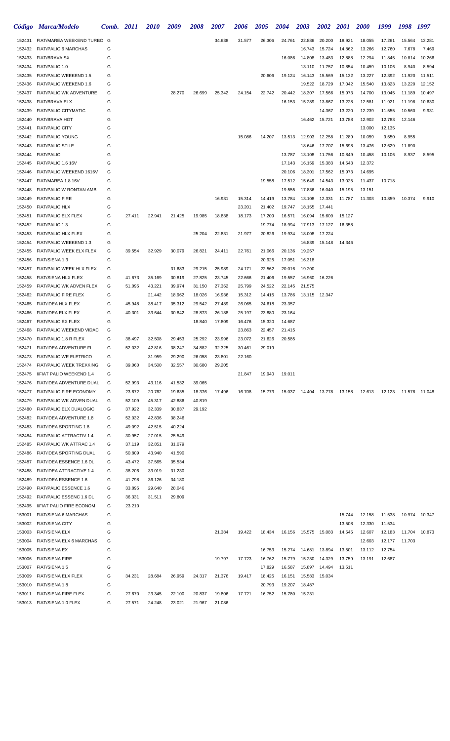| Código | Marca/Modelo | Comb. | 2011 | 2010 | 2009 | 2008 | 2007 | 2006 | 2005 | 2004 | 2003 | 2002 | 2001 | 2000 | 1999 | 1998 | 1997 |
|---|---|---|---|---|---|---|---|---|---|---|---|---|---|---|---|---|---|
| 152431 | FIAT/MAREA WEEKEND TURBO | G | | | | | 34.638 | 31.577 | 26.306 | 24.761 | 22.886 | 20.200 | 18.921 | 18.055 | 17.261 | 15.564 | 13.281 |
| 152432 | FIAT/PALIO 6 MARCHAS | G | | | | | | | | | 16.743 | 15.724 | 14.862 | 13.266 | 12.760 | 7.678 | 7.469 |
| 152433 | FIAT/BRAVA SX | G | | | | | | | | 16.086 | 14.808 | 13.483 | 12.888 | 12.294 | 11.845 | 10.814 | 10.266 |
| 152434 | FIAT/PALIO 1.0 | G | | | | | | | | | 13.110 | 11.757 | 10.854 | 10.459 | 10.106 | 8.940 | 8.594 |
| 152435 | FIAT/PALIO WEEKEND 1.5 | G | | | | | | | 20.606 | 19.124 | 16.143 | 15.569 | 15.132 | 13.227 | 12.392 | 11.920 | 11.511 |
| 152436 | FIAT/PALIO WEEKEND 1.6 | G | | | | | | | | | 19.522 | 18.729 | 17.042 | 15.540 | 13.823 | 13.220 | 12.152 |
| 152437 | FIAT/PALIO WK ADVENTURE | G | | | 28.270 | 26.699 | 25.342 | 24.154 | 22.742 | 20.442 | 18.307 | 17.566 | 15.973 | 14.700 | 13.045 | 11.189 | 10.497 |
| 152438 | FIAT/BRAVA ELX | G | | | | | | | | 16.153 | 15.289 | 13.867 | 13.228 | 12.581 | 11.921 | 11.198 | 10.630 |
| 152439 | FIAT/PALIO CITYMATIC | G | | | | | | | | | | 14.367 | 13.220 | 12.239 | 11.555 | 10.560 | 9.931 |
| 152440 | FIAT/BRAVA HGT | G | | | | | | | | | 16.462 | 15.721 | 13.788 | 12.902 | 12.783 | 12.146 | |
| 152441 | FIAT/PALIO CITY | G | | | | | | | | | | | | 13.000 | 12.135 | | |
| 152442 | FIAT/PALIO YOUNG | G | | | | | | 15.086 | 14.207 | 13.513 | 12.903 | 12.258 | 11.289 | 10.059 | 9.550 | 8.955 | |
| 152443 | FIAT/PALIO STILE | G | | | | | | | | | 18.646 | 17.707 | 15.698 | 13.476 | 12.629 | 11.890 | |
| 152444 | FIAT/PALIO | G | | | | | | | | 13.787 | 13.108 | 11.756 | 10.849 | 10.458 | 10.106 | 8.937 | 8.595 |
| 152445 | FIAT/PALIO 1.6 16V | G | | | | | | | | 17.143 | 16.159 | 15.383 | 14.543 | 12.372 | | | |
| 152446 | FIAT/PALIO WEEKEND 1616V | G | | | | | | | | 20.106 | 18.301 | 17.562 | 15.973 | 14.695 | | | |
| 152447 | FIAT/MAREA 1.8 16V | G | | | | | | | 19.558 | 17.512 | 15.649 | 14.543 | 13.025 | 11.437 | 10.718 | | |
| 152448 | FIAT/PALIO W RONTAN AMB | G | | | | | | | | 19.555 | 17.836 | 16.040 | 15.195 | 13.151 | | | |
| 152449 | FIAT/PALIO FIRE | G | | | | | 16.931 | 15.314 | 14.419 | 13.784 | 13.108 | 12.331 | 11.787 | 11.303 | 10.859 | 10.374 | 9.910 |
| 152450 | FIAT/PALIO HLX | G | | | | | | 23.201 | 21.402 | 19.747 | 18.155 | 17.441 | | | | | |
| 152451 | FIAT/PALIO ELX FLEX | G | 27.411 | 22.941 | 21.425 | 19.985 | 18.838 | 18.173 | 17.209 | 16.571 | 16.094 | 15.609 | 15.127 | | | | |
| 152452 | FIAT/PALIO 1.3 | G | | | | | | | 19.774 | 18.994 | 17.913 | 17.127 | 16.358 | | | | |
| 152453 | FIAT/PALIO HLX FLEX | G | | | | 25.204 | 22.831 | 21.977 | 20.826 | 19.934 | 18.008 | 17.224 | | | | | |
| 152454 | FIAT/PALIO WEEKEND 1.3 | G | | | | | | | | | 16.839 | 15.148 | 14.346 | | | | |
| 152455 | FIAT/PALIO WEEK ELX FLEX | G | 39.554 | 32.929 | 30.079 | 26.821 | 24.411 | 22.761 | 21.066 | 20.136 | 19.257 | | | | | | |
| 152456 | FIAT/SIENA 1.3 | G | | | | | | | 20.925 | 17.051 | 16.318 | | | | | | |
| 152457 | FIAT/PALIO WEEK HLX FLEX | G | | | 31.683 | 29.215 | 25.989 | 24.171 | 22.562 | 20.016 | 19.200 | | | | | | |
| 152458 | FIAT/SIENA HLX FLEX | G | 41.673 | 35.169 | 30.819 | 27.825 | 23.745 | 22.666 | 21.406 | 19.557 | 16.960 | 16.226 | | | | | |
| 152459 | FIAT/PALIO WK ADVEN FLEX | G | 51.095 | 43.221 | 39.974 | 31.150 | 27.362 | 25.799 | 24.522 | 22.145 | 21.575 | | | | | | |
| 152462 | FIAT/PALIO FIRE FLEX | G | | 21.442 | 18.962 | 18.026 | 16.936 | 15.312 | 14.415 | 13.786 | 13.115 | 12.347 | | | | | |
| 152465 | FIAT/IDEA HLX FLEX | G | 45.948 | 38.417 | 35.312 | 29.542 | 27.489 | 26.065 | 24.618 | 23.357 | | | | | | | |
| 152466 | FIAT/IDEA ELX FLEX | G | 40.301 | 33.644 | 30.842 | 28.873 | 26.188 | 25.197 | 23.880 | 23.164 | | | | | | | |
| 152467 | FIAT/PALIO EX FLEX | G | | | | 18.840 | 17.809 | 16.476 | 15.320 | 14.687 | | | | | | | |
| 152468 | FIAT/PALIO WEEKEND VIDAC | G | | | | | | 23.863 | 22.457 | 21.415 | | | | | | | |
| 152470 | FIAT/PALIO 1.8 R FLEX | G | 38.497 | 32.508 | 29.453 | 25.292 | 23.996 | 23.072 | 21.626 | 20.585 | | | | | | | |
| 152471 | FIAT/IDEA ADVENTURE FL | G | 52.032 | 42.816 | 38.247 | 34.882 | 32.325 | 30.461 | 29.019 | | | | | | | | |
| 152473 | FIAT/PALIO WE ELETRICO | G | | 31.959 | 29.290 | 26.058 | 23.801 | 22.160 | | | | | | | | | |
| 152474 | FIAT/PALIO WEEK TREKKING | G | 39.060 | 34.500 | 32.557 | 30.680 | 29.205 | | | | | | | | | | |
| 152475 | I/FIAT PALIO WEEKEND 1.4 | G | | | | | | 21.847 | 19.940 | 19.011 | | | | | | | |
| 152476 | FIAT/IDEA ADVENTURE DUAL | G | 52.993 | 43.116 | 41.532 | 39.065 | | | | | | | | | | | |
| 152477 | FIAT/PALIO FIRE ECONOMY | G | 23.672 | 20.762 | 19.635 | 18.376 | 17.496 | 16.708 | 15.773 | 15.037 | 14.404 | 13.778 | 13.158 | 12.613 | 12.123 | 11.578 | 11.048 |
| 152479 | FIAT/PALIO WK ADVEN DUAL | G | 52.109 | 45.317 | 42.886 | 40.819 | | | | | | | | | | | |
| 152480 | FIAT/PALIO ELX DUALOGIC | G | 37.922 | 32.339 | 30.837 | 29.192 | | | | | | | | | | | |
| 152482 | FIAT/IDEA ADVENTURE 1.8 | G | 52.032 | 42.836 | 38.246 | | | | | | | | | | | | |
| 152483 | FIAT/IDEA SPORTING 1.8 | G | 49.092 | 42.515 | 40.224 | | | | | | | | | | | | |
| 152484 | FIAT/PALIO ATTRACTIV 1.4 | G | 30.957 | 27.015 | 25.549 | | | | | | | | | | | | |
| 152485 | FIAT/PALIO WK ATTRAC 1.4 | G | 37.119 | 32.851 | 31.079 | | | | | | | | | | | | |
| 152486 | FIAT/IDEA SPORTING DUAL | G | 50.809 | 43.940 | 41.590 | | | | | | | | | | | | |
| 152487 | FIAT/IDEA ESSENCE 1.6 DL | G | 43.472 | 37.565 | 35.534 | | | | | | | | | | | | |
| 152488 | FIAT/IDEA ATTRACTIVE 1.4 | G | 38.206 | 33.019 | 31.230 | | | | | | | | | | | | |
| 152489 | FIAT/IDEA ESSENCE 1.6 | G | 41.798 | 36.126 | 34.180 | | | | | | | | | | | | |
| 152490 | FIAT/PALIO ESSENCE 1.6 | G | 33.895 | 29.640 | 28.046 | | | | | | | | | | | | |
| 152492 | FIAT/PALIO ESSENC 1.6 DL | G | 36.331 | 31.511 | 29.809 | | | | | | | | | | | | |
| 152495 | I/FIAT PALIO FIRE ECONOM | G | 23.210 | | | | | | | | | | | | | | |
| 153001 | FIAT/SIENA 6 MARCHAS | G | | | | | | | | | | | 15.744 | 12.158 | 11.538 | 10.974 | 10.347 |
| 153002 | FIAT/SIENA CITY | G | | | | | | | | | | | 13.508 | 12.330 | 11.534 | | |
| 153003 | FIAT/SIENA ELX | G | | | | | 21.384 | 19.422 | 18.434 | 16.156 | 15.575 | 15.083 | 14.545 | 12.607 | 12.183 | 11.704 | 10.873 |
| 153004 | FIAT/SIENA ELX 6 MARCHAS | G | | | | | | | | | | | | 12.603 | 12.177 | 11.703 | |
| 153005 | FIAT/SIENA EX | G | | | | | | | 16.753 | 15.274 | 14.681 | 13.894 | 13.501 | 13.112 | 12.754 | | |
| 153006 | FIAT/SIENA FIRE | G | | | | | 19.797 | 17.723 | 16.762 | 15.779 | 15.230 | 14.329 | 13.759 | 13.191 | 12.687 | | |
| 153007 | FIAT/SIENA 1.5 | G | | | | | | | 17.829 | 16.587 | 15.897 | 14.494 | 13.511 | | | | |
| 153009 | FIAT/SIENA ELX FLEX | G | 34.231 | 28.684 | 26.959 | 24.317 | 21.376 | 19.417 | 18.425 | 16.151 | 15.583 | 15.034 | | | | | |
| 153010 | FIAT/SIENA 1.8 | G | | | | | | | 20.793 | 19.207 | 18.487 | | | | | | |
| 153011 | FIAT/SIENA FIRE FLEX | G | 27.670 | 23.345 | 22.100 | 20.837 | 19.806 | 17.721 | 16.752 | 15.780 | 15.231 | | | | | | |
| 153013 | FIAT/SIENA 1.0 FLEX | G | 27.571 | 24.248 | 23.021 | 21.967 | 21.086 | | | | | | | | | | |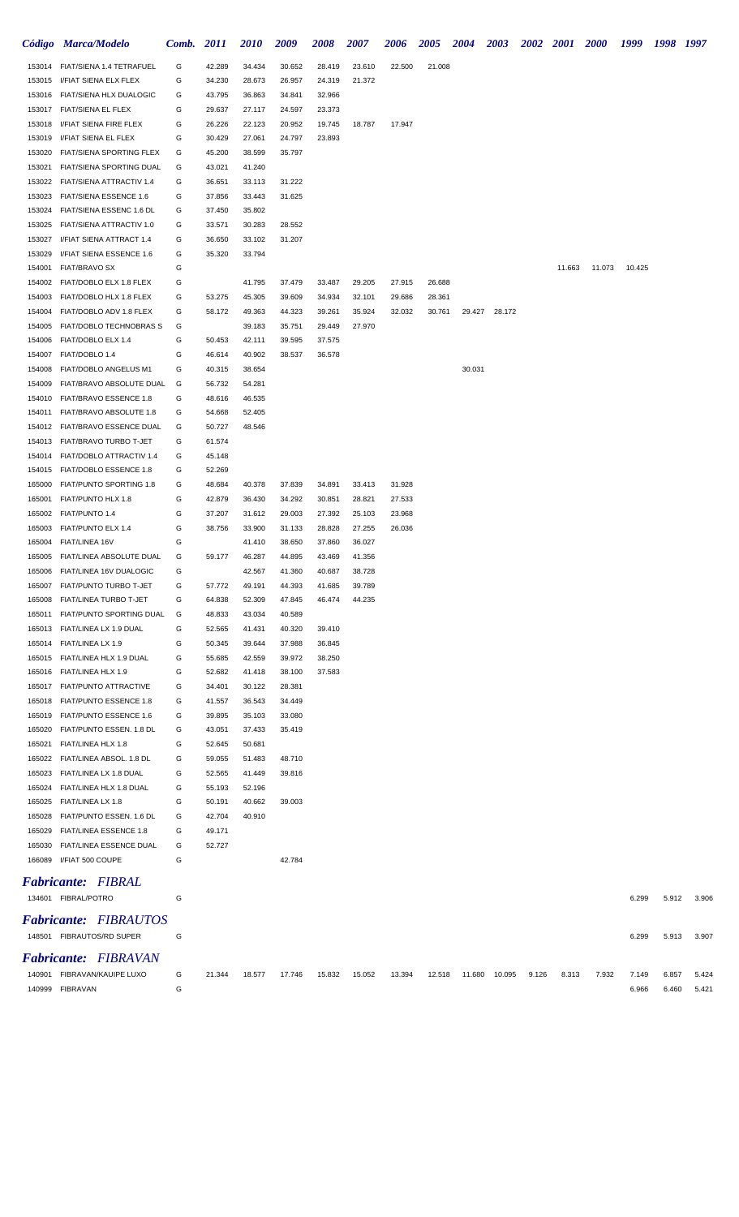| *Código* | *Marca/Modelo* | *Comb.* | *2011* | *2010* | *2009* | *2008* | *2007* | *2006* | *2005* | *2004* | *2003* | *2002* | *2001* | *2000* | *1999* | *1998* | *1997* |
|---|---|---|---|---|---|---|---|---|---|---|---|---|---|---|---|---|---|
| 153014 | FIAT/SIENA 1.4 TETRAFUEL | G | 42.289 | 34.434 | 30.652 | 28.419 | 23.610 | 22.500 | 21.008 | | | | | | | | |
| 153015 | I/FIAT SIENA ELX FLEX | G | 34.230 | 28.673 | 26.957 | 24.319 | 21.372 | | | | | | | | | | |
| 153016 | FIAT/SIENA HLX DUALOGIC | G | 43.795 | 36.863 | 34.841 | 32.966 | | | | | | | | | | | |
| 153017 | FIAT/SIENA EL FLEX | G | 29.637 | 27.117 | 24.597 | 23.373 | | | | | | | | | | | |
| 153018 | I/FIAT SIENA FIRE FLEX | G | 26.226 | 22.123 | 20.952 | 19.745 | 18.787 | 17.947 | | | | | | | | | |
| 153019 | I/FIAT SIENA EL FLEX | G | 30.429 | 27.061 | 24.797 | 23.893 | | | | | | | | | | | |
| 153020 | FIAT/SIENA SPORTING FLEX | G | 45.200 | 38.599 | 35.797 | | | | | | | | | | | | |
| 153021 | FIAT/SIENA SPORTING DUAL | G | 43.021 | 41.240 | | | | | | | | | | | | | |
| 153022 | FIAT/SIENA ATTRACTIV 1.4 | G | 36.651 | 33.113 | 31.222 | | | | | | | | | | | | |
| 153023 | FIAT/SIENA ESSENCE 1.6 | G | 37.856 | 33.443 | 31.625 | | | | | | | | | | | | |
| 153024 | FIAT/SIENA ESSENC 1.6 DL | G | 37.450 | 35.802 | | | | | | | | | | | | | |
| 153025 | FIAT/SIENA ATTRACTIV 1.0 | G | 33.571 | 30.283 | 28.552 | | | | | | | | | | | | |
| 153027 | I/FIAT SIENA ATTRACT 1.4 | G | 36.650 | 33.102 | 31.207 | | | | | | | | | | | | |
| 153029 | I/FIAT SIENA ESSENCE 1.6 | G | 35.320 | 33.794 | | | | | | | | | | | | | |
| 154001 | FIAT/BRAVO SX | G | | | | | | | | | | | 11.663 | 11.073 | 10.425 | | |
| 154002 | FIAT/DOBLO ELX 1.8 FLEX | G | | 41.795 | 37.479 | 33.487 | 29.205 | 27.915 | 26.688 | | | | | | | | |
| 154003 | FIAT/DOBLO HLX 1.8 FLEX | G | 53.275 | 45.305 | 39.609 | 34.934 | 32.101 | 29.686 | 28.361 | | | | | | | | |
| 154004 | FIAT/DOBLO ADV 1.8 FLEX | G | 58.172 | 49.363 | 44.323 | 39.261 | 35.924 | 32.032 | 30.761 | 29.427 | 28.172 | | | | | | |
| 154005 | FIAT/DOBLO TECHNOBRAS S | G | | 39.183 | 35.751 | 29.449 | 27.970 | | | | | | | | | | |
| 154006 | FIAT/DOBLO ELX 1.4 | G | 50.453 | 42.111 | 39.595 | 37.575 | | | | | | | | | | | |
| 154007 | FIAT/DOBLO 1.4 | G | 46.614 | 40.902 | 38.537 | 36.578 | | | | | | | | | | | |
| 154008 | FIAT/DOBLO ANGELUS M1 | G | 40.315 | 38.654 | | | | | | 30.031 | | | | | | | |
| 154009 | FIAT/BRAVO ABSOLUTE DUAL | G | 56.732 | 54.281 | | | | | | | | | | | | | |
| 154010 | FIAT/BRAVO ESSENCE 1.8 | G | 48.616 | 46.535 | | | | | | | | | | | | | |
| 154011 | FIAT/BRAVO ABSOLUTE 1.8 | G | 54.668 | 52.405 | | | | | | | | | | | | | |
| 154012 | FIAT/BRAVO ESSENCE DUAL | G | 50.727 | 48.546 | | | | | | | | | | | | | |
| 154013 | FIAT/BRAVO TURBO T-JET | G | 61.574 | | | | | | | | | | | | | | |
| 154014 | FIAT/DOBLO ATTRACTIV 1.4 | G | 45.148 | | | | | | | | | | | | | | |
| 154015 | FIAT/DOBLO ESSENCE 1.8 | G | 52.269 | | | | | | | | | | | | | | |
| 165000 | FIAT/PUNTO SPORTING 1.8 | G | 48.684 | 40.378 | 37.839 | 34.891 | 33.413 | 31.928 | | | | | | | | | |
| 165001 | FIAT/PUNTO HLX 1.8 | G | 42.879 | 36.430 | 34.292 | 30.851 | 28.821 | 27.533 | | | | | | | | | |
| 165002 | FIAT/PUNTO 1.4 | G | 37.207 | 31.612 | 29.003 | 27.392 | 25.103 | 23.968 | | | | | | | | | |
| 165003 | FIAT/PUNTO ELX 1.4 | G | 38.756 | 33.900 | 31.133 | 28.828 | 27.255 | 26.036 | | | | | | | | | |
| 165004 | FIAT/LINEA 16V | G | | 41.410 | 38.650 | 37.860 | 36.027 | | | | | | | | | | |
| 165005 | FIAT/LINEA ABSOLUTE DUAL | G | 59.177 | 46.287 | 44.895 | 43.469 | 41.356 | | | | | | | | | | |
| 165006 | FIAT/LINEA 16V DUALOGIC | G | | 42.567 | 41.360 | 40.687 | 38.728 | | | | | | | | | | |
| 165007 | FIAT/PUNTO TURBO T-JET | G | 57.772 | 49.191 | 44.393 | 41.685 | 39.789 | | | | | | | | | | |
| 165008 | FIAT/LINEA TURBO T-JET | G | 64.838 | 52.309 | 47.845 | 46.474 | 44.235 | | | | | | | | | | |
| 165011 | FIAT/PUNTO SPORTING DUAL | G | 48.833 | 43.034 | 40.589 | | | | | | | | | | | | |
| 165013 | FIAT/LINEA LX 1.9 DUAL | G | 52.565 | 41.431 | 40.320 | 39.410 | | | | | | | | | | | |
| 165014 | FIAT/LINEA LX 1.9 | G | 50.345 | 39.644 | 37.988 | 36.845 | | | | | | | | | | | |
| 165015 | FIAT/LINEA HLX 1.9 DUAL | G | 55.685 | 42.559 | 39.972 | 38.250 | | | | | | | | | | | |
| 165016 | FIAT/LINEA HLX 1.9 | G | 52.682 | 41.418 | 38.100 | 37.583 | | | | | | | | | | | |
| 165017 | FIAT/PUNTO ATTRACTIVE | G | 34.401 | 30.122 | 28.381 | | | | | | | | | | | | |
| 165018 | FIAT/PUNTO ESSENCE 1.8 | G | 41.557 | 36.543 | 34.449 | | | | | | | | | | | | |
| 165019 | FIAT/PUNTO ESSENCE 1.6 | G | 39.895 | 35.103 | 33.080 | | | | | | | | | | | | |
| 165020 | FIAT/PUNTO ESSEN. 1.8 DL | G | 43.051 | 37.433 | 35.419 | | | | | | | | | | | | |
| 165021 | FIAT/LINEA HLX 1.8 | G | 52.645 | 50.681 | | | | | | | | | | | | | |
| 165022 | FIAT/LINEA ABSOL. 1.8 DL | G | 59.055 | 51.483 | 48.710 | | | | | | | | | | | | |
| 165023 | FIAT/LINEA LX 1.8 DUAL | G | 52.565 | 41.449 | 39.816 | | | | | | | | | | | | |
| 165024 | FIAT/LINEA HLX 1.8 DUAL | G | 55.193 | 52.196 | | | | | | | | | | | | | |
| 165025 | FIAT/LINEA LX 1.8 | G | 50.191 | 40.662 | 39.003 | | | | | | | | | | | | |
| 165028 | FIAT/PUNTO ESSEN. 1.6 DL | G | 42.704 | 40.910 | | | | | | | | | | | | | |
| 165029 | FIAT/LINEA ESSENCE 1.8 | G | 49.171 | | | | | | | | | | | | | | |
| 165030 | FIAT/LINEA ESSENCE DUAL | G | 52.727 | | | | | | | | | | | | | | |
| 166089 | I/FIAT 500 COUPE | G | | | 42.784 | | | | | | | | | | | | |

## *Fabricante: FIBRAL*

| | | | | | | | | | | | | | | | | | |
|---|---|---|---|---|---|---|---|---|---|---|---|---|---|---|---|---|---|
| 134601 | FIBRAL/POTRO | G | | | | | | | | | | | | | 6.299 | 5.912 | 3.906 |

## *Fabricante: FIBRAUTOS*

| | | | | | | | | | | | | | | | | | |
|---|---|---|---|---|---|---|---|---|---|---|---|---|---|---|---|---|---|
| 148501 | FIBRAUTOS/RD SUPER | G | | | | | | | | | | | | | 6.299 | 5.913 | 3.907 |

## *Fabricante: FIBRAVAN*

| | | | | | | | | | | | | | | | | | |
|---|---|---|---|---|---|---|---|---|---|---|---|---|---|---|---|---|---|
| 140901 | FIBRAVAN/KAUIPE LUXO | G | 21.344 | 18.577 | 17.746 | 15.832 | 15.052 | 13.394 | 12.518 | 11.680 | 10.095 | 9.126 | 8.313 | 7.932 | 7.149 | 6.857 | 5.424 |
| 140999 | FIBRAVAN | G | | | | | | | | | | | | | 6.966 | 6.460 | 5.421 |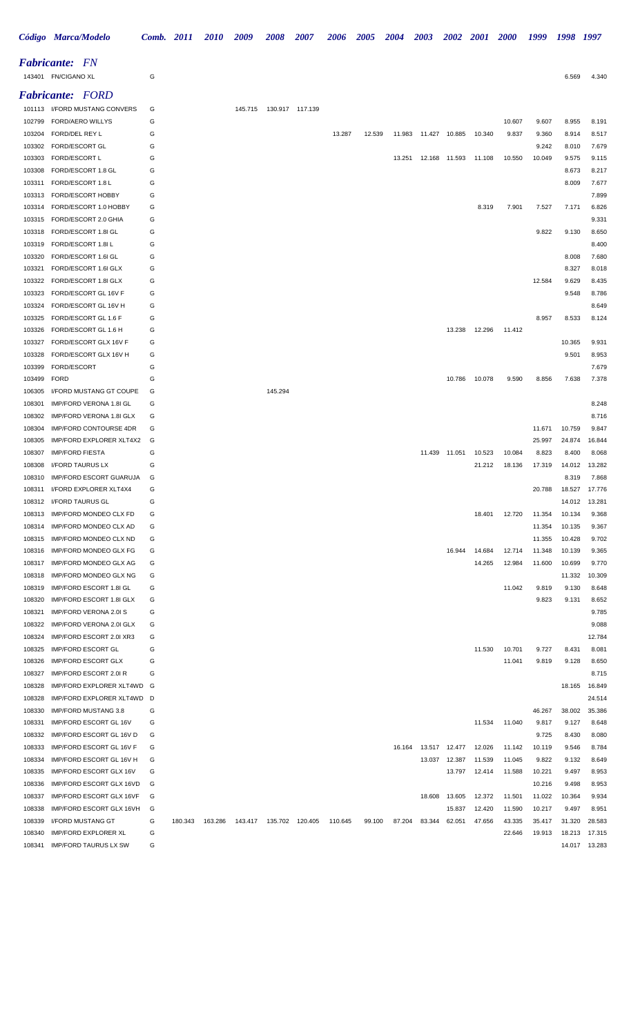## *Fabricante: FN*

| Código | Marca/Modelo | Comb. | 2011 | 2010 | 2009 | 2008 | 2007 | 2006 | 2005 | 2004 | 2003 | 2002 | 2001 | 2000 | 1999 | 1998 | 1997 |
|---|---|---|---|---|---|---|---|---|---|---|---|---|---|---|---|---|---|
| 143401 | FN/CIGANO XL | G | | | | | | | | | | | | | | 6.569 | 4.340 |

## *Fabricante: FORD*

| Código | Marca/Modelo | Comb. | 2011 | 2010 | 2009 | 2008 | 2007 | 2006 | 2005 | 2004 | 2003 | 2002 | 2001 | 2000 | 1999 | 1998 | 1997 |
|---|---|---|---|---|---|---|---|---|---|---|---|---|---|---|---|---|---|
| 101113 | I/FORD MUSTANG CONVERS | G | | | 145.715 | 130.917 | 117.139 | | | | | | | | | | |
| 102799 | FORD/AERO WILLYS | G | | | | | | | | | | | | 10.607 | 9.607 | 8.955 | 8.191 |
| 103204 | FORD/DEL REY L | G | | | | | | 13.287 | 12.539 | 11.983 | 11.427 | 10.885 | 10.340 | 9.837 | 9.360 | 8.914 | 8.517 |
| 103302 | FORD/ESCORT GL | G | | | | | | | | | | | | | 9.242 | 8.010 | 7.679 |
| 103303 | FORD/ESCORT L | G | | | | | | | | 13.251 | 12.168 | 11.593 | 11.108 | 10.550 | 10.049 | 9.575 | 9.115 |
| 103308 | FORD/ESCORT 1.8 GL | G | | | | | | | | | | | | | | 8.673 | 8.217 |
| 103311 | FORD/ESCORT 1.8 L | G | | | | | | | | | | | | | | 8.009 | 7.677 |
| 103313 | FORD/ESCORT HOBBY | G | | | | | | | | | | | | | | | 7.899 |
| 103314 | FORD/ESCORT 1.0 HOBBY | G | | | | | | | | | | | 8.319 | 7.901 | 7.527 | 7.171 | 6.826 |
| 103315 | FORD/ESCORT 2.0 GHIA | G | | | | | | | | | | | | | | | 9.331 |
| 103318 | FORD/ESCORT 1.8I GL | G | | | | | | | | | | | | | 9.822 | 9.130 | 8.650 |
| 103319 | FORD/ESCORT 1.8I L | G | | | | | | | | | | | | | | | 8.400 |
| 103320 | FORD/ESCORT 1.6I GL | G | | | | | | | | | | | | | | 8.008 | 7.680 |
| 103321 | FORD/ESCORT 1.6I GLX | G | | | | | | | | | | | | | | 8.327 | 8.018 |
| 103322 | FORD/ESCORT 1.8I GLX | G | | | | | | | | | | | | | 12.584 | 9.629 | 8.435 |
| 103323 | FORD/ESCORT GL 16V F | G | | | | | | | | | | | | | | 9.548 | 8.786 |
| 103324 | FORD/ESCORT GL 16V H | G | | | | | | | | | | | | | | | 8.649 |
| 103325 | FORD/ESCORT GL 1.6 F | G | | | | | | | | | | | | | 8.957 | 8.533 | 8.124 |
| 103326 | FORD/ESCORT GL 1.6 H | G | | | | | | | | | | 13.238 | 12.296 | 11.412 | | | |
| 103327 | FORD/ESCORT GLX 16V F | G | | | | | | | | | | | | | | 10.365 | 9.931 |
| 103328 | FORD/ESCORT GLX 16V H | G | | | | | | | | | | | | | | 9.501 | 8.953 |
| 103399 | FORD/ESCORT | G | | | | | | | | | | | | | | | 7.679 |
| 103499 | FORD | G | | | | | | | | | | 10.786 | 10.078 | 9.590 | 8.856 | 7.638 | 7.378 |
| 106305 | I/FORD MUSTANG GT COUPE | G | | | | 145.294 | | | | | | | | | | | |
| 108301 | IMP/FORD VERONA 1.8I GL | G | | | | | | | | | | | | | | | 8.248 |
| 108302 | IMP/FORD VERONA 1.8I GLX | G | | | | | | | | | | | | | | | 8.716 |
| 108304 | IMP/FORD CONTOURSE 4DR | G | | | | | | | | | | | | | 11.671 | 10.759 | 9.847 |
| 108305 | IMP/FORD EXPLORER XLT4X2 | G | | | | | | | | | | | | | 25.997 | 24.874 | 16.844 |
| 108307 | IMP/FORD FIESTA | G | | | | | | | | | 11.439 | 11.051 | 10.523 | 10.084 | 8.823 | 8.400 | 8.068 |
| 108308 | I/FORD TAURUS LX | G | | | | | | | | | | | 21.212 | 18.136 | 17.319 | 14.012 | 13.282 |
| 108310 | IMP/FORD ESCORT GUARUJA | G | | | | | | | | | | | | | | 8.319 | 7.868 |
| 108311 | I/FORD EXPLORER XLT4X4 | G | | | | | | | | | | | | | 20.788 | 18.527 | 17.776 |
| 108312 | I/FORD TAURUS GL | G | | | | | | | | | | | | | | 14.012 | 13.281 |
| 108313 | IMP/FORD MONDEO CLX FD | G | | | | | | | | | | | 18.401 | 12.720 | 11.354 | 10.134 | 9.368 |
| 108314 | IMP/FORD MONDEO CLX AD | G | | | | | | | | | | | | | 11.354 | 10.135 | 9.367 |
| 108315 | IMP/FORD MONDEO CLX ND | G | | | | | | | | | | | | | 11.355 | 10.428 | 9.702 |
| 108316 | IMP/FORD MONDEO GLX FG | G | | | | | | | | | | 16.944 | 14.684 | 12.714 | 11.348 | 10.139 | 9.365 |
| 108317 | IMP/FORD MONDEO GLX AG | G | | | | | | | | | | | 14.265 | 12.984 | 11.600 | 10.699 | 9.770 |
| 108318 | IMP/FORD MONDEO GLX NG | G | | | | | | | | | | | | | | 11.332 | 10.309 |
| 108319 | IMP/FORD ESCORT 1.8I GL | G | | | | | | | | | | | | 11.042 | 9.819 | 9.130 | 8.648 |
| 108320 | IMP/FORD ESCORT 1.8I GLX | G | | | | | | | | | | | | | 9.823 | 9.131 | 8.652 |
| 108321 | IMP/FORD VERONA 2.0I S | G | | | | | | | | | | | | | | | 9.785 |
| 108322 | IMP/FORD VERONA 2.0I GLX | G | | | | | | | | | | | | | | | 9.088 |
| 108324 | IMP/FORD ESCORT 2.0I XR3 | G | | | | | | | | | | | | | | | 12.784 |
| 108325 | IMP/FORD ESCORT GL | G | | | | | | | | | | | 11.530 | 10.701 | 9.727 | 8.431 | 8.081 |
| 108326 | IMP/FORD ESCORT GLX | G | | | | | | | | | | | | 11.041 | 9.819 | 9.128 | 8.650 |
| 108327 | IMP/FORD ESCORT 2.0I R | G | | | | | | | | | | | | | | | 8.715 |
| 108328 | IMP/FORD EXPLORER XLT4WD | G | | | | | | | | | | | | | | 18.165 | 16.849 |
| 108328 | IMP/FORD EXPLORER XLT4WD | D | | | | | | | | | | | | | | | 24.514 |
| 108330 | IMP/FORD MUSTANG 3.8 | G | | | | | | | | | | | | | 46.267 | 38.002 | 35.386 |
| 108331 | IMP/FORD ESCORT GL 16V | G | | | | | | | | | | | 11.534 | 11.040 | 9.817 | 9.127 | 8.648 |
| 108332 | IMP/FORD ESCORT GL 16V D | G | | | | | | | | | | | | | 9.725 | 8.430 | 8.080 |
| 108333 | IMP/FORD ESCORT GL 16V F | G | | | | | | | | 16.164 | 13.517 | 12.477 | 12.026 | 11.142 | 10.119 | 9.546 | 8.784 |
| 108334 | IMP/FORD ESCORT GL 16V H | G | | | | | | | | | 13.037 | 12.387 | 11.539 | 11.045 | 9.822 | 9.132 | 8.649 |
| 108335 | IMP/FORD ESCORT GLX 16V | G | | | | | | | | | | 13.797 | 12.414 | 11.588 | 10.221 | 9.497 | 8.953 |
| 108336 | IMP/FORD ESCORT GLX 16VD | G | | | | | | | | | | | | | 10.216 | 9.498 | 8.953 |
| 108337 | IMP/FORD ESCORT GLX 16VF | G | | | | | | | | | 18.608 | 13.605 | 12.372 | 11.501 | 11.022 | 10.364 | 9.934 |
| 108338 | IMP/FORD ESCORT GLX 16VH | G | | | | | | | | | | 15.837 | 12.420 | 11.590 | 10.217 | 9.497 | 8.951 |
| 108339 | I/FORD MUSTANG GT | G | 180.343 | 163.286 | 143.417 | 135.702 | 120.405 | 110.645 | 99.100 | 87.204 | 83.344 | 62.051 | 47.656 | 43.335 | 35.417 | 31.320 | 28.583 |
| 108340 | IMP/FORD EXPLORER XL | G | | | | | | | | | | | | 22.646 | 19.913 | 18.213 | 17.315 |
| 108341 | IMP/FORD TAURUS LX SW | G | | | | | | | | | | | | | | 14.017 | 13.283 |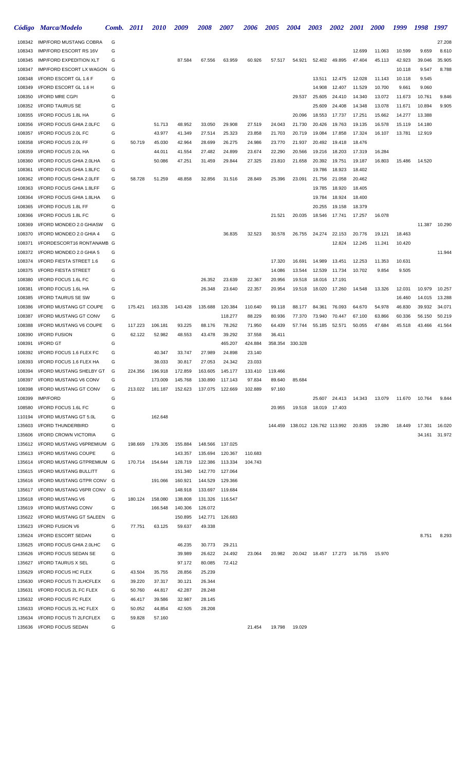| Código | Marca/Modelo | Comb. | 2011 | 2010 | 2009 | 2008 | 2007 | 2006 | 2005 | 2004 | 2003 | 2002 | 2001 | 2000 | 1999 | 1998 | 1997 |
|---|---|---|---|---|---|---|---|---|---|---|---|---|---|---|---|---|---|
| 108342 | IMP/FORD MUSTANG COBRA | G | | | | | | | | | | | | | | | 27.208 |
| 108343 | IMP/FORD ESCORT RS 16V | G | | | | | | | | | | | 12.699 | 11.063 | 10.599 | 9.659 | 8.610 |
| 108345 | IMP/FORD EXPEDITION XLT | G | | | 87.584 | 67.556 | 63.959 | 60.926 | 57.517 | 54.921 | 52.402 | 49.895 | 47.404 | 45.113 | 42.923 | 39.046 | 35.905 |
| 108347 | IMP/FORD ESCORT LX WAGON | G | | | | | | | | | | | | | 10.118 | 9.547 | 8.788 |
| 108348 | I/FORD ESCORT GL 1.6 F | G | | | | | | | | | 13.511 | 12.475 | 12.028 | 11.143 | 10.118 | 9.545 | |
| 108349 | I/FORD ESCORT GL 1.6 H | G | | | | | | | | | 14.908 | 12.407 | 11.529 | 10.700 | 9.661 | 9.060 | |
| 108350 | I/FORD MRE CGPI | G | | | | | | | | 29.537 | 25.605 | 24.410 | 14.340 | 13.072 | 11.673 | 10.761 | 9.846 |
| 108352 | I/FORD TAURUS SE | G | | | | | | | | | 25.609 | 24.408 | 14.348 | 13.078 | 11.671 | 10.894 | 9.905 |
| 108355 | I/FORD FOCUS 1.8L HA | G | | | | | | | | 20.096 | 18.553 | 17.737 | 17.251 | 15.662 | 14.277 | 13.388 | |
| 108356 | I/FORD FOCUS GHIA 2.0LFC | G | | 51.713 | 48.952 | 33.050 | 29.908 | 27.519 | 24.043 | 21.730 | 20.426 | 19.763 | 19.135 | 16.578 | 15.119 | 14.180 | |
| 108357 | I/FORD FOCUS 2.0L FC | G | | 43.977 | 41.349 | 27.514 | 25.323 | 23.858 | 21.703 | 20.719 | 19.084 | 17.858 | 17.324 | 16.107 | 13.781 | 12.919 | |
| 108358 | I/FORD FOCUS 2.0L FF | G | 50.719 | 45.030 | 42.964 | 28.699 | 26.275 | 24.986 | 23.770 | 21.937 | 20.492 | 19.418 | 18.476 | | | | |
| 108359 | I/FORD FOCUS 2.0L HA | G | | 44.011 | 41.554 | 27.482 | 24.899 | 23.674 | 22.290 | 20.566 | 19.216 | 18.203 | 17.319 | 16.284 | | | |
| 108360 | I/FORD FOCUS GHIA 2.0LHA | G | | 50.086 | 47.251 | 31.459 | 29.844 | 27.325 | 23.810 | 21.658 | 20.392 | 19.751 | 19.187 | 16.803 | 15.486 | 14.520 | |
| 108361 | I/FORD FOCUS GHIA 1.8LFC | G | | | | | | | | | 19.786 | 18.923 | 18.402 | | | | |
| 108362 | I/FORD FOCUS GHIA 2.0LFF | G | 58.728 | 51.259 | 48.858 | 32.856 | 31.516 | 28.849 | 25.396 | 23.091 | 21.756 | 21.058 | 20.462 | | | | |
| 108363 | I/FORD FOCUS GHIA 1.8LFF | G | | | | | | | | | 19.785 | 18.920 | 18.405 | | | | |
| 108364 | I/FORD FOCUS GHIA 1.8LHA | G | | | | | | | | | 19.784 | 18.924 | 18.400 | | | | |
| 108365 | I/FORD FOCUS 1.8L FF | G | | | | | | | | | 20.255 | 19.158 | 18.379 | | | | |
| 108366 | I/FORD FOCUS 1.8L FC | G | | | | | | | 21.521 | 20.035 | 18.546 | 17.741 | 17.257 | 16.078 | | | |
| 108369 | I/FORD MONDEO 2.0 GHIASW | G | | | | | | | | | | | | | | 11.387 | 10.290 |
| 108370 | I/FORD MONDEO 2.0 GHIA 4 | G | | | | | 36.835 | 32.523 | 30.578 | 26.755 | 24.274 | 22.153 | 20.776 | 19.121 | 18.463 | | |
| 108371 | I/FORDESCORT16 RONTANAMB | G | | | | | | | | | | 12.824 | 12.245 | 11.241 | 10.420 | | |
| 108372 | I/FORD MONDEO 2.0 GHIA 5 | G | | | | | | | | | | | | | | | 11.944 |
| 108374 | I/FORD FIESTA STREET 1.6 | G | | | | | | | 17.320 | 16.691 | 14.989 | 13.451 | 12.253 | 11.353 | 10.631 | | |
| 108375 | I/FORD FIESTA STREET | G | | | | | | | 14.086 | 13.544 | 12.539 | 11.734 | 10.702 | 9.854 | 9.505 | | |
| 108380 | I/FORD FOCUS 1.6L FC | G | | | | 26.352 | 23.639 | 22.367 | 20.956 | 19.518 | 18.016 | 17.191 | | | | | |
| 108381 | I/FORD FOCUS 1.6L HA | G | | | | 26.348 | 23.640 | 22.357 | 20.954 | 19.518 | 18.020 | 17.260 | 14.548 | 13.326 | 12.031 | 10.979 | 10.257 |
| 108385 | I/FORD TAURUS SE SW | G | | | | | | | | | | | | | 16.460 | 14.015 | 13.288 |
| 108386 | I/FORD MUSTANG GT COUPE | G | 175.421 | 163.335 | 143.428 | 135.688 | 120.384 | 110.640 | 99.118 | 88.177 | 84.361 | 76.093 | 64.670 | 54.978 | 46.830 | 39.932 | 34.071 |
| 108387 | I/FORD MUSTANG GT CONV | G | | | | | 118.277 | 88.229 | 80.936 | 77.370 | 73.940 | 70.447 | 67.100 | 63.866 | 60.336 | 56.150 | 50.219 |
| 108388 | I/FORD MUSTANG V6 COUPE | G | 117.223 | 106.181 | 93.225 | 88.176 | 78.262 | 71.950 | 64.439 | 57.744 | 55.185 | 52.571 | 50.055 | 47.684 | 45.518 | 43.466 | 41.564 |
| 108390 | I/FORD FUSION | G | 62.122 | 52.982 | 48.553 | 43.478 | 39.292 | 37.558 | 36.411 | | | | | | | | |
| 108391 | I/FORD GT | G | | | | | 465.207 | 424.884 | 358.354 | 330.328 | | | | | | | |
| 108392 | I/FORD FOCUS 1.6 FLEX FC | G | | 40.347 | 33.747 | 27.989 | 24.898 | 23.140 | | | | | | | | | |
| 108393 | I/FORD FOCUS 1.6 FLEX HA | G | | 38.033 | 30.817 | 27.053 | 24.342 | 23.033 | | | | | | | | | |
| 108394 | I/FORD MUSTANG SHELBY GT | G | 224.356 | 196.918 | 172.859 | 163.605 | 145.177 | 133.410 | 119.466 | | | | | | | | |
| 108397 | I/FORD MUSTANG V6 CONV | G | | 173.009 | 145.768 | 130.890 | 117.143 | 97.834 | 89.640 | 85.684 | | | | | | | |
| 108398 | I/FORD MUSTANG GT CONV | G | 213.022 | 181.187 | 152.623 | 137.075 | 122.669 | 102.889 | 97.160 | | | | | | | | |
| 108399 | IMP/FORD | G | | | | | | | | | 25.607 | 24.413 | 14.343 | 13.079 | 11.670 | 10.764 | 9.844 |
| 108580 | I/FORD FOCUS 1.6L FC | G | | | | | | | 20.955 | 19.518 | 18.019 | 17.403 | | | | | |
| 110194 | I/FORD MUSTANG GT 5.0L | G | | 162.648 | | | | | | | | | | | | | |
| 135603 | I/FORD THUNDERBIRD | G | | | | | | | 144.459 | 138.012 | 126.762 | 113.992 | 20.835 | 19.280 | 18.449 | 17.301 | 16.020 |
| 135606 | I/FORD CROWN VICTORIA | G | | | | | | | | | | | | | | 34.161 | 31.972 |
| 135612 | I/FORD MUSTANG V6PREMIUM | G | 198.669 | 179.305 | 155.884 | 148.566 | 137.025 | | | | | | | | | | |
| 135613 | I/FORD MUSTANG COUPE | G | | | 143.357 | 135.694 | 120.367 | 110.683 | | | | | | | | | |
| 135614 | I/FORD MUSTANG GTPREMIUM | G | 170.714 | 154.644 | 128.719 | 122.386 | 113.334 | 104.743 | | | | | | | | | |
| 135615 | I/FORD MUSTANG BULLITT | G | | | 151.340 | 142.770 | 127.064 | | | | | | | | | | |
| 135616 | I/FORD MUSTANG GTPR CONV | G | | 191.066 | 160.921 | 144.529 | 129.366 | | | | | | | | | | |
| 135617 | I/FORD MUSTANG V6PR CONV | G | | | 148.918 | 133.697 | 119.684 | | | | | | | | | | |
| 135618 | I/FORD MUSTANG V6 | G | 180.124 | 158.080 | 138.808 | 131.326 | 116.547 | | | | | | | | | | |
| 135619 | I/FORD MUSTANG CONV | G | | 166.548 | 140.306 | 126.072 | | | | | | | | | | | |
| 135622 | I/FORD MUSTANG GT SALEEN | G | | | 150.895 | 142.771 | 126.683 | | | | | | | | | | |
| 135623 | I/FORD FUSION V6 | G | 77.751 | 63.125 | 59.637 | 49.338 | | | | | | | | | | | |
| 135624 | I/FORD ESCORT SEDAN | G | | | | | | | | | | | | | | 8.751 | 8.293 |
| 135625 | I/FORD FOCUS GHIA 2.0LHC | G | | | 46.235 | 30.773 | 29.211 | | | | | | | | | | |
| 135626 | I/FORD FOCUS SEDAN SE | G | | | 39.989 | 26.622 | 24.492 | 23.064 | 20.982 | 20.042 | 18.457 | 17.273 | 16.755 | 15.970 | | | |
| 135627 | I/FORD TAURUS X SEL | G | | | 97.172 | 80.085 | 72.412 | | | | | | | | | | |
| 135629 | I/FORD FOCUS HC FLEX | G | 43.504 | 35.755 | 28.856 | 25.239 | | | | | | | | | | | |
| 135630 | I/FORD FOCUS TI 2LHCFLEX | G | 39.220 | 37.317 | 30.121 | 26.344 | | | | | | | | | | | |
| 135631 | I/FORD FOCUS 2L FC FLEX | G | 50.760 | 44.817 | 42.287 | 28.248 | | | | | | | | | | | |
| 135632 | I/FORD FOCUS FC FLEX | G | 46.417 | 39.586 | 32.987 | 28.145 | | | | | | | | | | | |
| 135633 | I/FORD FOCUS 2L HC FLEX | G | 50.052 | 44.854 | 42.505 | 28.208 | | | | | | | | | | | |
| 135634 | I/FORD FOCUS TI 2LFCFLEX | G | 59.828 | 57.160 | | | | | | | | | | | | | |
| 135636 | I/FORD FOCUS SEDAN | G | | | | | | 21.454 | 19.798 | 19.029 | | | | | | | |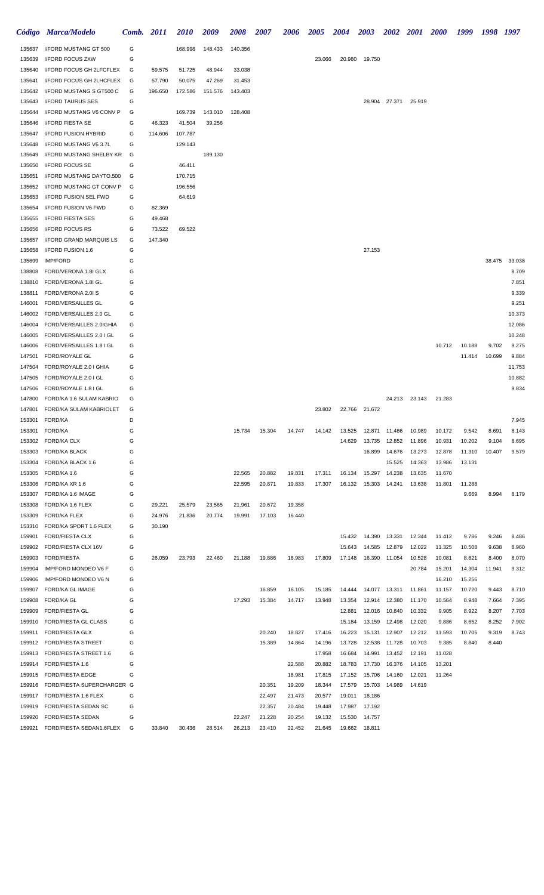| Código | Marca/Modelo | Comb. | 2011 | 2010 | 2009 | 2008 | 2007 | 2006 | 2005 | 2004 | 2003 | 2002 | 2001 | 2000 | 1999 | 1998 | 1997 |
|---|---|---|---|---|---|---|---|---|---|---|---|---|---|---|---|---|---|
| 135637 | I/FORD MUSTANG GT 500 | G | | 168.998 | 148.433 | 140.356 | | | | | | | | | | | |
| 135639 | I/FORD FOCUS ZXW | G | | | | | | | 23.066 | 20.980 | 19.750 | | | | | | |
| 135640 | I/FORD FOCUS GH 2LFCFLEX | G | 59.575 | 51.725 | 48.944 | 33.038 | | | | | | | | | | | |
| 135641 | I/FORD FOCUS GH 2LHCFLEX | G | 57.790 | 50.075 | 47.269 | 31.453 | | | | | | | | | | | |
| 135642 | I/FORD MUSTANG S GT500 C | G | 196.650 | 172.586 | 151.576 | 143.403 | | | | | | | | | | | |
| 135643 | I/FORD TAURUS SES | G | | | | | | | | | 28.904 | 27.371 | 25.919 | | | | |
| 135644 | I/FORD MUSTANG V6 CONV P | G | | 169.739 | 143.010 | 128.408 | | | | | | | | | | | |
| 135646 | I/FORD FIESTA SE | G | 46.323 | 41.504 | 39.256 | | | | | | | | | | | | |
| 135647 | I/FORD FUSION HYBRID | G | 114.606 | 107.787 | | | | | | | | | | | | | |
| 135648 | I/FORD MUSTANG V6 3.7L | G | | 129.143 | | | | | | | | | | | | | |
| 135649 | I/FORD MUSTANG SHELBY KR | G | | | 189.130 | | | | | | | | | | | | |
| 135650 | I/FORD FOCUS SE | G | | 46.411 | | | | | | | | | | | | | |
| 135651 | I/FORD MUSTANG DAYTO.500 | G | | 170.715 | | | | | | | | | | | | | |
| 135652 | I/FORD MUSTANG GT CONV P | G | | 196.556 | | | | | | | | | | | | | |
| 135653 | I/FORD FUSION SEL FWD | G | | 64.619 | | | | | | | | | | | | | |
| 135654 | I/FORD FUSION V6 FWD | G | 82.369 | | | | | | | | | | | | | | |
| 135655 | I/FORD FIESTA SES | G | 49.468 | | | | | | | | | | | | | | |
| 135656 | I/FORD FOCUS RS | G | 73.522 | 69.522 | | | | | | | | | | | | | |
| 135657 | I/FORD GRAND MARQUIS LS | G | 147.340 | | | | | | | | | | | | | | |
| 135658 | I/FORD FUSION 1.6 | G | | | | | | | | | 27.153 | | | | | | |
| 135699 | IMP/FORD | G | | | | | | | | | | | | | | 38.475 | 33.038 |
| 138808 | FORD/VERONA 1.8l GLX | G | | | | | | | | | | | | | | | 8.709 |
| 138810 | FORD/VERONA 1.8l GL | G | | | | | | | | | | | | | | | 7.851 |
| 138811 | FORD/VERONA 2.0l S | G | | | | | | | | | | | | | | | 9.339 |
| 146001 | FORD/VERSAILLES GL | G | | | | | | | | | | | | | | | 9.251 |
| 146002 | FORD/VERSAILLES 2.0 GL | G | | | | | | | | | | | | | | | 10.373 |
| 146004 | FORD/VERSAILLES 2.0IGHIA | G | | | | | | | | | | | | | | | 12.086 |
| 146005 | FORD/VERSAILLES 2.0 I GL | G | | | | | | | | | | | | | | | 10.248 |
| 146006 | FORD/VERSAILLES 1.8 I GL | G | | | | | | | | | | | | 10.712 | 10.188 | 9.702 | 9.275 |
| 147501 | FORD/ROYALE GL | G | | | | | | | | | | | | | 11.414 | 10.699 | 9.884 |
| 147504 | FORD/ROYALE 2.0 I GHIA | G | | | | | | | | | | | | | | | 11.753 |
| 147505 | FORD/ROYALE 2.0 I GL | G | | | | | | | | | | | | | | | 10.882 |
| 147506 | FORD/ROYALE 1.8 I GL | G | | | | | | | | | | | | | | | 9.834 |
| 147800 | FORD/KA 1.6 SULAM KABRIO | G | | | | | | | | | | 24.213 | 23.143 | 21.283 | | | |
| 147801 | FORD/KA SULAM KABRIOLET | G | | | | | | | 23.802 | 22.766 | 21.672 | | | | | | |
| 153301 | FORD/KA | D | | | | | | | | | | | | | | | 7.945 |
| 153301 | FORD/KA | G | | | | 15.734 | 15.304 | 14.747 | 14.142 | 13.525 | 12.871 | 11.486 | 10.989 | 10.172 | 9.542 | 8.691 | 8.143 |
| 153302 | FORD/KA CLX | G | | | | | | | | 14.629 | 13.735 | 12.852 | 11.896 | 10.931 | 10.202 | 9.104 | 8.695 |
| 153303 | FORD/KA BLACK | G | | | | | | | | | 16.899 | 14.676 | 13.273 | 12.878 | 11.310 | 10.407 | 9.579 |
| 153304 | FORD/KA BLACK 1.6 | G | | | | | | | | | | 15.525 | 14.363 | 13.986 | 13.131 | | |
| 153305 | FORD/KA 1.6 | G | | | | 22.565 | 20.882 | 19.831 | 17.311 | 16.134 | 15.297 | 14.238 | 13.635 | 11.670 | | | |
| 153306 | FORD/KA XR 1.6 | G | | | | 22.595 | 20.871 | 19.833 | 17.307 | 16.132 | 15.303 | 14.241 | 13.638 | 11.801 | 11.288 | | |
| 153307 | FORD/KA 1.6 IMAGE | G | | | | | | | | | | | | | 9.669 | 8.994 | 8.179 |
| 153308 | FORD/KA 1.6 FLEX | G | 29.221 | 25.579 | 23.565 | 21.961 | 20.672 | 19.358 | | | | | | | | | |
| 153309 | FORD/KA FLEX | G | 24.976 | 21.836 | 20.774 | 19.991 | 17.103 | 16.440 | | | | | | | | | |
| 153310 | FORD/KA SPORT 1.6 FLEX | G | 30.190 | | | | | | | | | | | | | | |
| 159901 | FORD/FIESTA CLX | G | | | | | | | | 15.432 | 14.390 | 13.331 | 12.344 | 11.412 | 9.786 | 9.246 | 8.486 |
| 159902 | FORD/FIESTA CLX 16V | G | | | | | | | | 15.643 | 14.585 | 12.879 | 12.022 | 11.325 | 10.508 | 9.638 | 8.960 |
| 159903 | FORD/FIESTA | G | 26.059 | 23.793 | 22.460 | 21.188 | 19.886 | 18.983 | 17.809 | 17.148 | 16.390 | 11.054 | 10.528 | 10.081 | 8.821 | 8.400 | 8.070 |
| 159904 | IMP/FORD MONDEO V6 F | G | | | | | | | | | | | 20.784 | 15.201 | 14.304 | 11.941 | 9.312 |
| 159906 | IMP/FORD MONDEO V6 N | G | | | | | | | | | | | | 16.210 | 15.256 | | |
| 159907 | FORD/KA GL IMAGE | G | | | | | 16.859 | 16.105 | 15.185 | 14.444 | 14.077 | 13.311 | 11.861 | 11.157 | 10.720 | 9.443 | 8.710 |
| 159908 | FORD/KA GL | G | | | | 17.293 | 15.384 | 14.717 | 13.948 | 13.354 | 12.914 | 12.380 | 11.170 | 10.564 | 8.948 | 7.664 | 7.395 |
| 159909 | FORD/FIESTA GL | G | | | | | | | | 12.881 | 12.016 | 10.840 | 10.332 | 9.905 | 8.922 | 8.207 | 7.703 |
| 159910 | FORD/FIESTA GL CLASS | G | | | | | | | | 15.184 | 13.159 | 12.498 | 12.020 | 9.886 | 8.652 | 8.252 | 7.902 |
| 159911 | FORD/FIESTA GLX | G | | | | | 20.240 | 18.827 | 17.416 | 16.223 | 15.131 | 12.907 | 12.212 | 11.593 | 10.705 | 9.319 | 8.743 |
| 159912 | FORD/FIESTA STREET | G | | | | | 15.389 | 14.864 | 14.196 | 13.728 | 12.538 | 11.728 | 10.703 | 9.385 | 8.840 | 8.440 | |
| 159913 | FORD/FIESTA STREET 1.6 | G | | | | | | | 17.958 | 16.684 | 14.991 | 13.452 | 12.191 | 11.028 | | | |
| 159914 | FORD/FIESTA 1.6 | G | | | | | | 22.588 | 20.882 | 18.783 | 17.730 | 16.376 | 14.105 | 13.201 | | | |
| 159915 | FORD/FIESTA EDGE | G | | | | | | 18.981 | 17.815 | 17.152 | 15.706 | 14.160 | 12.021 | 11.264 | | | |
| 159916 | FORD/FIESTA SUPERCHARGER | G | | | | | 20.351 | 19.209 | 18.344 | 17.579 | 15.703 | 14.989 | 14.619 | | | | |
| 159917 | FORD/FIESTA 1.6 FLEX | G | | | | | 22.497 | 21.473 | 20.577 | 19.011 | 18.186 | | | | | | |
| 159919 | FORD/FIESTA SEDAN SC | G | | | | | 22.357 | 20.484 | 19.448 | 17.987 | 17.192 | | | | | | |
| 159920 | FORD/FIESTA SEDAN | G | | | | 22.247 | 21.228 | 20.254 | 19.132 | 15.530 | 14.757 | | | | | | |
| 159921 | FORD/FIESTA SEDAN1.6FLEX | G | 33.840 | 30.436 | 28.514 | 26.213 | 23.410 | 22.452 | 21.645 | 19.662 | 18.811 | | | | | | |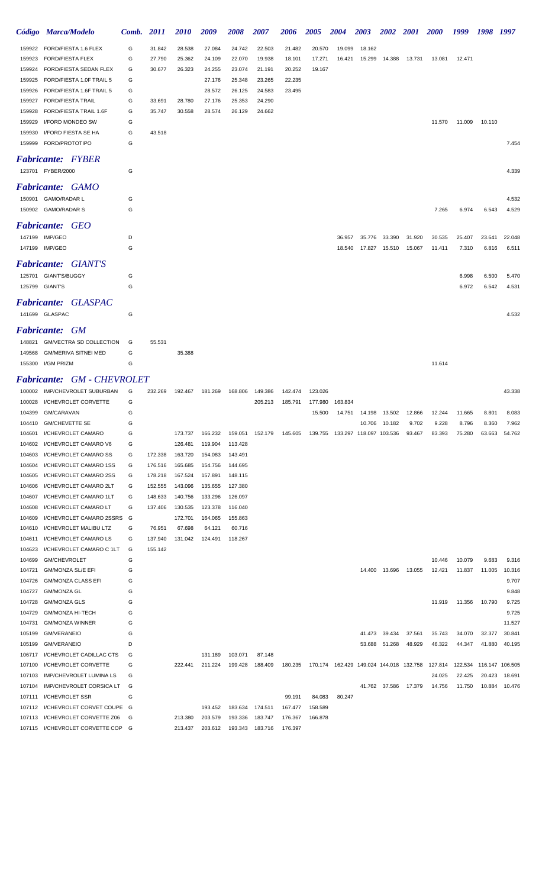| Código | Marca/Modelo | Comb. | 2011 | 2010 | 2009 | 2008 | 2007 | 2006 | 2005 | 2004 | 2003 | 2002 | 2001 | 2000 | 1999 | 1998 | 1997 |
|---|---|---|---|---|---|---|---|---|---|---|---|---|---|---|---|---|---|
| 159922 | FORD/FIESTA 1.6 FLEX | G | 31.842 | 28.538 | 27.084 | 24.742 | 22.503 | 21.482 | 20.570 | 19.099 | 18.162 | | | | | | |
| 159923 | FORD/FIESTA FLEX | G | 27.790 | 25.362 | 24.109 | 22.070 | 19.938 | 18.101 | 17.271 | 16.421 | 15.299 | 14.388 | 13.731 | 13.081 | 12.471 | | |
| 159924 | FORD/FIESTA SEDAN FLEX | G | 30.677 | 26.323 | 24.255 | 23.074 | 21.191 | 20.252 | 19.167 | | | | | | | | |
| 159925 | FORD/FIESTA 1.0F TRAIL 5 | G | | | 27.176 | 25.348 | 23.265 | 22.235 | | | | | | | | | |
| 159926 | FORD/FIESTA 1.6F TRAIL 5 | G | | | 28.572 | 26.125 | 24.583 | 23.495 | | | | | | | | | |
| 159927 | FORD/FIESTA TRAIL | G | 33.691 | 28.780 | 27.176 | 25.353 | 24.290 | | | | | | | | | | |
| 159928 | FORD/FIESTA TRAIL 1.6F | G | 35.747 | 30.558 | 28.574 | 26.129 | 24.662 | | | | | | | | | | |
| 159929 | I/FORD MONDEO SW | G | | | | | | | | | | | | 11.570 | 11.009 | 10.110 | |
| 159930 | I/FORD FIESTA SE HA | G | 43.518 | | | | | | | | | | | | | | |
| 159999 | FORD/PROTOTIPO | G | | | | | | | | | | | | | | | 7.454 |
| ***Fabricante: FYBER*** | | | | | | | | | | | | | | | | | |
| 123701 | FYBER/2000 | G | | | | | | | | | | | | | | | 4.339 |
| ***Fabricante: GAMO*** | | | | | | | | | | | | | | | | | |
| 150901 | GAMO/RADAR L | G | | | | | | | | | | | | | | | 4.532 |
| 150902 | GAMO/RADAR S | G | | | | | | | | | | | | 7.265 | 6.974 | 6.543 | 4.529 |
| ***Fabricante: GEO*** | | | | | | | | | | | | | | | | | |
| 147199 | IMP/GEO | D | | | | | | | | 36.957 | 35.776 | 33.390 | 31.920 | 30.535 | 25.407 | 23.641 | 22.048 |
| 147199 | IMP/GEO | G | | | | | | | | 18.540 | 17.827 | 15.510 | 15.067 | 11.411 | 7.310 | 6.816 | 6.511 |
| ***Fabricante: GIANT'S*** | | | | | | | | | | | | | | | | | |
| 125701 | GIANT'S/BUGGY | G | | | | | | | | | | | | | 6.998 | 6.500 | 5.470 |
| 125799 | GIANT'S | G | | | | | | | | | | | | | 6.972 | 6.542 | 4.531 |
| ***Fabricante: GLASPAC*** | | | | | | | | | | | | | | | | | |
| 141699 | GLASPAC | G | | | | | | | | | | | | | | | 4.532 |
| ***Fabricante: GM*** | | | | | | | | | | | | | | | | | |
| 148821 | GM/VECTRA SD COLLECTION | G | 55.531 | | | | | | | | | | | | | | |
| 149568 | GM/MERIVA SITNEI MED | G | | 35.388 | | | | | | | | | | | | | |
| 155300 | I/GM PRIZM | G | | | | | | | | | | | | 11.614 | | | |
| ***Fabricante: GM - CHEVROLET*** | | | | | | | | | | | | | | | | | |
| 100002 | IMP/CHEVROLET SUBURBAN | G | 232.269 | 192.467 | 181.269 | 168.806 | 149.386 | 142.474 | 123.026 | | | | | | | | 43.338 |
| 100028 | I/CHEVROLET CORVETTE | G | | | | | 205.213 | 185.791 | 177.980 | 163.834 | | | | | | | |
| 104399 | GM/CARAVAN | G | | | | | | | 15.500 | 14.751 | 14.198 | 13.502 | 12.866 | 12.244 | 11.665 | 8.801 | 8.083 |
| 104410 | GM/CHEVETTE SE | G | | | | | | | | | 10.706 | 10.182 | 9.702 | 9.228 | 8.796 | 8.360 | 7.962 |
| 104601 | I/CHEVROLET CAMARO | G | | 173.737 | 166.232 | 159.051 | 152.179 | 145.605 | 139.755 | 133.297 | 118.097 | 103.536 | 93.467 | 83.393 | 75.280 | 63.663 | 54.762 |
| 104602 | I/CHEVROLET CAMARO V6 | G | | 126.481 | 119.904 | 113.428 | | | | | | | | | | | |
| 104603 | I/CHEVROLET CAMARO SS | G | 172.338 | 163.720 | 154.083 | 143.491 | | | | | | | | | | | |
| 104604 | I/CHEVROLET CAMARO 1SS | G | 176.516 | 165.685 | 154.756 | 144.695 | | | | | | | | | | | |
| 104605 | I/CHEVROLET CAMARO 2SS | G | 178.218 | 167.524 | 157.891 | 148.115 | | | | | | | | | | | |
| 104606 | I/CHEVROLET CAMARO 2LT | G | 152.555 | 143.096 | 135.655 | 127.380 | | | | | | | | | | | |
| 104607 | I/CHEVROLET CAMARO 1LT | G | 148.633 | 140.756 | 133.296 | 126.097 | | | | | | | | | | | |
| 104608 | I/CHEVROLET CAMARO LT | G | 137.406 | 130.535 | 123.378 | 116.040 | | | | | | | | | | | |
| 104609 | I/CHEVROLET CAMARO 2SSRS | G | | 172.701 | 164.065 | 155.863 | | | | | | | | | | | |
| 104610 | I/CHEVROLET MALIBU LTZ | G | 76.951 | 67.698 | 64.121 | 60.716 | | | | | | | | | | | |
| 104611 | I/CHEVROLET CAMARO LS | G | 137.940 | 131.042 | 124.491 | 118.267 | | | | | | | | | | | |
| 104623 | I/CHEVROLET CAMARO C 1LT | G | 155.142 | | | | | | | | | | | | | | |
| 104699 | GM/CHEVROLET | G | | | | | | | | | | | | 10.446 | 10.079 | 9.683 | 9.316 |
| 104721 | GM/MONZA SL/E EFI | G | | | | | | | | | 14.400 | 13.696 | 13.055 | 12.421 | 11.837 | 11.005 | 10.316 |
| 104726 | GM/MONZA CLASS EFI | G | | | | | | | | | | | | | | | 9.707 |
| 104727 | GM/MONZA GL | G | | | | | | | | | | | | | | | 9.848 |
| 104728 | GM/MONZA GLS | G | | | | | | | | | | | | 11.919 | 11.356 | 10.790 | 9.725 |
| 104729 | GM/MONZA HI-TECH | G | | | | | | | | | | | | | | | 9.725 |
| 104731 | GM/MONZA WINNER | G | | | | | | | | | | | | | | | 11.527 |
| 105199 | GM/VERANEIO | G | | | | | | | | | 41.473 | 39.434 | 37.561 | 35.743 | 34.070 | 32.377 | 30.841 |
| 105199 | GM/VERANEIO | D | | | | | | | | | 53.688 | 51.268 | 48.929 | 46.322 | 44.347 | 41.880 | 40.195 |
| 106717 | I/CHEVROLET CADILLAC CTS | G | | | 131.189 | 103.071 | 87.148 | | | | | | | | | | |
| 107100 | I/CHEVROLET CORVETTE | G | | 222.441 | 211.224 | 199.428 | 188.409 | 180.235 | 170.174 | 162.429 | 149.024 | 144.018 | 132.758 | 127.814 | 122.534 | 116.147 | 106.505 |
| 107103 | IMP/CHEVROLET LUMINA LS | G | | | | | | | | | | | | 24.025 | 22.425 | 20.423 | 18.691 |
| 107104 | IMP/CHEVROLET CORSICA LT | G | | | | | | | | | 41.762 | 37.586 | 17.379 | 14.756 | 11.750 | 10.884 | 10.476 |
| 107111 | I/CHEVROLET SSR | G | | | | | | 99.191 | 84.083 | 80.247 | | | | | | | |
| 107112 | I/CHEVROLET CORVET COUPE | G | | | 193.452 | 183.634 | 174.511 | 167.477 | 158.589 | | | | | | | | |
| 107113 | I/CHEVROLET CORVETTE Z06 | G | | 213.380 | 203.579 | 193.336 | 183.747 | 176.367 | 166.878 | | | | | | | | |
| 107115 | I/CHEVROLET CORVETTE COP | G | | 213.437 | 203.612 | 193.343 | 183.716 | 176.397 | | | | | | | | | |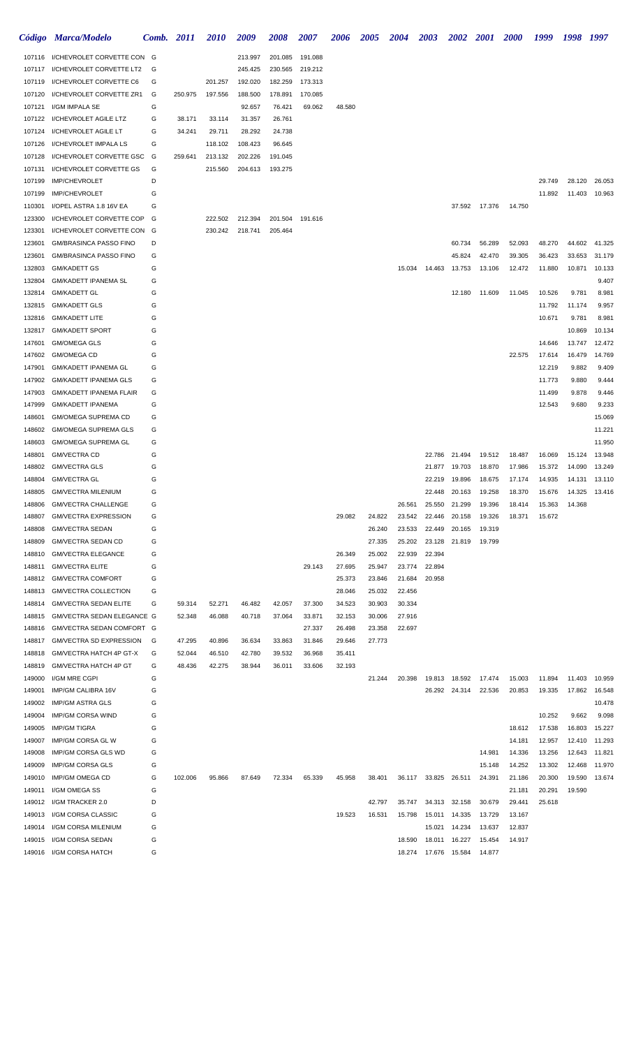| Código | Marca/Modelo | Comb. | 2011 | 2010 | 2009 | 2008 | 2007 | 2006 | 2005 | 2004 | 2003 | 2002 | 2001 | 2000 | 1999 | 1998 | 1997 |
|---|---|---|---|---|---|---|---|---|---|---|---|---|---|---|---|---|---|
| 107116 | I/CHEVROLET CORVETTE CON | G | | | 213.997 | 201.085 | 191.088 | | | | | | | | | | |
| 107117 | I/CHEVROLET CORVETTE LT2 | G | | | 245.425 | 230.565 | 219.212 | | | | | | | | | | |
| 107119 | I/CHEVROLET CORVETTE C6 | G | | 201.257 | 192.020 | 182.259 | 173.313 | | | | | | | | | | |
| 107120 | I/CHEVROLET CORVETTE ZR1 | G | 250.975 | 197.556 | 188.500 | 178.891 | 170.085 | | | | | | | | | | |
| 107121 | I/GM IMPALA SE | G | | | 92.657 | 76.421 | 69.062 | 48.580 | | | | | | | | | |
| 107122 | I/CHEVROLET AGILE LTZ | G | 38.171 | 33.114 | 31.357 | 26.761 | | | | | | | | | | | |
| 107124 | I/CHEVROLET AGILE LT | G | 34.241 | 29.711 | 28.292 | 24.738 | | | | | | | | | | | |
| 107126 | I/CHEVROLET IMPALA LS | G | | 118.102 | 108.423 | 96.645 | | | | | | | | | | | |
| 107128 | I/CHEVROLET CORVETTE GSC | G | 259.641 | 213.132 | 202.226 | 191.045 | | | | | | | | | | | |
| 107131 | I/CHEVROLET CORVETTE GS | G | | 215.560 | 204.613 | 193.275 | | | | | | | | | | | |
| 107199 | IMP/CHEVROLET | D | | | | | | | | | | | | | 29.749 | 28.120 | 26.053 |
| 107199 | IMP/CHEVROLET | G | | | | | | | | | | | | | 11.892 | 11.403 | 10.963 |
| 110301 | I/OPEL ASTRA 1.8 16V EA | G | | | | | | | | | | 37.592 | 17.376 | 14.750 | | | |
| 123300 | I/CHEVROLET CORVETTE COP | G | | 222.502 | 212.394 | 201.504 | 191.616 | | | | | | | | | | |
| 123301 | I/CHEVROLET CORVETTE CON | G | | 230.242 | 218.741 | 205.464 | | | | | | | | | | | |
| 123601 | GM/BRASINCA PASSO FINO | D | | | | | | | | | | 60.734 | 56.289 | 52.093 | 48.270 | 44.602 | 41.325 |
| 123601 | GM/BRASINCA PASSO FINO | G | | | | | | | | | | 45.824 | 42.470 | 39.305 | 36.423 | 33.653 | 31.179 |
| 132803 | GM/KADETT GS | G | | | | | | | | 15.034 | 14.463 | 13.753 | 13.106 | 12.472 | 11.880 | 10.871 | 10.133 |
| 132804 | GM/KADETT IPANEMA SL | G | | | | | | | | | | | | | | | 9.407 |
| 132814 | GM/KADETT GL | G | | | | | | | | | | 12.180 | 11.609 | 11.045 | 10.526 | 9.781 | 8.981 |
| 132815 | GM/KADETT GLS | G | | | | | | | | | | | | | 11.792 | 11.174 | 9.957 |
| 132816 | GM/KADETT LITE | G | | | | | | | | | | | | | 10.671 | 9.781 | 8.981 |
| 132817 | GM/KADETT SPORT | G | | | | | | | | | | | | | | 10.869 | 10.134 |
| 147601 | GM/OMEGA GLS | G | | | | | | | | | | | | | 14.646 | 13.747 | 12.472 |
| 147602 | GM/OMEGA CD | G | | | | | | | | | | | | 22.575 | 17.614 | 16.479 | 14.769 |
| 147901 | GM/KADETT IPANEMA GL | G | | | | | | | | | | | | | 12.219 | 9.882 | 9.409 |
| 147902 | GM/KADETT IPANEMA GLS | G | | | | | | | | | | | | | 11.773 | 9.880 | 9.444 |
| 147903 | GM/KADETT IPANEMA FLAIR | G | | | | | | | | | | | | | 11.499 | 9.878 | 9.446 |
| 147999 | GM/KADETT IPANEMA | G | | | | | | | | | | | | | 12.543 | 9.680 | 9.233 |
| 148601 | GM/OMEGA SUPREMA CD | G | | | | | | | | | | | | | | | 15.069 |
| 148602 | GM/OMEGA SUPREMA GLS | G | | | | | | | | | | | | | | | 11.221 |
| 148603 | GM/OMEGA SUPREMA GL | G | | | | | | | | | | | | | | | 11.950 |
| 148801 | GM/VECTRA CD | G | | | | | | | | | 22.786 | 21.494 | 19.512 | 18.487 | 16.069 | 15.124 | 13.948 |
| 148802 | GM/VECTRA GLS | G | | | | | | | | | 21.877 | 19.703 | 18.870 | 17.986 | 15.372 | 14.090 | 13.249 |
| 148804 | GM/VECTRA GL | G | | | | | | | | | 22.219 | 19.896 | 18.675 | 17.174 | 14.935 | 14.131 | 13.110 |
| 148805 | GM/VECTRA MILENIUM | G | | | | | | | | | 22.448 | 20.163 | 19.258 | 18.370 | 15.676 | 14.325 | 13.416 |
| 148806 | GM/VECTRA CHALLENGE | G | | | | | | | | 26.561 | 25.550 | 21.299 | 19.396 | 18.414 | 15.363 | 14.368 | |
| 148807 | GM/VECTRA EXPRESSION | G | | | | | | 29.082 | 24.822 | 23.542 | 22.446 | 20.158 | 19.326 | 18.371 | 15.672 | | |
| 148808 | GM/VECTRA SEDAN | G | | | | | | | 26.240 | 23.533 | 22.449 | 20.165 | 19.319 | | | | |
| 148809 | GM/VECTRA SEDAN CD | G | | | | | | | 27.335 | 25.202 | 23.128 | 21.819 | 19.799 | | | | |
| 148810 | GM/VECTRA ELEGANCE | G | | | | | | 26.349 | 25.002 | 22.939 | 22.394 | | | | | | |
| 148811 | GM/VECTRA ELITE | G | | | | | 29.143 | 27.695 | 25.947 | 23.774 | 22.894 | | | | | | |
| 148812 | GM/VECTRA COMFORT | G | | | | | | 25.373 | 23.846 | 21.684 | 20.958 | | | | | | |
| 148813 | GM/VECTRA COLLECTION | G | | | | | | 28.046 | 25.032 | 22.456 | | | | | | | |
| 148814 | GM/VECTRA SEDAN ELITE | G | 59.314 | 52.271 | 46.482 | 42.057 | 37.300 | 34.523 | 30.903 | 30.334 | | | | | | | |
| 148815 | GM/VECTRA SEDAN ELEGANCE | G | 52.348 | 46.088 | 40.718 | 37.064 | 33.871 | 32.153 | 30.006 | 27.916 | | | | | | | |
| 148816 | GM/VECTRA SEDAN COMFORT | G | | | | | 27.337 | 26.498 | 23.358 | 22.697 | | | | | | | |
| 148817 | GM/VECTRA SD EXPRESSION | G | 47.295 | 40.896 | 36.634 | 33.863 | 31.846 | 29.646 | 27.773 | | | | | | | | |
| 148818 | GM/VECTRA HATCH 4P GT-X | G | 52.044 | 46.510 | 42.780 | 39.532 | 36.968 | 35.411 | | | | | | | | | |
| 148819 | GM/VECTRA HATCH 4P GT | G | 48.436 | 42.275 | 38.944 | 36.011 | 33.606 | 32.193 | | | | | | | | | |
| 149000 | I/GM MRE CGPI | G | | | | | | | 21.244 | 20.398 | 19.813 | 18.592 | 17.474 | 15.003 | 11.894 | 11.403 | 10.959 |
| 149001 | IMP/GM CALIBRA 16V | G | | | | | | | | | 26.292 | 24.314 | 22.536 | 20.853 | 19.335 | 17.862 | 16.548 |
| 149002 | IMP/GM ASTRA GLS | G | | | | | | | | | | | | | | | 10.478 |
| 149004 | IMP/GM CORSA WIND | G | | | | | | | | | | | | | 10.252 | 9.662 | 9.098 |
| 149005 | IMP/GM TIGRA | G | | | | | | | | | | | | 18.612 | 17.538 | 16.803 | 15.227 |
| 149007 | IMP/GM CORSA GL W | G | | | | | | | | | | | | 14.181 | 12.957 | 12.410 | 11.293 |
| 149008 | IMP/GM CORSA GLS WD | G | | | | | | | | | | | 14.981 | 14.336 | 13.256 | 12.643 | 11.821 |
| 149009 | IMP/GM CORSA GLS | G | | | | | | | | | | | 15.148 | 14.252 | 13.302 | 12.468 | 11.970 |
| 149010 | IMP/GM OMEGA CD | G | 102.006 | 95.866 | 87.649 | 72.334 | 65.339 | 45.958 | 38.401 | 36.117 | 33.825 | 26.511 | 24.391 | 21.186 | 20.300 | 19.590 | 13.674 |
| 149011 | I/GM OMEGA SS | G | | | | | | | | | | | | 21.181 | 20.291 | 19.590 | |
| 149012 | I/GM TRACKER 2.0 | D | | | | | | | 42.797 | 35.747 | 34.313 | 32.158 | 30.679 | 29.441 | 25.618 | | |
| 149013 | I/GM CORSA CLASSIC | G | | | | | | 19.523 | 16.531 | 15.798 | 15.011 | 14.335 | 13.729 | 13.167 | | | |
| 149014 | I/GM CORSA MILENIUM | G | | | | | | | | | 15.021 | 14.234 | 13.637 | 12.837 | | | |
| 149015 | I/GM CORSA SEDAN | G | | | | | | | | 18.590 | 18.011 | 16.227 | 15.454 | 14.917 | | | |
| 149016 | I/GM CORSA HATCH | G | | | | | | | | 18.274 | 17.676 | 15.584 | 14.877 | | | | |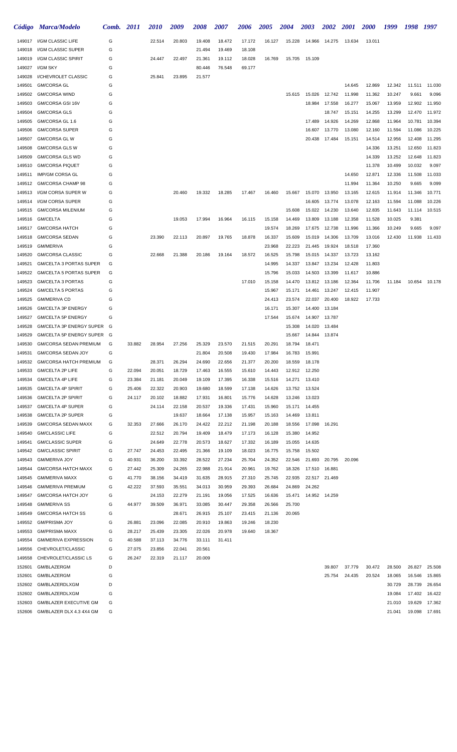| Código | Marca/Modelo | Comb. | 2011 | 2010 | 2009 | 2008 | 2007 | 2006 | 2005 | 2004 | 2003 | 2002 | 2001 | 2000 | 1999 | 1998 | 1997 |
|---|---|---|---|---|---|---|---|---|---|---|---|---|---|---|---|---|---|
| 149017 | I/GM CLASSIC LIFE | G | | 22.514 | 20.803 | 19.408 | 18.472 | 17.172 | 16.127 | 15.228 | 14.966 | 14.275 | 13.634 | 13.011 | | | |
| 149018 | I/GM CLASSIC SUPER | G | | | | 21.494 | 19.469 | 18.108 | | | | | | | | | |
| 149019 | I/GM CLASSIC SPIRIT | G | | 24.447 | 22.497 | 21.361 | 19.112 | 18.028 | 16.769 | 15.705 | 15.109 | | | | | | |
| 149027 | I/GM SKY | G | | | | 80.446 | 76.548 | 69.177 | | | | | | | | | |
| 149028 | I/CHEVROLET CLASSIC | G | | 25.841 | 23.895 | 21.577 | | | | | | | | | | | |
| 149501 | GM/CORSA GL | G | | | | | | | | | | | 14.645 | 12.869 | 12.342 | 11.511 | 11.030 |
| 149502 | GM/CORSA WIND | G | | | | | | | | 15.615 | 15.026 | 12.742 | 11.998 | 11.362 | 10.247 | 9.661 | 9.096 |
| 149503 | GM/CORSA GSI 16V | G | | | | | | | | | 18.984 | 17.558 | 16.277 | 15.067 | 13.959 | 12.902 | 11.950 |
| 149504 | GM/CORSA GLS | G | | | | | | | | | | 18.747 | 15.151 | 14.255 | 13.299 | 12.470 | 11.972 |
| 149505 | GM/CORSA GL 1.6 | G | | | | | | | | | 17.489 | 14.926 | 14.269 | 12.868 | 11.964 | 10.781 | 10.394 |
| 149506 | GM/CORSA SUPER | G | | | | | | | | | 16.607 | 13.770 | 13.080 | 12.160 | 11.594 | 11.086 | 10.225 |
| 149507 | GM/CORSA GL W | G | | | | | | | | | 20.438 | 17.484 | 15.151 | 14.514 | 12.956 | 12.408 | 11.295 |
| 149508 | GM/CORSA GLS W | G | | | | | | | | | | | | 14.336 | 13.251 | 12.650 | 11.823 |
| 149509 | GM/CORSA GLS WD | G | | | | | | | | | | | | 14.339 | 13.252 | 12.648 | 11.823 |
| 149510 | GM/CORSA PIQUET | G | | | | | | | | | | | | 11.378 | 10.499 | 10.032 | 9.097 |
| 149511 | IMP/GM CORSA GL | G | | | | | | | | | | | 14.650 | 12.871 | 12.336 | 11.508 | 11.033 |
| 149512 | GM/CORSA CHAMP 98 | G | | | | | | | | | | | 11.994 | 11.364 | 10.250 | 9.665 | 9.099 |
| 149513 | I/GM CORSA SUPER W | G | | | 20.460 | 19.332 | 18.285 | 17.467 | 16.460 | 15.667 | 15.070 | 13.950 | 13.165 | 12.615 | 11.914 | 11.346 | 10.771 |
| 149514 | I/GM CORSA SUPER | G | | | | | | | | | 16.605 | 13.774 | 13.078 | 12.163 | 11.594 | 11.088 | 10.226 |
| 149515 | GM/CORSA MILENIUM | G | | | | | | | | 15.608 | 15.022 | 14.230 | 13.640 | 12.835 | 11.643 | 11.114 | 10.515 |
| 149516 | GM/CELTA | G | | | 19.053 | 17.994 | 16.964 | 16.115 | 15.158 | 14.469 | 13.809 | 13.188 | 12.358 | 11.528 | 10.025 | 9.381 | |
| 149517 | GM/CORSA HATCH | G | | | | | | | 19.574 | 18.269 | 17.675 | 12.738 | 11.996 | 11.366 | 10.249 | 9.665 | 9.097 |
| 149518 | GM/CORSA SEDAN | G | | 23.390 | 22.113 | 20.897 | 19.765 | 18.878 | 16.337 | 15.609 | 15.019 | 14.306 | 13.709 | 13.016 | 12.430 | 11.938 | 11.433 |
| 149519 | GM/MERIVA | G | | | | | | | 23.968 | 22.223 | 21.445 | 19.924 | 18.518 | 17.360 | | | |
| 149520 | GM/CORSA CLASSIC | G | | 22.668 | 21.388 | 20.186 | 19.164 | 18.572 | 16.525 | 15.798 | 15.015 | 14.337 | 13.723 | 13.162 | | | |
| 149521 | GM/CELTA 3 PORTAS SUPER | G | | | | | | | 14.995 | 14.337 | 13.847 | 13.234 | 12.428 | 11.803 | | | |
| 149522 | GM/CELTA 5 PORTAS SUPER | G | | | | | | | 15.796 | 15.033 | 14.503 | 13.399 | 11.617 | 10.886 | | | |
| 149523 | GM/CELTA 3 PORTAS | G | | | | | | 17.010 | 15.158 | 14.470 | 13.812 | 13.186 | 12.364 | 11.706 | 11.184 | 10.654 | 10.178 |
| 149524 | GM/CELTA 5 PORTAS | G | | | | | | | 15.967 | 15.171 | 14.461 | 13.247 | 12.415 | 11.907 | | | |
| 149525 | GM/MERIVA CD | G | | | | | | | 24.413 | 23.574 | 22.037 | 20.400 | 18.922 | 17.733 | | | |
| 149526 | GM/CELTA 3P ENERGY | G | | | | | | | 16.171 | 15.307 | 14.400 | 13.184 | | | | | |
| 149527 | GM/CELTA 5P ENERGY | G | | | | | | | 17.544 | 15.674 | 14.907 | 13.787 | | | | | |
| 149528 | GM/CELTA 3P ENERGY SUPER | G | | | | | | | | 15.308 | 14.020 | 13.484 | | | | | |
| 149529 | GM/CELTA 5P ENERGY SUPER | G | | | | | | | | 15.667 | 14.844 | 13.874 | | | | | |
| 149530 | GM/CORSA SEDAN PREMIUM | G | 33.882 | 28.954 | 27.256 | 25.329 | 23.570 | 21.515 | 20.291 | 18.794 | 18.471 | | | | | | |
| 149531 | GM/CORSA SEDAN JOY | G | | | | 21.804 | 20.508 | 19.430 | 17.984 | 16.783 | 15.991 | | | | | | |
| 149532 | GM/CORSA HATCH PREMIUM | G | | 28.371 | 26.294 | 24.690 | 22.656 | 21.377 | 20.200 | 18.559 | 18.178 | | | | | | |
| 149533 | GM/CELTA 2P LIFE | G | 22.094 | 20.051 | 18.729 | 17.463 | 16.555 | 15.610 | 14.443 | 12.912 | 12.250 | | | | | | |
| 149534 | GM/CELTA 4P LIFE | G | 23.384 | 21.181 | 20.049 | 19.109 | 17.395 | 16.338 | 15.516 | 14.271 | 13.410 | | | | | | |
| 149535 | GM/CELTA 4P SPIRIT | G | 25.406 | 22.322 | 20.903 | 19.680 | 18.599 | 17.138 | 14.626 | 13.752 | 13.524 | | | | | | |
| 149536 | GM/CELTA 2P SPIRIT | G | 24.117 | 20.102 | 18.882 | 17.931 | 16.801 | 15.776 | 14.628 | 13.246 | 13.023 | | | | | | |
| 149537 | GM/CELTA 4P SUPER | G | | 24.114 | 22.158 | 20.537 | 19.336 | 17.431 | 15.960 | 15.171 | 14.455 | | | | | | |
| 149538 | GM/CELTA 2P SUPER | G | | | 19.637 | 18.664 | 17.138 | 15.957 | 15.163 | 14.469 | 13.811 | | | | | | |
| 149539 | GM/CORSA SEDAN MAXX | G | 32.353 | 27.666 | 26.170 | 24.422 | 22.212 | 21.198 | 20.188 | 18.556 | 17.098 | 16.291 | | | | | |
| 149540 | GM/CLASSIC LIFE | G | | 22.512 | 20.794 | 19.409 | 18.479 | 17.173 | 16.128 | 15.380 | 14.952 | | | | | | |
| 149541 | GM/CLASSIC SUPER | G | | 24.649 | 22.778 | 20.573 | 18.627 | 17.332 | 16.189 | 15.055 | 14.635 | | | | | | |
| 149542 | GM/CLASSIC SPIRIT | G | 27.747 | 24.453 | 22.495 | 21.366 | 19.109 | 18.023 | 16.775 | 15.758 | 15.502 | | | | | | |
| 149543 | GM/MERIVA JOY | G | 40.931 | 36.200 | 33.392 | 28.522 | 27.234 | 25.704 | 24.352 | 22.546 | 21.693 | 20.795 | 20.096 | | | | |
| 149544 | GM/CORSA HATCH MAXX | G | 27.442 | 25.309 | 24.265 | 22.988 | 21.914 | 20.961 | 19.762 | 18.326 | 17.510 | 16.881 | | | | | |
| 149545 | GM/MERIVA MAXX | G | 41.770 | 38.156 | 34.419 | 31.635 | 28.915 | 27.310 | 25.745 | 22.935 | 22.517 | 21.469 | | | | | |
| 149546 | GM/MERIVA PREMIUM | G | 42.222 | 37.593 | 35.551 | 34.013 | 30.959 | 29.393 | 26.684 | 24.869 | 24.262 | | | | | | |
| 149547 | GM/CORSA HATCH JOY | G | | 24.153 | 22.279 | 21.191 | 19.056 | 17.525 | 16.636 | 15.471 | 14.952 | 14.259 | | | | | |
| 149548 | GM/MERIVA SS | G | 44.977 | 39.509 | 36.971 | 33.085 | 30.447 | 29.358 | 26.566 | 25.700 | | | | | | | |
| 149549 | GM/CORSA HATCH SS | G | | | 28.671 | 26.915 | 25.107 | 23.415 | 21.136 | 20.065 | | | | | | | |
| 149552 | GM/PRISMA JOY | G | 26.881 | 23.096 | 22.085 | 20.910 | 19.863 | 19.246 | 18.230 | | | | | | | | |
| 149553 | GM/PRISMA MAXX | G | 28.217 | 25.439 | 23.305 | 22.026 | 20.978 | 19.640 | 18.367 | | | | | | | | |
| 149554 | GM/MERIVA EXPRESSION | G | 40.588 | 37.113 | 34.776 | 33.111 | 31.411 | | | | | | | | | | |
| 149556 | CHEVROLET/CLASSIC | G | 27.075 | 23.856 | 22.041 | 20.561 | | | | | | | | | | | |
| 149558 | CHEVROLET/CLASSIC LS | G | 26.247 | 22.319 | 21.117 | 20.009 | | | | | | | | | | | |
| 152601 | GM/BLAZERGM | D | | | | | | | | | | 39.807 | 37.779 | 30.472 | 28.500 | 26.827 | 25.508 |
| 152601 | GM/BLAZERGM | G | | | | | | | | | | 25.754 | 24.435 | 20.524 | 18.065 | 16.546 | 15.865 |
| 152602 | GM/BLAZERDLXGM | D | | | | | | | | | | | | | 30.729 | 28.739 | 26.654 |
| 152602 | GM/BLAZERDLXGM | G | | | | | | | | | | | | | 19.084 | 17.402 | 16.422 |
| 152603 | GM/BLAZER EXECUTIVE GM | G | | | | | | | | | | | | | 21.010 | 19.629 | 17.362 |
| 152606 | GM/BLAZER DLX 4.3 4X4 GM | G | | | | | | | | | | | | | 21.041 | 19.098 | 17.691 |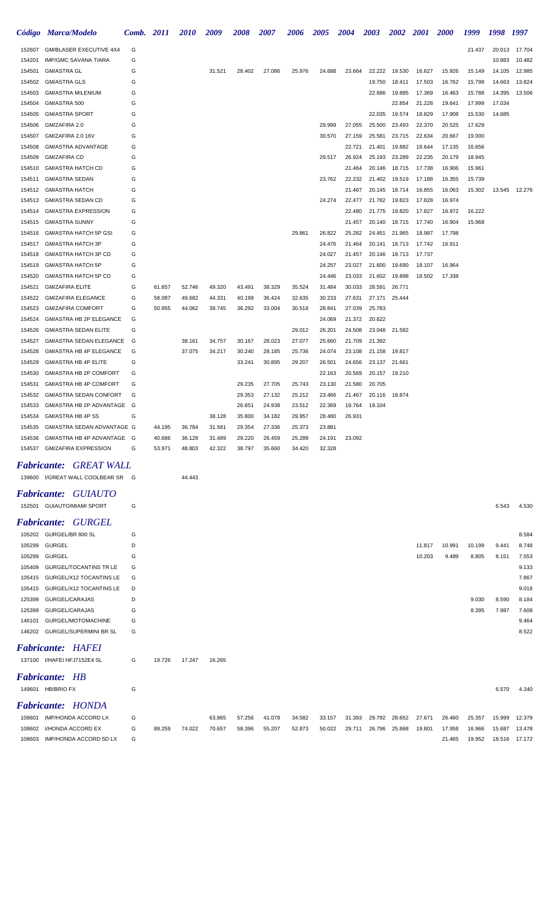| Código | Marca/Modelo | Comb. | 2011 | 2010 | 2009 | 2008 | 2007 | 2006 | 2005 | 2004 | 2003 | 2002 | 2001 | 2000 | 1999 | 1998 | 1997 |
|---|---|---|---|---|---|---|---|---|---|---|---|---|---|---|---|---|---|
| 152607 | GM/BLASER EXECUTIVE 4X4 | G | | | | | | | | | | | | | 21.437 | 20.013 | 17.704 |
| 154201 | IMP/GMC SAVANA TIARA | G | | | | | | | | | | | | | | 10.883 | 10.482 |
| 154501 | GM/ASTRA GL | G | | | 31.521 | 28.402 | 27.086 | 25.976 | 24.688 | 23.664 | 22.222 | 19.530 | 16.627 | 15.926 | 15.149 | 14.105 | 12.985 |
| 154502 | GM/ASTRA GLS | G | | | | | | | | | 19.750 | 18.411 | 17.503 | 16.762 | 15.798 | 14.663 | 13.824 |
| 154503 | GM/ASTRA MILENIUM | G | | | | | | | | | 22.686 | 19.885 | 17.369 | 16.463 | 15.788 | 14.395 | 13.506 |
| 154504 | GM/ASTRA 500 | G | | | | | | | | | | 22.854 | 21.228 | 19.641 | 17.999 | 17.034 | |
| 154505 | GM/ASTRA SPORT | G | | | | | | | | | 22.035 | 19.574 | 18.829 | 17.908 | 15.530 | 14.685 | |
| 154506 | GM/ZAFIRA 2.0 | G | | | | | | | 29.999 | 27.055 | 25.500 | 23.493 | 22.370 | 20.525 | 17.629 | | |
| 154507 | GM/ZAFIRA 2.0 16V | G | | | | | | | 30.570 | 27.159 | 25.581 | 23.715 | 22.634 | 20.667 | 19.000 | | |
| 154508 | GM/ASTRA ADVANTAGE | G | | | | | | | | 22.721 | 21.401 | 19.882 | 18.644 | 17.135 | 16.656 | | |
| 154509 | GM/ZAFIRA CD | G | | | | | | | 29.517 | 26.924 | 25.193 | 23.289 | 22.235 | 20.179 | 18.945 | | |
| 154510 | GM/ASTRA HATCH CD | G | | | | | | | | 21.464 | 20.146 | 18.715 | 17.738 | 16.906 | 15.961 | | |
| 154511 | GM/ASTRA SEDAN | G | | | | | | | 23.762 | 22.232 | 21.402 | 19.519 | 17.188 | 16.355 | 15.739 | | |
| 154512 | GM/ASTRA HATCH | G | | | | | | | | 21.467 | 20.145 | 18.714 | 16.855 | 16.063 | 15.302 | 13.545 | 12.276 |
| 154513 | GM/ASTRA SEDAN CD | G | | | | | | | 24.274 | 22.477 | 21.782 | 19.823 | 17.828 | 16.974 | | | |
| 154514 | GM/ASTRA EXPRESSION | G | | | | | | | | 22.480 | 21.775 | 19.820 | 17.827 | 16.972 | 16.222 | | |
| 154515 | GM/ASTRA SUNNY | G | | | | | | | | 21.457 | 20.140 | 18.715 | 17.740 | 16.904 | 15.968 | | |
| 154516 | GM/ASTRA HATCH 5P GSI | G | | | | | | 29.861 | 26.822 | 25.282 | 24.451 | 21.965 | 18.987 | 17.798 | | | |
| 154517 | GM/ASTRA HATCH 3P | G | | | | | | | 24.476 | 21.464 | 20.141 | 18.713 | 17.742 | 16.911 | | | |
| 154518 | GM/ASTRA HATCH 3P CD | G | | | | | | | 24.027 | 21.457 | 20.146 | 18.713 | 17.737 | | | | |
| 154519 | GM/ASTRA HATCH 5P | G | | | | | | | 24.257 | 23.027 | 21.600 | 19.690 | 18.107 | 16.964 | | | |
| 154520 | GM/ASTRA HATCH 5P CD | G | | | | | | | 24.446 | 23.033 | 21.602 | 19.898 | 18.502 | 17.338 | | | |
| 154521 | GM/ZAFIRA ELITE | G | 61.657 | 52.746 | 49.320 | 43.491 | 38.329 | 35.524 | 31.484 | 30.033 | 28.591 | 26.771 | | | | | |
| 154522 | GM/ZAFIRA ELEGANCE | G | 58.087 | 49.682 | 44.331 | 40.199 | 36.424 | 32.635 | 30.233 | 27.631 | 27.171 | 25.444 | | | | | |
| 154523 | GM/ZAFIRA COMFORT | G | 50.955 | 44.062 | 39.745 | 36.292 | 33.004 | 30.518 | 28.841 | 27.039 | 25.783 | | | | | | |
| 154524 | GM/ASTRA HB 2P ELEGANCE | G | | | | | | | 24.069 | 21.372 | 20.622 | | | | | | |
| 154526 | GM/ASTRA SEDAN ELITE | G | | | | | | 29.012 | 26.201 | 24.508 | 23.048 | 21.582 | | | | | |
| 154527 | GM/ASTRA SEDAN ELEGANCE | G | | 38.161 | 34.757 | 30.167 | 28.023 | 27.077 | 25.660 | 21.709 | 21.392 | | | | | | |
| 154528 | GM/ASTRA HB 4P ELEGANCE | G | | 37.075 | 34.217 | 30.240 | 28.185 | 25.736 | 24.074 | 23.108 | 21.158 | 19.817 | | | | | |
| 154529 | GM/ASTRA HB 4P ELITE | G | | | | 33.241 | 30.895 | 29.207 | 26.501 | 24.656 | 23.137 | 21.661 | | | | | |
| 154530 | GM/ASTRA HB 2P COMFORT | G | | | | | | | 22.163 | 20.569 | 20.157 | 19.210 | | | | | |
| 154531 | GM/ASTRA HB 4P COMFORT | G | | | | 29.235 | 27.705 | 25.743 | 23.130 | 21.580 | 20.705 | | | | | | |
| 154532 | GM/ASTRA SEDAN CONFORT | G | | | | 29.353 | 27.132 | 25.212 | 23.466 | 21.467 | 20.116 | 18.874 | | | | | |
| 154533 | GM/ASTRA HB 2P ADVANTAGE | G | | | | 26.651 | 24.938 | 23.512 | 22.369 | 19.764 | 19.104 | | | | | | |
| 154534 | GM/ASTRA HB 4P SS | G | | | 38.128 | 35.800 | 34.182 | 29.957 | 28.480 | 26.931 | | | | | | | |
| 154535 | GM/ASTRA SEDAN ADVANTAGE | G | 44.195 | 36.784 | 31.581 | 29.354 | 27.336 | 25.373 | 23.881 | | | | | | | | |
| 154536 | GM/ASTRA HB 4P ADVANTAGE | G | 40.686 | 36.128 | 31.489 | 29.220 | 26.459 | 25.289 | 24.191 | 23.092 | | | | | | | |
| 154537 | GM/ZAFIRA EXPRESSION | G | 53.971 | 48.803 | 42.322 | 38.797 | 35.660 | 34.420 | 32.328 | | | | | | | | |

## *Fabricante: GREAT WALL*

| Código | Marca/Modelo | Comb. | 2011 | 2010 | 2009 | 2008 | 2007 | 2006 | 2005 | 2004 | 2003 | 2002 | 2001 | 2000 | 1999 | 1998 | 1997 |
|---|---|---|---|---|---|---|---|---|---|---|---|---|---|---|---|---|---|
| 139600 | I/GREAT WALL COOLBEAR SR | G | | 44.443 | | | | | | | | | | | | | |

## *Fabricante: GUIAUTO*

| Código | Marca/Modelo | Comb. | 2011 | 2010 | 2009 | 2008 | 2007 | 2006 | 2005 | 2004 | 2003 | 2002 | 2001 | 2000 | 1999 | 1998 | 1997 |
|---|---|---|---|---|---|---|---|---|---|---|---|---|---|---|---|---|---|
| 152501 | GUIAUTO/MIAMI SPORT | G | | | | | | | | | | | | | | 6.543 | 4.530 |

## *Fabricante: GURGEL*

| Código | Marca/Modelo | Comb. | 2011 | 2010 | 2009 | 2008 | 2007 | 2006 | 2005 | 2004 | 2003 | 2002 | 2001 | 2000 | 1999 | 1998 | 1997 |
|---|---|---|---|---|---|---|---|---|---|---|---|---|---|---|---|---|---|
| 105202 | GURGEL/BR 800 SL | G | | | | | | | | | | | | | | | 8.584 |
| 105299 | GURGEL | D | | | | | | | | | | | 11.817 | 10.991 | 10.199 | 9.441 | 8.748 |
| 105299 | GURGEL | G | | | | | | | | | | | 10.203 | 9.489 | 8.805 | 8.151 | 7.553 |
| 105409 | GURGEL/TOCANTINS TR LE | G | | | | | | | | | | | | | | | 9.133 |
| 105415 | GURGEL/X12 TOCANTINS LE | G | | | | | | | | | | | | | | | 7.867 |
| 105415 | GURGEL/X12 TOCANTINS LE | D | | | | | | | | | | | | | | | 9.018 |
| 125399 | GURGEL/CARAJAS | D | | | | | | | | | | | | | 9.030 | 8.590 | 8.184 |
| 125399 | GURGEL/CARAJAS | G | | | | | | | | | | | | | 8.395 | 7.987 | 7.608 |
| 146101 | GURGEL/MOTOMACHINE | G | | | | | | | | | | | | | | | 9.464 |
| 146202 | GURGEL/SUPERMINI BR SL | G | | | | | | | | | | | | | | | 8.522 |

## *Fabricante: HAFEI*

| Código | Marca/Modelo | Comb. | 2011 | 2010 | 2009 | 2008 | 2007 | 2006 | 2005 | 2004 | 2003 | 2002 | 2001 | 2000 | 1999 | 1998 | 1997 |
|---|---|---|---|---|---|---|---|---|---|---|---|---|---|---|---|---|---|
| 137100 | I/HAFEI HFJ7152E4 SL | G | 19.726 | 17.247 | 16.265 | | | | | | | | | | | | |

## *Fabricante: HB*

| Código | Marca/Modelo | Comb. | 2011 | 2010 | 2009 | 2008 | 2007 | 2006 | 2005 | 2004 | 2003 | 2002 | 2001 | 2000 | 1999 | 1998 | 1997 |
|---|---|---|---|---|---|---|---|---|---|---|---|---|---|---|---|---|---|
| 149601 | HB/BRIO FX | G | | | | | | | | | | | | | | 6.570 | 4.340 |

## *Fabricante: HONDA*

| Código | Marca/Modelo | Comb. | 2011 | 2010 | 2009 | 2008 | 2007 | 2006 | 2005 | 2004 | 2003 | 2002 | 2001 | 2000 | 1999 | 1998 | 1997 |
|---|---|---|---|---|---|---|---|---|---|---|---|---|---|---|---|---|---|
| 108601 | IMP/HONDA ACCORD LX | G | | | 63.865 | 57.256 | 41.078 | 34.582 | 33.157 | 31.393 | 29.792 | 28.652 | 27.671 | 26.460 | 25.357 | 15.999 | 12.379 |
| 108602 | I/HONDA ACCORD EX | G | 89.259 | 74.022 | 70.657 | 58.396 | 55.207 | 52.873 | 50.022 | 29.711 | 26.796 | 25.868 | 19.801 | 17.958 | 16.966 | 15.687 | 13.478 |
| 108603 | IMP/HONDA ACCORD 5D LX | G | | | | | | | | | | | | 21.465 | 19.952 | 18.516 | 17.172 |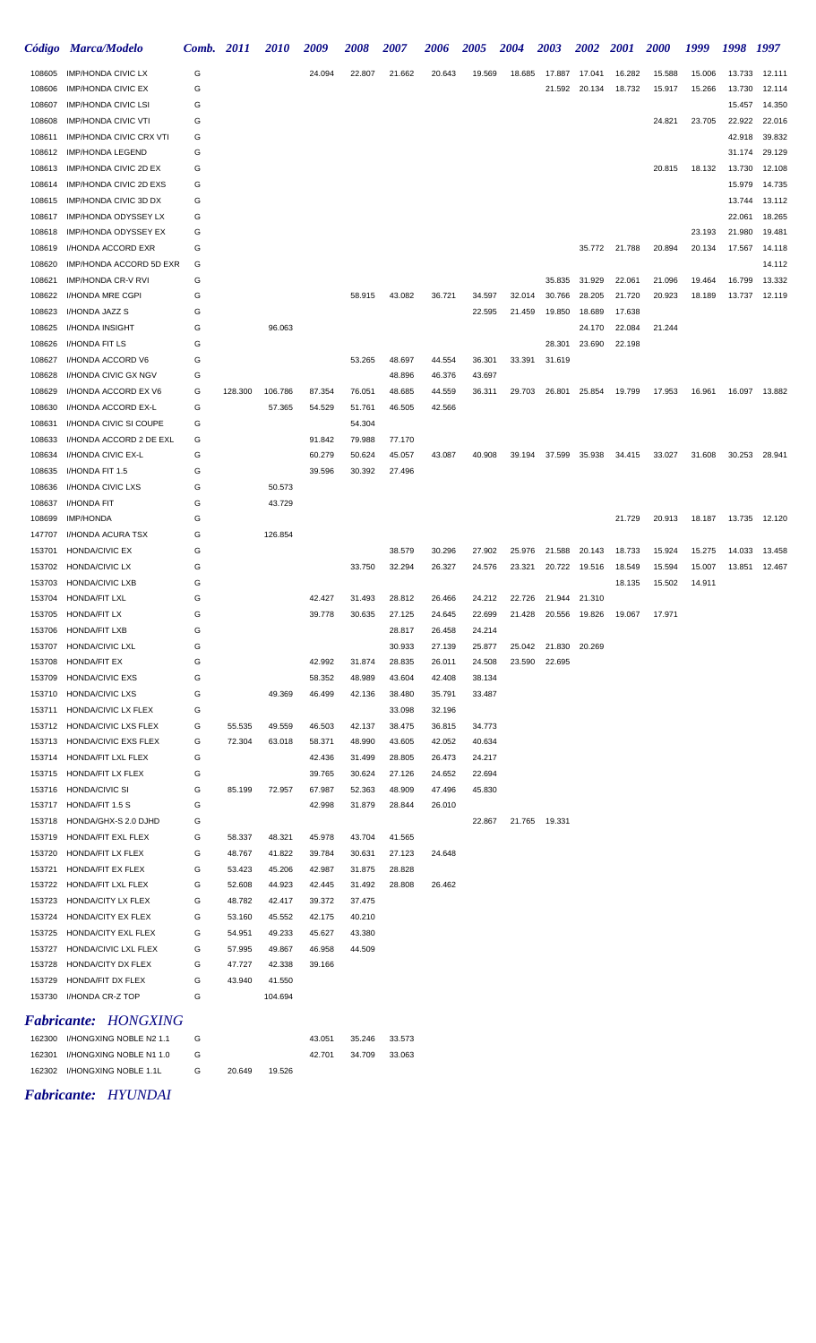| *Código* | *Marca/Modelo* | *Comb.* | *2011* | *2010* | *2009* | *2008* | *2007* | *2006* | *2005* | *2004* | *2003* | *2002* | *2001* | *2000* | *1999* | *1998* | *1997* |
|---|---|---|---|---|---|---|---|---|---|---|---|---|---|---|---|---|---|
| 108605 | IMP/HONDA CIVIC LX | G | | | 24.094 | 22.807 | 21.662 | 20.643 | 19.569 | 18.685 | 17.887 | 17.041 | 16.282 | 15.588 | 15.006 | 13.733 | 12.111 |
| 108606 | IMP/HONDA CIVIC EX | G | | | | | | | | | 21.592 | 20.134 | 18.732 | 15.917 | 15.266 | 13.730 | 12.114 |
| 108607 | IMP/HONDA CIVIC LSI | G | | | | | | | | | | | | | | 15.457 | 14.350 |
| 108608 | IMP/HONDA CIVIC VTI | G | | | | | | | | | | | | 24.821 | 23.705 | 22.922 | 22.016 |
| 108611 | IMP/HONDA CIVIC CRX VTI | G | | | | | | | | | | | | | | 42.918 | 39.832 |
| 108612 | IMP/HONDA LEGEND | G | | | | | | | | | | | | | | 31.174 | 29.129 |
| 108613 | IMP/HONDA CIVIC 2D EX | G | | | | | | | | | | | | 20.815 | 18.132 | 13.730 | 12.108 |
| 108614 | IMP/HONDA CIVIC 2D EXS | G | | | | | | | | | | | | | | 15.979 | 14.735 |
| 108615 | IMP/HONDA CIVIC 3D DX | G | | | | | | | | | | | | | | 13.744 | 13.112 |
| 108617 | IMP/HONDA ODYSSEY LX | G | | | | | | | | | | | | | | 22.061 | 18.265 |
| 108618 | IMP/HONDA ODYSSEY EX | G | | | | | | | | | | | | | 23.193 | 21.980 | 19.481 |
| 108619 | I/HONDA ACCORD EXR | G | | | | | | | | | | 35.772 | 21.788 | 20.894 | 20.134 | 17.567 | 14.118 |
| 108620 | IMP/HONDA ACCORD 5D EXR | G | | | | | | | | | | | | | | | 14.112 |
| 108621 | IMP/HONDA CR-V RVI | G | | | | | | | | | 35.835 | 31.929 | 22.061 | 21.096 | 19.464 | 16.799 | 13.332 |
| 108622 | I/HONDA MRE CGPI | G | | | | 58.915 | 43.082 | 36.721 | 34.597 | 32.014 | 30.766 | 28.205 | 21.720 | 20.923 | 18.189 | 13.737 | 12.119 |
| 108623 | I/HONDA JAZZ S | G | | | | | | | 22.595 | 21.459 | 19.850 | 18.689 | 17.638 | | | | |
| 108625 | I/HONDA INSIGHT | G | | 96.063 | | | | | | | | 24.170 | 22.084 | 21.244 | | | |
| 108626 | I/HONDA FIT LS | G | | | | | | | | | 28.301 | 23.690 | 22.198 | | | | |
| 108627 | I/HONDA ACCORD V6 | G | | | | 53.265 | 48.697 | 44.554 | 36.301 | 33.391 | 31.619 | | | | | | |
| 108628 | I/HONDA CIVIC GX NGV | G | | | | | 48.896 | 46.376 | 43.697 | | | | | | | | |
| 108629 | I/HONDA ACCORD EX V6 | G | 128.300 | 106.786 | 87.354 | 76.051 | 48.685 | 44.559 | 36.311 | 29.703 | 26.801 | 25.854 | 19.799 | 17.953 | 16.961 | 16.097 | 13.882 |
| 108630 | I/HONDA ACCORD EX-L | G | | 57.365 | 54.529 | 51.761 | 46.505 | 42.566 | | | | | | | | | |
| 108631 | I/HONDA CIVIC SI COUPE | G | | | | 54.304 | | | | | | | | | | | |
| 108633 | I/HONDA ACCORD 2 DE EXL | G | | | 91.842 | 79.988 | 77.170 | | | | | | | | | | |
| 108634 | I/HONDA CIVIC EX-L | G | | | 60.279 | 50.624 | 45.057 | 43.087 | 40.908 | 39.194 | 37.599 | 35.938 | 34.415 | 33.027 | 31.608 | 30.253 | 28.941 |
| 108635 | I/HONDA FIT 1.5 | G | | | 39.596 | 30.392 | 27.496 | | | | | | | | | | |
| 108636 | I/HONDA CIVIC LXS | G | | 50.573 | | | | | | | | | | | | | |
| 108637 | I/HONDA FIT | G | | 43.729 | | | | | | | | | | | | | |
| 108699 | IMP/HONDA | G | | | | | | | | | | | 21.729 | 20.913 | 18.187 | 13.735 | 12.120 |
| 147707 | I/HONDA ACURA TSX | G | | 126.854 | | | | | | | | | | | | | |
| 153701 | HONDA/CIVIC EX | G | | | | | 38.579 | 30.296 | 27.902 | 25.976 | 21.588 | 20.143 | 18.733 | 15.924 | 15.275 | 14.033 | 13.458 |
| 153702 | HONDA/CIVIC LX | G | | | | 33.750 | 32.294 | 26.327 | 24.576 | 23.321 | 20.722 | 19.516 | 18.549 | 15.594 | 15.007 | 13.851 | 12.467 |
| 153703 | HONDA/CIVIC LXB | G | | | | | | | | | | | 18.135 | 15.502 | 14.911 | | |
| 153704 | HONDA/FIT LXL | G | | | 42.427 | 31.493 | 28.812 | 26.466 | 24.212 | 22.726 | 21.944 | 21.310 | | | | | |
| 153705 | HONDA/FIT LX | G | | | 39.778 | 30.635 | 27.125 | 24.645 | 22.699 | 21.428 | 20.556 | 19.826 | 19.067 | 17.971 | | | |
| 153706 | HONDA/FIT LXB | G | | | | | 28.817 | 26.458 | 24.214 | | | | | | | | |
| 153707 | HONDA/CIVIC LXL | G | | | | | 30.933 | 27.139 | 25.877 | 25.042 | 21.830 | 20.269 | | | | | |
| 153708 | HONDA/FIT EX | G | | | 42.992 | 31.874 | 28.835 | 26.011 | 24.508 | 23.590 | 22.695 | | | | | | |
| 153709 | HONDA/CIVIC EXS | G | | | 58.352 | 48.989 | 43.604 | 42.408 | 38.134 | | | | | | | | |
| 153710 | HONDA/CIVIC LXS | G | | 49.369 | 46.499 | 42.136 | 38.480 | 35.791 | 33.487 | | | | | | | | |
| 153711 | HONDA/CIVIC LX FLEX | G | | | | | 33.098 | 32.196 | | | | | | | | | |
| 153712 | HONDA/CIVIC LXS FLEX | G | 55.535 | 49.559 | 46.503 | 42.137 | 38.475 | 36.815 | 34.773 | | | | | | | | |
| 153713 | HONDA/CIVIC EXS FLEX | G | 72.304 | 63.018 | 58.371 | 48.990 | 43.605 | 42.052 | 40.634 | | | | | | | | |
| 153714 | HONDA/FIT LXL FLEX | G | | | 42.436 | 31.499 | 28.805 | 26.473 | 24.217 | | | | | | | | |
| 153715 | HONDA/FIT LX FLEX | G | | | 39.765 | 30.624 | 27.126 | 24.652 | 22.694 | | | | | | | | |
| 153716 | HONDA/CIVIC SI | G | 85.199 | 72.957 | 67.987 | 52.363 | 48.909 | 47.496 | 45.830 | | | | | | | | |
| 153717 | HONDA/FIT 1.5 S | G | | | 42.998 | 31.879 | 28.844 | 26.010 | | | | | | | | | |
| 153718 | HONDA/GHX-S 2.0 DJHD | G | | | | | | | 22.867 | 21.765 | 19.331 | | | | | | |
| 153719 | HONDA/FIT EXL FLEX | G | 58.337 | 48.321 | 45.978 | 43.704 | 41.565 | | | | | | | | | | |
| 153720 | HONDA/FIT LX FLEX | G | 48.767 | 41.822 | 39.784 | 30.631 | 27.123 | 24.648 | | | | | | | | | |
| 153721 | HONDA/FIT EX FLEX | G | 53.423 | 45.206 | 42.987 | 31.875 | 28.828 | | | | | | | | | | |
| 153722 | HONDA/FIT LXL FLEX | G | 52.608 | 44.923 | 42.445 | 31.492 | 28.808 | 26.462 | | | | | | | | | |
| 153723 | HONDA/CITY LX FLEX | G | 48.782 | 42.417 | 39.372 | 37.475 | | | | | | | | | | | |
| 153724 | HONDA/CITY EX FLEX | G | 53.160 | 45.552 | 42.175 | 40.210 | | | | | | | | | | | |
| 153725 | HONDA/CITY EXL FLEX | G | 54.951 | 49.233 | 45.627 | 43.380 | | | | | | | | | | | |
| 153727 | HONDA/CIVIC LXL FLEX | G | 57.995 | 49.867 | 46.958 | 44.509 | | | | | | | | | | | |
| 153728 | HONDA/CITY DX FLEX | G | 47.727 | 42.338 | 39.166 | | | | | | | | | | | | |
| 153729 | HONDA/FIT DX FLEX | G | 43.940 | 41.550 | | | | | | | | | | | | | |
| 153730 | I/HONDA CR-Z TOP | G | | 104.694 | | | | | | | | | | | | | |

## *Fabricante: HONGXING*

| | | | | | | | | | | | | | | | | | |
|---|---|---|---|---|---|---|---|---|---|---|---|---|---|---|---|---|---|
| 162300 | I/HONGXING NOBLE N2 1.1 | G | | | 43.051 | 35.246 | 33.573 | | | | | | | | | | |
| 162301 | I/HONGXING NOBLE N1 1.0 | G | | | 42.701 | 34.709 | 33.063 | | | | | | | | | | |
| 162302 | I/HONGXING NOBLE 1.1L | G | 20.649 | 19.526 | | | | | | | | | | | | | |

## *Fabricante: HYUNDAI*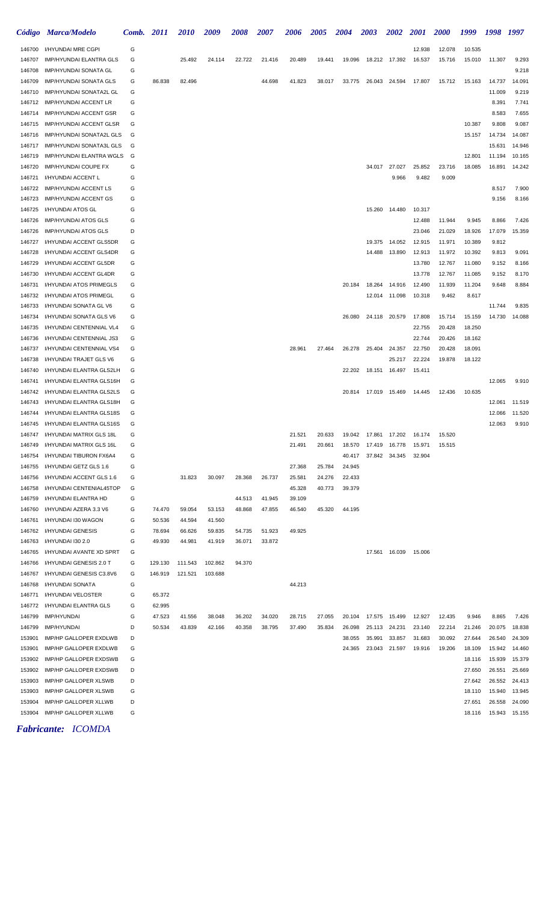| Código | Marca/Modelo | Comb. | 2011 | 2010 | 2009 | 2008 | 2007 | 2006 | 2005 | 2004 | 2003 | 2002 | 2001 | 2000 | 1999 | 1998 | 1997 |
|---|---|---|---|---|---|---|---|---|---|---|---|---|---|---|---|---|---|
| 146700 | I/HYUNDAI MRE CGPI | G | | | | | | | | | | | 12.938 | 12.078 | 10.535 | | |
| 146707 | IMP/HYUNDAI ELANTRA GLS | G | | 25.492 | 24.114 | 22.722 | 21.416 | 20.489 | 19.441 | 19.096 | 18.212 | 17.392 | 16.537 | 15.746 | 15.010 | 11.307 | 9.293 |
| 146708 | IMP/HYUNDAI SONATA GL | G | | | | | | | | | | | | | | | 9.218 |
| 146709 | IMP/HYUNDAI SONATA GLS | G | 86.838 | 82.496 | | | 44.698 | 41.823 | 38.017 | 33.775 | 26.043 | 24.594 | 17.807 | 15.712 | 15.163 | 14.737 | 14.091 |
| 146710 | IMP/HYUNDAI SONATA2L GL | G | | | | | | | | | | | | | | 11.009 | 9.219 |
| 146712 | IMP/HYUNDAI ACCENT LR | G | | | | | | | | | | | | | | 8.391 | 7.741 |
| 146714 | IMP/HYUNDAI ACCENT GSR | G | | | | | | | | | | | | | | 8.583 | 7.655 |
| 146715 | IMP/HYUNDAI ACCENT GLSR | G | | | | | | | | | | | | | 10.387 | 9.808 | 9.087 |
| 146716 | IMP/HYUNDAI SONATA2L GLS | G | | | | | | | | | | | | | 15.157 | 14.734 | 14.087 |
| 146717 | IMP/HYUNDAI SONATA3L GLS | G | | | | | | | | | | | | | | 15.631 | 14.946 |
| 146719 | IMP/HYUNDAI ELANTRA WGLS | G | | | | | | | | | | | | | 12.801 | 11.194 | 10.165 |
| 146720 | IMP/HYUNDAI COUPE FX | G | | | | | | | | | 34.017 | 27.027 | 25.852 | 23.716 | 18.085 | 16.891 | 14.242 |
| 146721 | I/HYUNDAI ACCENT L | G | | | | | | | | | | 9.966 | 9.482 | 9.009 | | | |
| 146722 | IMP/HYUNDAI ACCENT LS | G | | | | | | | | | | | | | | 8.517 | 7.900 |
| 146723 | IMP/HYUNDAI ACCENT GS | G | | | | | | | | | | | | | | 9.156 | 8.166 |
| 146725 | I/HYUNDAI ATOS GL | G | | | | | | | | | 15.260 | 14.480 | 10.317 | | | | |
| 146726 | IMP/HYUNDAI ATOS GLS | G | | | | | | | | | | | 12.488 | 11.944 | 9.945 | 8.866 | 7.426 |
| 146726 | IMP/HYUNDAI ATOS GLS | D | | | | | | | | | | | 23.046 | 21.029 | 18.926 | 17.079 | 15.359 |
| 146727 | I/HYUNDAI ACCENT GLS5DR | G | | | | | | | | | 19.375 | 14.052 | 12.915 | 11.971 | 10.389 | 9.812 | |
| 146728 | I/HYUNDAI ACCENT GLS4DR | G | | | | | | | | | 14.488 | 13.890 | 12.913 | 11.972 | 10.392 | 9.813 | 9.091 |
| 146729 | I/HYUNDAI ACCENT GL5DR | G | | | | | | | | | | | 13.780 | 12.767 | 11.080 | 9.152 | 8.166 |
| 146730 | I/HYUNDAI ACCENT GL4DR | G | | | | | | | | | | | 13.778 | 12.767 | 11.085 | 9.152 | 8.170 |
| 146731 | I/HYUNDAI ATOS PRIMEGLS | G | | | | | | | | 20.184 | 18.264 | 14.916 | 12.490 | 11.939 | 11.204 | 9.648 | 8.884 |
| 146732 | I/HYUNDAI ATOS PRIMEGL | G | | | | | | | | | 12.014 | 11.098 | 10.318 | 9.462 | 8.617 | | |
| 146733 | I/HYUNDAI SONATA GL V6 | G | | | | | | | | | | | | | | 11.744 | 9.835 |
| 146734 | I/HYUNDAI SONATA GLS V6 | G | | | | | | | | 26.080 | 24.118 | 20.579 | 17.808 | 15.714 | 15.159 | 14.730 | 14.088 |
| 146735 | I/HYUNDAI CENTENNIAL VL4 | G | | | | | | | | | | | 22.755 | 20.428 | 18.250 | | |
| 146736 | I/HYUNDAI CENTENNIAL JS3 | G | | | | | | | | | | | 22.744 | 20.426 | 18.162 | | |
| 146737 | I/HYUNDAI CENTENNIAL VS4 | G | | | | | | 28.961 | 27.464 | 26.278 | 25.404 | 24.357 | 22.750 | 20.428 | 18.091 | | |
| 146738 | I/HYUNDAI TRAJET GLS V6 | G | | | | | | | | | | 25.217 | 22.224 | 19.878 | 18.122 | | |
| 146740 | I/HYUNDAI ELANTRA GLS2LH | G | | | | | | | | 22.202 | 18.151 | 16.497 | 15.411 | | | | |
| 146741 | I/HYUNDAI ELANTRA GLS16H | G | | | | | | | | | | | | | | 12.065 | 9.910 |
| 146742 | I/HYUNDAI ELANTRA GLS2LS | G | | | | | | | | 20.814 | 17.019 | 15.469 | 14.445 | 12.436 | 10.635 | | |
| 146743 | I/HYUNDAI ELANTRA GLS18H | G | | | | | | | | | | | | | | 12.061 | 11.519 |
| 146744 | I/HYUNDAI ELANTRA GLS18S | G | | | | | | | | | | | | | | 12.066 | 11.520 |
| 146745 | I/HYUNDAI ELANTRA GLS16S | G | | | | | | | | | | | | | | 12.063 | 9.910 |
| 146747 | I/HYUNDAI MATRIX GLS 18L | G | | | | | | 21.521 | 20.633 | 19.042 | 17.861 | 17.202 | 16.174 | 15.520 | | | |
| 146749 | I/HYUNDAI MATRIX GLS 16L | G | | | | | | 21.491 | 20.661 | 18.570 | 17.419 | 16.778 | 15.971 | 15.515 | | | |
| 146754 | I/HYUNDAI TIBURON FX6A4 | G | | | | | | | | 40.417 | 37.842 | 34.345 | 32.904 | | | | |
| 146755 | I/HYUNDAI GETZ GLS 1.6 | G | | | | | | 27.368 | 25.784 | 24.945 | | | | | | | |
| 146756 | I/HYUNDAI ACCENT GLS 1.6 | G | | 31.823 | 30.097 | 28.368 | 26.737 | 25.581 | 24.276 | 22.433 | | | | | | | |
| 146758 | I/HYUNDAI CENTENIAL45TOP | G | | | | | | 45.328 | 40.773 | 39.379 | | | | | | | |
| 146759 | I/HYUNDAI ELANTRA HD | G | | | | 44.513 | 41.945 | 39.109 | | | | | | | | | |
| 146760 | I/HYUNDAI AZERA 3.3 V6 | G | 74.470 | 59.054 | 53.153 | 48.868 | 47.855 | 46.540 | 45.320 | 44.195 | | | | | | | |
| 146761 | I/HYUNDAI I30 WAGON | G | 50.536 | 44.594 | 41.560 | | | | | | | | | | | | |
| 146762 | I/HYUNDAI GENESIS | G | 78.694 | 66.626 | 59.835 | 54.735 | 51.923 | 49.925 | | | | | | | | | |
| 146763 | I/HYUNDAI I30 2.0 | G | 49.930 | 44.981 | 41.919 | 36.071 | 33.872 | | | | | | | | | | |
| 146765 | I/HYUNDAI AVANTE XD SPRT | G | | | | | | | | | 17.561 | 16.039 | 15.006 | | | | |
| 146766 | I/HYUNDAI GENESIS 2.0 T | G | 129.130 | 111.543 | 102.862 | 94.370 | | | | | | | | | | | |
| 146767 | I/HYUNDAI GENESIS C3.8V6 | G | 146.919 | 121.521 | 103.688 | | | | | | | | | | | | |
| 146768 | I/HYUNDAI SONATA | G | | | | | | 44.213 | | | | | | | | | |
| 146771 | I/HYUNDAI VELOSTER | G | 65.372 | | | | | | | | | | | | | | |
| 146772 | I/HYUNDAI ELANTRA GLS | G | 62.995 | | | | | | | | | | | | | | |
| 146799 | IMP/HYUNDAI | G | 47.523 | 41.556 | 38.048 | 36.202 | 34.020 | 28.715 | 27.055 | 20.104 | 17.575 | 15.499 | 12.927 | 12.435 | 9.946 | 8.865 | 7.426 |
| 146799 | IMP/HYUNDAI | D | 50.534 | 43.839 | 42.166 | 40.358 | 38.795 | 37.490 | 35.834 | 26.098 | 25.113 | 24.231 | 23.140 | 22.214 | 21.246 | 20.075 | 18.838 |
| 153901 | IMP/HP GALLOPER EXDLWB | D | | | | | | | | 38.055 | 35.991 | 33.857 | 31.683 | 30.092 | 27.644 | 26.540 | 24.309 |
| 153901 | IMP/HP GALLOPER EXDLWB | G | | | | | | | | 24.365 | 23.043 | 21.597 | 19.916 | 19.206 | 18.109 | 15.942 | 14.460 |
| 153902 | IMP/HP GALLOPER EXDSWB | G | | | | | | | | | | | | | 18.116 | 15.939 | 15.379 |
| 153902 | IMP/HP GALLOPER EXDSWB | D | | | | | | | | | | | | | 27.650 | 26.551 | 25.669 |
| 153903 | IMP/HP GALLOPER XLSWB | D | | | | | | | | | | | | | 27.642 | 26.552 | 24.413 |
| 153903 | IMP/HP GALLOPER XLSWB | G | | | | | | | | | | | | | 18.110 | 15.940 | 13.945 |
| 153904 | IMP/HP GALLOPER XLLWB | D | | | | | | | | | | | | | 27.651 | 26.558 | 24.090 |
| 153904 | IMP/HP GALLOPER XLLWB | G | | | | | | | | | | | | | 18.116 | 15.943 | 15.155 |

***Fabricante: ICOMDA***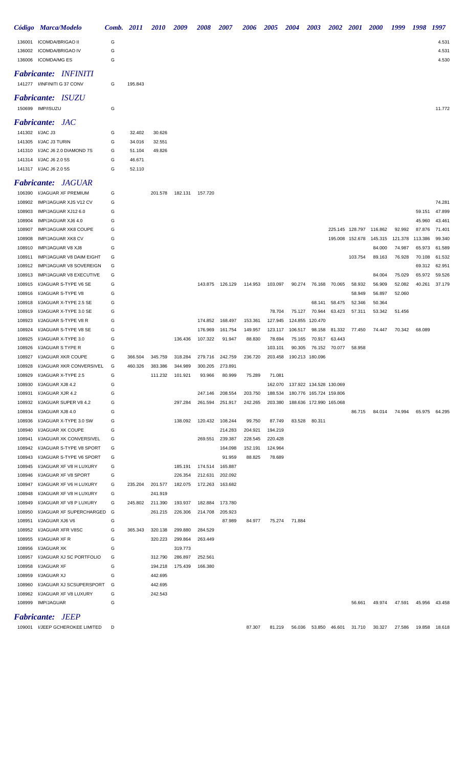| Código | Marca/Modelo | Comb. | 2011 | 2010 | 2009 | 2008 | 2007 | 2006 | 2005 | 2004 | 2003 | 2002 | 2001 | 2000 | 1999 | 1998 | 1997 |
|---|---|---|---|---|---|---|---|---|---|---|---|---|---|---|---|---|---|
| 136001 | ICOMDA/BRIGAO II | G | | | | | | | | | | | | | | | 4.531 |
| 136002 | ICOMDA/BRIGAO IV | G | | | | | | | | | | | | | | | 4.531 |
| 136006 | ICOMDA/MG ES | G | | | | | | | | | | | | | | | 4.530 |
| | ***Fabricante: INFINITI*** | | | | | | | | | | | | | | | | |
| 141277 | I/INFINITI G 37 CONV | G | 195.843 | | | | | | | | | | | | | | |
| | ***Fabricante: ISUZU*** | | | | | | | | | | | | | | | | |
| 150699 | IMP/ISUZU | G | | | | | | | | | | | | | | | 11.772 |
| | ***Fabricante: JAC*** | | | | | | | | | | | | | | | | |
| 141302 | I/JAC J3 | G | 32.402 | 30.626 | | | | | | | | | | | | | |
| 141305 | I/JAC J3 TURIN | G | 34.016 | 32.551 | | | | | | | | | | | | | |
| 141310 | I/JAC J6 2.0 DIAMOND 7S | G | 51.104 | 49.826 | | | | | | | | | | | | | |
| 141314 | I/JAC J6 2.0 5S | G | 46.671 | | | | | | | | | | | | | | |
| 141317 | I/JAC J6 2.0 5S | G | 52.110 | | | | | | | | | | | | | | |
| | ***Fabricante: JAGUAR*** | | | | | | | | | | | | | | | | |
| 106390 | I/JAGUAR XF PREMIUM | G | | 201.578 | 182.131 | 157.720 | | | | | | | | | | | |
| 108902 | IMP/JAGUAR XJS V12 CV | G | | | | | | | | | | | | | | | 74.281 |
| 108903 | IMP/JAGUAR XJ12 6.0 | G | | | | | | | | | | | | | | 59.151 | 47.899 |
| 108904 | IMP/JAGUAR XJ6 4.0 | G | | | | | | | | | | | | | | 45.960 | 43.461 |
| 108907 | IMP/JAGUAR XK8 COUPE | G | | | | | | | | | | 225.145 | 128.797 | 116.862 | 92.992 | 87.876 | 71.401 |
| 108908 | IMP/JAGUAR XK8 CV | G | | | | | | | | | | 195.008 | 152.678 | 145.315 | 121.378 | 113.386 | 99.340 |
| 108910 | IMP/JAGUAR V8 XJ8 | G | | | | | | | | | | | | 84.000 | 74.987 | 65.973 | 61.589 |
| 108911 | IMP/JAGUAR V8 DAIM EIGHT | G | | | | | | | | | | | 103.754 | 89.163 | 76.928 | 70.108 | 61.532 |
| 108912 | IMP/JAGUAR V8 SOVEREIGN | G | | | | | | | | | | | | | | 69.312 | 62.951 |
| 108913 | IMP/JAGUAR V8 EXECUTIVE | G | | | | | | | | | | | | 84.004 | 75.029 | 65.972 | 59.526 |
| 108915 | I/JAGUAR S-TYPE V6 SE | G | | | | 143.875 | 126.129 | 114.953 | 103.097 | 90.274 | 76.168 | 70.065 | 58.932 | 56.909 | 52.082 | 40.261 | 37.179 |
| 108916 | I/JAGUAR S-TYPE V8 | G | | | | | | | | | | | 58.949 | 56.897 | 52.060 | | |
| 108918 | I/JAGUAR X-TYPE 2.5 SE | G | | | | | | | | | 68.141 | 58.475 | 52.346 | 50.364 | | | |
| 108919 | I/JAGUAR X-TYPE 3.0 SE | G | | | | | | | 78.704 | 75.127 | 70.944 | 63.423 | 57.311 | 53.342 | 51.456 | | |
| 108923 | I/JAGUAR S-TYPE V8 R | G | | | | 174.852 | 168.497 | 153.361 | 127.945 | 124.855 | 120.470 | | | | | | |
| 108924 | I/JAGUAR S-TYPE V8 SE | G | | | | 176.969 | 161.754 | 149.957 | 123.117 | 106.517 | 98.158 | 81.332 | 77.450 | 74.447 | 70.342 | 68.089 | |
| 108925 | I/JAGUAR X-TYPE 3.0 | G | | | 136.436 | 107.322 | 91.947 | 88.830 | 78.694 | 75.165 | 70.917 | 63.443 | | | | | |
| 108926 | I/JAGUAR S TYPE R | G | | | | | | | 103.101 | 90.305 | 76.152 | 70.077 | 58.958 | | | | |
| 108927 | I/JAGUAR XKR COUPE | G | 366.504 | 345.759 | 318.284 | 279.716 | 242.759 | 236.720 | 203.458 | 190.213 | 180.096 | | | | | | |
| 108928 | I/JAGUAR XKR CONVERSIVEL | G | 460.326 | 383.386 | 344.989 | 300.205 | 273.891 | | | | | | | | | | |
| 108929 | I/JAGUAR X-TYPE 2.5 | G | | 111.232 | 101.921 | 93.966 | 80.999 | 75.289 | 71.081 | | | | | | | | |
| 108930 | I/JAGUAR XJ8 4.2 | G | | | | | | | 162.070 | 137.922 | 134.528 | 130.069 | | | | | |
| 108931 | I/JAGUAR XJR 4.2 | G | | | | 247.146 | 208.554 | 203.750 | 188.534 | 180.776 | 165.724 | 159.806 | | | | | |
| 108932 | I/JAGUAR SUPER V8 4.2 | G | | | 297.284 | 261.594 | 251.917 | 242.265 | 203.380 | 188.636 | 172.990 | 165.068 | | | | | |
| 108934 | I/JAGUAR XJ8 4.0 | G | | | | | | | | | | | 86.715 | 84.014 | 74.994 | 65.975 | 64.295 |
| 108936 | I/JAGUAR X-TYPE 3.0 SW | G | | | 138.092 | 120.432 | 108.244 | 99.750 | 87.749 | 83.528 | 80.311 | | | | | | |
| 108940 | I/JAGUAR XK COUPE | G | | | | | 214.283 | 204.921 | 194.219 | | | | | | | | |
| 108941 | I/JAGUAR XK CONVERSIVEL | G | | | | 269.551 | 239.387 | 228.545 | 220.428 | | | | | | | | |
| 108942 | I/JAGUAR S-TYPE V8 SPORT | G | | | | | 164.098 | 152.191 | 124.964 | | | | | | | | |
| 108943 | I/JAGUAR S-TYPE V6 SPORT | G | | | | | 91.959 | 88.825 | 78.689 | | | | | | | | |
| 108945 | I/JAGUAR XF V8 H LUXURY | G | | | 185.191 | 174.514 | 165.887 | | | | | | | | | | |
| 108946 | I/JAGUAR XF V8 SPORT | G | | | 226.354 | 212.631 | 202.092 | | | | | | | | | | |
| 108947 | I/JAGUAR XF V6 H LUXURY | G | 235.204 | 201.577 | 182.075 | 172.263 | 163.682 | | | | | | | | | | |
| 108948 | I/JAGUAR XF V8 H LUXURY | G | | 241.919 | | | | | | | | | | | | | |
| 108949 | I/JAGUAR XF V8 P LUXURY | G | 245.802 | 211.390 | 193.937 | 182.884 | 173.780 | | | | | | | | | | |
| 108950 | I/JAGUAR XF SUPERCHARGED | G | | 261.215 | 226.306 | 214.708 | 205.923 | | | | | | | | | | |
| 108951 | I/JAGUAR XJ6 V6 | G | | | | | 87.989 | 84.977 | 75.274 | 71.884 | | | | | | | |
| 108952 | I/JAGUAR XFR V8SC | G | 365.343 | 320.138 | 299.880 | 284.529 | | | | | | | | | | | |
| 108955 | I/JAGUAR XF R | G | | 320.223 | 299.864 | 263.449 | | | | | | | | | | | |
| 108956 | I/JAGUAR XK | G | | | 319.773 | | | | | | | | | | | | |
| 108957 | I/JAGUAR XJ SC PORTFOLIO | G | | 312.790 | 286.897 | 252.561 | | | | | | | | | | | |
| 108958 | I/JAGUAR XF | G | | 194.218 | 175.439 | 166.380 | | | | | | | | | | | |
| 108959 | I/JAGUAR XJ | G | | 442.695 | | | | | | | | | | | | | |
| 108960 | I/JAGUAR XJ SCSUPERSPORT | G | | 442.695 | | | | | | | | | | | | | |
| 108962 | I/JAGUAR XF V8 LUXURY | G | | 242.543 | | | | | | | | | | | | | |
| 108999 | IMP/JAGUAR | G | | | | | | | | | | | 56.661 | 49.974 | 47.591 | 45.956 | 43.458 |
| | ***Fabricante: JEEP*** | | | | | | | | | | | | | | | | |
| 109001 | I/JEEP GCHEROKEE LIMITED | D | | | | | | 87.307 | 81.219 | 56.036 | 53.850 | 46.601 | 31.710 | 30.327 | 27.586 | 19.858 | 18.618 |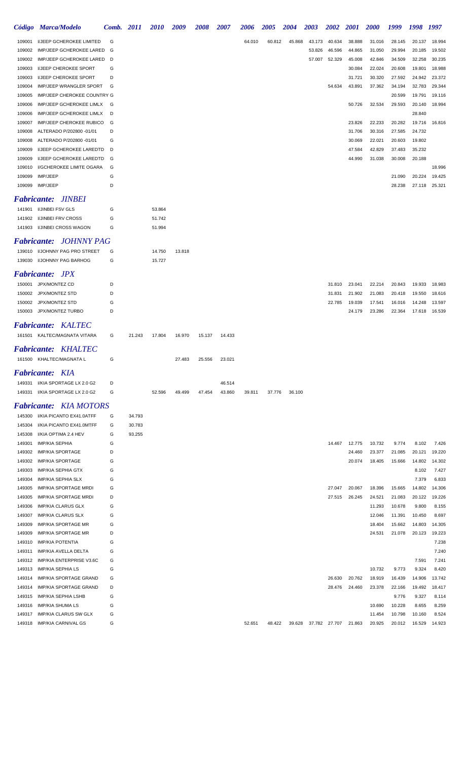| Código | Marca/Modelo | Comb. | 2011 | 2010 | 2009 | 2008 | 2007 | 2006 | 2005 | 2004 | 2003 | 2002 | 2001 | 2000 | 1999 | 1998 | 1997 |
|---|---|---|---|---|---|---|---|---|---|---|---|---|---|---|---|---|---|
| 109001 | I/JEEP GCHEROKEE LIMITED | G | | | | | | 64.010 | 60.812 | 45.868 | 43.173 | 40.634 | 38.888 | 31.016 | 28.145 | 20.137 | 18.994 |
| 109002 | IMP/JEEP GCHEROKEE LARED | G | | | | | | | | | 53.826 | 46.596 | 44.865 | 31.050 | 29.994 | 20.185 | 19.502 |
| 109002 | IMP/JEEP GCHEROKEE LARED | D | | | | | | | | | 57.007 | 52.329 | 45.008 | 42.846 | 34.509 | 32.258 | 30.235 |
| 109003 | I/JEEP CHEROKEE SPORT | G | | | | | | | | | | | 30.084 | 22.024 | 20.608 | 19.801 | 18.988 |
| 109003 | I/JEEP CHEROKEE SPORT | D | | | | | | | | | | | 31.721 | 30.320 | 27.592 | 24.942 | 23.372 |
| 109004 | IMP/JEEP WRANGLER SPORT | G | | | | | | | | | | 54.634 | 43.891 | 37.362 | 34.194 | 32.783 | 29.344 |
| 109005 | IMP/JEEP CHEROKEE COUNTRY | G | | | | | | | | | | | | | 20.599 | 19.791 | 19.116 |
| 109006 | IMP/JEEP GCHEROKEE LIMLX | G | | | | | | | | | | | 50.726 | 32.534 | 29.593 | 20.140 | 18.994 |
| 109006 | IMP/JEEP GCHEROKEE LIMLX | D | | | | | | | | | | | | | | 28.840 | |
| 109007 | IMP/JEEP CHEROKEE RUBICO | G | | | | | | | | | | | 23.826 | 22.233 | 20.282 | 19.716 | 16.816 |
| 109008 | ALTERADO P/202800 -01/01 | D | | | | | | | | | | | 31.706 | 30.316 | 27.585 | 24.732 | |
| 109008 | ALTERADO P/202800 -01/01 | G | | | | | | | | | | | 30.069 | 22.021 | 20.603 | 19.802 | |
| 109009 | I/JEEP GCHEROKEE LAREDTD | D | | | | | | | | | | | 47.584 | 42.829 | 37.483 | 35.232 | |
| 109009 | I/JEEP GCHEROKEE LAREDTD | G | | | | | | | | | | | 44.990 | 31.038 | 30.008 | 20.188 | |
| 109010 | I/GCHEROKEE LIMITE OGARA | G | | | | | | | | | | | | | | | 18.996 |
| 109099 | IMP/JEEP | G | | | | | | | | | | | | | 21.090 | 20.224 | 19.425 |
| 109099 | IMP/JEEP | D | | | | | | | | | | | | | 28.238 | 27.118 | 25.321 |

## *Fabricante: JINBEI*

| Código | Marca/Modelo | Comb. | 2011 | 2010 | 2009 | 2008 | 2007 | 2006 | 2005 | 2004 | 2003 | 2002 | 2001 | 2000 | 1999 | 1998 | 1997 |
|---|---|---|---|---|---|---|---|---|---|---|---|---|---|---|---|---|---|
| 141901 | I/JINBEI FSV GLS | G | | 53.864 | | | | | | | | | | | | | |
| 141902 | I/JINBEI FRV CROSS | G | | 51.742 | | | | | | | | | | | | | |
| 141903 | I/JINBEI CROSS WAGON | G | | 51.994 | | | | | | | | | | | | | |

## *Fabricante: JOHNNY PAG*

| Código | Marca/Modelo | Comb. | 2011 | 2010 | 2009 | 2008 | 2007 | 2006 | 2005 | 2004 | 2003 | 2002 | 2001 | 2000 | 1999 | 1998 | 1997 |
|---|---|---|---|---|---|---|---|---|---|---|---|---|---|---|---|---|---|
| 139010 | I/JOHNNY PAG PRO STREET | G | | 14.750 | 13.818 | | | | | | | | | | | | |
| 139030 | I/JOHNNY PAG BARHOG | G | | 15.727 | | | | | | | | | | | | | |

## *Fabricante: JPX*

| Código | Marca/Modelo | Comb. | 2011 | 2010 | 2009 | 2008 | 2007 | 2006 | 2005 | 2004 | 2003 | 2002 | 2001 | 2000 | 1999 | 1998 | 1997 |
|---|---|---|---|---|---|---|---|---|---|---|---|---|---|---|---|---|---|
| 150001 | JPX/MONTEZ CD | D | | | | | | | | | | 31.810 | 23.041 | 22.214 | 20.843 | 19.933 | 18.983 |
| 150002 | JPX/MONTEZ STD | D | | | | | | | | | | 31.831 | 21.902 | 21.083 | 20.418 | 19.550 | 18.616 |
| 150002 | JPX/MONTEZ STD | G | | | | | | | | | | 22.785 | 19.039 | 17.541 | 16.016 | 14.248 | 13.597 |
| 150003 | JPX/MONTEZ TURBO | D | | | | | | | | | | | 24.179 | 23.286 | 22.364 | 17.618 | 16.539 |

## *Fabricante: KALTEC*

| Código | Marca/Modelo | Comb. | 2011 | 2010 | 2009 | 2008 | 2007 | 2006 | 2005 | 2004 | 2003 | 2002 | 2001 | 2000 | 1999 | 1998 | 1997 |
|---|---|---|---|---|---|---|---|---|---|---|---|---|---|---|---|---|---|
| 161501 | KALTEC/MAGNATA VITARA | G | 21.243 | 17.804 | 16.970 | 15.137 | 14.433 | | | | | | | | | | |

## *Fabricante: KHALTEC*

| Código | Marca/Modelo | Comb. | 2011 | 2010 | 2009 | 2008 | 2007 | 2006 | 2005 | 2004 | 2003 | 2002 | 2001 | 2000 | 1999 | 1998 | 1997 |
|---|---|---|---|---|---|---|---|---|---|---|---|---|---|---|---|---|---|
| 161500 | KHALTEC/MAGNATA L | G | | | 27.483 | 25.556 | 23.021 | | | | | | | | | | |

## *Fabricante: KIA*

| Código | Marca/Modelo | Comb. | 2011 | 2010 | 2009 | 2008 | 2007 | 2006 | 2005 | 2004 | 2003 | 2002 | 2001 | 2000 | 1999 | 1998 | 1997 |
|---|---|---|---|---|---|---|---|---|---|---|---|---|---|---|---|---|---|
| 149331 | I/KIA SPORTAGE LX 2.0 G2 | D | | | | | 46.514 | | | | | | | | | | |
| 149331 | I/KIA SPORTAGE LX 2.0 G2 | G | | 52.596 | 49.499 | 47.454 | 43.860 | 39.811 | 37.776 | 36.100 | | | | | | | |

## *Fabricante: KIA MOTORS*

| Código | Marca/Modelo | Comb. | 2011 | 2010 | 2009 | 2008 | 2007 | 2006 | 2005 | 2004 | 2003 | 2002 | 2001 | 2000 | 1999 | 1998 | 1997 |
|---|---|---|---|---|---|---|---|---|---|---|---|---|---|---|---|---|---|
| 145300 | I/KIA PICANTO EX41.0ATFF | G | 34.793 | | | | | | | | | | | | | | |
| 145304 | I/KIA PICANTO EX41.0MTFF | G | 30.783 | | | | | | | | | | | | | | |
| 145308 | I/KIA OPTIMA 2.4 HEV | G | 93.255 | | | | | | | | | | | | | | |
| 149301 | IMP/KIA SEPHIA | G | | | | | | | | | | 14.467 | 12.775 | 10.732 | 9.774 | 8.102 | 7.426 |
| 149302 | IMP/KIA SPORTAGE | D | | | | | | | | | | | 24.460 | 23.377 | 21.085 | 20.121 | 19.220 |
| 149302 | IMP/KIA SPORTAGE | G | | | | | | | | | | | 20.074 | 18.405 | 15.666 | 14.802 | 14.302 |
| 149303 | IMP/KIA SEPHIA GTX | G | | | | | | | | | | | | | | 8.102 | 7.427 |
| 149304 | IMP/KIA SEPHIA SLX | G | | | | | | | | | | | | | | 7.379 | 6.833 |
| 149305 | IMP/KIA SPORTAGE MRDI | G | | | | | | | | | | 27.047 | 20.067 | 18.396 | 15.665 | 14.802 | 14.306 |
| 149305 | IMP/KIA SPORTAGE MRDI | D | | | | | | | | | | 27.515 | 26.245 | 24.521 | 21.083 | 20.122 | 19.226 |
| 149306 | IMP/KIA CLARUS GLX | G | | | | | | | | | | | | 11.293 | 10.678 | 9.800 | 8.155 |
| 149307 | IMP/KIA CLARUS SLX | G | | | | | | | | | | | | 12.046 | 11.391 | 10.450 | 8.697 |
| 149309 | IMP/KIA SPORTAGE MR | G | | | | | | | | | | | | 18.404 | 15.662 | 14.803 | 14.305 |
| 149309 | IMP/KIA SPORTAGE MR | D | | | | | | | | | | | | 24.531 | 21.078 | 20.123 | 19.223 |
| 149310 | IMP/KIA POTENTIA | G | | | | | | | | | | | | | | | 7.238 |
| 149311 | IMP/KIA AVELLA DELTA | G | | | | | | | | | | | | | | | 7.240 |
| 149312 | IMP/KIA ENTERPRISE V3.6C | G | | | | | | | | | | | | | | 7.591 | 7.241 |
| 149313 | IMP/KIA SEPHIA LS | G | | | | | | | | | | | | 10.732 | 9.773 | 9.324 | 8.420 |
| 149314 | IMP/KIA SPORTAGE GRAND | G | | | | | | | | | | 26.630 | 20.762 | 18.919 | 16.439 | 14.906 | 13.742 |
| 149314 | IMP/KIA SPORTAGE GRAND | D | | | | | | | | | | 28.476 | 24.460 | 23.378 | 22.166 | 19.492 | 18.417 |
| 149315 | IMP/KIA SEPHIA LSHB | G | | | | | | | | | | | | | 9.776 | 9.327 | 8.114 |
| 149316 | IMP/KIA SHUMA LS | G | | | | | | | | | | | | 10.690 | 10.228 | 8.655 | 8.259 |
| 149317 | IMP/KIA CLARUS SW GLX | G | | | | | | | | | | | | 11.454 | 10.798 | 10.160 | 8.524 |
| 149318 | IMP/KIA CARNIVAL GS | G | | | | | | 52.651 | 48.422 | 39.628 | 37.782 | 27.707 | 21.863 | 20.925 | 20.012 | 16.529 | 14.923 |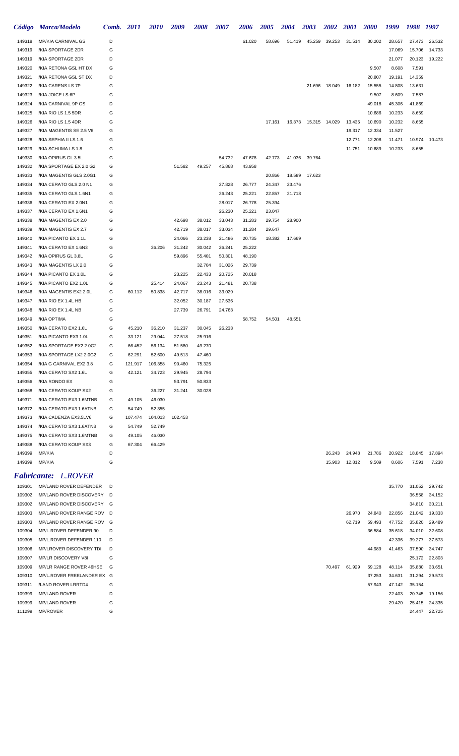| Código | Marca/Modelo | Comb. | 2011 | 2010 | 2009 | 2008 | 2007 | 2006 | 2005 | 2004 | 2003 | 2002 | 2001 | 2000 | 1999 | 1998 | 1997 |
|---|---|---|---|---|---|---|---|---|---|---|---|---|---|---|---|---|---|
| 149318 | IMP/KIA CARNIVAL GS | D | | | | | | 61.020 | 58.696 | 51.419 | 45.259 | 39.253 | 31.514 | 30.202 | 28.657 | 27.473 | 26.532 |
| 149319 | I/KIA SPORTAGE 2DR | G | | | | | | | | | | | | | 17.069 | 15.706 | 14.733 |
| 149319 | I/KIA SPORTAGE 2DR | D | | | | | | | | | | | | | 21.077 | 20.123 | 19.222 |
| 149320 | I/KIA RETONA GSL HT DX | G | | | | | | | | | | | | 9.507 | 8.608 | 7.591 | |
| 149321 | I/KIA RETONA GSL ST DX | D | | | | | | | | | | | | 20.807 | 19.191 | 14.359 | |
| 149322 | I/KIA CARENS LS 7P | G | | | | | | | | | 21.696 | 18.049 | 16.182 | 15.555 | 14.808 | 13.631 | |
| 149323 | I/KIA JOICE LS 6P | G | | | | | | | | | | | | 9.507 | 8.609 | 7.587 | |
| 149324 | I/KIA CARNIVAL 9P GS | D | | | | | | | | | | | | 49.018 | 45.306 | 41.869 | |
| 149325 | I/KIA RIO LS 1.5 5DR | G | | | | | | | | | | | | 10.686 | 10.233 | 8.659 | |
| 149326 | I/KIA RIO LS 1.5 4DR | G | | | | | | | 17.161 | 16.373 | 15.315 | 14.029 | 13.435 | 10.690 | 10.232 | 8.655 | |
| 149327 | I/KIA MAGENTIS SE 2.5 V6 | G | | | | | | | | | | | 19.317 | 12.334 | 11.527 | | |
| 149328 | I/KIA SEPHIA II LS 1.6 | G | | | | | | | | | | | 12.771 | 12.208 | 11.471 | 10.974 | 10.473 |
| 149329 | I/KIA SCHUMA LS 1.8 | G | | | | | | | | | | | 11.751 | 10.689 | 10.233 | 8.655 | |
| 149330 | I/KIA OPIRUS GL 3.5L | G | | | | | 54.732 | 47.678 | 42.773 | 41.036 | 39.764 | | | | | | |
| 149332 | I/KIA SPORTAGE EX 2.0 G2 | G | | | 51.582 | 49.257 | 45.868 | 43.958 | | | | | | | | | |
| 149333 | I/KIA MAGENTIS GLS 2.0G1 | G | | | | | | | 20.866 | 18.589 | 17.623 | | | | | | |
| 149334 | I/KIA CERATO GLS 2.0 N1 | G | | | | | 27.828 | 26.777 | 24.347 | 23.476 | | | | | | | |
| 149335 | I/KIA CERATO GLS 1.6N1 | G | | | | | 26.243 | 25.221 | 22.857 | 21.718 | | | | | | | |
| 149336 | I/KIA CERATO EX 2.0N1 | G | | | | | 28.017 | 26.778 | 25.394 | | | | | | | | |
| 149337 | I/KIA CERATO EX 1.6N1 | G | | | | | 26.230 | 25.221 | 23.047 | | | | | | | | |
| 149338 | I/KIA MAGENTIS EX 2.0 | G | | | 42.698 | 38.012 | 33.043 | 31.283 | 29.754 | 28.900 | | | | | | | |
| 149339 | I/KIA MAGENTIS EX 2.7 | G | | | 42.719 | 38.017 | 33.034 | 31.284 | 29.647 | | | | | | | | |
| 149340 | I/KIA PICANTO EX 1.1L | G | | | 24.066 | 23.238 | 21.486 | 20.735 | 18.382 | 17.669 | | | | | | | |
| 149341 | I/KIA CERATO EX 1.6N3 | G | | 36.206 | 31.242 | 30.042 | 26.241 | 25.222 | | | | | | | | | |
| 149342 | I/KIA OPIRUS GL 3.8L | G | | | 59.896 | 55.401 | 50.301 | 48.190 | | | | | | | | | |
| 149343 | I/KIA MAGENTIS LX 2.0 | G | | | | 32.704 | 31.026 | 29.739 | | | | | | | | | |
| 149344 | I/KIA PICANTO EX 1.0L | G | | | 23.225 | 22.433 | 20.725 | 20.018 | | | | | | | | | |
| 149345 | I/KIA PICANTO EX2 1.0L | G | | 25.414 | 24.067 | 23.243 | 21.481 | 20.738 | | | | | | | | | |
| 149346 | I/KIA MAGENTIS EX2 2.0L | G | 60.112 | 50.838 | 42.717 | 38.016 | 33.029 | | | | | | | | | | |
| 149347 | I/KIA RIO EX 1.4L HB | G | | | 32.052 | 30.187 | 27.536 | | | | | | | | | | |
| 149348 | I/KIA RIO EX 1.4L NB | G | | | 27.739 | 26.791 | 24.763 | | | | | | | | | | |
| 149349 | I/KIA OPTIMA | G | | | | | | 58.752 | 54.501 | 48.551 | | | | | | | |
| 149350 | I/KIA CERATO EX2 1.6L | G | 45.210 | 36.210 | 31.237 | 30.045 | 26.233 | | | | | | | | | | |
| 149351 | I/KIA PICANTO EX3 1.0L | G | 33.121 | 29.044 | 27.518 | 25.916 | | | | | | | | | | | |
| 149352 | I/KIA SPORTAGE EX2 2.0G2 | G | 66.452 | 56.134 | 51.580 | 49.270 | | | | | | | | | | | |
| 149353 | I/KIA SPORTAGE LX2 2.0G2 | G | 62.291 | 52.600 | 49.513 | 47.460 | | | | | | | | | | | |
| 149354 | I/KIA G CARNIVAL EX2 3.8 | G | 121.917 | 106.358 | 90.460 | 75.325 | | | | | | | | | | | |
| 149355 | I/KIA CERATO SX2 1.6L | G | 42.121 | 34.723 | 29.945 | 28.794 | | | | | | | | | | | |
| 149356 | I/KIA RONDO EX | G | | | 53.791 | 50.833 | | | | | | | | | | | |
| 149368 | I/KIA CERATO KOUP SX2 | G | | 36.227 | 31.241 | 30.028 | | | | | | | | | | | |
| 149371 | I/KIA CERATO EX3 1.6MTNB | G | 49.105 | 46.030 | | | | | | | | | | | | | |
| 149372 | I/KIA CERATO EX3 1.6ATNB | G | 54.749 | 52.355 | | | | | | | | | | | | | |
| 149373 | I/KIA CADENZA EX3.5LV6 | G | 107.474 | 104.013 | 102.453 | | | | | | | | | | | | |
| 149374 | I/KIA CERATO SX3 1.6ATNB | G | 54.749 | 52.749 | | | | | | | | | | | | | |
| 149375 | I/KIA CERATO SX3 1.6MTNB | G | 49.105 | 46.030 | | | | | | | | | | | | | |
| 149388 | I/KIA CERATO KOUP SX3 | G | 67.304 | 66.429 | | | | | | | | | | | | | |
| 149399 | IMP/KIA | D | | | | | | | | | | 26.243 | 24.948 | 21.786 | 20.922 | 18.845 | 17.894 |
| 149399 | IMP/KIA | G | | | | | | | | | | 15.903 | 12.812 | 9.509 | 8.606 | 7.591 | 7.238 |

## *Fabricante: L.ROVER*

| Código | Marca/Modelo | Comb. | 2011 | 2010 | 2009 | 2008 | 2007 | 2006 | 2005 | 2004 | 2003 | 2002 | 2001 | 2000 | 1999 | 1998 | 1997 |
|---|---|---|---|---|---|---|---|---|---|---|---|---|---|---|---|---|---|
| 109301 | IMP/LAND ROVER DEFENDER | D | | | | | | | | | | | | | 35.770 | 31.052 | 29.742 |
| 109302 | IMP/LAND ROVER DISCOVERY | D | | | | | | | | | | | | | | 36.558 | 34.152 |
| 109302 | IMP/LAND ROVER DISCOVERY | G | | | | | | | | | | | | | | 34.810 | 30.211 |
| 109303 | IMP/LAND ROVER RANGE ROV | D | | | | | | | | | | | 26.970 | 24.840 | 22.856 | 21.042 | 19.333 |
| 109303 | IMP/LAND ROVER RANGE ROV | G | | | | | | | | | | | 62.719 | 59.493 | 47.752 | 35.820 | 29.489 |
| 109304 | IMP/L.ROVER DEFENDER 90 | D | | | | | | | | | | | | 36.584 | 35.618 | 34.010 | 32.608 |
| 109305 | IMP/L.ROVER DEFENDER 110 | D | | | | | | | | | | | | | 42.336 | 39.277 | 37.573 |
| 109306 | IMP/LROVER DISCOVERY TDI | D | | | | | | | | | | | | 44.989 | 41.463 | 37.590 | 34.747 |
| 109307 | IMP/LR DISCOVERY V8I | G | | | | | | | | | | | | | | 25.172 | 22.803 |
| 109309 | IMP/LR RANGE ROVER 46HSE | G | | | | | | | | | | 70.497 | 61.929 | 59.128 | 48.114 | 35.880 | 33.651 |
| 109310 | IMP/L.ROVER FREELANDER EX | G | | | | | | | | | | | | 37.253 | 34.631 | 31.294 | 29.573 |
| 109311 | I/LAND ROVER LRRTD4 | G | | | | | | | | | | | | 57.943 | 47.142 | 35.154 | |
| 109399 | IMP/LAND ROVER | D | | | | | | | | | | | | | 22.403 | 20.745 | 19.156 |
| 109399 | IMP/LAND ROVER | G | | | | | | | | | | | | | 29.420 | 25.415 | 24.335 |
| 111299 | IMP/ROVER | G | | | | | | | | | | | | | | 24.447 | 22.725 |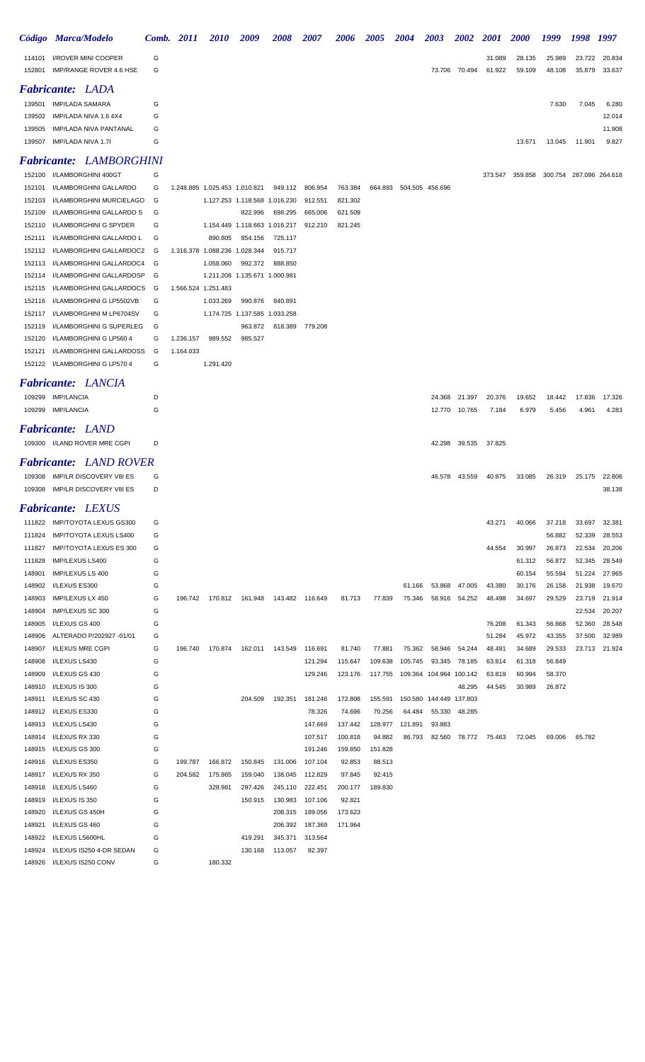| Código | Marca/Modelo | Comb. | 2011 | 2010 | 2009 | 2008 | 2007 | 2006 | 2005 | 2004 | 2003 | 2002 | 2001 | 2000 | 1999 | 1998 | 1997 |
|---|---|---|---|---|---|---|---|---|---|---|---|---|---|---|---|---|---|
| 114101 | I/ROVER MINI COOPER | G | | | | | | | | | | | 31.089 | 28.135 | 25.989 | 23.722 | 20.834 |
| 152801 | IMP/RANGE ROVER 4.6 HSE | G | | | | | | | | | 73.706 | 70.494 | 61.922 | 59.109 | 48.108 | 35.879 | 33.637 |

## *Fabricante: LADA*

| Código | Marca/Modelo | Comb. | 2011 | 2010 | 2009 | 2008 | 2007 | 2006 | 2005 | 2004 | 2003 | 2002 | 2001 | 2000 | 1999 | 1998 | 1997 |
|---|---|---|---|---|---|---|---|---|---|---|---|---|---|---|---|---|---|
| 139501 | IMP/LADA SAMARA | G | | | | | | | | | | | | | 7.630 | 7.045 | 6.280 |
| 139502 | IMP/LADA NIVA 1.6 4X4 | G | | | | | | | | | | | | | | | 12.014 |
| 139505 | IMP/LADA NIVA PANTANAL | G | | | | | | | | | | | | | | | 11.908 |
| 139507 | IMP/LADA NIVA 1.7I | G | | | | | | | | | | | | 13.671 | 13.045 | 11.901 | 9.827 |

## *Fabricante: LAMBORGHINI*

| Código | Marca/Modelo | Comb. | 2011 | 2010 | 2009 | 2008 | 2007 | 2006 | 2005 | 2004 | 2003 | 2002 | 2001 | 2000 | 1999 | 1998 | 1997 |
|---|---|---|---|---|---|---|---|---|---|---|---|---|---|---|---|---|---|
| 152100 | I/LAMBORGHINI 400GT | G | | | | | | | | | | | 373.547 | 359.858 | 300.754 | 287.096 | 264.618 |
| 152101 | I/LAMBORGHINI GALLARDO | G | 1.248.885 | 1.025.453 | 1.010.821 | 949.112 | 806.954 | 763.384 | 664.893 | 504.505 | 456.696 | | | | | | |
| 152103 | I/LAMBORGHINI MURCIELAGO | G | | 1.127.253 | 1.118.568 | 1.016.230 | 912.551 | 821.302 | | | | | | | | | |
| 152109 | I/LAMBORGHINI GALLARDO S | G | | | 822.996 | 698.295 | 665.006 | 621.509 | | | | | | | | | |
| 152110 | I/LAMBORGHINI G SPYDER | G | | 1.154.449 | 1.118.663 | 1.016.217 | 912.210 | 821.245 | | | | | | | | | |
| 152111 | I/LAMBORGHINI GALLARDO L | G | | 890.805 | 854.156 | 725.117 | | | | | | | | | | | |
| 152112 | I/LAMBORGHINI GALLARDOC2 | G | 1.316.378 | 1.088.236 | 1.028.344 | 915.717 | | | | | | | | | | | |
| 152113 | I/LAMBORGHINI GALLARDOC4 | G | | 1.058.060 | 992.372 | 888.850 | | | | | | | | | | | |
| 152114 | I/LAMBORGHINI GALLARDOSP | G | | 1.211.208 | 1.135.671 | 1.000.981 | | | | | | | | | | | |
| 152115 | I/LAMBORGHINI GALLARDOCS | G | 1.566.524 | 1.251.483 | | | | | | | | | | | | | |
| 152116 | I/LAMBORGHINI G LP5502VB | G | | 1.033.269 | 990.876 | 840.891 | | | | | | | | | | | |
| 152117 | I/LAMBORGHINI M LP6704SV | G | | 1.174.725 | 1.137.585 | 1.033.258 | | | | | | | | | | | |
| 152119 | I/LAMBORGHINI G SUPERLEG | G | | | 963.872 | 818.389 | 779.208 | | | | | | | | | | |
| 152120 | I/LAMBORGHINI G LP560 4 | G | 1.236.157 | 989.552 | 985.527 | | | | | | | | | | | | |
| 152121 | I/LAMBORGHINI GALLARDOSS | G | 1.164.033 | | | | | | | | | | | | | | |
| 152122 | I/LAMBORGHINI G LP570 4 | G | | 1.291.420 | | | | | | | | | | | | | |

## *Fabricante: LANCIA*

| Código | Marca/Modelo | Comb. | 2011 | 2010 | 2009 | 2008 | 2007 | 2006 | 2005 | 2004 | 2003 | 2002 | 2001 | 2000 | 1999 | 1998 | 1997 |
|---|---|---|---|---|---|---|---|---|---|---|---|---|---|---|---|---|---|
| 109299 | IMP/LANCIA | D | | | | | | | | | 24.368 | 21.397 | 20.376 | 19.652 | 18.442 | 17.836 | 17.326 |
| 109299 | IMP/LANCIA | G | | | | | | | | | 12.770 | 10.765 | 7.184 | 6.979 | 5.456 | 4.961 | 4.283 |

## *Fabricante: LAND*

| Código | Marca/Modelo | Comb. | 2011 | 2010 | 2009 | 2008 | 2007 | 2006 | 2005 | 2004 | 2003 | 2002 | 2001 | 2000 | 1999 | 1998 | 1997 |
|---|---|---|---|---|---|---|---|---|---|---|---|---|---|---|---|---|---|
| 109300 | I/LAND ROVER MRE CGPI | D | | | | | | | | | 42.298 | 39.535 | 37.825 | | | | |

## *Fabricante: LAND ROVER*

| Código | Marca/Modelo | Comb. | 2011 | 2010 | 2009 | 2008 | 2007 | 2006 | 2005 | 2004 | 2003 | 2002 | 2001 | 2000 | 1999 | 1998 | 1997 |
|---|---|---|---|---|---|---|---|---|---|---|---|---|---|---|---|---|---|
| 109308 | IMP/LR DISCOVERY V8I ES | G | | | | | | | | | 46.578 | 43.559 | 40.875 | 33.085 | 26.319 | 25.175 | 22.806 |
| 109308 | IMP/LR DISCOVERY V8I ES | D | | | | | | | | | | | | | | | 38.138 |

## *Fabricante: LEXUS*

| Código | Marca/Modelo | Comb. | 2011 | 2010 | 2009 | 2008 | 2007 | 2006 | 2005 | 2004 | 2003 | 2002 | 2001 | 2000 | 1999 | 1998 | 1997 |
|---|---|---|---|---|---|---|---|---|---|---|---|---|---|---|---|---|---|
| 111822 | IMP/TOYOTA LEXUS GS300 | G | | | | | | | | | | | 43.271 | 40.066 | 37.218 | 33.697 | 32.381 |
| 111824 | IMP/TOYOTA LEXUS LS400 | G | | | | | | | | | | | | | 56.882 | 52.339 | 28.553 |
| 111827 | IMP/TOYOTA LEXUS ES 300 | G | | | | | | | | | | | 44.554 | 30.997 | 26.873 | 22.534 | 20.206 |
| 111828 | IMP/LEXUS LS400 | G | | | | | | | | | | | | 61.312 | 56.872 | 52.345 | 28.549 |
| 148901 | IMP/LEXUS LS 400 | G | | | | | | | | | | | | 60.154 | 55.594 | 51.224 | 27.965 |
| 148902 | I/LEXUS ES300 | G | | | | | | | | 61.166 | 53.868 | 47.005 | 43.380 | 30.176 | 26.158 | 21.938 | 19.670 |
| 148903 | IMP/LEXUS LX 450 | G | 196.742 | 170.812 | 161.948 | 143.482 | 116.649 | 81.713 | 77.839 | 75.346 | 58.916 | 54.252 | 48.498 | 34.697 | 29.529 | 23.719 | 21.914 |
| 148904 | IMP/LEXUS SC 300 | G | | | | | | | | | | | | | | 22.534 | 20.207 |
| 148905 | I/LEXUS GS 400 | G | | | | | | | | | | | 76.208 | 61.343 | 56.868 | 52.360 | 28.548 |
| 148906 | ALTERADO P/202927 -01/01 | G | | | | | | | | | | | 51.284 | 45.972 | 43.355 | 37.500 | 32.989 |
| 148907 | I/LEXUS MRE CGPI | G | 196.740 | 170.874 | 162.011 | 143.549 | 116.691 | 81.740 | 77.881 | 75.362 | 58.946 | 54.244 | 48.491 | 34.689 | 29.533 | 23.713 | 21.924 |
| 148908 | I/LEXUS LS430 | G | | | | | 121.294 | 115.647 | 109.638 | 105.745 | 93.345 | 78.185 | 63.814 | 61.318 | 56.849 | | |
| 148909 | I/LEXUS GS 430 | G | | | | | 129.246 | 123.176 | 117.755 | 109.364 | 104.964 | 100.142 | 63.819 | 60.994 | 58.370 | | |
| 148910 | I/LEXUS IS 300 | G | | | | | | | | | | 48.295 | 44.545 | 30.989 | 26.872 | | |
| 148911 | I/LEXUS SC 430 | G | | | 204.509 | 192.351 | 181.246 | 172.808 | 155.591 | 150.580 | 144.449 | 137.803 | | | | | |
| 148912 | I/LEXUS ES330 | G | | | | | 78.326 | 74.696 | 70.256 | 64.484 | 55.330 | 48.285 | | | | | |
| 148913 | I/LEXUS LS430 | G | | | | | 147.669 | 137.442 | 128.977 | 121.891 | 93.883 | | | | | | |
| 148914 | I/LEXUS RX 330 | G | | | | | 107.517 | 100.818 | 94.882 | 86.793 | 82.560 | 78.772 | 75.463 | 72.045 | 69.006 | 65.782 | |
| 148915 | I/LEXUS GS 300 | G | | | | | 191.246 | 159.850 | 151.828 | | | | | | | | |
| 148916 | I/LEXUS ES350 | G | 199.787 | 166.872 | 150.845 | 131.006 | 107.104 | 92.853 | 88.513 | | | | | | | | |
| 148917 | I/LEXUS RX 350 | G | 204.582 | 175.865 | 159.040 | 138.045 | 112.829 | 97.845 | 92.415 | | | | | | | | |
| 148918 | I/LEXUS LS460 | G | | 328.981 | 297.426 | 245.110 | 222.451 | 200.177 | 189.830 | | | | | | | | |
| 148919 | I/LEXUS IS 350 | G | | | 150.915 | 130.983 | 107.106 | 92.821 | | | | | | | | | |
| 148920 | I/LEXUS GS 450H | G | | | | 208.315 | 189.056 | 173.623 | | | | | | | | | |
| 148921 | I/LEXUS GS 460 | G | | | | 206.392 | 187.369 | 171.964 | | | | | | | | | |
| 148922 | I/LEXUS LS600HL | G | | | 419.291 | 345.371 | 313.564 | | | | | | | | | | |
| 148924 | I/LEXUS IS250 4-DR SEDAN | G | | | 130.168 | 113.057 | 92.397 | | | | | | | | | | |
| 148926 | I/LEXUS IS250 CONV | G | | 180.332 | | | | | | | | | | | | | |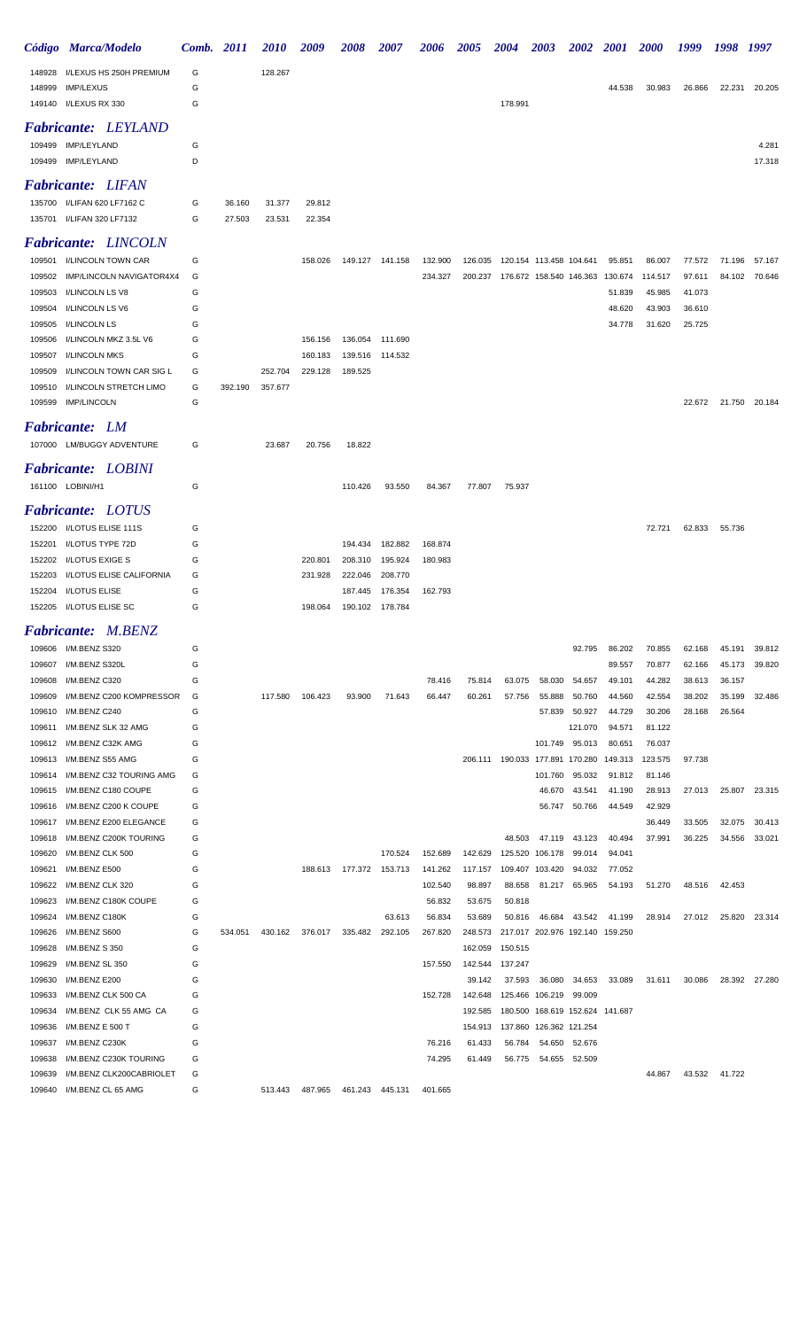| Código | Marca/Modelo | Comb. | 2011 | 2010 | 2009 | 2008 | 2007 | 2006 | 2005 | 2004 | 2003 | 2002 | 2001 | 2000 | 1999 | 1998 | 1997 |
|---|---|---|---|---|---|---|---|---|---|---|---|---|---|---|---|---|---|
| 148928 | I/LEXUS HS 250H PREMIUM | G | | 128.267 | | | | | | | | | | | | | |
| 148999 | IMP/LEXUS | G | | | | | | | | | | | 44.538 | 30.983 | 26.866 | 22.231 | 20.205 |
| 149140 | I/LEXUS RX 330 | G | | | | | | | | 178.991 | | | | | | | |

## *Fabricante: LEYLAND*

| Código | Marca/Modelo | Comb. | 2011 | 2010 | 2009 | 2008 | 2007 | 2006 | 2005 | 2004 | 2003 | 2002 | 2001 | 2000 | 1999 | 1998 | 1997 |
|---|---|---|---|---|---|---|---|---|---|---|---|---|---|---|---|---|---|
| 109499 | IMP/LEYLAND | G | | | | | | | | | | | | | | | 4.281 |
| 109499 | IMP/LEYLAND | D | | | | | | | | | | | | | | | 17.318 |

## *Fabricante: LIFAN*

| Código | Marca/Modelo | Comb. | 2011 | 2010 | 2009 | 2008 | 2007 | 2006 | 2005 | 2004 | 2003 | 2002 | 2001 | 2000 | 1999 | 1998 | 1997 |
|---|---|---|---|---|---|---|---|---|---|---|---|---|---|---|---|---|---|
| 135700 | I/LIFAN 620 LF7162 C | G | 36.160 | 31.377 | 29.812 | | | | | | | | | | | | |
| 135701 | I/LIFAN 320 LF7132 | G | 27.503 | 23.531 | 22.354 | | | | | | | | | | | | |

## *Fabricante: LINCOLN*

| Código | Marca/Modelo | Comb. | 2011 | 2010 | 2009 | 2008 | 2007 | 2006 | 2005 | 2004 | 2003 | 2002 | 2001 | 2000 | 1999 | 1998 | 1997 |
|---|---|---|---|---|---|---|---|---|---|---|---|---|---|---|---|---|---|
| 109501 | I/LINCOLN TOWN CAR | G | | | 158.026 | 149.127 | 141.158 | 132.900 | 126.035 | 120.154 | 113.458 | 104.641 | 95.851 | 86.007 | 77.572 | 71.196 | 57.167 |
| 109502 | IMP/LINCOLN NAVIGATOR4X4 | G | | | | | | 234.327 | 200.237 | 176.672 | 158.540 | 146.363 | 130.674 | 114.517 | 97.611 | 84.102 | 70.646 |
| 109503 | I/LINCOLN LS V8 | G | | | | | | | | | | | 51.839 | 45.985 | 41.073 | | |
| 109504 | I/LINCOLN LS V6 | G | | | | | | | | | | | 48.620 | 43.903 | 36.610 | | |
| 109505 | I/LINCOLN LS | G | | | | | | | | | | | 34.778 | 31.620 | 25.725 | | |
| 109506 | I/LINCOLN MKZ 3.5L V6 | G | | | 156.156 | 136.054 | 111.690 | | | | | | | | | | |
| 109507 | I/LINCOLN MKS | G | | | 160.183 | 139.516 | 114.532 | | | | | | | | | | |
| 109509 | I/LINCOLN TOWN CAR SIG L | G | | 252.704 | 229.128 | 189.525 | | | | | | | | | | | |
| 109510 | I/LINCOLN STRETCH LIMO | G | 392.190 | 357.677 | | | | | | | | | | | | | |
| 109599 | IMP/LINCOLN | G | | | | | | | | | | | | | 22.672 | 21.750 | 20.184 |

## *Fabricante: LM*

| Código | Marca/Modelo | Comb. | 2011 | 2010 | 2009 | 2008 | 2007 | 2006 | 2005 | 2004 | 2003 | 2002 | 2001 | 2000 | 1999 | 1998 | 1997 |
|---|---|---|---|---|---|---|---|---|---|---|---|---|---|---|---|---|---|
| 107000 | LM/BUGGY ADVENTURE | G | | 23.687 | 20.756 | 18.822 | | | | | | | | | | | |

## *Fabricante: LOBINI*

| Código | Marca/Modelo | Comb. | 2011 | 2010 | 2009 | 2008 | 2007 | 2006 | 2005 | 2004 | 2003 | 2002 | 2001 | 2000 | 1999 | 1998 | 1997 |
|---|---|---|---|---|---|---|---|---|---|---|---|---|---|---|---|---|---|
| 161100 | LOBINI/H1 | G | | | | 110.426 | 93.550 | 84.367 | 77.807 | 75.937 | | | | | | | |

## *Fabricante: LOTUS*

| Código | Marca/Modelo | Comb. | 2011 | 2010 | 2009 | 2008 | 2007 | 2006 | 2005 | 2004 | 2003 | 2002 | 2001 | 2000 | 1999 | 1998 | 1997 |
|---|---|---|---|---|---|---|---|---|---|---|---|---|---|---|---|---|---|
| 152200 | I/LOTUS ELISE 111S | G | | | | | | | | | | | | 72.721 | 62.833 | 55.736 | |
| 152201 | I/LOTUS TYPE 72D | G | | | | 194.434 | 182.882 | 168.874 | | | | | | | | | |
| 152202 | I/LOTUS EXIGE S | G | | | 220.801 | 208.310 | 195.924 | 180.983 | | | | | | | | | |
| 152203 | I/LOTUS ELISE CALIFORNIA | G | | | 231.928 | 222.046 | 208.770 | | | | | | | | | | |
| 152204 | I/LOTUS ELISE | G | | | | 187.445 | 176.354 | 162.793 | | | | | | | | | |
| 152205 | I/LOTUS ELISE SC | G | | | 198.064 | 190.102 | 178.784 | | | | | | | | | | |

## *Fabricante: M.BENZ*

| Código | Marca/Modelo | Comb. | 2011 | 2010 | 2009 | 2008 | 2007 | 2006 | 2005 | 2004 | 2003 | 2002 | 2001 | 2000 | 1999 | 1998 | 1997 |
|---|---|---|---|---|---|---|---|---|---|---|---|---|---|---|---|---|---|
| 109606 | I/M.BENZ S320 | G | | | | | | | | | | 92.795 | 86.202 | 70.855 | 62.168 | 45.191 | 39.812 |
| 109607 | I/M.BENZ S320L | G | | | | | | | | | | | 89.557 | 70.877 | 62.166 | 45.173 | 39.820 |
| 109608 | I/M.BENZ C320 | G | | | | | | 78.416 | 75.814 | 63.075 | 58.030 | 54.657 | 49.101 | 44.282 | 38.613 | 36.157 | |
| 109609 | I/M.BENZ C200 KOMPRESSOR | G | | 117.580 | 106.423 | 93.900 | 71.643 | 66.447 | 60.261 | 57.756 | 55.888 | 50.760 | 44.560 | 42.554 | 38.202 | 35.199 | 32.486 |
| 109610 | I/M.BENZ C240 | G | | | | | | | | | 57.839 | 50.927 | 44.729 | 30.206 | 28.168 | 26.564 | |
| 109611 | I/M.BENZ SLK 32 AMG | G | | | | | | | | | | 121.070 | 94.571 | 81.122 | | | |
| 109612 | I/M.BENZ C32K AMG | G | | | | | | | | | 101.749 | 95.013 | 80.651 | 76.037 | | | |
| 109613 | I/M.BENZ S55 AMG | G | | | | | | | 206.111 | 190.033 | 177.891 | 170.280 | 149.313 | 123.575 | 97.738 | | |
| 109614 | I/M.BENZ C32 TOURING AMG | G | | | | | | | | | 101.760 | 95.032 | 91.812 | 81.146 | | | |
| 109615 | I/M.BENZ C180 COUPE | G | | | | | | | | | 46.670 | 43.541 | 41.190 | 28.913 | 27.013 | 25.807 | 23.315 |
| 109616 | I/M.BENZ C200 K COUPE | G | | | | | | | | | 56.747 | 50.766 | 44.549 | 42.929 | | | |
| 109617 | I/M.BENZ E200 ELEGANCE | G | | | | | | | | | | | | 36.449 | 33.505 | 32.075 | 30.413 |
| 109618 | I/M.BENZ C200K TOURING | G | | | | | | | | 48.503 | 47.119 | 43.123 | 40.494 | 37.991 | 36.225 | 34.556 | 33.021 |
| 109620 | I/M.BENZ CLK 500 | G | | | | | 170.524 | 152.689 | 142.629 | 125.520 | 106.178 | 99.014 | 94.041 | | | | |
| 109621 | I/M.BENZ E500 | G | | | 188.613 | 177.372 | 153.713 | 141.262 | 117.157 | 109.407 | 103.420 | 94.032 | 77.052 | | | | |
| 109622 | I/M.BENZ CLK 320 | G | | | | | | 102.540 | 98.897 | 88.658 | 81.217 | 65.965 | 54.193 | 51.270 | 48.516 | 42.453 | |
| 109623 | I/M.BENZ C180K COUPE | G | | | | | | 56.832 | 53.675 | 50.818 | | | | | | | |
| 109624 | I/M.BENZ C180K | G | | | | | 63.613 | 56.834 | 53.689 | 50.816 | 46.684 | 43.542 | 41.199 | 28.914 | 27.012 | 25.820 | 23.314 |
| 109626 | I/M.BENZ S600 | G | 534.051 | 430.162 | 376.017 | 335.482 | 292.105 | 267.820 | 248.573 | 217.017 | 202.976 | 192.140 | 159.250 | | | | |
| 109628 | I/M.BENZ S 350 | G | | | | | | | 162.059 | 150.515 | | | | | | | |
| 109629 | I/M.BENZ SL 350 | G | | | | | | 157.550 | 142.544 | 137.247 | | | | | | | |
| 109630 | I/M.BENZ E200 | G | | | | | | | 39.142 | 37.593 | 36.080 | 34.653 | 33.089 | 31.611 | 30.086 | 28.392 | 27.280 |
| 109633 | I/M.BENZ CLK 500 CA | G | | | | | | 152.728 | 142.648 | 125.466 | 106.219 | 99.009 | | | | | |
| 109634 | I/M.BENZ CLK 55 AMG CA | G | | | | | | | 192.585 | 180.500 | 168.619 | 152.624 | 141.687 | | | | |
| 109636 | I/M.BENZ E 500 T | G | | | | | | | 154.913 | 137.860 | 126.362 | 121.254 | | | | | |
| 109637 | I/M.BENZ C230K | G | | | | | | 76.216 | 61.433 | 56.784 | 54.650 | 52.676 | | | | | |
| 109638 | I/M.BENZ C230K TOURING | G | | | | | | 74.295 | 61.449 | 56.775 | 54.655 | 52.509 | | | | | |
| 109639 | I/M.BENZ CLK200CABRIOLET | G | | | | | | | | | | | | 44.867 | 43.532 | 41.722 | |
| 109640 | I/M.BENZ CL 65 AMG | G | | 513.443 | 487.965 | 461.243 | 445.131 | 401.665 | | | | | | | | | |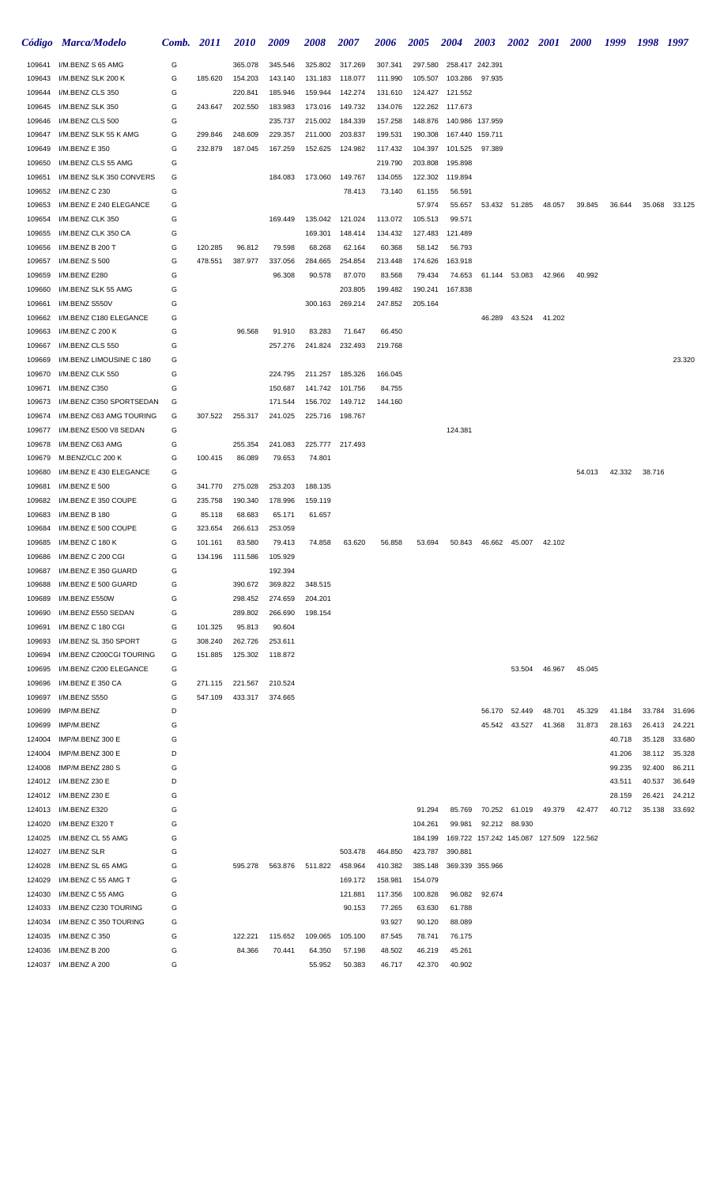| Código | Marca/Modelo | Comb. | 2011 | 2010 | 2009 | 2008 | 2007 | 2006 | 2005 | 2004 | 2003 | 2002 | 2001 | 2000 | 1999 | 1998 | 1997 |
|---|---|---|---|---|---|---|---|---|---|---|---|---|---|---|---|---|---|
| 109641 | I/M.BENZ S 65 AMG | G | | 365.078 | 345.546 | 325.802 | 317.269 | 307.341 | 297.580 | 258.417 | 242.391 | | | | | | |
| 109643 | I/M.BENZ SLK 200 K | G | 185.620 | 154.203 | 143.140 | 131.183 | 118.077 | 111.990 | 105.507 | 103.286 | 97.935 | | | | | | |
| 109644 | I/M.BENZ CLS 350 | G | | 220.841 | 185.946 | 159.944 | 142.274 | 131.610 | 124.427 | 121.552 | | | | | | | |
| 109645 | I/M.BENZ SLK 350 | G | 243.647 | 202.550 | 183.983 | 173.016 | 149.732 | 134.076 | 122.262 | 117.673 | | | | | | | |
| 109646 | I/M.BENZ CLS 500 | G | | | 235.737 | 215.002 | 184.339 | 157.258 | 148.876 | 140.986 | 137.959 | | | | | | |
| 109647 | I/M.BENZ SLK 55 K AMG | G | 299.846 | 248.609 | 229.357 | 211.000 | 203.837 | 199.531 | 190.308 | 167.440 | 159.711 | | | | | | |
| 109649 | I/M.BENZ E 350 | G | 232.879 | 187.045 | 167.259 | 152.625 | 124.982 | 117.432 | 104.397 | 101.525 | 97.389 | | | | | | |
| 109650 | I/M.BENZ CLS 55 AMG | G | | | | | | 219.790 | 203.808 | 195.898 | | | | | | | |
| 109651 | I/M.BENZ SLK 350 CONVERS | G | | | 184.083 | 173.060 | 149.767 | 134.055 | 122.302 | 119.894 | | | | | | | |
| 109652 | I/M.BENZ C 230 | G | | | | | 78.413 | 73.140 | 61.155 | 56.591 | | | | | | | |
| 109653 | I/M.BENZ E 240 ELEGANCE | G | | | | | | | 57.974 | 55.657 | 53.432 | 51.285 | 48.057 | 39.845 | 36.644 | 35.068 | 33.125 |
| 109654 | I/M.BENZ CLK 350 | G | | | 169.449 | 135.042 | 121.024 | 113.072 | 105.513 | 99.571 | | | | | | | |
| 109655 | I/M.BENZ CLK 350 CA | G | | | | 169.301 | 148.414 | 134.432 | 127.483 | 121.489 | | | | | | | |
| 109656 | I/M.BENZ B 200 T | G | 120.285 | 96.812 | 79.598 | 68.268 | 62.164 | 60.368 | 58.142 | 56.793 | | | | | | | |
| 109657 | I/M.BENZ S 500 | G | 478.551 | 387.977 | 337.056 | 284.665 | 254.854 | 213.448 | 174.626 | 163.918 | | | | | | | |
| 109659 | I/M.BENZ E280 | G | | | 96.308 | 90.578 | 87.070 | 83.568 | 79.434 | 74.653 | 61.144 | 53.083 | 42.966 | 40.992 | | | |
| 109660 | I/M.BENZ SLK 55 AMG | G | | | | | 203.805 | 199.482 | 190.241 | 167.838 | | | | | | | |
| 109661 | I/M.BENZ S550V | G | | | | 300.163 | 269.214 | 247.852 | 205.164 | | | | | | | | |
| 109662 | I/M.BENZ C180 ELEGANCE | G | | | | | | | | | 46.289 | 43.524 | 41.202 | | | | |
| 109663 | I/M.BENZ C 200 K | G | | 96.568 | 91.910 | 83.283 | 71.647 | 66.450 | | | | | | | | | |
| 109667 | I/M.BENZ CLS 550 | G | | | 257.276 | 241.824 | 232.493 | 219.768 | | | | | | | | | |
| 109669 | I/M.BENZ LIMOUSINE C 180 | G | | | | | | | | | | | | | | | 23.320 |
| 109670 | I/M.BENZ CLK 550 | G | | | 224.795 | 211.257 | 185.326 | 166.045 | | | | | | | | | |
| 109671 | I/M.BENZ C350 | G | | | 150.687 | 141.742 | 101.756 | 84.755 | | | | | | | | | |
| 109673 | I/M.BENZ C350 SPORTSEDAN | G | | | 171.544 | 156.702 | 149.712 | 144.160 | | | | | | | | | |
| 109674 | I/M.BENZ C63 AMG TOURING | G | 307.522 | 255.317 | 241.025 | 225.716 | 198.767 | | | | | | | | | | |
| 109677 | I/M.BENZ E500 V8 SEDAN | G | | | | | | | | 124.381 | | | | | | | |
| 109678 | I/M.BENZ C63 AMG | G | | 255.354 | 241.083 | 225.777 | 217.493 | | | | | | | | | | |
| 109679 | M.BENZ/CLC 200 K | G | 100.415 | 86.089 | 79.653 | 74.801 | | | | | | | | | | | |
| 109680 | I/M.BENZ E 430 ELEGANCE | G | | | | | | | | | | | | 54.013 | 42.332 | 38.716 | |
| 109681 | I/M.BENZ E 500 | G | 341.770 | 275.028 | 253.203 | 188.135 | | | | | | | | | | | |
| 109682 | I/M.BENZ E 350 COUPE | G | 235.758 | 190.340 | 178.996 | 159.119 | | | | | | | | | | | |
| 109683 | I/M.BENZ B 180 | G | 85.118 | 68.683 | 65.171 | 61.657 | | | | | | | | | | | |
| 109684 | I/M.BENZ E 500 COUPE | G | 323.654 | 266.613 | 253.059 | | | | | | | | | | | | |
| 109685 | I/M.BENZ C 180 K | G | 101.161 | 83.580 | 79.413 | 74.858 | 63.620 | 56.858 | 53.694 | 50.843 | 46.662 | 45.007 | 42.102 | | | | |
| 109686 | I/M.BENZ C 200 CGI | G | 134.196 | 111.586 | 105.929 | | | | | | | | | | | | |
| 109687 | I/M.BENZ E 350 GUARD | G | | | 192.394 | | | | | | | | | | | | |
| 109688 | I/M.BENZ E 500 GUARD | G | | 390.672 | 369.822 | 348.515 | | | | | | | | | | | |
| 109689 | I/M.BENZ E550W | G | | 298.452 | 274.659 | 204.201 | | | | | | | | | | | |
| 109690 | I/M.BENZ E550 SEDAN | G | | 289.802 | 266.690 | 198.154 | | | | | | | | | | | |
| 109691 | I/M.BENZ C 180 CGI | G | 101.325 | 95.813 | 90.604 | | | | | | | | | | | | |
| 109693 | I/M.BENZ SL 350 SPORT | G | 308.240 | 262.726 | 253.611 | | | | | | | | | | | | |
| 109694 | I/M.BENZ C200CGI TOURING | G | 151.885 | 125.302 | 118.872 | | | | | | | | | | | | |
| 109695 | I/M.BENZ C200 ELEGANCE | G | | | | | | | | | | 53.504 | 46.967 | 45.045 | | | |
| 109696 | I/M.BENZ E 350 CA | G | 271.115 | 221.567 | 210.524 | | | | | | | | | | | | |
| 109697 | I/M.BENZ S550 | G | 547.109 | 433.317 | 374.665 | | | | | | | | | | | | |
| 109699 | IMP/M.BENZ | D | | | | | | | | | 56.170 | 52.449 | 48.701 | 45.329 | 41.184 | 33.784 | 31.696 |
| 109699 | IMP/M.BENZ | G | | | | | | | | | 45.542 | 43.527 | 41.368 | 31.873 | 28.163 | 26.413 | 24.221 |
| 124004 | IMP/M.BENZ 300 E | G | | | | | | | | | | | | | 40.718 | 35.128 | 33.680 |
| 124004 | IMP/M.BENZ 300 E | D | | | | | | | | | | | | | 41.206 | 38.112 | 35.328 |
| 124008 | IMP/M.BENZ 280 S | G | | | | | | | | | | | | | 99.235 | 92.400 | 86.211 |
| 124012 | I/M.BENZ 230 E | D | | | | | | | | | | | | | 43.511 | 40.537 | 36.649 |
| 124012 | I/M.BENZ 230 E | G | | | | | | | | | | | | | 28.159 | 26.421 | 24.212 |
| 124013 | I/M.BENZ E320 | G | | | | | | | 91.294 | 85.769 | 70.252 | 61.019 | 49.379 | 42.477 | 40.712 | 35.138 | 33.692 |
| 124020 | I/M.BENZ E320 T | G | | | | | | | 104.261 | 99.981 | 92.212 | 88.930 | | | | | |
| 124025 | I/M.BENZ CL 55 AMG | G | | | | | | | 184.199 | 169.722 | 157.242 | 145.087 | 127.509 | 122.562 | | | |
| 124027 | I/M.BENZ SLR | G | | | | | 503.478 | 464.850 | 423.787 | 390.881 | | | | | | | |
| 124028 | I/M.BENZ SL 65 AMG | G | | 595.278 | 563.876 | 511.822 | 458.964 | 410.382 | 385.148 | 369.339 | 355.966 | | | | | | |
| 124029 | I/M.BENZ C 55 AMG T | G | | | | | 169.172 | 158.981 | 154.079 | | | | | | | | |
| 124030 | I/M.BENZ C 55 AMG | G | | | | | 121.881 | 117.356 | 100.828 | 96.082 | 92.674 | | | | | | |
| 124033 | I/M.BENZ C230 TOURING | G | | | | | 90.153 | 77.265 | 63.630 | 61.788 | | | | | | | |
| 124034 | I/M.BENZ C 350 TOURING | G | | | | | | 93.927 | 90.120 | 88.089 | | | | | | | |
| 124035 | I/M.BENZ C 350 | G | | 122.221 | 115.652 | 109.065 | 105.100 | 87.545 | 78.741 | 76.175 | | | | | | | |
| 124036 | I/M.BENZ B 200 | G | | 84.366 | 70.441 | 64.350 | 57.198 | 48.502 | 46.219 | 45.261 | | | | | | | |
| 124037 | I/M.BENZ A 200 | G | | | | 55.952 | 50.383 | 46.717 | 42.370 | 40.902 | | | | | | | |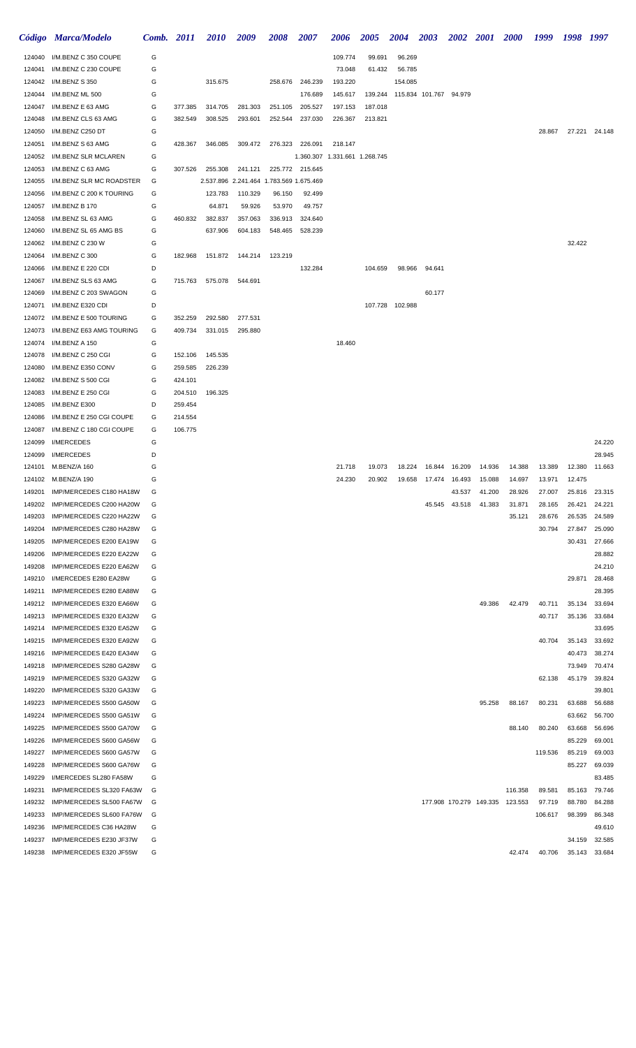| Código | Marca/Modelo | Comb. | 2011 | 2010 | 2009 | 2008 | 2007 | 2006 | 2005 | 2004 | 2003 | 2002 | 2001 | 2000 | 1999 | 1998 | 1997 |
|---|---|---|---|---|---|---|---|---|---|---|---|---|---|---|---|---|---|
| 124040 | I/M.BENZ C 350 COUPE | G | | | | | | 109.774 | 99.691 | 96.269 | | | | | | | |
| 124041 | I/M.BENZ C 230 COUPE | G | | | | | | 73.048 | 61.432 | 56.785 | | | | | | | |
| 124042 | I/M.BENZ S 350 | G | | 315.675 | | 258.676 | 246.239 | 193.220 | | 154.085 | | | | | | | |
| 124044 | I/M.BENZ ML 500 | G | | | | | 176.689 | 145.617 | 139.244 | 115.834 | 101.767 | 94.979 | | | | | |
| 124047 | I/M.BENZ E 63 AMG | G | 377.385 | 314.705 | 281.303 | 251.105 | 205.527 | 197.153 | 187.018 | | | | | | | | |
| 124048 | I/M.BENZ CLS 63 AMG | G | 382.549 | 308.525 | 293.601 | 252.544 | 237.030 | 226.367 | 213.821 | | | | | | | | |
| 124050 | I/M.BENZ C250 DT | G | | | | | | | | | | | | | 28.867 | 27.221 | 24.148 |
| 124051 | I/M.BENZ S 63 AMG | G | 428.367 | 346.085 | 309.472 | 276.323 | 226.091 | 218.147 | | | | | | | | | |
| 124052 | I/M.BENZ SLR MCLAREN | G | | | | | 1.360.307 | 1.331.661 | 1.268.745 | | | | | | | | |
| 124053 | I/M.BENZ C 63 AMG | G | 307.526 | 255.308 | 241.121 | 225.772 | 215.645 | | | | | | | | | | |
| 124055 | I/M.BENZ SLR MC ROADSTER | G | | 2.537.896 | 2.241.464 | 1.783.569 | 1.675.469 | | | | | | | | | | |
| 124056 | I/M.BENZ C 200 K TOURING | G | | 123.783 | 110.329 | 96.150 | 92.499 | | | | | | | | | | |
| 124057 | I/M.BENZ B 170 | G | | 64.871 | 59.926 | 53.970 | 49.757 | | | | | | | | | | |
| 124058 | I/M.BENZ SL 63 AMG | G | 460.832 | 382.837 | 357.063 | 336.913 | 324.640 | | | | | | | | | | |
| 124060 | I/M.BENZ SL 65 AMG BS | G | | 637.906 | 604.183 | 548.465 | 528.239 | | | | | | | | | | |
| 124062 | I/M.BENZ C 230 W | G | | | | | | | | | | | | | | 32.422 | |
| 124064 | I/M.BENZ C 300 | G | 182.968 | 151.872 | 144.214 | 123.219 | | | | | | | | | | | |
| 124066 | I/M.BENZ E 220 CDI | D | | | | | 132.284 | | 104.659 | 98.966 | 94.641 | | | | | | |
| 124067 | I/M.BENZ SLS 63 AMG | G | 715.763 | 575.078 | 544.691 | | | | | | | | | | | | |
| 124069 | I/M.BENZ C 203 SWAGON | G | | | | | | | | | 60.177 | | | | | | |
| 124071 | I/M.BENZ E320 CDI | D | | | | | | | 107.728 | 102.988 | | | | | | | |
| 124072 | I/M.BENZ E 500 TOURING | G | 352.259 | 292.580 | 277.531 | | | | | | | | | | | | |
| 124073 | I/M.BENZ E63 AMG TOURING | G | 409.734 | 331.015 | 295.880 | | | | | | | | | | | | |
| 124074 | I/M.BENZ A 150 | G | | | | | | 18.460 | | | | | | | | | |
| 124078 | I/M.BENZ C 250 CGI | G | 152.106 | 145.535 | | | | | | | | | | | | | |
| 124080 | I/M.BENZ E350 CONV | G | 259.585 | 226.239 | | | | | | | | | | | | | |
| 124082 | I/M.BENZ S 500 CGI | G | 424.101 | | | | | | | | | | | | | | |
| 124083 | I/M.BENZ E 250 CGI | G | 204.510 | 196.325 | | | | | | | | | | | | | |
| 124085 | I/M.BENZ E300 | D | 259.454 | | | | | | | | | | | | | | |
| 124086 | I/M.BENZ E 250 CGI COUPE | G | 214.554 | | | | | | | | | | | | | | |
| 124087 | I/M.BENZ C 180 CGI COUPE | G | 106.775 | | | | | | | | | | | | | | |
| 124099 | I/MERCEDES | G | | | | | | | | | | | | | | | 24.220 |
| 124099 | I/MERCEDES | D | | | | | | | | | | | | | | | 28.945 |
| 124101 | M.BENZ/A 160 | G | | | | | | 21.718 | 19.073 | 18.224 | 16.844 | 16.209 | 14.936 | 14.388 | 13.389 | 12.380 | 11.663 |
| 124102 | M.BENZ/A 190 | G | | | | | | 24.230 | 20.902 | 19.658 | 17.474 | 16.493 | 15.088 | 14.697 | 13.971 | 12.475 | |
| 149201 | IMP/MERCEDES C180 HA18W | G | | | | | | | | | | 43.537 | 41.200 | 28.926 | 27.007 | 25.816 | 23.315 |
| 149202 | IMP/MERCEDES C200 HA20W | G | | | | | | | | | 45.545 | 43.518 | 41.383 | 31.871 | 28.165 | 26.421 | 24.221 |
| 149203 | IMP/MERCEDES C220 HA22W | G | | | | | | | | | | | | 35.121 | 28.676 | 26.535 | 24.589 |
| 149204 | IMP/MERCEDES C280 HA28W | G | | | | | | | | | | | | | 30.794 | 27.847 | 25.090 |
| 149205 | IMP/MERCEDES E200 EA19W | G | | | | | | | | | | | | | | 30.431 | 27.666 |
| 149206 | IMP/MERCEDES E220 EA22W | G | | | | | | | | | | | | | | | 28.882 |
| 149208 | IMP/MERCEDES E220 EA62W | G | | | | | | | | | | | | | | | 24.210 |
| 149210 | I/MERCEDES E280 EA28W | G | | | | | | | | | | | | | | 29.871 | 28.468 |
| 149211 | IMP/MERCEDES E280 EA88W | G | | | | | | | | | | | | | | | 28.395 |
| 149212 | IMP/MERCEDES E320 EA66W | G | | | | | | | | | | | 49.386 | 42.479 | 40.711 | 35.134 | 33.694 |
| 149213 | IMP/MERCEDES E320 EA32W | G | | | | | | | | | | | | | 40.717 | 35.136 | 33.684 |
| 149214 | IMP/MERCEDES E320 EA52W | G | | | | | | | | | | | | | | | 33.695 |
| 149215 | IMP/MERCEDES E320 EA92W | G | | | | | | | | | | | | | 40.704 | 35.143 | 33.692 |
| 149216 | IMP/MERCEDES E420 EA34W | G | | | | | | | | | | | | | | 40.473 | 38.274 |
| 149218 | IMP/MERCEDES S280 GA28W | G | | | | | | | | | | | | | | 73.949 | 70.474 |
| 149219 | IMP/MERCEDES S320 GA32W | G | | | | | | | | | | | | | 62.138 | 45.179 | 39.824 |
| 149220 | IMP/MERCEDES S320 GA33W | G | | | | | | | | | | | | | | | 39.801 |
| 149223 | IMP/MERCEDES S500 GA50W | G | | | | | | | | | | | 95.258 | 88.167 | 80.231 | 63.688 | 56.688 |
| 149224 | IMP/MERCEDES S500 GA51W | G | | | | | | | | | | | | | | 63.662 | 56.700 |
| 149225 | IMP/MERCEDES S500 GA70W | G | | | | | | | | | | | | 88.140 | 80.240 | 63.668 | 56.696 |
| 149226 | IMP/MERCEDES S600 GA56W | G | | | | | | | | | | | | | | 85.229 | 69.001 |
| 149227 | IMP/MERCEDES S600 GA57W | G | | | | | | | | | | | | | 119.536 | 85.219 | 69.003 |
| 149228 | IMP/MERCEDES S600 GA76W | G | | | | | | | | | | | | | | 85.227 | 69.039 |
| 149229 | I/MERCEDES SL280 FA58W | G | | | | | | | | | | | | | | | 83.485 |
| 149231 | IMP/MERCEDES SL320 FA63W | G | | | | | | | | | | | | 116.358 | 89.581 | 85.163 | 79.746 |
| 149232 | IMP/MERCEDES SL500 FA67W | G | | | | | | | | | 177.908 | 170.279 | 149.335 | 123.553 | 97.719 | 88.780 | 84.288 |
| 149233 | IMP/MERCEDES SL600 FA76W | G | | | | | | | | | | | | | 106.617 | 98.399 | 86.348 |
| 149236 | IMP/MERCEDES C36 HA28W | G | | | | | | | | | | | | | | | 49.610 |
| 149237 | IMP/MERCEDES E230 JF37W | G | | | | | | | | | | | | | | 34.159 | 32.585 |
| 149238 | IMP/MERCEDES E320 JF55W | G | | | | | | | | | | | | 42.474 | 40.706 | 35.143 | 33.684 |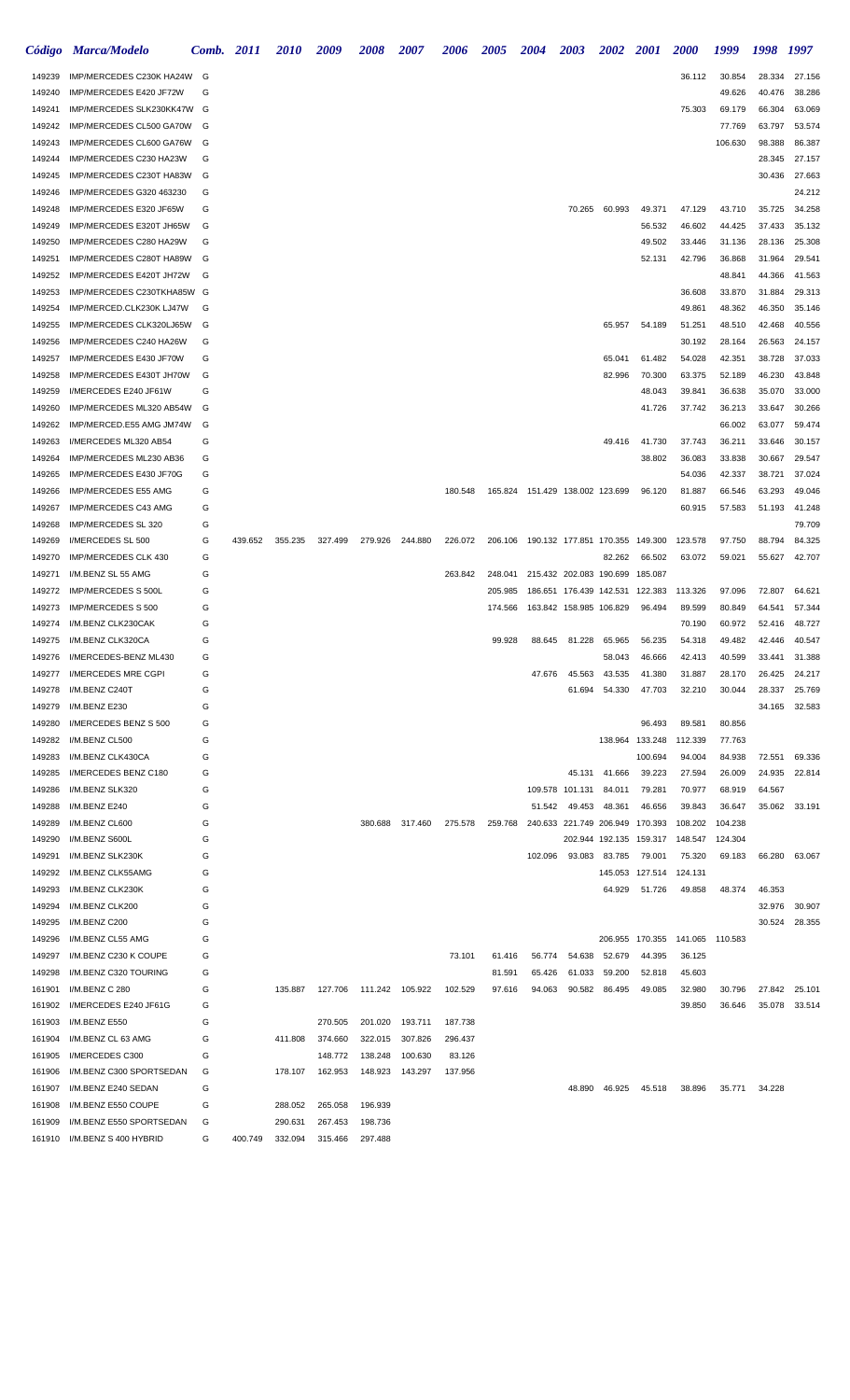| Código | Marca/Modelo | Comb. | 2011 | 2010 | 2009 | 2008 | 2007 | 2006 | 2005 | 2004 | 2003 | 2002 | 2001 | 2000 | 1999 | 1998 | 1997 |
|---|---|---|---|---|---|---|---|---|---|---|---|---|---|---|---|---|---|
| 149239 | IMP/MERCEDES C230K HA24W | G | | | | | | | | | | | | 36.112 | 30.854 | 28.334 | 27.156 |
| 149240 | IMP/MERCEDES E420 JF72W | G | | | | | | | | | | | | | 49.626 | 40.476 | 38.286 |
| 149241 | IMP/MERCEDES SLK230KK47W | G | | | | | | | | | | | | 75.303 | 69.179 | 66.304 | 63.069 |
| 149242 | IMP/MERCEDES CL500 GA70W | G | | | | | | | | | | | | | 77.769 | 63.797 | 53.574 |
| 149243 | IMP/MERCEDES CL600 GA76W | G | | | | | | | | | | | | | 106.630 | 98.388 | 86.387 |
| 149244 | IMP/MERCEDES C230 HA23W | G | | | | | | | | | | | | | | 28.345 | 27.157 |
| 149245 | IMP/MERCEDES C230T HA83W | G | | | | | | | | | | | | | | 30.436 | 27.663 |
| 149246 | IMP/MERCEDES G320 463230 | G | | | | | | | | | | | | | | | 24.212 |
| 149248 | IMP/MERCEDES E320 JF65W | G | | | | | | | | | 70.265 | 60.993 | 49.371 | 47.129 | 43.710 | 35.725 | 34.258 |
| 149249 | IMP/MERCEDES E320T JH65W | G | | | | | | | | | | | 56.532 | 46.602 | 44.425 | 37.433 | 35.132 |
| 149250 | IMP/MERCEDES C280 HA29W | G | | | | | | | | | | | 49.502 | 33.446 | 31.136 | 28.136 | 25.308 |
| 149251 | IMP/MERCEDES C280T HA89W | G | | | | | | | | | | | 52.131 | 42.796 | 36.868 | 31.964 | 29.541 |
| 149252 | IMP/MERCEDES E420T JH72W | G | | | | | | | | | | | | | 48.841 | 44.366 | 41.563 |
| 149253 | IMP/MERCEDES C230TKHA85W | G | | | | | | | | | | | | 36.608 | 33.870 | 31.884 | 29.313 |
| 149254 | IMP/MERCED.CLK230K LJ47W | G | | | | | | | | | | | | 49.861 | 48.362 | 46.350 | 35.146 |
| 149255 | IMP/MERCEDES CLK320LJ65W | G | | | | | | | | | | 65.957 | 54.189 | 51.251 | 48.510 | 42.468 | 40.556 |
| 149256 | IMP/MERCEDES C240 HA26W | G | | | | | | | | | | | | 30.192 | 28.164 | 26.563 | 24.157 |
| 149257 | IMP/MERCEDES E430 JF70W | G | | | | | | | | | | 65.041 | 61.482 | 54.028 | 42.351 | 38.728 | 37.033 |
| 149258 | IMP/MERCEDES E430T JH70W | G | | | | | | | | | | 82.996 | 70.300 | 63.375 | 52.189 | 46.230 | 43.848 |
| 149259 | I/MERCEDES E240 JF61W | G | | | | | | | | | | | 48.043 | 39.841 | 36.638 | 35.070 | 33.000 |
| 149260 | IMP/MERCEDES ML320 AB54W | G | | | | | | | | | | | 41.726 | 37.742 | 36.213 | 33.647 | 30.266 |
| 149262 | IMP/MERCED.E55 AMG JM74W | G | | | | | | | | | | | | | 66.002 | 63.077 | 59.474 |
| 149263 | I/MERCEDES ML320 AB54 | G | | | | | | | | | | 49.416 | 41.730 | 37.743 | 36.211 | 33.646 | 30.157 |
| 149264 | IMP/MERCEDES ML230 AB36 | G | | | | | | | | | | | 38.802 | 36.083 | 33.838 | 30.667 | 29.547 |
| 149265 | IMP/MERCEDES E430 JF70G | G | | | | | | | | | | | | 54.036 | 42.337 | 38.721 | 37.024 |
| 149266 | IMP/MERCEDES E55 AMG | G | | | | | | 180.548 | 165.824 | 151.429 | 138.002 | 123.699 | 96.120 | 81.887 | 66.546 | 63.293 | 49.046 |
| 149267 | IMP/MERCEDES C43 AMG | G | | | | | | | | | | | | 60.915 | 57.583 | 51.193 | 41.248 |
| 149268 | IMP/MERCEDES SL 320 | G | | | | | | | | | | | | | | | 79.709 |
| 149269 | I/MERCEDES SL 500 | G | 439.652 | 355.235 | 327.499 | 279.926 | 244.880 | 226.072 | 206.106 | 190.132 | 177.851 | 170.355 | 149.300 | 123.578 | 97.750 | 88.794 | 84.325 |
| 149270 | IMP/MERCEDES CLK 430 | G | | | | | | | | | | 82.262 | 66.502 | 63.072 | 59.021 | 55.627 | 42.707 |
| 149271 | I/M.BENZ SL 55 AMG | G | | | | | | 263.842 | 248.041 | 215.432 | 202.083 | 190.699 | 185.087 | | | | |
| 149272 | IMP/MERCEDES S 500L | G | | | | | | | 205.985 | 186.651 | 176.439 | 142.531 | 122.383 | 113.326 | 97.096 | 72.807 | 64.621 |
| 149273 | IMP/MERCEDES S 500 | G | | | | | | | 174.566 | 163.842 | 158.985 | 106.829 | 96.494 | 89.599 | 80.849 | 64.541 | 57.344 |
| 149274 | I/M.BENZ CLK230CAK | G | | | | | | | | | | | | 70.190 | 60.972 | 52.416 | 48.727 |
| 149275 | I/M.BENZ CLK320CA | G | | | | | | | 99.928 | 88.645 | 81.228 | 65.965 | 56.235 | 54.318 | 49.482 | 42.446 | 40.547 |
| 149276 | I/MERCEDES-BENZ ML430 | G | | | | | | | | | | 58.043 | 46.666 | 42.413 | 40.599 | 33.441 | 31.388 |
| 149277 | I/MERCEDES MRE CGPI | G | | | | | | | | 47.676 | 45.563 | 43.535 | 41.380 | 31.887 | 28.170 | 26.425 | 24.217 |
| 149278 | I/M.BENZ C240T | G | | | | | | | | | 61.694 | 54.330 | 47.703 | 32.210 | 30.044 | 28.337 | 25.769 |
| 149279 | I/M.BENZ E230 | G | | | | | | | | | | | | | | 34.165 | 32.583 |
| 149280 | I/MERCEDES BENZ S 500 | G | | | | | | | | | | | 96.493 | 89.581 | 80.856 | | |
| 149282 | I/M.BENZ CL500 | G | | | | | | | | | | 138.964 | 133.248 | 112.339 | 77.763 | | |
| 149283 | I/M.BENZ CLK430CA | G | | | | | | | | | | | 100.694 | 94.004 | 84.938 | 72.551 | 69.336 |
| 149285 | I/MERCEDES BENZ C180 | G | | | | | | | | | 45.131 | 41.666 | 39.223 | 27.594 | 26.009 | 24.935 | 22.814 |
| 149286 | I/M.BENZ SLK320 | G | | | | | | | | 109.578 | 101.131 | 84.011 | 79.281 | 70.977 | 68.919 | 64.567 | |
| 149288 | I/M.BENZ E240 | G | | | | | | | | 51.542 | 49.453 | 48.361 | 46.656 | 39.843 | 36.647 | 35.062 | 33.191 |
| 149289 | I/M.BENZ CL600 | G | | | | 380.688 | 317.460 | 275.578 | 259.768 | 240.633 | 221.749 | 206.949 | 170.393 | 108.202 | 104.238 | | |
| 149290 | I/M.BENZ S600L | G | | | | | | | | | 202.944 | 192.135 | 159.317 | 148.547 | 124.304 | | |
| 149291 | I/M.BENZ SLK230K | G | | | | | | | | 102.096 | 93.083 | 83.785 | 79.001 | 75.320 | 69.183 | 66.280 | 63.067 |
| 149292 | I/M.BENZ CLK55AMG | G | | | | | | | | | | 145.053 | 127.514 | 124.131 | | | |
| 149293 | I/M.BENZ CLK230K | G | | | | | | | | | | 64.929 | 51.726 | 49.858 | 48.374 | 46.353 | |
| 149294 | I/M.BENZ CLK200 | G | | | | | | | | | | | | | | 32.976 | 30.907 |
| 149295 | I/M.BENZ C200 | G | | | | | | | | | | | | | | 30.524 | 28.355 |
| 149296 | I/M.BENZ CL55 AMG | G | | | | | | | | | | 206.955 | 170.355 | 141.065 | 110.583 | | |
| 149297 | I/M.BENZ C230 K COUPE | G | | | | | | 73.101 | 61.416 | 56.774 | 54.638 | 52.679 | 44.395 | 36.125 | | | |
| 149298 | I/M.BENZ C320 TOURING | G | | | | | | | 81.591 | 65.426 | 61.033 | 59.200 | 52.818 | 45.603 | | | |
| 161901 | I/M.BENZ C 280 | G | | 135.887 | 127.706 | 111.242 | 105.922 | 102.529 | 97.616 | 94.063 | 90.582 | 86.495 | 49.085 | 32.980 | 30.796 | 27.842 | 25.101 |
| 161902 | I/MERCEDES E240 JF61G | G | | | | | | | | | | | | 39.850 | 36.646 | 35.078 | 33.514 |
| 161903 | I/M.BENZ E550 | G | | | 270.505 | 201.020 | 193.711 | 187.738 | | | | | | | | | |
| 161904 | I/M.BENZ CL 63 AMG | G | | 411.808 | 374.660 | 322.015 | 307.826 | 296.437 | | | | | | | | | |
| 161905 | I/MERCEDES C300 | G | | | 148.772 | 138.248 | 100.630 | 83.126 | | | | | | | | | |
| 161906 | I/M.BENZ C300 SPORTSEDAN | G | | 178.107 | 162.953 | 148.923 | 143.297 | 137.956 | | | | | | | | | |
| 161907 | I/M.BENZ E240 SEDAN | G | | | | | | | | | 48.890 | 46.925 | 45.518 | 38.896 | 35.771 | 34.228 | |
| 161908 | I/M.BENZ E550 COUPE | G | | 288.052 | 265.058 | 196.939 | | | | | | | | | | | |
| 161909 | I/M.BENZ E550 SPORTSEDAN | G | | 290.631 | 267.453 | 198.736 | | | | | | | | | | | |
| 161910 | I/M.BENZ S 400 HYBRID | G | 400.749 | 332.094 | 315.466 | 297.488 | | | | | | | | | | | |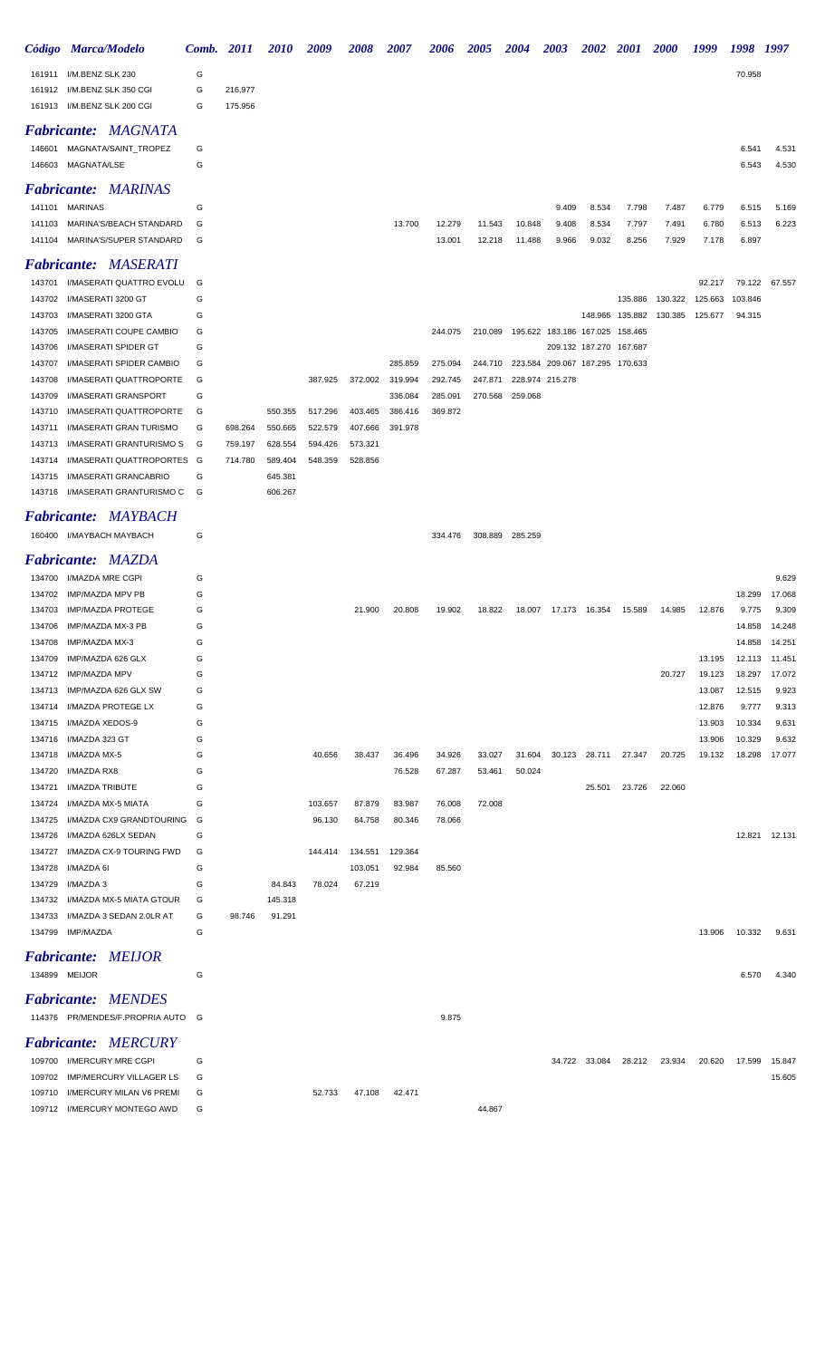| Código | Marca/Modelo | Comb. | 2011 | 2010 | 2009 | 2008 | 2007 | 2006 | 2005 | 2004 | 2003 | 2002 | 2001 | 2000 | 1999 | 1998 | 1997 |
|---|---|---|---|---|---|---|---|---|---|---|---|---|---|---|---|---|---|
| 161911 | I/M.BENZ SLK 230 | G | | | | | | | | | | | | | | 70.958 | |
| 161912 | I/M.BENZ SLK 350 CGI | G | 216.977 | | | | | | | | | | | | | | |
| 161913 | I/M.BENZ SLK 200 CGI | G | 175.956 | | | | | | | | | | | | | | |

## *Fabricante: MAGNATA*

| Código | Marca/Modelo | Comb. | 2011 | 2010 | 2009 | 2008 | 2007 | 2006 | 2005 | 2004 | 2003 | 2002 | 2001 | 2000 | 1999 | 1998 | 1997 |
|---|---|---|---|---|---|---|---|---|---|---|---|---|---|---|---|---|---|
| 146601 | MAGNATA/SAINT_TROPEZ | G | | | | | | | | | | | | | | 6.541 | 4.531 |
| 146603 | MAGNATA/LSE | G | | | | | | | | | | | | | | 6.543 | 4.530 |

## *Fabricante: MARINAS*

| Código | Marca/Modelo | Comb. | 2011 | 2010 | 2009 | 2008 | 2007 | 2006 | 2005 | 2004 | 2003 | 2002 | 2001 | 2000 | 1999 | 1998 | 1997 |
|---|---|---|---|---|---|---|---|---|---|---|---|---|---|---|---|---|---|
| 141101 | MARINAS | G | | | | | | | | | 9.409 | 8.534 | 7.798 | 7.487 | 6.779 | 6.515 | 5.169 |
| 141103 | MARINA'S/BEACH STANDARD | G | | | | | 13.700 | 12.279 | 11.543 | 10.848 | 9.408 | 8.534 | 7.797 | 7.491 | 6.780 | 6.513 | 6.223 |
| 141104 | MARINA'S/SUPER STANDARD | G | | | | | | 13.001 | 12.218 | 11.488 | 9.966 | 9.032 | 8.256 | 7.929 | 7.178 | 6.897 | |

## *Fabricante: MASERATI*

| Código | Marca/Modelo | Comb. | 2011 | 2010 | 2009 | 2008 | 2007 | 2006 | 2005 | 2004 | 2003 | 2002 | 2001 | 2000 | 1999 | 1998 | 1997 |
|---|---|---|---|---|---|---|---|---|---|---|---|---|---|---|---|---|---|
| 143701 | I/MASERATI QUATTRO EVOLU | G | | | | | | | | | | | | | 92.217 | 79.122 | 67.557 |
| 143702 | I/MASERATI 3200 GT | G | | | | | | | | | | | 135.886 | 130.322 | 125.663 | 103.846 | |
| 143703 | I/MASERATI 3200 GTA | G | | | | | | | | | | 148.966 | 135.882 | 130.385 | 125.677 | 94.315 | |
| 143705 | I/MASERATI COUPE CAMBIO | G | | | | | | 244.075 | 210.089 | 195.622 | 183.186 | 167.025 | 158.465 | | | | |
| 143706 | I/MASERATI SPIDER GT | G | | | | | | | | | 209.132 | 187.270 | 167.687 | | | | |
| 143707 | I/MASERATI SPIDER CAMBIO | G | | | | | 285.859 | 275.094 | 244.710 | 223.584 | 209.067 | 187.295 | 170.633 | | | | |
| 143708 | I/MASERATI QUATTROPORTE | G | | | 387.925 | 372.002 | 319.994 | 292.745 | 247.871 | 228.974 | 215.278 | | | | | | |
| 143709 | I/MASERATI GRANSPORT | G | | | | | 336.084 | 285.091 | 270.568 | 259.068 | | | | | | | |
| 143710 | I/MASERATI QUATTROPORTE | G | | 550.355 | 517.296 | 403.465 | 386.416 | 369.872 | | | | | | | | | |
| 143711 | I/MASERATI GRAN TURISMO | G | 698.264 | 550.665 | 522.579 | 407.666 | 391.978 | | | | | | | | | | |
| 143713 | I/MASERATI GRANTURISMO S | G | 759.197 | 628.554 | 594.426 | 573.321 | | | | | | | | | | | |
| 143714 | I/MASERATI QUATTROPORTES | G | 714.780 | 589.404 | 548.359 | 528.856 | | | | | | | | | | | |
| 143715 | I/MASERATI GRANCABRIO | G | | 645.381 | | | | | | | | | | | | | |
| 143716 | I/MASERATI GRANTURISMO C | G | | 606.267 | | | | | | | | | | | | | |

## *Fabricante: MAYBACH*

| Código | Marca/Modelo | Comb. | 2011 | 2010 | 2009 | 2008 | 2007 | 2006 | 2005 | 2004 | 2003 | 2002 | 2001 | 2000 | 1999 | 1998 | 1997 |
|---|---|---|---|---|---|---|---|---|---|---|---|---|---|---|---|---|---|
| 160400 | I/MAYBACH MAYBACH | G | | | | | | 334.476 | 308.889 | 285.259 | | | | | | | |

## *Fabricante: MAZDA*

| Código | Marca/Modelo | Comb. | 2011 | 2010 | 2009 | 2008 | 2007 | 2006 | 2005 | 2004 | 2003 | 2002 | 2001 | 2000 | 1999 | 1998 | 1997 |
|---|---|---|---|---|---|---|---|---|---|---|---|---|---|---|---|---|---|
| 134700 | I/MAZDA MRE CGPI | G | | | | | | | | | | | | | | | 9.629 |
| 134702 | IMP/MAZDA MPV PB | G | | | | | | | | | | | | | | 18.299 | 17.068 |
| 134703 | IMP/MAZDA PROTEGE | G | | | | 21.900 | 20.808 | 19.902 | 18.822 | 18.007 | 17.173 | 16.354 | 15.589 | 14.985 | 12.876 | 9.775 | 9.309 |
| 134706 | IMP/MAZDA MX-3 PB | G | | | | | | | | | | | | | | 14.858 | 14.248 |
| 134708 | IMP/MAZDA MX-3 | G | | | | | | | | | | | | | | 14.858 | 14.251 |
| 134709 | IMP/MAZDA 626 GLX | G | | | | | | | | | | | | | 13.195 | 12.113 | 11.451 |
| 134712 | IMP/MAZDA MPV | G | | | | | | | | | | | | 20.727 | 19.123 | 18.297 | 17.072 |
| 134713 | IMP/MAZDA 626 GLX SW | G | | | | | | | | | | | | | 13.087 | 12.515 | 9.923 |
| 134714 | I/MAZDA PROTEGE LX | G | | | | | | | | | | | | | 12.876 | 9.777 | 9.313 |
| 134715 | I/MAZDA XEDOS-9 | G | | | | | | | | | | | | | 13.903 | 10.334 | 9.631 |
| 134716 | I/MAZDA 323 GT | G | | | | | | | | | | | | | 13.906 | 10.329 | 9.632 |
| 134718 | I/MAZDA MX-5 | G | | | 40.656 | 38.437 | 36.496 | 34.926 | 33.027 | 31.604 | 30.123 | 28.711 | 27.347 | 20.725 | 19.132 | 18.298 | 17.077 |
| 134720 | I/MAZDA RX8 | G | | | | | 76.528 | 67.287 | 53.461 | 50.024 | | | | | | | |
| 134721 | I/MAZDA TRIBUTE | G | | | | | | | | | | 25.501 | 23.726 | 22.060 | | | |
| 134724 | I/MAZDA MX-5 MIATA | G | | | 103.657 | 87.879 | 83.987 | 76.008 | 72.008 | | | | | | | | |
| 134725 | I/MAZDA CX9 GRANDTOURING | G | | | 96.130 | 84.758 | 80.346 | 78.066 | | | | | | | | | |
| 134726 | I/MAZDA 626LX SEDAN | G | | | | | | | | | | | | | | 12.821 | 12.131 |
| 134727 | I/MAZDA CX-9 TOURING FWD | G | | | 144.414 | 134.551 | 129.364 | | | | | | | | | | |
| 134728 | I/MAZDA 6I | G | | | | 103.051 | 92.984 | 85.560 | | | | | | | | | |
| 134729 | I/MAZDA 3 | G | | 84.843 | 78.024 | 67.219 | | | | | | | | | | | |
| 134732 | I/MAZDA MX-5 MIATA GTOUR | G | | 145.318 | | | | | | | | | | | | | |
| 134733 | I/MAZDA 3 SEDAN 2.0LR AT | G | 98.746 | 91.291 | | | | | | | | | | | | | |
| 134799 | IMP/MAZDA | G | | | | | | | | | | | | | 13.906 | 10.332 | 9.631 |

## *Fabricante: MEIJOR*

| Código | Marca/Modelo | Comb. | 2011 | 2010 | 2009 | 2008 | 2007 | 2006 | 2005 | 2004 | 2003 | 2002 | 2001 | 2000 | 1999 | 1998 | 1997 |
|---|---|---|---|---|---|---|---|---|---|---|---|---|---|---|---|---|---|
| 134899 | MEIJOR | G | | | | | | | | | | | | | | 6.570 | 4.340 |

## *Fabricante: MENDES*

| Código | Marca/Modelo | Comb. | 2011 | 2010 | 2009 | 2008 | 2007 | 2006 | 2005 | 2004 | 2003 | 2002 | 2001 | 2000 | 1999 | 1998 | 1997 |
|---|---|---|---|---|---|---|---|---|---|---|---|---|---|---|---|---|---|
| 114376 | PR/MENDES/F.PROPRIA AUTO | G | | | | | | 9.875 | | | | | | | | | |

## *Fabricante: MERCURY*

| Código | Marca/Modelo | Comb. | 2011 | 2010 | 2009 | 2008 | 2007 | 2006 | 2005 | 2004 | 2003 | 2002 | 2001 | 2000 | 1999 | 1998 | 1997 |
|---|---|---|---|---|---|---|---|---|---|---|---|---|---|---|---|---|---|
| 109700 | I/MERCURY MRE CGPI | G | | | | | | | | | 34.722 | 33.084 | 28.212 | 23.934 | 20.620 | 17.599 | 15.847 |
| 109702 | IMP/MERCURY VILLAGER LS | G | | | | | | | | | | | | | | | 15.605 |
| 109710 | I/MERCURY MILAN V6 PREMI | G | | | 52.733 | 47.108 | 42.471 | | | | | | | | | | |
| 109712 | I/MERCURY MONTEGO AWD | G | | | | | | | 44.867 | | | | | | | | |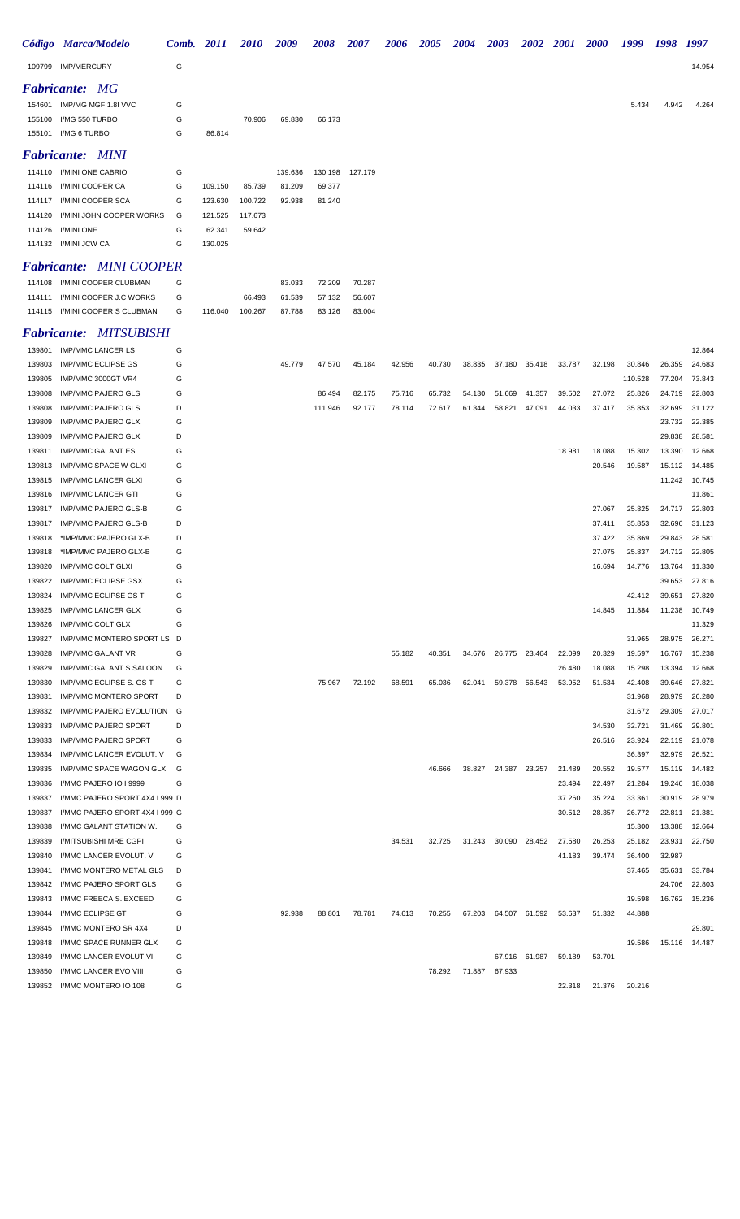| Código | Marca/Modelo | Comb. | 2011 | 2010 | 2009 | 2008 | 2007 | 2006 | 2005 | 2004 | 2003 | 2002 | 2001 | 2000 | 1999 | 1998 | 1997 |
|---|---|---|---|---|---|---|---|---|---|---|---|---|---|---|---|---|---|
| 109799 | IMP/MERCURY | G | | | | | | | | | | | | | | | 14.954 |
| ***Fabricante: MG*** | | | | | | | | | | | | | | | | | |
| 154601 | IMP/MG MGF 1.8I VVC | G | | | | | | | | | | | | | 5.434 | 4.942 | 4.264 |
| 155100 | I/MG 550 TURBO | G | | 70.906 | 69.830 | 66.173 | | | | | | | | | | | |
| 155101 | I/MG 6 TURBO | G | 86.814 | | | | | | | | | | | | | | |
| ***Fabricante: MINI*** | | | | | | | | | | | | | | | | | |
| 114110 | I/MINI ONE CABRIO | G | | | 139.636 | 130.198 | 127.179 | | | | | | | | | | |
| 114116 | I/MINI COOPER CA | G | 109.150 | 85.739 | 81.209 | 69.377 | | | | | | | | | | | |
| 114117 | I/MINI COOPER SCA | G | 123.630 | 100.722 | 92.938 | 81.240 | | | | | | | | | | | |
| 114120 | I/MINI JOHN COOPER WORKS | G | 121.525 | 117.673 | | | | | | | | | | | | | |
| 114126 | I/MINI ONE | G | 62.341 | 59.642 | | | | | | | | | | | | | |
| 114132 | I/MINI JCW CA | G | 130.025 | | | | | | | | | | | | | | |
| ***Fabricante: MINI COOPER*** | | | | | | | | | | | | | | | | | |
| 114108 | I/MINI COOPER CLUBMAN | G | | | 83.033 | 72.209 | 70.287 | | | | | | | | | | |
| 114111 | I/MINI COOPER J.C WORKS | G | | 66.493 | 61.539 | 57.132 | 56.607 | | | | | | | | | | |
| 114115 | I/MINI COOPER S CLUBMAN | G | 116.040 | 100.267 | 87.788 | 83.126 | 83.004 | | | | | | | | | | |
| ***Fabricante: MITSUBISHI*** | | | | | | | | | | | | | | | | | |
| 139801 | IMP/MMC LANCER LS | G | | | | | | | | | | | | | | | 12.864 |
| 139803 | IMP/MMC ECLIPSE GS | G | | | 49.779 | 47.570 | 45.184 | 42.956 | 40.730 | 38.835 | 37.180 | 35.418 | 33.787 | 32.198 | 30.846 | 26.359 | 24.683 |
| 139805 | IMP/MMC 3000GT VR4 | G | | | | | | | | | | | | | 110.528 | 77.204 | 73.843 |
| 139808 | IMP/MMC PAJERO GLS | G | | | | 86.494 | 82.175 | 75.716 | 65.732 | 54.130 | 51.669 | 41.357 | 39.502 | 27.072 | 25.826 | 24.719 | 22.803 |
| 139808 | IMP/MMC PAJERO GLS | D | | | | 111.946 | 92.177 | 78.114 | 72.617 | 61.344 | 58.821 | 47.091 | 44.033 | 37.417 | 35.853 | 32.699 | 31.122 |
| 139809 | IMP/MMC PAJERO GLX | G | | | | | | | | | | | | | | 23.732 | 22.385 |
| 139809 | IMP/MMC PAJERO GLX | D | | | | | | | | | | | | | | 29.838 | 28.581 |
| 139811 | IMP/MMC GALANT ES | G | | | | | | | | | | | 18.981 | 18.088 | 15.302 | 13.390 | 12.668 |
| 139813 | IMP/MMC SPACE W GLXI | G | | | | | | | | | | | | 20.546 | 19.587 | 15.112 | 14.485 |
| 139815 | IMP/MMC LANCER GLXI | G | | | | | | | | | | | | | | 11.242 | 10.745 |
| 139816 | IMP/MMC LANCER GTI | G | | | | | | | | | | | | | | | 11.861 |
| 139817 | IMP/MMC PAJERO GLS-B | G | | | | | | | | | | | | 27.067 | 25.825 | 24.717 | 22.803 |
| 139817 | IMP/MMC PAJERO GLS-B | D | | | | | | | | | | | | 37.411 | 35.853 | 32.696 | 31.123 |
| 139818 | *IMP/MMC PAJERO GLX-B | D | | | | | | | | | | | | 37.422 | 35.869 | 29.843 | 28.581 |
| 139818 | *IMP/MMC PAJERO GLX-B | G | | | | | | | | | | | | 27.075 | 25.837 | 24.712 | 22.805 |
| 139820 | IMP/MMC COLT GLXI | G | | | | | | | | | | | | 16.694 | 14.776 | 13.764 | 11.330 |
| 139822 | IMP/MMC ECLIPSE GSX | G | | | | | | | | | | | | | | 39.653 | 27.816 |
| 139824 | IMP/MMC ECLIPSE GS T | G | | | | | | | | | | | | | 42.412 | 39.651 | 27.820 |
| 139825 | IMP/MMC LANCER GLX | G | | | | | | | | | | | | 14.845 | 11.884 | 11.238 | 10.749 |
| 139826 | IMP/MMC COLT GLX | G | | | | | | | | | | | | | | | 11.329 |
| 139827 | IMP/MMC MONTERO SPORT LS | D | | | | | | | | | | | | | 31.965 | 28.975 | 26.271 |
| 139828 | IMP/MMC GALANT VR | G | | | | | | 55.182 | 40.351 | 34.676 | 26.775 | 23.464 | 22.099 | 20.329 | 19.597 | 16.767 | 15.238 |
| 139829 | IMP/MMC GALANT S.SALOON | G | | | | | | | | | | | 26.480 | 18.088 | 15.298 | 13.394 | 12.668 |
| 139830 | IMP/MMC ECLIPSE S. GS-T | G | | | | 75.967 | 72.192 | 68.591 | 65.036 | 62.041 | 59.378 | 56.543 | 53.952 | 51.534 | 42.408 | 39.646 | 27.821 |
| 139831 | IMP/MMC MONTERO SPORT | D | | | | | | | | | | | | | 31.968 | 28.979 | 26.280 |
| 139832 | IMP/MMC PAJERO EVOLUTION | G | | | | | | | | | | | | | 31.672 | 29.309 | 27.017 |
| 139833 | IMP/MMC PAJERO SPORT | D | | | | | | | | | | | | 34.530 | 32.721 | 31.469 | 29.801 |
| 139833 | IMP/MMC PAJERO SPORT | G | | | | | | | | | | | | 26.516 | 23.924 | 22.119 | 21.078 |
| 139834 | IMP/MMC LANCER EVOLUT. V | G | | | | | | | | | | | | | 36.397 | 32.979 | 26.521 |
| 139835 | IMP/MMC SPACE WAGON GLX | G | | | | | | | 46.666 | 38.827 | 24.387 | 23.257 | 21.489 | 20.552 | 19.577 | 15.119 | 14.482 |
| 139836 | I/MMC PAJERO IO I 9999 | G | | | | | | | | | | | 23.494 | 22.497 | 21.284 | 19.246 | 18.038 |
| 139837 | I/MMC PAJERO SPORT 4X4 I 999 | D | | | | | | | | | | | 37.260 | 35.224 | 33.361 | 30.919 | 28.979 |
| 139837 | I/MMC PAJERO SPORT 4X4 I 999 | G | | | | | | | | | | | 30.512 | 28.357 | 26.772 | 22.811 | 21.381 |
| 139838 | I/MMC GALANT STATION W. | G | | | | | | | | | | | | | 15.300 | 13.388 | 12.664 |
| 139839 | I/MITSUBISHI MRE CGPI | G | | | | | | 34.531 | 32.725 | 31.243 | 30.090 | 28.452 | 27.580 | 26.253 | 25.182 | 23.931 | 22.750 |
| 139840 | I/MMC LANCER EVOLUT. VI | G | | | | | | | | | | | 41.183 | 39.474 | 36.400 | 32.987 | |
| 139841 | I/MMC MONTERO METAL GLS | D | | | | | | | | | | | | | 37.465 | 35.631 | 33.784 |
| 139842 | I/MMC PAJERO SPORT GLS | G | | | | | | | | | | | | | | 24.706 | 22.803 |
| 139843 | I/MMC FREECA S. EXCEED | G | | | | | | | | | | | | | 19.598 | 16.762 | 15.236 |
| 139844 | I/MMC ECLIPSE GT | G | | | 92.938 | 88.801 | 78.781 | 74.613 | 70.255 | 67.203 | 64.507 | 61.592 | 53.637 | 51.332 | 44.888 | | |
| 139845 | I/MMC MONTERO SR 4X4 | D | | | | | | | | | | | | | | | 29.801 |
| 139848 | I/MMC SPACE RUNNER GLX | G | | | | | | | | | | | | | 19.586 | 15.116 | 14.487 |
| 139849 | I/MMC LANCER EVOLUT VII | G | | | | | | | | | 67.916 | 61.987 | 59.189 | 53.701 | | | |
| 139850 | I/MMC LANCER EVO VIII | G | | | | | | | 78.292 | 71.887 | 67.933 | | | | | | |
| 139852 | I/MMC MONTERO IO 108 | G | | | | | | | | | | | 22.318 | 21.376 | 20.216 | | |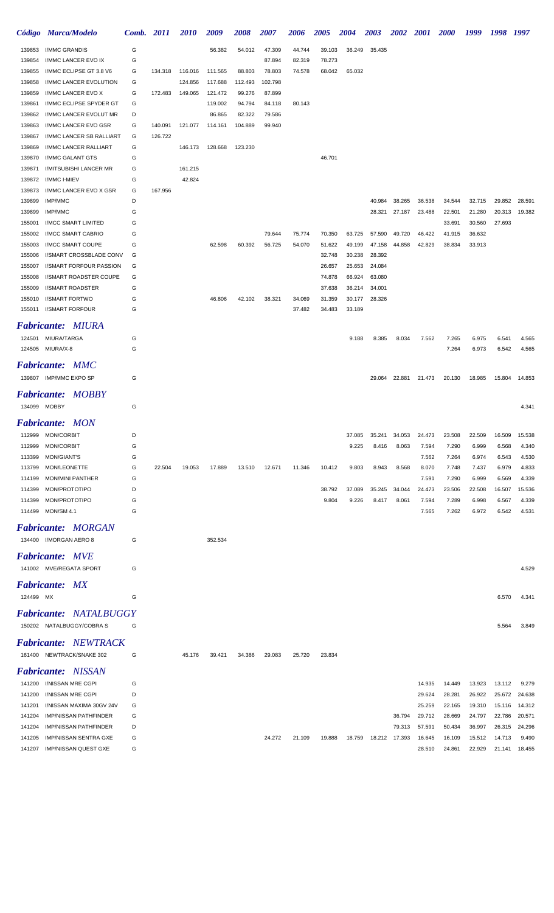| Código | Marca/Modelo | Comb. | 2011 | 2010 | 2009 | 2008 | 2007 | 2006 | 2005 | 2004 | 2003 | 2002 | 2001 | 2000 | 1999 | 1998 | 1997 |
|---|---|---|---|---|---|---|---|---|---|---|---|---|---|---|---|---|---|
| 139853 | I/MMC GRANDIS | G | | | 56.382 | 54.012 | 47.309 | 44.744 | 39.103 | 36.249 | 35.435 | | | | | | |
| 139854 | I/MMC LANCER EVO IX | G | | | | | 87.894 | 82.319 | 78.273 | | | | | | | | |
| 139855 | I/MMC ECLIPSE GT 3.8 V6 | G | 134.318 | 116.016 | 111.565 | 88.803 | 78.803 | 74.578 | 68.042 | 65.032 | | | | | | | |
| 139858 | I/MMC LANCER EVOLUTION | G | | 124.856 | 117.688 | 112.493 | 102.798 | | | | | | | | | | |
| 139859 | I/MMC LANCER EVO X | G | 172.483 | 149.065 | 121.472 | 99.276 | 87.899 | | | | | | | | | | |
| 139861 | I/MMC ECLIPSE SPYDER GT | G | | | 119.002 | 94.794 | 84.118 | 80.143 | | | | | | | | | |
| 139862 | I/MMC LANCER EVOLUT MR | D | | | 86.865 | 82.322 | 79.586 | | | | | | | | | | |
| 139863 | I/MMC LANCER EVO GSR | G | 140.091 | 121.077 | 114.161 | 104.889 | 99.940 | | | | | | | | | | |
| 139867 | I/MMC LANCER SB RALLIART | G | 126.722 | | | | | | | | | | | | | | |
| 139869 | I/MMC LANCER RALLIART | G | | 146.173 | 128.668 | 123.230 | | | | | | | | | | | |
| 139870 | I/MMC GALANT GTS | G | | | | | | | 46.701 | | | | | | | | |
| 139871 | I/MITSUBISHI LANCER MR | G | | 161.215 | | | | | | | | | | | | | |
| 139872 | I/MMC I-MIEV | G | | 42.824 | | | | | | | | | | | | | |
| 139873 | I/MMC LANCER EVO X GSR | G | 167.956 | | | | | | | | | | | | | | |
| 139899 | IMP/MMC | D | | | | | | | | | 40.984 | 38.265 | 36.538 | 34.544 | 32.715 | 29.852 | 28.591 |
| 139899 | IMP/MMC | G | | | | | | | | | 28.321 | 27.187 | 23.488 | 22.501 | 21.280 | 20.313 | 19.382 |
| 155001 | I/MCC SMART LIMITED | G | | | | | | | | | | | | 33.691 | 30.560 | 27.693 | |
| 155002 | I/MCC SMART CABRIO | G | | | | | 79.644 | 75.774 | 70.350 | 63.725 | 57.590 | 49.720 | 46.422 | 41.915 | 36.632 | | |
| 155003 | I/MCC SMART COUPE | G | | | 62.598 | 60.392 | 56.725 | 54.070 | 51.622 | 49.199 | 47.158 | 44.858 | 42.829 | 38.834 | 33.913 | | |
| 155006 | I/SMART CROSSBLADE CONV | G | | | | | | | 32.748 | 30.238 | 28.392 | | | | | | |
| 155007 | I/SMART FORFOUR PASSION | G | | | | | | | 26.657 | 25.653 | 24.084 | | | | | | |
| 155008 | I/SMART ROADSTER COUPE | G | | | | | | | 74.878 | 66.924 | 63.080 | | | | | | |
| 155009 | I/SMART ROADSTER | G | | | | | | | 37.638 | 36.214 | 34.001 | | | | | | |
| 155010 | I/SMART FORTWO | G | | | 46.806 | 42.102 | 38.321 | 34.069 | 31.359 | 30.177 | 28.326 | | | | | | |
| 155011 | I/SMART FORFOUR | G | | | | | | 37.482 | 34.483 | 33.189 | | | | | | | |

## *Fabricante: MIURA*

| Código | Marca/Modelo | Comb. | 2011 | 2010 | 2009 | 2008 | 2007 | 2006 | 2005 | 2004 | 2003 | 2002 | 2001 | 2000 | 1999 | 1998 | 1997 |
|---|---|---|---|---|---|---|---|---|---|---|---|---|---|---|---|---|---|
| 124501 | MIURA/TARGA | G | | | | | | | | 9.188 | 8.385 | 8.034 | 7.562 | 7.265 | 6.975 | 6.541 | 4.565 |
| 124505 | MIURA/X-8 | G | | | | | | | | | | | | 7.264 | 6.973 | 6.542 | 4.565 |

## *Fabricante: MMC*

| Código | Marca/Modelo | Comb. | 2011 | 2010 | 2009 | 2008 | 2007 | 2006 | 2005 | 2004 | 2003 | 2002 | 2001 | 2000 | 1999 | 1998 | 1997 |
|---|---|---|---|---|---|---|---|---|---|---|---|---|---|---|---|---|---|
| 139807 | IMP/MMC EXPO SP | G | | | | | | | | | 29.064 | 22.881 | 21.473 | 20.130 | 18.985 | 15.804 | 14.853 |

## *Fabricante: MOBBY*

| Código | Marca/Modelo | Comb. | 2011 | 2010 | 2009 | 2008 | 2007 | 2006 | 2005 | 2004 | 2003 | 2002 | 2001 | 2000 | 1999 | 1998 | 1997 |
|---|---|---|---|---|---|---|---|---|---|---|---|---|---|---|---|---|---|
| 134099 | MOBBY | G | | | | | | | | | | | | | | | 4.341 |

## *Fabricante: MON*

| Código | Marca/Modelo | Comb. | 2011 | 2010 | 2009 | 2008 | 2007 | 2006 | 2005 | 2004 | 2003 | 2002 | 2001 | 2000 | 1999 | 1998 | 1997 |
|---|---|---|---|---|---|---|---|---|---|---|---|---|---|---|---|---|---|
| 112999 | MON/CORBIT | D | | | | | | | | 37.085 | 35.241 | 34.053 | 24.473 | 23.508 | 22.509 | 16.509 | 15.538 |
| 112999 | MON/CORBIT | G | | | | | | | | 9.225 | 8.416 | 8.063 | 7.594 | 7.290 | 6.999 | 6.568 | 4.340 |
| 113399 | MON/GIANT'S | G | | | | | | | | | | | 7.562 | 7.264 | 6.974 | 6.543 | 4.530 |
| 113799 | MON/LEONETTE | G | 22.504 | 19.053 | 17.889 | 13.510 | 12.671 | 11.346 | 10.412 | 9.803 | 8.943 | 8.568 | 8.070 | 7.748 | 7.437 | 6.979 | 4.833 |
| 114199 | MON/MINI PANTHER | G | | | | | | | | | | | 7.591 | 7.290 | 6.999 | 6.569 | 4.339 |
| 114399 | MON/PROTOTIPO | D | | | | | | | 38.792 | 37.089 | 35.245 | 34.044 | 24.473 | 23.506 | 22.508 | 16.507 | 15.536 |
| 114399 | MON/PROTOTIPO | G | | | | | | | 9.804 | 9.226 | 8.417 | 8.061 | 7.594 | 7.289 | 6.998 | 6.567 | 4.339 |
| 114499 | MON/SM 4.1 | G | | | | | | | | | | | 7.565 | 7.262 | 6.972 | 6.542 | 4.531 |

## *Fabricante: MORGAN*

| Código | Marca/Modelo | Comb. | 2011 | 2010 | 2009 | 2008 | 2007 | 2006 | 2005 | 2004 | 2003 | 2002 | 2001 | 2000 | 1999 | 1998 | 1997 |
|---|---|---|---|---|---|---|---|---|---|---|---|---|---|---|---|---|---|
| 134400 | I/MORGAN AERO 8 | G | | | 352.534 | | | | | | | | | | | | |

## *Fabricante: MVE*

| Código | Marca/Modelo | Comb. | 2011 | 2010 | 2009 | 2008 | 2007 | 2006 | 2005 | 2004 | 2003 | 2002 | 2001 | 2000 | 1999 | 1998 | 1997 |
|---|---|---|---|---|---|---|---|---|---|---|---|---|---|---|---|---|---|
| 141002 | MVE/REGATA SPORT | G | | | | | | | | | | | | | | | 4.529 |

## *Fabricante: MX*

| Código | Marca/Modelo | Comb. | 2011 | 2010 | 2009 | 2008 | 2007 | 2006 | 2005 | 2004 | 2003 | 2002 | 2001 | 2000 | 1999 | 1998 | 1997 |
|---|---|---|---|---|---|---|---|---|---|---|---|---|---|---|---|---|---|
| 124499 | MX | G | | | | | | | | | | | | | | 6.570 | 4.341 |

## *Fabricante: NATALBUGGY*

| Código | Marca/Modelo | Comb. | 2011 | 2010 | 2009 | 2008 | 2007 | 2006 | 2005 | 2004 | 2003 | 2002 | 2001 | 2000 | 1999 | 1998 | 1997 |
|---|---|---|---|---|---|---|---|---|---|---|---|---|---|---|---|---|---|
| 150202 | NATALBUGGY/COBRA S | G | | | | | | | | | | | | | | 5.564 | 3.849 |

## *Fabricante: NEWTRACK*

| Código | Marca/Modelo | Comb. | 2011 | 2010 | 2009 | 2008 | 2007 | 2006 | 2005 | 2004 | 2003 | 2002 | 2001 | 2000 | 1999 | 1998 | 1997 |
|---|---|---|---|---|---|---|---|---|---|---|---|---|---|---|---|---|---|
| 161400 | NEWTRACK/SNAKE 302 | G | | 45.176 | 39.421 | 34.386 | 29.083 | 25.720 | 23.834 | | | | | | | | |

## *Fabricante: NISSAN*

| Código | Marca/Modelo | Comb. | 2011 | 2010 | 2009 | 2008 | 2007 | 2006 | 2005 | 2004 | 2003 | 2002 | 2001 | 2000 | 1999 | 1998 | 1997 |
|---|---|---|---|---|---|---|---|---|---|---|---|---|---|---|---|---|---|
| 141200 | I/NISSAN MRE CGPI | G | | | | | | | | | | | 14.935 | 14.449 | 13.923 | 13.112 | 9.279 |
| 141200 | I/NISSAN MRE CGPI | D | | | | | | | | | | | 29.624 | 28.281 | 26.922 | 25.672 | 24.638 |
| 141201 | I/NISSAN MAXIMA 30GV 24V | G | | | | | | | | | | | 25.259 | 22.165 | 19.310 | 15.116 | 14.312 |
| 141204 | IMP/NISSAN PATHFINDER | G | | | | | | | | | | 36.794 | 29.712 | 28.669 | 24.797 | 22.786 | 20.571 |
| 141204 | IMP/NISSAN PATHFINDER | D | | | | | | | | | | 79.313 | 57.591 | 50.434 | 36.997 | 26.315 | 24.296 |
| 141205 | IMP/NISSAN SENTRA GXE | G | | | | | 24.272 | 21.109 | 19.888 | 18.759 | 18.212 | 17.393 | 16.645 | 16.109 | 15.512 | 14.713 | 9.490 |
| 141207 | IMP/NISSAN QUEST GXE | G | | | | | | | | | | | 28.510 | 24.861 | 22.929 | 21.141 | 18.455 |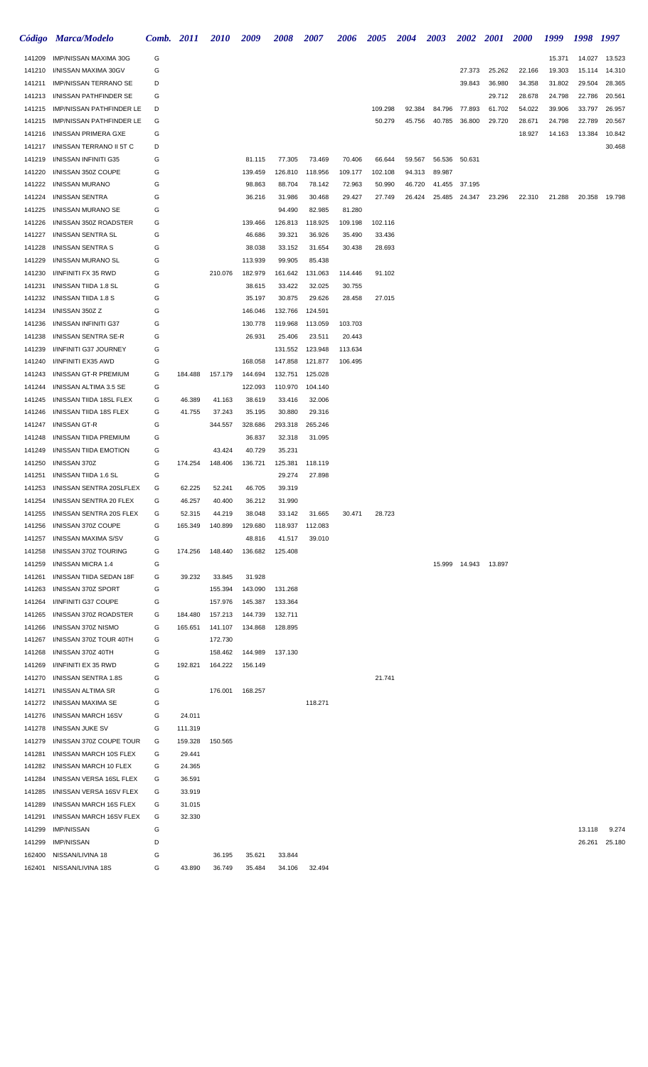| Código | Marca/Modelo | Comb. | 2011 | 2010 | 2009 | 2008 | 2007 | 2006 | 2005 | 2004 | 2003 | 2002 | 2001 | 2000 | 1999 | 1998 | 1997 |
|---|---|---|---|---|---|---|---|---|---|---|---|---|---|---|---|---|---|
| 141209 | IMP/NISSAN MAXIMA 30G | G | | | | | | | | | | | | | 15.371 | 14.027 | 13.523 |
| 141210 | I/NISSAN MAXIMA 30GV | G | | | | | | | | | | 27.373 | 25.262 | 22.166 | 19.303 | 15.114 | 14.310 |
| 141211 | IMP/NISSAN TERRANO SE | D | | | | | | | | | | 39.843 | 36.980 | 34.358 | 31.802 | 29.504 | 28.365 |
| 141213 | I/NISSAN PATHFINDER SE | G | | | | | | | | | | | 29.712 | 28.678 | 24.798 | 22.786 | 20.561 |
| 141215 | IMP/NISSAN PATHFINDER LE | D | | | | | | | 109.298 | 92.384 | 84.796 | 77.893 | 61.702 | 54.022 | 39.906 | 33.797 | 26.957 |
| 141215 | IMP/NISSAN PATHFINDER LE | G | | | | | | | 50.279 | 45.756 | 40.785 | 36.800 | 29.720 | 28.671 | 24.798 | 22.789 | 20.567 |
| 141216 | I/NISSAN PRIMERA GXE | G | | | | | | | | | | | | 18.927 | 14.163 | 13.384 | 10.842 |
| 141217 | I/NISSAN TERRANO II 5T C | D | | | | | | | | | | | | | | | 30.468 |
| 141219 | I/NISSAN INFINITI G35 | G | | | 81.115 | 77.305 | 73.469 | 70.406 | 66.644 | 59.567 | 56.536 | 50.631 | | | | | |
| 141220 | I/NISSAN 350Z COUPE | G | | | 139.459 | 126.810 | 118.956 | 109.177 | 102.108 | 94.313 | 89.987 | | | | | | |
| 141222 | I/NISSAN MURANO | G | | | 98.863 | 88.704 | 78.142 | 72.963 | 50.990 | 46.720 | 41.455 | 37.195 | | | | | |
| 141224 | I/NISSAN SENTRA | G | | | 36.216 | 31.986 | 30.468 | 29.427 | 27.749 | 26.424 | 25.485 | 24.347 | 23.296 | 22.310 | 21.288 | 20.358 | 19.798 |
| 141225 | I/NISSAN MURANO SE | G | | | | 94.490 | 82.985 | 81.280 | | | | | | | | | |
| 141226 | I/NISSAN 350Z ROADSTER | G | | | 139.466 | 126.813 | 118.925 | 109.198 | 102.116 | | | | | | | | |
| 141227 | I/NISSAN SENTRA SL | G | | | 46.686 | 39.321 | 36.926 | 35.490 | 33.436 | | | | | | | | |
| 141228 | I/NISSAN SENTRA S | G | | | 38.038 | 33.152 | 31.654 | 30.438 | 28.693 | | | | | | | | |
| 141229 | I/NISSAN MURANO SL | G | | | 113.939 | 99.905 | 85.438 | | | | | | | | | | |
| 141230 | I/INFINITI FX 35 RWD | G | | 210.076 | 182.979 | 161.642 | 131.063 | 114.446 | 91.102 | | | | | | | | |
| 141231 | I/NISSAN TIIDA 1.8 SL | G | | | 38.615 | 33.422 | 32.025 | 30.755 | | | | | | | | | |
| 141232 | I/NISSAN TIIDA 1.8 S | G | | | 35.197 | 30.875 | 29.626 | 28.458 | 27.015 | | | | | | | | |
| 141234 | I/NISSAN 350Z Z | G | | | 146.046 | 132.766 | 124.591 | | | | | | | | | | |
| 141236 | I/NISSAN INFINITI G37 | G | | | 130.778 | 119.968 | 113.059 | 103.703 | | | | | | | | | |
| 141238 | I/NISSAN SENTRA SE-R | G | | | 26.931 | 25.406 | 23.511 | 20.443 | | | | | | | | | |
| 141239 | I/INFINITI G37 JOURNEY | G | | | | 131.552 | 123.948 | 113.634 | | | | | | | | | |
| 141240 | I/INFINITI EX35 AWD | G | | | 168.058 | 147.858 | 121.877 | 106.495 | | | | | | | | | |
| 141243 | I/NISSAN GT-R PREMIUM | G | 184.488 | 157.179 | 144.694 | 132.751 | 125.028 | | | | | | | | | | |
| 141244 | I/NISSAN ALTIMA 3.5 SE | G | | | 122.093 | 110.970 | 104.140 | | | | | | | | | | |
| 141245 | I/NISSAN TIIDA 18SL FLEX | G | 46.389 | 41.163 | 38.619 | 33.416 | 32.006 | | | | | | | | | | |
| 141246 | I/NISSAN TIIDA 18S FLEX | G | 41.755 | 37.243 | 35.195 | 30.880 | 29.316 | | | | | | | | | | |
| 141247 | I/NISSAN GT-R | G | | 344.557 | 328.686 | 293.318 | 265.246 | | | | | | | | | | |
| 141248 | I/NISSAN TIIDA PREMIUM | G | | | 36.837 | 32.318 | 31.095 | | | | | | | | | | |
| 141249 | I/NISSAN TIIDA EMOTION | G | | 43.424 | 40.729 | 35.231 | | | | | | | | | | | |
| 141250 | I/NISSAN 370Z | G | 174.254 | 148.406 | 136.721 | 125.381 | 118.119 | | | | | | | | | | |
| 141251 | I/NISSAN TIIDA 1.6 SL | G | | | | 29.274 | 27.898 | | | | | | | | | | |
| 141253 | I/NISSAN SENTRA 20SLFLEX | G | 62.225 | 52.241 | 46.705 | 39.319 | | | | | | | | | | | |
| 141254 | I/NISSAN SENTRA 20 FLEX | G | 46.257 | 40.400 | 36.212 | 31.990 | | | | | | | | | | | |
| 141255 | I/NISSAN SENTRA 20S FLEX | G | 52.315 | 44.219 | 38.048 | 33.142 | 31.665 | 30.471 | 28.723 | | | | | | | | |
| 141256 | I/NISSAN 370Z COUPE | G | 165.349 | 140.899 | 129.680 | 118.937 | 112.083 | | | | | | | | | | |
| 141257 | I/NISSAN MAXIMA S/SV | G | | | 48.816 | 41.517 | 39.010 | | | | | | | | | | |
| 141258 | I/NISSAN 370Z TOURING | G | 174.256 | 148.440 | 136.682 | 125.408 | | | | | | | | | | | |
| 141259 | I/NISSAN MICRA 1.4 | G | | | | | | | | | 15.999 | 14.943 | 13.897 | | | | |
| 141261 | I/NISSAN TIIDA SEDAN 18F | G | 39.232 | 33.845 | 31.928 | | | | | | | | | | | | |
| 141263 | I/NISSAN 370Z SPORT | G | | 155.394 | 143.090 | 131.268 | | | | | | | | | | | |
| 141264 | I/INFINITI G37 COUPE | G | | 157.976 | 145.387 | 133.364 | | | | | | | | | | | |
| 141265 | I/NISSAN 370Z ROADSTER | G | 184.480 | 157.213 | 144.739 | 132.711 | | | | | | | | | | | |
| 141266 | I/NISSAN 370Z NISMO | G | 165.651 | 141.107 | 134.868 | 128.895 | | | | | | | | | | | |
| 141267 | I/NISSAN 370Z TOUR 40TH | G | | 172.730 | | | | | | | | | | | | | |
| 141268 | I/NISSAN 370Z 40TH | G | | 158.462 | 144.989 | 137.130 | | | | | | | | | | | |
| 141269 | I/INFINITI EX 35 RWD | G | 192.821 | 164.222 | 156.149 | | | | | | | | | | | | |
| 141270 | I/NISSAN SENTRA 1.8S | G | | | | | | | 21.741 | | | | | | | | |
| 141271 | I/NISSAN ALTIMA SR | G | | 176.001 | 168.257 | | | | | | | | | | | | |
| 141272 | I/NISSAN MAXIMA SE | G | | | | | 118.271 | | | | | | | | | | |
| 141276 | I/NISSAN MARCH 16SV | G | 24.011 | | | | | | | | | | | | | | |
| 141278 | I/NISSAN JUKE SV | G | 111.319 | | | | | | | | | | | | | | |
| 141279 | I/NISSAN 370Z COUPE TOUR | G | 159.328 | 150.565 | | | | | | | | | | | | | |
| 141281 | I/NISSAN MARCH 10S FLEX | G | 29.441 | | | | | | | | | | | | | | |
| 141282 | I/NISSAN MARCH 10 FLEX | G | 24.365 | | | | | | | | | | | | | | |
| 141284 | I/NISSAN VERSA 16SL FLEX | G | 36.591 | | | | | | | | | | | | | | |
| 141285 | I/NISSAN VERSA 16SV FLEX | G | 33.919 | | | | | | | | | | | | | | |
| 141289 | I/NISSAN MARCH 16S FLEX | G | 31.015 | | | | | | | | | | | | | | |
| 141291 | I/NISSAN MARCH 16SV FLEX | G | 32.330 | | | | | | | | | | | | | | |
| 141299 | IMP/NISSAN | G | | | | | | | | | | | | | | 13.118 | 9.274 |
| 141299 | IMP/NISSAN | D | | | | | | | | | | | | | | 26.261 | 25.180 |
| 162400 | NISSAN/LIVINA 18 | G | | 36.195 | 35.621 | 33.844 | | | | | | | | | | | |
| 162401 | NISSAN/LIVINA 18S | G | 43.890 | 36.749 | 35.484 | 34.106 | 32.494 | | | | | | | | | | |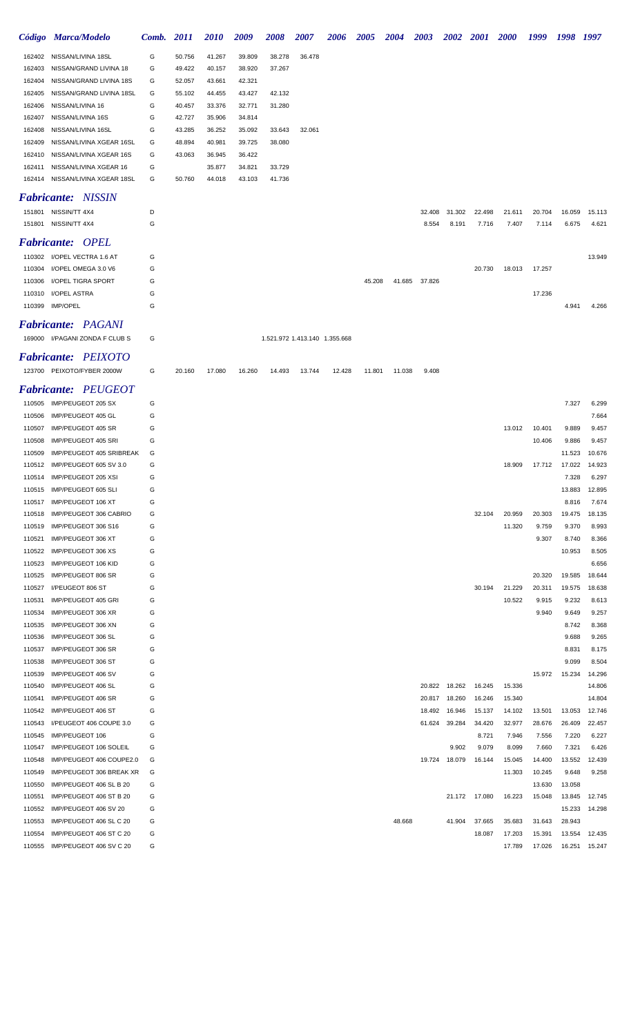| Código | Marca/Modelo | Comb. | 2011 | 2010 | 2009 | 2008 | 2007 | 2006 | 2005 | 2004 | 2003 | 2002 | 2001 | 2000 | 1999 | 1998 | 1997 |
|---|---|---|---|---|---|---|---|---|---|---|---|---|---|---|---|---|---|
| 162402 | NISSAN/LIVINA 18SL | G | 50.756 | 41.267 | 39.809 | 38.278 | 36.478 | | | | | | | | | | |
| 162403 | NISSAN/GRAND LIVINA 18 | G | 49.422 | 40.157 | 38.920 | 37.267 | | | | | | | | | | | |
| 162404 | NISSAN/GRAND LIVINA 18S | G | 52.057 | 43.661 | 42.321 | | | | | | | | | | | | |
| 162405 | NISSAN/GRAND LIVINA 18SL | G | 55.102 | 44.455 | 43.427 | 42.132 | | | | | | | | | | | |
| 162406 | NISSAN/LIVINA 16 | G | 40.457 | 33.376 | 32.771 | 31.280 | | | | | | | | | | | |
| 162407 | NISSAN/LIVINA 16S | G | 42.727 | 35.906 | 34.814 | | | | | | | | | | | | |
| 162408 | NISSAN/LIVINA 16SL | G | 43.285 | 36.252 | 35.092 | 33.643 | 32.061 | | | | | | | | | | |
| 162409 | NISSAN/LIVINA XGEAR 16SL | G | 48.894 | 40.981 | 39.725 | 38.080 | | | | | | | | | | | |
| 162410 | NISSAN/LIVINA XGEAR 16S | G | 43.063 | 36.945 | 36.422 | | | | | | | | | | | | |
| 162411 | NISSAN/LIVINA XGEAR 16 | G | | 35.877 | 34.821 | 33.729 | | | | | | | | | | | |
| 162414 | NISSAN/LIVINA XGEAR 18SL | G | 50.760 | 44.018 | 43.103 | 41.736 | | | | | | | | | | | |

## *Fabricante: NISSIN*

| Código | Marca/Modelo | Comb. | 2011 | 2010 | 2009 | 2008 | 2007 | 2006 | 2005 | 2004 | 2003 | 2002 | 2001 | 2000 | 1999 | 1998 | 1997 |
|---|---|---|---|---|---|---|---|---|---|---|---|---|---|---|---|---|---|
| 151801 | NISSIN/TT 4X4 | D | | | | | | | | | 32.408 | 31.302 | 22.498 | 21.611 | 20.704 | 16.059 | 15.113 |
| 151801 | NISSIN/TT 4X4 | G | | | | | | | | | 8.554 | 8.191 | 7.716 | 7.407 | 7.114 | 6.675 | 4.621 |

## *Fabricante: OPEL*

| Código | Marca/Modelo | Comb. | 2011 | 2010 | 2009 | 2008 | 2007 | 2006 | 2005 | 2004 | 2003 | 2002 | 2001 | 2000 | 1999 | 1998 | 1997 |
|---|---|---|---|---|---|---|---|---|---|---|---|---|---|---|---|---|---|
| 110302 | I/OPEL VECTRA 1.6 AT | G | | | | | | | | | | | | | | | 13.949 |
| 110304 | I/OPEL OMEGA 3.0 V6 | G | | | | | | | | | | | 20.730 | 18.013 | 17.257 | | |
| 110306 | I/OPEL TIGRA SPORT | G | | | | | | | 45.208 | 41.685 | 37.826 | | | | | | |
| 110310 | I/OPEL ASTRA | G | | | | | | | | | | | | | 17.236 | | |
| 110399 | IMP/OPEL | G | | | | | | | | | | | | | | 4.941 | 4.266 |

## *Fabricante: PAGANI*

| Código | Marca/Modelo | Comb. | 2011 | 2010 | 2009 | 2008 | 2007 | 2006 | 2005 | 2004 | 2003 | 2002 | 2001 | 2000 | 1999 | 1998 | 1997 |
|---|---|---|---|---|---|---|---|---|---|---|---|---|---|---|---|---|---|
| 169000 | I/PAGANI ZONDA F CLUB S | G | | | | 1.521.972 | 1.413.140 | 1.355.668 | | | | | | | | | |

## *Fabricante: PEIXOTO*

| Código | Marca/Modelo | Comb. | 2011 | 2010 | 2009 | 2008 | 2007 | 2006 | 2005 | 2004 | 2003 | 2002 | 2001 | 2000 | 1999 | 1998 | 1997 |
|---|---|---|---|---|---|---|---|---|---|---|---|---|---|---|---|---|---|
| 123700 | PEIXOTO/FYBER 2000W | G | 20.160 | 17.080 | 16.260 | 14.493 | 13.744 | 12.428 | 11.801 | 11.038 | 9.408 | | | | | | |

## *Fabricante: PEUGEOT*

| Código | Marca/Modelo | Comb. | 2011 | 2010 | 2009 | 2008 | 2007 | 2006 | 2005 | 2004 | 2003 | 2002 | 2001 | 2000 | 1999 | 1998 | 1997 |
|---|---|---|---|---|---|---|---|---|---|---|---|---|---|---|---|---|---|
| 110505 | IMP/PEUGEOT 205 SX | G | | | | | | | | | | | | | | 7.327 | 6.299 |
| 110506 | IMP/PEUGEOT 405 GL | G | | | | | | | | | | | | | | | 7.664 |
| 110507 | IMP/PEUGEOT 405 SR | G | | | | | | | | | | | | 13.012 | 10.401 | 9.889 | 9.457 |
| 110508 | IMP/PEUGEOT 405 SRI | G | | | | | | | | | | | | | 10.406 | 9.886 | 9.457 |
| 110509 | IMP/PEUGEOT 405 SRIBREAK | G | | | | | | | | | | | | | | 11.523 | 10.676 |
| 110512 | IMP/PEUGEOT 605 SV 3.0 | G | | | | | | | | | | | | 18.909 | 17.712 | 17.022 | 14.923 |
| 110514 | IMP/PEUGEOT 205 XSI | G | | | | | | | | | | | | | | 7.328 | 6.297 |
| 110515 | IMP/PEUGEOT 605 SLI | G | | | | | | | | | | | | | | 13.883 | 12.895 |
| 110517 | IMP/PEUGEOT 106 XT | G | | | | | | | | | | | | | | 8.816 | 7.674 |
| 110518 | IMP/PEUGEOT 306 CABRIO | G | | | | | | | | | | | 32.104 | 20.959 | 20.303 | 19.475 | 18.135 |
| 110519 | IMP/PEUGEOT 306 S16 | G | | | | | | | | | | | | 11.320 | 9.759 | 9.370 | 8.993 |
| 110521 | IMP/PEUGEOT 306 XT | G | | | | | | | | | | | | | 9.307 | 8.740 | 8.366 |
| 110522 | IMP/PEUGEOT 306 XS | G | | | | | | | | | | | | | | 10.953 | 8.505 |
| 110523 | IMP/PEUGEOT 106 KID | G | | | | | | | | | | | | | | | 6.656 |
| 110525 | IMP/PEUGEOT 806 SR | G | | | | | | | | | | | | | 20.320 | 19.585 | 18.644 |
| 110527 | I/PEUGEOT 806 ST | G | | | | | | | | | | | 30.194 | 21.229 | 20.311 | 19.575 | 18.638 |
| 110531 | IMP/PEUGEOT 405 GRI | G | | | | | | | | | | | | 10.522 | 9.915 | 9.232 | 8.613 |
| 110534 | IMP/PEUGEOT 306 XR | G | | | | | | | | | | | | | 9.940 | 9.649 | 9.257 |
| 110535 | IMP/PEUGEOT 306 XN | G | | | | | | | | | | | | | | 8.742 | 8.368 |
| 110536 | IMP/PEUGEOT 306 SL | G | | | | | | | | | | | | | | 9.688 | 9.265 |
| 110537 | IMP/PEUGEOT 306 SR | G | | | | | | | | | | | | | | 8.831 | 8.175 |
| 110538 | IMP/PEUGEOT 306 ST | G | | | | | | | | | | | | | | 9.099 | 8.504 |
| 110539 | IMP/PEUGEOT 406 SV | G | | | | | | | | | | | | | 15.972 | 15.234 | 14.296 |
| 110540 | IMP/PEUGEOT 406 SL | G | | | | | | | | | 20.822 | 18.262 | 16.245 | 15.336 | | | 14.806 |
| 110541 | IMP/PEUGEOT 406 SR | G | | | | | | | | | 20.817 | 18.260 | 16.246 | 15.340 | | | 14.804 |
| 110542 | IMP/PEUGEOT 406 ST | G | | | | | | | | | 18.492 | 16.946 | 15.137 | 14.102 | 13.501 | 13.053 | 12.746 |
| 110543 | I/PEUGEOT 406 COUPE 3.0 | G | | | | | | | | | 61.624 | 39.284 | 34.420 | 32.977 | 28.676 | 26.409 | 22.457 |
| 110545 | IMP/PEUGEOT 106 | G | | | | | | | | | | | 8.721 | 7.946 | 7.556 | 7.220 | 6.227 |
| 110547 | IMP/PEUGEOT 106 SOLEIL | G | | | | | | | | | | 9.902 | 9.079 | 8.099 | 7.660 | 7.321 | 6.426 |
| 110548 | IMP/PEUGEOT 406 COUPE2.0 | G | | | | | | | | | 19.724 | 18.079 | 16.144 | 15.045 | 14.400 | 13.552 | 12.439 |
| 110549 | IMP/PEUGEOT 306 BREAK XR | G | | | | | | | | | | | | 11.303 | 10.245 | 9.648 | 9.258 |
| 110550 | IMP/PEUGEOT 406 SL B 20 | G | | | | | | | | | | | | | 13.630 | 13.058 | |
| 110551 | IMP/PEUGEOT 406 ST B 20 | G | | | | | | | | | | 21.172 | 17.080 | 16.223 | 15.048 | 13.845 | 12.745 |
| 110552 | IMP/PEUGEOT 406 SV 20 | G | | | | | | | | | | | | | | 15.233 | 14.298 |
| 110553 | IMP/PEUGEOT 406 SL C 20 | G | | | | | | | | 48.668 | | 41.904 | 37.665 | 35.683 | 31.643 | 28.943 | |
| 110554 | IMP/PEUGEOT 406 ST C 20 | G | | | | | | | | | | | 18.087 | 17.203 | 15.391 | 13.554 | 12.435 |
| 110555 | IMP/PEUGEOT 406 SV C 20 | G | | | | | | | | | | | | 17.789 | 17.026 | 16.251 | 15.247 |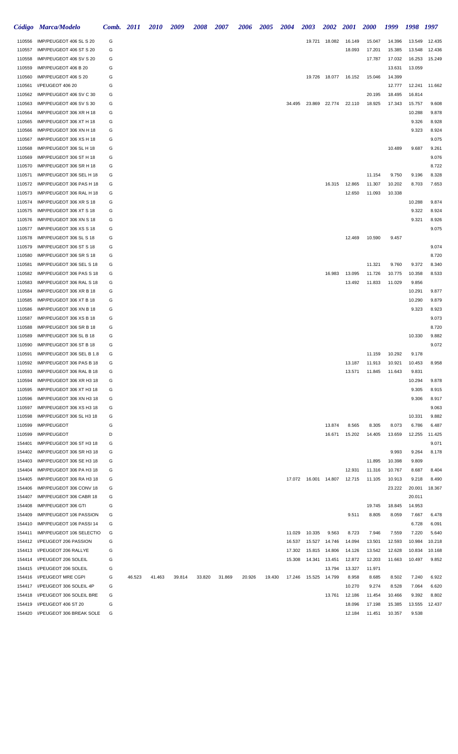| *Código* | *Marca/Modelo* | *Comb.* | *2011* | *2010* | *2009* | *2008* | *2007* | *2006* | *2005* | *2004* | *2003* | *2002* | *2001* | *2000* | *1999* | *1998* | *1997* |
|---|---|---|---|---|---|---|---|---|---|---|---|---|---|---|---|---|---|
| 110556 | IMP/PEUGEOT 406 SL S 20 | G | | | | | | | | | 19.721 | 18.082 | 16.149 | 15.047 | 14.396 | 13.549 | 12.435 |
| 110557 | IMP/PEUGEOT 406 ST S 20 | G | | | | | | | | | | | 18.093 | 17.201 | 15.385 | 13.548 | 12.436 |
| 110558 | IMP/PEUGEOT 406 SV S 20 | G | | | | | | | | | | | | 17.787 | 17.032 | 16.253 | 15.249 |
| 110559 | IMP/PEUGEOT 406 B 20 | G | | | | | | | | | | | | | 13.631 | 13.059 | |
| 110560 | IMP/PEUGEOT 406 S 20 | G | | | | | | | | | 19.726 | 18.077 | 16.152 | 15.046 | 14.399 | | |
| 110561 | I/PEUGEOT 406 20 | G | | | | | | | | | | | | | 12.777 | 12.241 | 11.662 |
| 110562 | IMP/PEUGEOT 406 SV C 30 | G | | | | | | | | | | | | 20.195 | 18.495 | 16.814 | |
| 110563 | IMP/PEUGEOT 406 SV S 30 | G | | | | | | | | 34.495 | 23.869 | 22.774 | 22.110 | 18.925 | 17.343 | 15.757 | 9.608 |
| 110564 | IMP/PEUGEOT 306 XR H 18 | G | | | | | | | | | | | | | | 10.288 | 9.878 |
| 110565 | IMP/PEUGEOT 306 XT H 18 | G | | | | | | | | | | | | | | 9.326 | 8.928 |
| 110566 | IMP/PEUGEOT 306 XN H 18 | G | | | | | | | | | | | | | | 9.323 | 8.924 |
| 110567 | IMP/PEUGEOT 306 XS H 18 | G | | | | | | | | | | | | | | | 9.075 |
| 110568 | IMP/PEUGEOT 306 SL H 18 | G | | | | | | | | | | | | | 10.489 | 9.687 | 9.261 |
| 110569 | IMP/PEUGEOT 306 ST H 18 | G | | | | | | | | | | | | | | | 9.076 |
| 110570 | IMP/PEUGEOT 306 SR H 18 | G | | | | | | | | | | | | | | | 8.722 |
| 110571 | IMP/PEUGEOT 306 SEL H 18 | G | | | | | | | | | | | | 11.154 | 9.750 | 9.196 | 8.328 |
| 110572 | IMP/PEUGEOT 306 PAS H 18 | G | | | | | | | | | | 16.315 | 12.865 | 11.307 | 10.202 | 8.703 | 7.653 |
| 110573 | IMP/PEUGEOT 306 RAL H 18 | G | | | | | | | | | | | 12.650 | 11.093 | 10.338 | | |
| 110574 | IMP/PEUGEOT 306 XR S 18 | G | | | | | | | | | | | | | | 10.288 | 9.874 |
| 110575 | IMP/PEUGEOT 306 XT S 18 | G | | | | | | | | | | | | | | 9.322 | 8.924 |
| 110576 | IMP/PEUGEOT 306 XN S 18 | G | | | | | | | | | | | | | | 9.321 | 8.926 |
| 110577 | IMP/PEUGEOT 306 XS S 18 | G | | | | | | | | | | | | | | | 9.075 |
| 110578 | IMP/PEUGEOT 306 SL S 18 | G | | | | | | | | | | | 12.469 | 10.590 | 9.457 | | |
| 110579 | IMP/PEUGEOT 306 ST S 18 | G | | | | | | | | | | | | | | | 9.074 |
| 110580 | IMP/PEUGEOT 306 SR S 18 | G | | | | | | | | | | | | | | | 8.720 |
| 110581 | IMP/PEUGEOT 306 SEL S 18 | G | | | | | | | | | | | | 11.321 | 9.760 | 9.372 | 8.340 |
| 110582 | IMP/PEUGEOT 306 PAS S 18 | G | | | | | | | | | | 16.983 | 13.095 | 11.726 | 10.775 | 10.358 | 8.533 |
| 110583 | IMP/PEUGEOT 306 RAL S 18 | G | | | | | | | | | | | 13.492 | 11.833 | 11.029 | 9.856 | |
| 110584 | IMP/PEUGEOT 306 XR B 18 | G | | | | | | | | | | | | | | 10.291 | 9.877 |
| 110585 | IMP/PEUGEOT 306 XT B 18 | G | | | | | | | | | | | | | | 10.290 | 9.879 |
| 110586 | IMP/PEUGEOT 306 XN B 18 | G | | | | | | | | | | | | | | 9.323 | 8.923 |
| 110587 | IMP/PEUGEOT 306 XS B 18 | G | | | | | | | | | | | | | | | 9.073 |
| 110588 | IMP/PEUGEOT 306 SR B 18 | G | | | | | | | | | | | | | | | 8.720 |
| 110589 | IMP/PEUGEOT 306 SL B 18 | G | | | | | | | | | | | | | | 10.330 | 9.882 |
| 110590 | IMP/PEUGEOT 306 ST B 18 | G | | | | | | | | | | | | | | | 9.072 |
| 110591 | IMP/PEUGEOT 306 SEL B 1.8 | G | | | | | | | | | | | | 11.159 | 10.292 | 9.178 | |
| 110592 | IMP/PEUGEOT 306 PAS B 18 | G | | | | | | | | | | | 13.187 | 11.913 | 10.921 | 10.453 | 8.958 |
| 110593 | IMP/PEUGEOT 306 RAL B 18 | G | | | | | | | | | | | 13.571 | 11.845 | 11.643 | 9.831 | |
| 110594 | IMP/PEUGEOT 306 XR H3 18 | G | | | | | | | | | | | | | | 10.294 | 9.878 |
| 110595 | IMP/PEUGEOT 306 XT H3 18 | G | | | | | | | | | | | | | | 9.305 | 8.915 |
| 110596 | IMP/PEUGEOT 306 XN H3 18 | G | | | | | | | | | | | | | | 9.306 | 8.917 |
| 110597 | IMP/PEUGEOT 306 XS H3 18 | G | | | | | | | | | | | | | | | 9.063 |
| 110598 | IMP/PEUGEOT 306 SL H3 18 | G | | | | | | | | | | | | | | 10.331 | 9.882 |
| 110599 | IMP/PEUGEOT | G | | | | | | | | | | 13.874 | 8.565 | 8.305 | 8.073 | 6.786 | 6.487 |
| 110599 | IMP/PEUGEOT | D | | | | | | | | | | 16.671 | 15.202 | 14.405 | 13.659 | 12.255 | 11.425 |
| 154401 | IMP/PEUGEOT 306 ST H3 18 | G | | | | | | | | | | | | | | | 9.071 |
| 154402 | IMP/PEUGEOT 306 SR H3 18 | G | | | | | | | | | | | | | 9.993 | 9.264 | 8.178 |
| 154403 | IMP/PEUGEOT 306 SE H3 18 | G | | | | | | | | | | | | 11.895 | 10.398 | 9.809 | |
| 154404 | IMP/PEUGEOT 306 PA H3 18 | G | | | | | | | | | | | 12.931 | 11.316 | 10.767 | 8.687 | 8.404 |
| 154405 | IMP/PEUGEOT 306 RA H3 18 | G | | | | | | | | 17.072 | 16.001 | 14.807 | 12.715 | 11.105 | 10.913 | 9.218 | 8.490 |
| 154406 | IMP/PEUGEOT 306 CONV 18 | G | | | | | | | | | | | | | 23.222 | 20.001 | 18.367 |
| 154407 | IMP/PEUGEOT 306 CABR 18 | G | | | | | | | | | | | | | | 20.011 | |
| 154408 | IMP/PEUGEOT 306 GTI | G | | | | | | | | | | | | 19.745 | 18.845 | 14.953 | |
| 154409 | IMP/PEUGEOT 106 PASSION | G | | | | | | | | | | | 9.511 | 8.805 | 8.059 | 7.667 | 6.478 |
| 154410 | IMP/PEUGEOT 106 PASSI 14 | G | | | | | | | | | | | | | | 6.728 | 6.091 |
| 154411 | IMP/PEUGEOT 106 SELECTIO | G | | | | | | | | 11.029 | 10.335 | 9.563 | 8.723 | 7.946 | 7.559 | 7.220 | 5.640 |
| 154412 | I/PEUGEOT 206 PASSION | G | | | | | | | | 16.537 | 15.527 | 14.746 | 14.094 | 13.501 | 12.593 | 10.984 | 10.218 |
| 154413 | I/PEUGEOT 206 RALLYE | G | | | | | | | | 17.302 | 15.815 | 14.806 | 14.126 | 13.542 | 12.628 | 10.834 | 10.168 |
| 154414 | I/PEUGEOT 206 SOLEIL | G | | | | | | | | 15.308 | 14.341 | 13.451 | 12.872 | 12.203 | 11.663 | 10.497 | 9.852 |
| 154415 | I/PEUGEOT 206 SOLEIL | G | | | | | | | | | | 13.794 | 13.327 | 11.971 | | | |
| 154416 | I/PEUGEOT MRE CGPI | G | 46.523 | 41.463 | 39.814 | 33.820 | 31.869 | 20.926 | 19.430 | 17.246 | 15.525 | 14.799 | 8.958 | 8.685 | 8.502 | 7.240 | 6.922 |
| 154417 | I/PEUGEOT 306 SOLEIL 4P | G | | | | | | | | | | | 10.270 | 9.274 | 8.528 | 7.064 | 6.620 |
| 154418 | I/PEUGEOT 306 SOLEIL BRE | G | | | | | | | | | | 13.761 | 12.186 | 11.454 | 10.466 | 9.392 | 8.802 |
| 154419 | I/PEUGEOT 406 ST 20 | G | | | | | | | | | | | 18.096 | 17.198 | 15.385 | 13.555 | 12.437 |
| 154420 | I/PEUGEOT 306 BREAK SOLE | G | | | | | | | | | | | 12.184 | 11.451 | 10.357 | 9.538 | |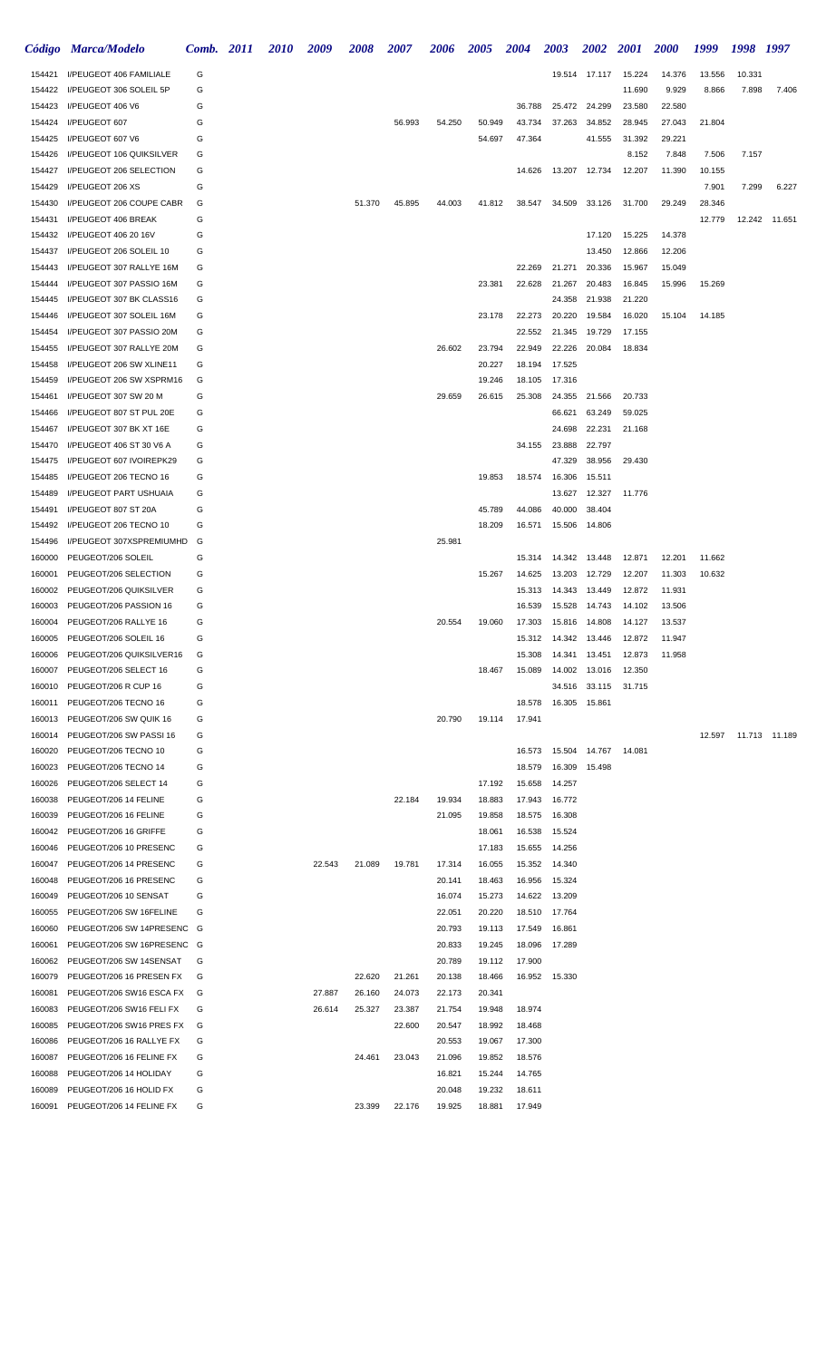| Código | Marca/Modelo | Comb. | 2011 | 2010 | 2009 | 2008 | 2007 | 2006 | 2005 | 2004 | 2003 | 2002 | 2001 | 2000 | 1999 | 1998 | 1997 |
|---|---|---|---|---|---|---|---|---|---|---|---|---|---|---|---|---|---|
| 154421 | I/PEUGEOT 406 FAMILIALE | G | | | | | | | | | 19.514 | 17.117 | 15.224 | 14.376 | 13.556 | 10.331 | |
| 154422 | I/PEUGEOT 306 SOLEIL 5P | G | | | | | | | | | | | 11.690 | 9.929 | 8.866 | 7.898 | 7.406 |
| 154423 | I/PEUGEOT 406 V6 | G | | | | | | | | 36.788 | 25.472 | 24.299 | 23.580 | 22.580 | | | |
| 154424 | I/PEUGEOT 607 | G | | | | | 56.993 | 54.250 | 50.949 | 43.734 | 37.263 | 34.852 | 28.945 | 27.043 | 21.804 | | |
| 154425 | I/PEUGEOT 607 V6 | G | | | | | | | 54.697 | 47.364 | | 41.555 | 31.392 | 29.221 | | | |
| 154426 | I/PEUGEOT 106 QUIKSILVER | G | | | | | | | | | | | 8.152 | 7.848 | 7.506 | 7.157 | |
| 154427 | I/PEUGEOT 206 SELECTION | G | | | | | | | | 14.626 | 13.207 | 12.734 | 12.207 | 11.390 | 10.155 | | |
| 154429 | I/PEUGEOT 206 XS | G | | | | | | | | | | | | | 7.901 | 7.299 | 6.227 |
| 154430 | I/PEUGEOT 206 COUPE CABR | G | | | | 51.370 | 45.895 | 44.003 | 41.812 | 38.547 | 34.509 | 33.126 | 31.700 | 29.249 | 28.346 | | |
| 154431 | I/PEUGEOT 406 BREAK | G | | | | | | | | | | | | | 12.779 | 12.242 | 11.651 |
| 154432 | I/PEUGEOT 406 20 16V | G | | | | | | | | | | 17.120 | 15.225 | 14.378 | | | |
| 154437 | I/PEUGEOT 206 SOLEIL 10 | G | | | | | | | | | | 13.450 | 12.866 | 12.206 | | | |
| 154443 | I/PEUGEOT 307 RALLYE 16M | G | | | | | | | | 22.269 | 21.271 | 20.336 | 15.967 | 15.049 | | | |
| 154444 | I/PEUGEOT 307 PASSIO 16M | G | | | | | | | 23.381 | 22.628 | 21.267 | 20.483 | 16.845 | 15.996 | 15.269 | | |
| 154445 | I/PEUGEOT 307 BK CLASS16 | G | | | | | | | | | 24.358 | 21.938 | 21.220 | | | | |
| 154446 | I/PEUGEOT 307 SOLEIL 16M | G | | | | | | | 23.178 | 22.273 | 20.220 | 19.584 | 16.020 | 15.104 | 14.185 | | |
| 154454 | I/PEUGEOT 307 PASSIO 20M | G | | | | | | | | 22.552 | 21.345 | 19.729 | 17.155 | | | | |
| 154455 | I/PEUGEOT 307 RALLYE 20M | G | | | | | | 26.602 | 23.794 | 22.949 | 22.226 | 20.084 | 18.834 | | | | |
| 154458 | I/PEUGEOT 206 SW XLINE11 | G | | | | | | | 20.227 | 18.194 | 17.525 | | | | | | |
| 154459 | I/PEUGEOT 206 SW XSPRM16 | G | | | | | | | 19.246 | 18.105 | 17.316 | | | | | | |
| 154461 | I/PEUGEOT 307 SW 20 M | G | | | | | | 29.659 | 26.615 | 25.308 | 24.355 | 21.566 | 20.733 | | | | |
| 154466 | I/PEUGEOT 807 ST PUL 20E | G | | | | | | | | | 66.621 | 63.249 | 59.025 | | | | |
| 154467 | I/PEUGEOT 307 BK XT 16E | G | | | | | | | | | 24.698 | 22.231 | 21.168 | | | | |
| 154470 | I/PEUGEOT 406 ST 30 V6 A | G | | | | | | | | 34.155 | 23.888 | 22.797 | | | | | |
| 154475 | I/PEUGEOT 607 IVOIREPK29 | G | | | | | | | | | 47.329 | 38.956 | 29.430 | | | | |
| 154485 | I/PEUGEOT 206 TECNO 16 | G | | | | | | | 19.853 | 18.574 | 16.306 | 15.511 | | | | | |
| 154489 | I/PEUGEOT PART USHUAIA | G | | | | | | | | | 13.627 | 12.327 | 11.776 | | | | |
| 154491 | I/PEUGEOT 807 ST 20A | G | | | | | | | 45.789 | 44.086 | 40.000 | 38.404 | | | | | |
| 154492 | I/PEUGEOT 206 TECNO 10 | G | | | | | | | 18.209 | 16.571 | 15.506 | 14.806 | | | | | |
| 154496 | I/PEUGEOT 307XSPREMIUMHD | G | | | | | | 25.981 | | | | | | | | | |
| 160000 | PEUGEOT/206 SOLEIL | G | | | | | | | | 15.314 | 14.342 | 13.448 | 12.871 | 12.201 | 11.662 | | |
| 160001 | PEUGEOT/206 SELECTION | G | | | | | | | 15.267 | 14.625 | 13.203 | 12.729 | 12.207 | 11.303 | 10.632 | | |
| 160002 | PEUGEOT/206 QUIKSILVER | G | | | | | | | | 15.313 | 14.343 | 13.449 | 12.872 | 11.931 | | | |
| 160003 | PEUGEOT/206 PASSION 16 | G | | | | | | | | 16.539 | 15.528 | 14.743 | 14.102 | 13.506 | | | |
| 160004 | PEUGEOT/206 RALLYE 16 | G | | | | | | 20.554 | 19.060 | 17.303 | 15.816 | 14.808 | 14.127 | 13.537 | | | |
| 160005 | PEUGEOT/206 SOLEIL 16 | G | | | | | | | | 15.312 | 14.342 | 13.446 | 12.872 | 11.947 | | | |
| 160006 | PEUGEOT/206 QUIKSILVER16 | G | | | | | | | | 15.308 | 14.341 | 13.451 | 12.873 | 11.958 | | | |
| 160007 | PEUGEOT/206 SELECT 16 | G | | | | | | | 18.467 | 15.089 | 14.002 | 13.016 | 12.350 | | | | |
| 160010 | PEUGEOT/206 R CUP 16 | G | | | | | | | | | 34.516 | 33.115 | 31.715 | | | | |
| 160011 | PEUGEOT/206 TECNO 16 | G | | | | | | | | 18.578 | 16.305 | 15.861 | | | | | |
| 160013 | PEUGEOT/206 SW QUIK 16 | G | | | | | | 20.790 | 19.114 | 17.941 | | | | | | | |
| 160014 | PEUGEOT/206 SW PASSI 16 | G | | | | | | | | | | | | | 12.597 | 11.713 | 11.189 |
| 160020 | PEUGEOT/206 TECNO 10 | G | | | | | | | | 16.573 | 15.504 | 14.767 | 14.081 | | | | |
| 160023 | PEUGEOT/206 TECNO 14 | G | | | | | | | | 18.579 | 16.309 | 15.498 | | | | | |
| 160026 | PEUGEOT/206 SELECT 14 | G | | | | | | | 17.192 | 15.658 | 14.257 | | | | | | |
| 160038 | PEUGEOT/206 14 FELINE | G | | | | | 22.184 | 19.934 | 18.883 | 17.943 | 16.772 | | | | | | |
| 160039 | PEUGEOT/206 16 FELINE | G | | | | | | 21.095 | 19.858 | 18.575 | 16.308 | | | | | | |
| 160042 | PEUGEOT/206 16 GRIFFE | G | | | | | | | 18.061 | 16.538 | 15.524 | | | | | | |
| 160046 | PEUGEOT/206 10 PRESENC | G | | | | | | | 17.183 | 15.655 | 14.256 | | | | | | |
| 160047 | PEUGEOT/206 14 PRESENC | G | | | 22.543 | 21.089 | 19.781 | 17.314 | 16.055 | 15.352 | 14.340 | | | | | | |
| 160048 | PEUGEOT/206 16 PRESENC | G | | | | | | 20.141 | 18.463 | 16.956 | 15.324 | | | | | | |
| 160049 | PEUGEOT/206 10 SENSAT | G | | | | | | 16.074 | 15.273 | 14.622 | 13.209 | | | | | | |
| 160055 | PEUGEOT/206 SW 16FELINE | G | | | | | | 22.051 | 20.220 | 18.510 | 17.764 | | | | | | |
| 160060 | PEUGEOT/206 SW 14PRESENC | G | | | | | | 20.793 | 19.113 | 17.549 | 16.861 | | | | | | |
| 160061 | PEUGEOT/206 SW 16PRESENC | G | | | | | | 20.833 | 19.245 | 18.096 | 17.289 | | | | | | |
| 160062 | PEUGEOT/206 SW 14SENSAT | G | | | | | | 20.789 | 19.112 | 17.900 | | | | | | | |
| 160079 | PEUGEOT/206 16 PRESEN FX | G | | | | 22.620 | 21.261 | 20.138 | 18.466 | 16.952 | 15.330 | | | | | | |
| 160081 | PEUGEOT/206 SW16 ESCA FX | G | | | 27.887 | 26.160 | 24.073 | 22.173 | 20.341 | | | | | | | | |
| 160083 | PEUGEOT/206 SW16 FELI FX | G | | | 26.614 | 25.327 | 23.387 | 21.754 | 19.948 | 18.974 | | | | | | | |
| 160085 | PEUGEOT/206 SW16 PRES FX | G | | | | | 22.600 | 20.547 | 18.992 | 18.468 | | | | | | | |
| 160086 | PEUGEOT/206 16 RALLYE FX | G | | | | | | 20.553 | 19.067 | 17.300 | | | | | | | |
| 160087 | PEUGEOT/206 16 FELINE FX | G | | | | 24.461 | 23.043 | 21.096 | 19.852 | 18.576 | | | | | | | |
| 160088 | PEUGEOT/206 14 HOLIDAY | G | | | | | | 16.821 | 15.244 | 14.765 | | | | | | | |
| 160089 | PEUGEOT/206 16 HOLID FX | G | | | | | | 20.048 | 19.232 | 18.611 | | | | | | | |
| 160091 | PEUGEOT/206 14 FELINE FX | G | | | | 23.399 | 22.176 | 19.925 | 18.881 | 17.949 | | | | | | | |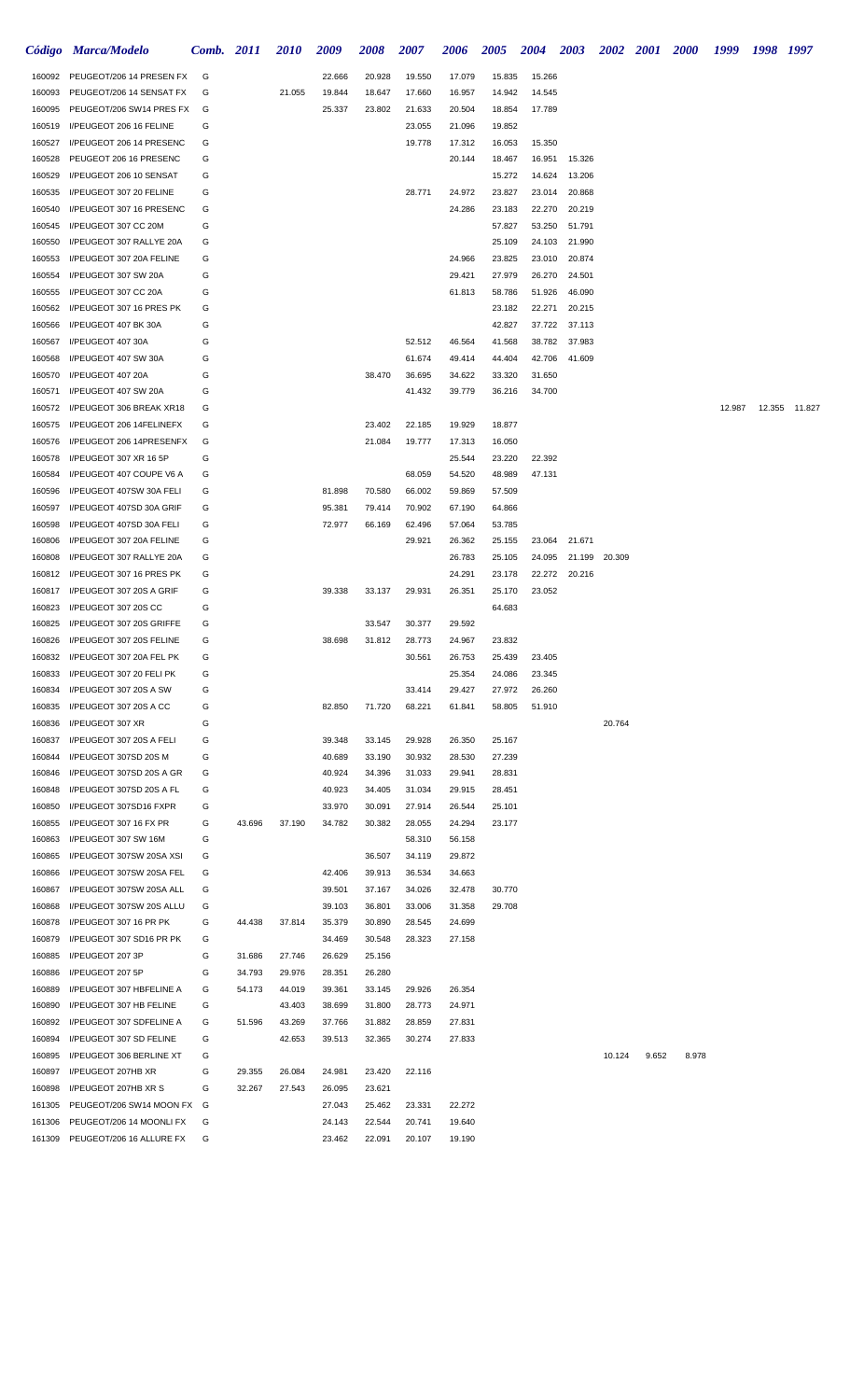| Código | Marca/Modelo | Comb. | 2011 | 2010 | 2009 | 2008 | 2007 | 2006 | 2005 | 2004 | 2003 | 2002 | 2001 | 2000 | 1999 | 1998 | 1997 |
|---|---|---|---|---|---|---|---|---|---|---|---|---|---|---|---|---|---|
| 160092 | PEUGEOT/206 14 PRESEN FX | G | | | 22.666 | 20.928 | 19.550 | 17.079 | 15.835 | 15.266 | | | | | | | |
| 160093 | PEUGEOT/206 14 SENSAT FX | G | | 21.055 | 19.844 | 18.647 | 17.660 | 16.957 | 14.942 | 14.545 | | | | | | | |
| 160095 | PEUGEOT/206 SW14 PRES FX | G | | | 25.337 | 23.802 | 21.633 | 20.504 | 18.854 | 17.789 | | | | | | | |
| 160519 | I/PEUGEOT 206 16 FELINE | G | | | | | 23.055 | 21.096 | 19.852 | | | | | | | | |
| 160527 | I/PEUGEOT 206 14 PRESENC | G | | | | | 19.778 | 17.312 | 16.053 | 15.350 | | | | | | | |
| 160528 | PEUGEOT 206 16 PRESENC | G | | | | | | 20.144 | 18.467 | 16.951 | 15.326 | | | | | | |
| 160529 | I/PEUGEOT 206 10 SENSAT | G | | | | | | | 15.272 | 14.624 | 13.206 | | | | | | |
| 160535 | I/PEUGEOT 307 20 FELINE | G | | | | | 28.771 | 24.972 | 23.827 | 23.014 | 20.868 | | | | | | |
| 160540 | I/PEUGEOT 307 16 PRESENC | G | | | | | | 24.286 | 23.183 | 22.270 | 20.219 | | | | | | |
| 160545 | I/PEUGEOT 307 CC 20M | G | | | | | | | 57.827 | 53.250 | 51.791 | | | | | | |
| 160550 | I/PEUGEOT 307 RALLYE 20A | G | | | | | | | 25.109 | 24.103 | 21.990 | | | | | | |
| 160553 | I/PEUGEOT 307 20A FELINE | G | | | | | | 24.966 | 23.825 | 23.010 | 20.874 | | | | | | |
| 160554 | I/PEUGEOT 307 SW 20A | G | | | | | | 29.421 | 27.979 | 26.270 | 24.501 | | | | | | |
| 160555 | I/PEUGEOT 307 CC 20A | G | | | | | | 61.813 | 58.786 | 51.926 | 46.090 | | | | | | |
| 160562 | I/PEUGEOT 307 16 PRES PK | G | | | | | | | 23.182 | 22.271 | 20.215 | | | | | | |
| 160566 | I/PEUGEOT 407 BK 30A | G | | | | | | | 42.827 | 37.722 | 37.113 | | | | | | |
| 160567 | I/PEUGEOT 407 30A | G | | | | | 52.512 | 46.564 | 41.568 | 38.782 | 37.983 | | | | | | |
| 160568 | I/PEUGEOT 407 SW 30A | G | | | | | 61.674 | 49.414 | 44.404 | 42.706 | 41.609 | | | | | | |
| 160570 | I/PEUGEOT 407 20A | G | | | | 38.470 | 36.695 | 34.622 | 33.320 | 31.650 | | | | | | | |
| 160571 | I/PEUGEOT 407 SW 20A | G | | | | | 41.432 | 39.779 | 36.216 | 34.700 | | | | | | | |
| 160572 | I/PEUGEOT 306 BREAK XR18 | G | | | | | | | | | | | | | 12.987 | 12.355 | 11.827 |
| 160575 | I/PEUGEOT 206 14FELINEFX | G | | | | 23.402 | 22.185 | 19.929 | 18.877 | | | | | | | | |
| 160576 | I/PEUGEOT 206 14PRESENFX | G | | | | 21.084 | 19.777 | 17.313 | 16.050 | | | | | | | | |
| 160578 | I/PEUGEOT 307 XR 16 5P | G | | | | | | 25.544 | 23.220 | 22.392 | | | | | | | |
| 160584 | I/PEUGEOT 407 COUPE V6 A | G | | | | | 68.059 | 54.520 | 48.989 | 47.131 | | | | | | | |
| 160596 | I/PEUGEOT 407SW 30A FELI | G | | | 81.898 | 70.580 | 66.002 | 59.869 | 57.509 | | | | | | | | |
| 160597 | I/PEUGEOT 407SD 30A GRIF | G | | | 95.381 | 79.414 | 70.902 | 67.190 | 64.866 | | | | | | | | |
| 160598 | I/PEUGEOT 407SD 30A FELI | G | | | 72.977 | 66.169 | 62.496 | 57.064 | 53.785 | | | | | | | | |
| 160806 | I/PEUGEOT 307 20A FELINE | G | | | | | 29.921 | 26.362 | 25.155 | 23.064 | 21.671 | | | | | | |
| 160808 | I/PEUGEOT 307 RALLYE 20A | G | | | | | | 26.783 | 25.105 | 24.095 | 21.199 | 20.309 | | | | | |
| 160812 | I/PEUGEOT 307 16 PRES PK | G | | | | | | 24.291 | 23.178 | 22.272 | 20.216 | | | | | | |
| 160817 | I/PEUGEOT 307 20S A GRIF | G | | | 39.338 | 33.137 | 29.931 | 26.351 | 25.170 | 23.052 | | | | | | | |
| 160823 | I/PEUGEOT 307 20S CC | G | | | | | | | 64.683 | | | | | | | | |
| 160825 | I/PEUGEOT 307 20S GRIFFE | G | | | | 33.547 | 30.377 | 29.592 | | | | | | | | | |
| 160826 | I/PEUGEOT 307 20S FELINE | G | | | 38.698 | 31.812 | 28.773 | 24.967 | 23.832 | | | | | | | | |
| 160832 | I/PEUGEOT 307 20A FEL PK | G | | | | | 30.561 | 26.753 | 25.439 | 23.405 | | | | | | | |
| 160833 | I/PEUGEOT 307 20 FELI PK | G | | | | | | 25.354 | 24.086 | 23.345 | | | | | | | |
| 160834 | I/PEUGEOT 307 20S A SW | G | | | | | 33.414 | 29.427 | 27.972 | 26.260 | | | | | | | |
| 160835 | I/PEUGEOT 307 20S A CC | G | | | 82.850 | 71.720 | 68.221 | 61.841 | 58.805 | 51.910 | | | | | | | |
| 160836 | I/PEUGEOT 307 XR | G | | | | | | | | | | 20.764 | | | | | |
| 160837 | I/PEUGEOT 307 20S A FELI | G | | | 39.348 | 33.145 | 29.928 | 26.350 | 25.167 | | | | | | | | |
| 160844 | I/PEUGEOT 307SD 20S M | G | | | 40.689 | 33.190 | 30.932 | 28.530 | 27.239 | | | | | | | | |
| 160846 | I/PEUGEOT 307SD 20S A GR | G | | | 40.924 | 34.396 | 31.033 | 29.941 | 28.831 | | | | | | | | |
| 160848 | I/PEUGEOT 307SD 20S A FL | G | | | 40.923 | 34.405 | 31.034 | 29.915 | 28.451 | | | | | | | | |
| 160850 | I/PEUGEOT 307SD16 FXPR | G | | | 33.970 | 30.091 | 27.914 | 26.544 | 25.101 | | | | | | | | |
| 160855 | I/PEUGEOT 307 16 FX PR | G | 43.696 | 37.190 | 34.782 | 30.382 | 28.055 | 24.294 | 23.177 | | | | | | | | |
| 160863 | I/PEUGEOT 307 SW 16M | G | | | | | 58.310 | 56.158 | | | | | | | | | |
| 160865 | I/PEUGEOT 307SW 20SA XSI | G | | | | 36.507 | 34.119 | 29.872 | | | | | | | | | |
| 160866 | I/PEUGEOT 307SW 20SA FEL | G | | | 42.406 | 39.913 | 36.534 | 34.663 | | | | | | | | | |
| 160867 | I/PEUGEOT 307SW 20SA ALL | G | | | 39.501 | 37.167 | 34.026 | 32.478 | 30.770 | | | | | | | | |
| 160868 | I/PEUGEOT 307SW 20S ALLU | G | | | 39.103 | 36.801 | 33.006 | 31.358 | 29.708 | | | | | | | | |
| 160878 | I/PEUGEOT 307 16 PR PK | G | 44.438 | 37.814 | 35.379 | 30.890 | 28.545 | 24.699 | | | | | | | | | |
| 160879 | I/PEUGEOT 307 SD16 PR PK | G | | | 34.469 | 30.548 | 28.323 | 27.158 | | | | | | | | | |
| 160885 | I/PEUGEOT 207 3P | G | 31.686 | 27.746 | 26.629 | 25.156 | | | | | | | | | | | |
| 160886 | I/PEUGEOT 207 5P | G | 34.793 | 29.976 | 28.351 | 26.280 | | | | | | | | | | | |
| 160889 | I/PEUGEOT 307 HBFELINE A | G | 54.173 | 44.019 | 39.361 | 33.145 | 29.926 | 26.354 | | | | | | | | | |
| 160890 | I/PEUGEOT 307 HB FELINE | G | | 43.403 | 38.699 | 31.800 | 28.773 | 24.971 | | | | | | | | | |
| 160892 | I/PEUGEOT 307 SDFELINE A | G | 51.596 | 43.269 | 37.766 | 31.882 | 28.859 | 27.831 | | | | | | | | | |
| 160894 | I/PEUGEOT 307 SD FELINE | G | | 42.653 | 39.513 | 32.365 | 30.274 | 27.833 | | | | | | | | | |
| 160895 | I/PEUGEOT 306 BERLINE XT | G | | | | | | | | | | 10.124 | 9.652 | 8.978 | | | |
| 160897 | I/PEUGEOT 207HB XR | G | 29.355 | 26.084 | 24.981 | 23.420 | 22.116 | | | | | | | | | | |
| 160898 | I/PEUGEOT 207HB XR S | G | 32.267 | 27.543 | 26.095 | 23.621 | | | | | | | | | | | |
| 161305 | PEUGEOT/206 SW14 MOON FX | G | | | 27.043 | 25.462 | 23.331 | 22.272 | | | | | | | | | |
| 161306 | PEUGEOT/206 14 MOONLI FX | G | | | 24.143 | 22.544 | 20.741 | 19.640 | | | | | | | | | |
| 161309 | PEUGEOT/206 16 ALLURE FX | G | | | 23.462 | 22.091 | 20.107 | 19.190 | | | | | | | | | |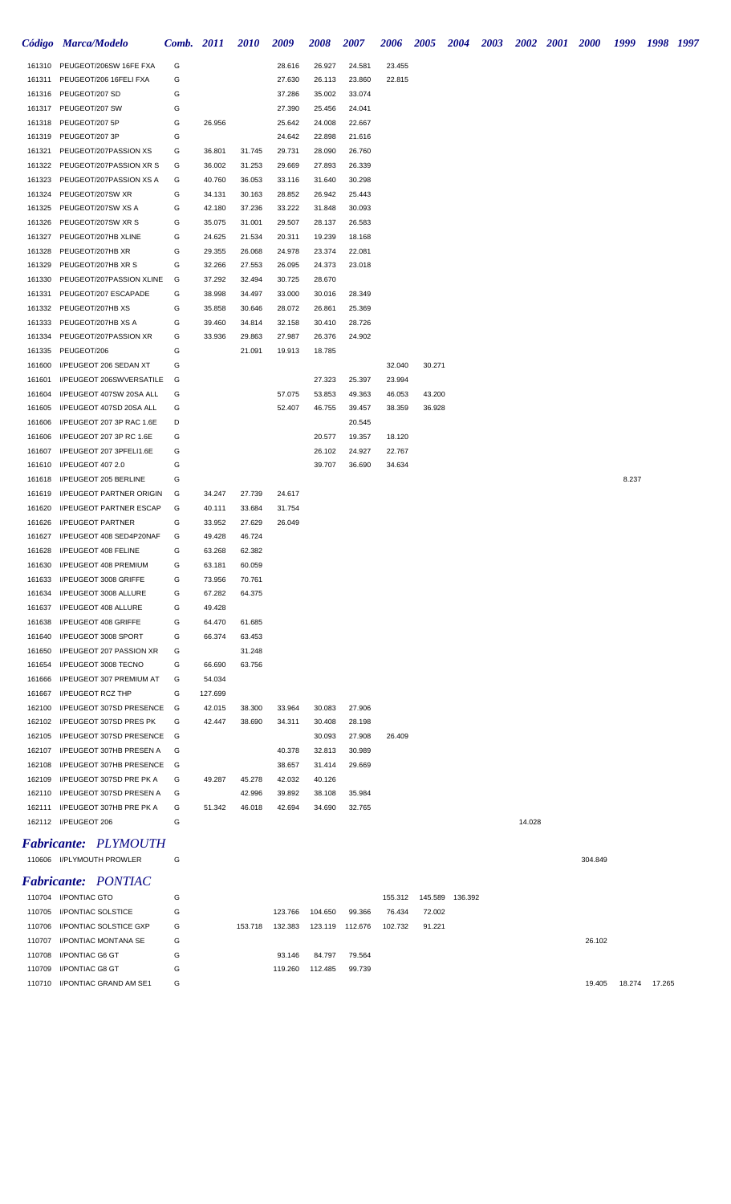| Código | Marca/Modelo | Comb. | 2011 | 2010 | 2009 | 2008 | 2007 | 2006 | 2005 | 2004 | 2003 | 2002 | 2001 | 2000 | 1999 | 1998 | 1997 |
|---|---|---|---|---|---|---|---|---|---|---|---|---|---|---|---|---|---|
| 161310 | PEUGEOT/206SW 16FE FXA | G | | | 28.616 | 26.927 | 24.581 | 23.455 | | | | | | | | | |
| 161311 | PEUGEOT/206 16FELI FXA | G | | | 27.630 | 26.113 | 23.860 | 22.815 | | | | | | | | | |
| 161316 | PEUGEOT/207 SD | G | | | 37.286 | 35.002 | 33.074 | | | | | | | | | | |
| 161317 | PEUGEOT/207 SW | G | | | 27.390 | 25.456 | 24.041 | | | | | | | | | | |
| 161318 | PEUGEOT/207 5P | G | 26.956 | | 25.642 | 24.008 | 22.667 | | | | | | | | | | |
| 161319 | PEUGEOT/207 3P | G | | | 24.642 | 22.898 | 21.616 | | | | | | | | | | |
| 161321 | PEUGEOT/207PASSION XS | G | 36.801 | 31.745 | 29.731 | 28.090 | 26.760 | | | | | | | | | | |
| 161322 | PEUGEOT/207PASSION XR S | G | 36.002 | 31.253 | 29.669 | 27.893 | 26.339 | | | | | | | | | | |
| 161323 | PEUGEOT/207PASSION XS A | G | 40.760 | 36.053 | 33.116 | 31.640 | 30.298 | | | | | | | | | | |
| 161324 | PEUGEOT/207SW XR | G | 34.131 | 30.163 | 28.852 | 26.942 | 25.443 | | | | | | | | | | |
| 161325 | PEUGEOT/207SW XS A | G | 42.180 | 37.236 | 33.222 | 31.848 | 30.093 | | | | | | | | | | |
| 161326 | PEUGEOT/207SW XR S | G | 35.075 | 31.001 | 29.507 | 28.137 | 26.583 | | | | | | | | | | |
| 161327 | PEUGEOT/207HB XLINE | G | 24.625 | 21.534 | 20.311 | 19.239 | 18.168 | | | | | | | | | | |
| 161328 | PEUGEOT/207HB XR | G | 29.355 | 26.068 | 24.978 | 23.374 | 22.081 | | | | | | | | | | |
| 161329 | PEUGEOT/207HB XR S | G | 32.266 | 27.553 | 26.095 | 24.373 | 23.018 | | | | | | | | | | |
| 161330 | PEUGEOT/207PASSION XLINE | G | 37.292 | 32.494 | 30.725 | 28.670 | | | | | | | | | | | |
| 161331 | PEUGEOT/207 ESCAPADE | G | 38.998 | 34.497 | 33.000 | 30.016 | 28.349 | | | | | | | | | | |
| 161332 | PEUGEOT/207HB XS | G | 35.858 | 30.646 | 28.072 | 26.861 | 25.369 | | | | | | | | | | |
| 161333 | PEUGEOT/207HB XS A | G | 39.460 | 34.814 | 32.158 | 30.410 | 28.726 | | | | | | | | | | |
| 161334 | PEUGEOT/207PASSION XR | G | 33.936 | 29.863 | 27.987 | 26.376 | 24.902 | | | | | | | | | | |
| 161335 | PEUGEOT/206 | G | | 21.091 | 19.913 | 18.785 | | | | | | | | | | | |
| 161600 | I/PEUGEOT 206 SEDAN XT | G | | | | | | 32.040 | 30.271 | | | | | | | | |
| 161601 | I/PEUGEOT 206SWVERSATILE | G | | | | 27.323 | 25.397 | 23.994 | | | | | | | | | |
| 161604 | I/PEUGEOT 407SW 20SA ALL | G | | | 57.075 | 53.853 | 49.363 | 46.053 | 43.200 | | | | | | | | |
| 161605 | I/PEUGEOT 407SD 20SA ALL | G | | | 52.407 | 46.755 | 39.457 | 38.359 | 36.928 | | | | | | | | |
| 161606 | I/PEUGEOT 207 3P RAC 1.6E | D | | | | | 20.545 | | | | | | | | | | |
| 161606 | I/PEUGEOT 207 3P RC 1.6E | G | | | | 20.577 | 19.357 | 18.120 | | | | | | | | | |
| 161607 | I/PEUGEOT 207 3PFELI1.6E | G | | | | 26.102 | 24.927 | 22.767 | | | | | | | | | |
| 161610 | I/PEUGEOT 407 2.0 | G | | | | 39.707 | 36.690 | 34.634 | | | | | | | | | |
| 161618 | I/PEUGEOT 205 BERLINE | G | | | | | | | | | | | | | 8.237 | | |
| 161619 | I/PEUGEOT PARTNER ORIGIN | G | 34.247 | 27.739 | 24.617 | | | | | | | | | | | | |
| 161620 | I/PEUGEOT PARTNER ESCAP | G | 40.111 | 33.684 | 31.754 | | | | | | | | | | | | |
| 161626 | I/PEUGEOT PARTNER | G | 33.952 | 27.629 | 26.049 | | | | | | | | | | | | |
| 161627 | I/PEUGEOT 408 SED4P20NAF | G | 49.428 | 46.724 | | | | | | | | | | | | | |
| 161628 | I/PEUGEOT 408 FELINE | G | 63.268 | 62.382 | | | | | | | | | | | | | |
| 161630 | I/PEUGEOT 408 PREMIUM | G | 63.181 | 60.059 | | | | | | | | | | | | | |
| 161633 | I/PEUGEOT 3008 GRIFFE | G | 73.956 | 70.761 | | | | | | | | | | | | | |
| 161634 | I/PEUGEOT 3008 ALLURE | G | 67.282 | 64.375 | | | | | | | | | | | | | |
| 161637 | I/PEUGEOT 408 ALLURE | G | 49.428 | | | | | | | | | | | | | | |
| 161638 | I/PEUGEOT 408 GRIFFE | G | 64.470 | 61.685 | | | | | | | | | | | | | |
| 161640 | I/PEUGEOT 3008 SPORT | G | 66.374 | 63.453 | | | | | | | | | | | | | |
| 161650 | I/PEUGEOT 207 PASSION XR | G | | 31.248 | | | | | | | | | | | | | |
| 161654 | I/PEUGEOT 3008 TECNO | G | 66.690 | 63.756 | | | | | | | | | | | | | |
| 161666 | I/PEUGEOT 307 PREMIUM AT | G | 54.034 | | | | | | | | | | | | | | |
| 161667 | I/PEUGEOT RCZ THP | G | 127.699 | | | | | | | | | | | | | | |
| 162100 | I/PEUGEOT 307SD PRESENCE | G | 42.015 | 38.300 | 33.964 | 30.083 | 27.906 | | | | | | | | | | |
| 162102 | I/PEUGEOT 307SD PRES PK | G | 42.447 | 38.690 | 34.311 | 30.408 | 28.198 | | | | | | | | | | |
| 162105 | I/PEUGEOT 307SD PRESENCE | G | | | | 30.093 | 27.908 | 26.409 | | | | | | | | | |
| 162107 | I/PEUGEOT 307HB PRESEN A | G | | | 40.378 | 32.813 | 30.989 | | | | | | | | | | |
| 162108 | I/PEUGEOT 307HB PRESENCE | G | | | 38.657 | 31.414 | 29.669 | | | | | | | | | | |
| 162109 | I/PEUGEOT 307SD PRE PK A | G | 49.287 | 45.278 | 42.032 | 40.126 | | | | | | | | | | | |
| 162110 | I/PEUGEOT 307SD PRESEN A | G | | 42.996 | 39.892 | 38.108 | 35.984 | | | | | | | | | | |
| 162111 | I/PEUGEOT 307HB PRE PK A | G | 51.342 | 46.018 | 42.694 | 34.690 | 32.765 | | | | | | | | | | |
| 162112 | I/PEUGEOT 206 | G | | | | | | | | | | 14.028 | | | | | |

## *Fabricante: PLYMOUTH*

| Código | Marca/Modelo | Comb. | 2011 | 2010 | 2009 | 2008 | 2007 | 2006 | 2005 | 2004 | 2003 | 2002 | 2001 | 2000 | 1999 | 1998 | 1997 |
|---|---|---|---|---|---|---|---|---|---|---|---|---|---|---|---|---|---|
| 110606 | I/PLYMOUTH PROWLER | G | | | | | | | | | | | | 304.849 | | | |

## *Fabricante: PONTIAC*

| Código | Marca/Modelo | Comb. | 2011 | 2010 | 2009 | 2008 | 2007 | 2006 | 2005 | 2004 | 2003 | 2002 | 2001 | 2000 | 1999 | 1998 | 1997 |
|---|---|---|---|---|---|---|---|---|---|---|---|---|---|---|---|---|---|
| 110704 | I/PONTIAC GTO | G | | | | | | 155.312 | 145.589 | 136.392 | | | | | | | |
| 110705 | I/PONTIAC SOLSTICE | G | | | 123.766 | 104.650 | 99.366 | 76.434 | 72.002 | | | | | | | | |
| 110706 | I/PONTIAC SOLSTICE GXP | G | | 153.718 | 132.383 | 123.119 | 112.676 | 102.732 | 91.221 | | | | | | | | |
| 110707 | I/PONTIAC MONTANA SE | G | | | | | | | | | | | | 26.102 | | | |
| 110708 | I/PONTIAC G6 GT | G | | | 93.146 | 84.797 | 79.564 | | | | | | | | | | |
| 110709 | I/PONTIAC G8 GT | G | | | 119.260 | 112.485 | 99.739 | | | | | | | | | | |
| 110710 | I/PONTIAC GRAND AM SE1 | G | | | | | | | | | | | | 19.405 | 18.274 | 17.265 | |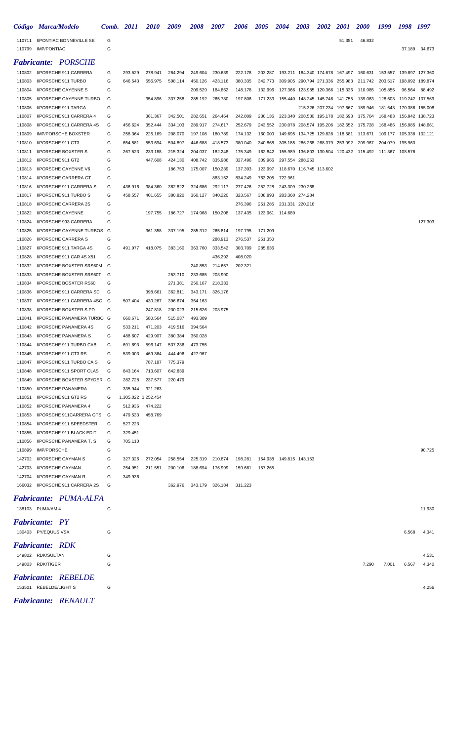| Código | Marca/Modelo | Comb. | 2011 | 2010 | 2009 | 2008 | 2007 | 2006 | 2005 | 2004 | 2003 | 2002 | 2001 | 2000 | 1999 | 1998 | 1997 |
|---|---|---|---|---|---|---|---|---|---|---|---|---|---|---|---|---|---|
| 110711 | I/PONTIAC BONNEVILLE SE | G | | | | | | | | | | | 51.351 | 46.832 | | | |
| 110799 | IMP/PONTIAC | G | | | | | | | | | | | | | | 37.189 | 34.673 |

## *Fabricante: PORSCHE*

| Código | Marca/Modelo | Comb. | 2011 | 2010 | 2009 | 2008 | 2007 | 2006 | 2005 | 2004 | 2003 | 2002 | 2001 | 2000 | 1999 | 1998 | 1997 |
|---|---|---|---|---|---|---|---|---|---|---|---|---|---|---|---|---|---|
| 110802 | I/PORSCHE 911 CARRERA | G | 293.529 | 278.941 | 264.294 | 249.604 | 230.639 | 222.178 | 203.287 | 193.211 | 184.340 | 174.678 | 167.497 | 160.631 | 153.557 | 139.897 | 127.360 |
| 110803 | I/PORSCHE 911 TURBO | G | 646.543 | 556.975 | 508.114 | 450.126 | 423.116 | 380.335 | 342.773 | 309.905 | 290.794 | 271.336 | 255.983 | 211.742 | 203.517 | 198.092 | 189.874 |
| 110804 | I/PORSCHE CAYENNE S | G | | | | 209.529 | 184.862 | 148.178 | 132.996 | 127.366 | 123.985 | 120.366 | 115.336 | 110.985 | 105.855 | 96.564 | 88.492 |
| 110805 | I/PORSCHE CAYENNE TURBO | G | | 354.896 | 337.258 | 285.192 | 265.780 | 197.806 | 171.233 | 155.440 | 148.245 | 145.746 | 141.755 | 139.063 | 128.603 | 119.242 | 107.569 |
| 110806 | I/PORSCHE 911 TARGA | G | | | | | | | | | 215.326 | 207.234 | 197.667 | 189.946 | 181.643 | 170.386 | 155.008 |
| 110807 | I/PORSCHE 911 CARRERA 4 | G | | 361.367 | 342.501 | 282.651 | 264.464 | 242.809 | 230.136 | 223.340 | 208.530 | 195.178 | 182.693 | 175.704 | 168.483 | 156.942 | 138.723 |
| 110808 | I/PORSCHE 911 CARRERA 4S | G | 456.624 | 352.444 | 334.103 | 289.917 | 274.617 | 252.679 | 243.552 | 230.078 | 208.574 | 195.206 | 182.652 | 175.728 | 168.486 | 156.985 | 148.661 |
| 110809 | IMP/PORSCHE BOXSTER | G | 258.364 | 225.169 | 208.070 | 197.108 | 180.789 | 174.132 | 160.000 | 149.695 | 134.725 | 129.828 | 118.581 | 113.671 | 109.177 | 105.338 | 102.121 |
| 110810 | I/PORSCHE 911 GT3 | G | 654.581 | 553.694 | 504.897 | 446.688 | 418.573 | 380.040 | 340.868 | 305.185 | 286.268 | 268.379 | 253.092 | 209.967 | 204.079 | 195.963 | |
| 110811 | I/PORSCHE BOXSTER S | G | 267.523 | 233.188 | 215.324 | 204.037 | 182.248 | 175.349 | 162.842 | 155.989 | 136.803 | 130.504 | 120.432 | 115.492 | 111.367 | 108.576 | |
| 110812 | I/PORSCHE 911 GT2 | G | | 447.608 | 424.130 | 408.742 | 335.986 | 327.496 | 309.966 | 297.554 | 288.253 | | | | | | |
| 110813 | I/PORSCHE CAYENNE V6 | G | | | 186.753 | 175.007 | 150.239 | 137.393 | 123.997 | 118.670 | 116.745 | 113.602 | | | | | |
| 110814 | I/PORSCHE CARRERA GT | G | | | | | 883.152 | 834.249 | 763.205 | 722.961 | | | | | | | |
| 110816 | I/PORSCHE 911 CARRERA S | G | 436.916 | 384.360 | 362.822 | 324.686 | 292.117 | 277.426 | 252.728 | 243.309 | 230.268 | | | | | | |
| 110817 | I/PORSCHE 911 TURBO S | G | 458.557 | 401.655 | 380.820 | 360.127 | 340.220 | 323.567 | 308.893 | 283.360 | 274.284 | | | | | | |
| 110818 | I/PORSCHE CARRERA 2S | G | | | | | | 276.396 | 251.285 | 231.331 | 220.216 | | | | | | |
| 110822 | I/PORSCHE CAYENNE | G | | 197.755 | 186.727 | 174.968 | 150.208 | 137.435 | 123.961 | 114.689 | | | | | | | |
| 110824 | I/PORSCHE 993 CARRERA | G | | | | | | | | | | | | | | | 127.303 |
| 110825 | I/PORSCHE CAYENNE TURBOS | G | | 361.358 | 337.195 | 285.312 | 265.814 | 197.795 | 171.209 | | | | | | | | |
| 110826 | I/PORSCHE CARRERA S | G | | | | | 288.913 | 276.537 | 251.350 | | | | | | | | |
| 110827 | I/PORSCHE 911 TARGA 4S | G | 491.977 | 418.075 | 383.160 | 363.760 | 333.542 | 303.709 | 285.636 | | | | | | | | |
| 110828 | I/PORSCHE 911 CAR 4S X51 | G | | | | | 436.292 | 408.020 | | | | | | | | | |
| 110832 | I/PORSCHE BOXSTER SRS60M | G | | | | 240.853 | 214.657 | 202.321 | | | | | | | | | |
| 110833 | I/PORSCHE BOXSTER SRS60T | G | | | 253.710 | 233.685 | 203.990 | | | | | | | | | | |
| 110834 | I/PORSCHE BOXSTER RS60 | G | | | 271.381 | 250.167 | 218.333 | | | | | | | | | | |
| 110836 | I/PORSCHE 911 CARRERA SC | G | | 398.661 | 362.811 | 343.171 | 326.176 | | | | | | | | | | |
| 110837 | I/PORSCHE 911 CARRERA 4SC | G | 507.404 | 430.267 | 396.674 | 364.163 | | | | | | | | | | | |
| 110838 | I/PORSCHE BOXSTER S PD | G | | 247.818 | 230.023 | 215.626 | 203.975 | | | | | | | | | | |
| 110841 | I/PORSCHE PANAMERA TURBO | G | 660.671 | 580.564 | 515.037 | 493.309 | | | | | | | | | | | |
| 110842 | I/PORSCHE PANAMERA 4S | G | 533.211 | 471.203 | 419.516 | 394.564 | | | | | | | | | | | |
| 110843 | I/PORSCHE PANAMERA S | G | 488.607 | 429.907 | 380.384 | 360.028 | | | | | | | | | | | |
| 110844 | I/PORSCHE 911 TURBO CAB | G | 691.693 | 596.147 | 537.236 | 473.755 | | | | | | | | | | | |
| 110845 | I/PORSCHE 911 GT3 RS | G | 539.003 | 469.364 | 444.496 | 427.967 | | | | | | | | | | | |
| 110847 | I/PORSCHE 911 TURBO CA S | G | | 787.187 | 775.379 | | | | | | | | | | | | |
| 110848 | I/PORSCHE 911 SPORT CLAS | G | 843.164 | 713.607 | 642.839 | | | | | | | | | | | | |
| 110849 | I/PORSCHE BOXSTER SPYDER | G | 282.728 | 237.577 | 220.479 | | | | | | | | | | | | |
| 110850 | I/PORSCHE PANAMERA | G | 335.944 | 321.263 | | | | | | | | | | | | | |
| 110851 | I/PORSCHE 911 GT2 RS | G | 1.305.022 | 1.252.454 | | | | | | | | | | | | | |
| 110852 | I/PORSCHE PANAMERA 4 | G | 512.936 | 474.222 | | | | | | | | | | | | | |
| 110853 | I/PORSCHE 911CARRERA GTS | G | 479.533 | 458.769 | | | | | | | | | | | | | |
| 110854 | I/PORSCHE 911 SPEEDSTER | G | 527.223 | | | | | | | | | | | | | | |
| 110855 | I/PORSCHE 911 BLACK EDIT | G | 329.451 | | | | | | | | | | | | | | |
| 110856 | I/PORSCHE PANAMERA T. S | G | 705.110 | | | | | | | | | | | | | | |
| 110899 | IMP/PORSCHE | G | | | | | | | | | | | | | | | 90.725 |
| 142702 | I/PORSCHE CAYMAN S | G | 327.326 | 272.054 | 258.554 | 225.319 | 210.874 | 198.281 | 154.938 | 149.815 | 143.153 | | | | | | |
| 142703 | I/PORSCHE CAYMAN | G | 254.951 | 211.551 | 200.106 | 188.694 | 176.999 | 159.661 | 157.265 | | | | | | | | |
| 142704 | I/PORSCHE CAYMAN R | G | 349.936 | | | | | | | | | | | | | | |
| 166032 | I/PORSCHE 911 CARRERA 2S | G | | | 362.976 | 343.179 | 326.184 | 311.223 | | | | | | | | | |

## *Fabricante: PUMA-ALFA*

| Código | Marca/Modelo | Comb. | 2011 | 2010 | 2009 | 2008 | 2007 | 2006 | 2005 | 2004 | 2003 | 2002 | 2001 | 2000 | 1999 | 1998 | 1997 |
|---|---|---|---|---|---|---|---|---|---|---|---|---|---|---|---|---|---|
| 138103 | PUMA/AM 4 | G | | | | | | | | | | | | | | | 11.930 |

## *Fabricante: PY*

| Código | Marca/Modelo | Comb. | 2011 | 2010 | 2009 | 2008 | 2007 | 2006 | 2005 | 2004 | 2003 | 2002 | 2001 | 2000 | 1999 | 1998 | 1997 |
|---|---|---|---|---|---|---|---|---|---|---|---|---|---|---|---|---|---|
| 130403 | PY/EQUUS VSX | G | | | | | | | | | | | | | | 6.568 | 4.341 |

## *Fabricante: RDK*

| Código | Marca/Modelo | Comb. | 2011 | 2010 | 2009 | 2008 | 2007 | 2006 | 2005 | 2004 | 2003 | 2002 | 2001 | 2000 | 1999 | 1998 | 1997 |
|---|---|---|---|---|---|---|---|---|---|---|---|---|---|---|---|---|---|
| 149802 | RDK/SULTAN | G | | | | | | | | | | | | | | | 4.531 |
| 149803 | RDK/TIGER | G | | | | | | | | | | | | 7.290 | 7.001 | 6.567 | 4.340 |

## *Fabricante: REBELDE*

| Código | Marca/Modelo | Comb. | 2011 | 2010 | 2009 | 2008 | 2007 | 2006 | 2005 | 2004 | 2003 | 2002 | 2001 | 2000 | 1999 | 1998 | 1997 |
|---|---|---|---|---|---|---|---|---|---|---|---|---|---|---|---|---|---|
| 153501 | REBELDE/LIGHT S | G | | | | | | | | | | | | | | | 4.256 |

## *Fabricante: RENAULT*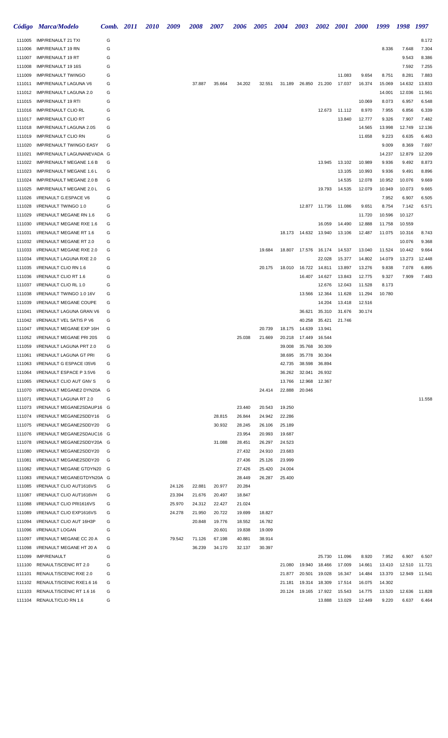| Código | Marca/Modelo | Comb. | 2011 | 2010 | 2009 | 2008 | 2007 | 2006 | 2005 | 2004 | 2003 | 2002 | 2001 | 2000 | 1999 | 1998 | 1997 |
|---|---|---|---|---|---|---|---|---|---|---|---|---|---|---|---|---|---|
| 111005 | IMP/RENAULT 21 TXI | G | | | | | | | | | | | | | | | 8.172 |
| 111006 | IMP/RENAULT 19 RN | G | | | | | | | | | | | | | 8.336 | 7.648 | 7.304 |
| 111007 | IMP/RENAULT 19 RT | G | | | | | | | | | | | | | | 9.543 | 8.386 |
| 111008 | IMP/RENAULT 19 16S | G | | | | | | | | | | | | | | 7.592 | 7.255 |
| 111009 | IMP/RENAULT TWINGO | G | | | | | | | | | | | 11.083 | 9.654 | 8.751 | 8.281 | 7.883 |
| 111011 | IMP/RENAULT LAGUNA V6 | G | | | | 37.887 | 35.664 | 34.202 | 32.551 | 31.189 | 26.850 | 21.200 | 17.037 | 16.374 | 15.069 | 14.632 | 13.833 |
| 111012 | IMP/RENAULT LAGUNA 2.0 | G | | | | | | | | | | | | | 14.001 | 12.036 | 11.561 |
| 111015 | IMP/RENAULT 19 RTI | G | | | | | | | | | | | | 10.069 | 8.073 | 6.957 | 6.548 |
| 111016 | IMP/RENAULT CLIO RL | G | | | | | | | | | | 12.673 | 11.112 | 8.970 | 7.955 | 6.856 | 6.339 |
| 111017 | IMP/RENAULT CLIO RT | G | | | | | | | | | | | 13.840 | 12.777 | 9.326 | 7.907 | 7.482 |
| 111018 | IMP/RENAULT LAGUNA 2.0S | G | | | | | | | | | | | | 14.565 | 13.998 | 12.749 | 12.136 |
| 111019 | IMP/RENAULT CLIO RN | G | | | | | | | | | | | | 11.658 | 9.223 | 6.635 | 6.463 |
| 111020 | IMP/RENAULT TWINGO EASY | G | | | | | | | | | | | | | 9.009 | 8.369 | 7.697 |
| 111021 | IMP/RENAULT LAGUNANEVADA | G | | | | | | | | | | | | | 14.237 | 12.879 | 12.209 |
| 111022 | IMP/RENAULT MEGANE 1.6 B | G | | | | | | | | | | 13.945 | 13.102 | 10.989 | 9.936 | 9.492 | 8.873 |
| 111023 | IMP/RENAULT MEGANE 1.6 L | G | | | | | | | | | | | 13.105 | 10.993 | 9.936 | 9.491 | 8.896 |
| 111024 | IMP/RENAULT MEGANE 2.0 B | G | | | | | | | | | | | 14.535 | 12.078 | 10.952 | 10.076 | 9.669 |
| 111025 | IMP/RENAULT MEGANE 2.0 L | G | | | | | | | | | | 19.793 | 14.535 | 12.079 | 10.949 | 10.073 | 9.665 |
| 111026 | I/RENAULT G.ESPACE V6 | G | | | | | | | | | | | | | 7.952 | 6.907 | 6.505 |
| 111028 | I/RENAULT TWINGO 1.0 | G | | | | | | | | | 12.877 | 11.736 | 11.086 | 9.651 | 8.754 | 7.142 | 6.571 |
| 111029 | I/RENAULT MEGANE RN 1.6 | G | | | | | | | | | | | | 11.720 | 10.596 | 10.127 | |
| 111030 | I/RENAULT MEGANE RXE 1.6 | G | | | | | | | | | | 16.059 | 14.490 | 12.888 | 11.758 | 10.559 | |
| 111031 | I/RENAULT MEGANE RT 1.6 | G | | | | | | | | 18.173 | 14.632 | 13.940 | 13.106 | 12.487 | 11.075 | 10.316 | 8.743 |
| 111032 | I/RENAULT MEGANE RT 2.0 | G | | | | | | | | | | | | | | 10.076 | 9.368 |
| 111033 | I/RENAULT MEGANE RXE 2.0 | G | | | | | | | 19.684 | 18.807 | 17.576 | 16.174 | 14.537 | 13.040 | 11.524 | 10.442 | 9.664 |
| 111034 | I/RENAULT LAGUNA RXE 2.0 | G | | | | | | | | | | 22.028 | 15.377 | 14.802 | 14.079 | 13.273 | 12.448 |
| 111035 | I/RENAULT CLIO RN 1.6 | G | | | | | | | 20.175 | 18.010 | 16.722 | 14.811 | 13.897 | 13.276 | 9.838 | 7.078 | 6.895 |
| 111036 | I/RENAULT CLIO RT 1.6 | G | | | | | | | | | 16.407 | 14.627 | 13.843 | 12.775 | 9.327 | 7.909 | 7.483 |
| 111037 | I/RENAULT CLIO RL 1.0 | G | | | | | | | | | | 12.676 | 12.043 | 11.528 | 8.173 | | |
| 111038 | I/RENAULT TWINGO 1.0 16V | G | | | | | | | | | 13.566 | 12.364 | 11.628 | 11.294 | 10.780 | | |
| 111039 | I/RENAULT MEGANE COUPE | G | | | | | | | | | | 14.204 | 13.418 | 12.516 | | | |
| 111041 | I/RENAULT LAGUNA GRAN V6 | G | | | | | | | | | 36.621 | 35.310 | 31.676 | 30.174 | | | |
| 111042 | I/RENAULT VEL SATIS P V6 | G | | | | | | | | | 40.258 | 35.421 | 21.746 | | | | |
| 111047 | I/RENAULT MEGANE EXP 16H | G | | | | | | | 20.739 | 18.175 | 14.639 | 13.941 | | | | | |
| 111052 | I/RENAULT MEGANE PRI 20S | G | | | | | | 25.038 | 21.669 | 20.218 | 17.449 | 16.544 | | | | | |
| 111059 | I/RENAULT LAGUNA PRT 2.0 | G | | | | | | | | 39.008 | 35.768 | 30.309 | | | | | |
| 111061 | I/RENAULT LAGUNA GT PRI | G | | | | | | | | 38.695 | 35.778 | 30.304 | | | | | |
| 111063 | I/RENAULT G ESPACE I35V6 | G | | | | | | | | 42.735 | 38.598 | 36.894 | | | | | |
| 111064 | I/RENAULT ESPACE P 3.5V6 | G | | | | | | | | 36.262 | 32.041 | 26.932 | | | | | |
| 111065 | I/RENAULT CLIO AUT GNV S | G | | | | | | | | 13.766 | 12.968 | 12.367 | | | | | |
| 111070 | I/RENAULT MEGANE2 DYN20A | G | | | | | | | 24.414 | 22.888 | 20.046 | | | | | | |
| 111071 | I/RENAULT LAGUNA RT 2.0 | G | | | | | | | | | | | | | | | 11.558 |
| 111073 | I/RENAULT MEGANE2SDAUP16 | G | | | | | | 23.440 | 20.543 | 19.250 | | | | | | | |
| 111074 | I/RENAULT MEGANE2SDDY16 | G | | | | | 28.815 | 26.844 | 24.942 | 22.286 | | | | | | | |
| 111075 | I/RENAULT MEGANE2SDDY20 | G | | | | | 30.932 | 28.245 | 26.106 | 25.189 | | | | | | | |
| 111076 | I/RENAULT MEGANE2SDAUC16 | G | | | | | | 23.954 | 20.993 | 19.687 | | | | | | | |
| 111078 | I/RENAULT MEGANE2SDDY20A | G | | | | | 31.088 | 28.451 | 26.297 | 24.523 | | | | | | | |
| 111080 | I/RENAULT MEGANE2SDDY20 | G | | | | | | 27.432 | 24.910 | 23.683 | | | | | | | |
| 111081 | I/RENAULT MEGANE2SDDY20 | G | | | | | | 27.436 | 25.126 | 23.999 | | | | | | | |
| 111082 | I/RENAULT MEGANE GTDYN20 | G | | | | | | 27.426 | 25.420 | 24.004 | | | | | | | |
| 111083 | I/RENAULT MEGANEGTDYN20A | G | | | | | | 28.449 | 26.287 | 25.400 | | | | | | | |
| 111085 | I/RENAULT CLIO AUT1616VS | G | | | 24.126 | 22.881 | 20.977 | 20.284 | | | | | | | | | |
| 111087 | I/RENAULT CLIO AUT1616VH | G | | | 23.394 | 21.676 | 20.497 | 18.847 | | | | | | | | | |
| 111088 | I/RENAULT CLIO PRI1616VS | G | | | 25.970 | 24.312 | 22.427 | 21.024 | | | | | | | | | |
| 111089 | I/RENAULT CLIO EXP1616VS | G | | | 24.278 | 21.950 | 20.722 | 19.699 | 18.827 | | | | | | | | |
| 111094 | I/RENAULT CLIO AUT 16H3P | G | | | | 20.848 | 19.776 | 18.552 | 16.782 | | | | | | | | |
| 111096 | I/RENAULT LOGAN | G | | | | | 20.601 | 19.838 | 19.009 | | | | | | | | |
| 111097 | I/RENAULT MEGANE CC 20 A | G | | | 79.542 | 71.126 | 67.198 | 40.881 | 38.914 | | | | | | | | |
| 111098 | I/RENAULT MEGANE HT 20 A | G | | | | 36.239 | 34.170 | 32.137 | 30.397 | | | | | | | | |
| 111099 | IMP/RENAULT | G | | | | | | | | | | 25.730 | 11.096 | 8.920 | 7.952 | 6.907 | 6.507 |
| 111100 | RENAULT/SCENIC RT 2.0 | G | | | | | | | | 21.080 | 19.940 | 18.466 | 17.009 | 14.661 | 13.410 | 12.510 | 11.721 |
| 111101 | RENAULT/SCENIC RXE 2.0 | G | | | | | | | | 21.877 | 20.501 | 19.028 | 16.347 | 14.484 | 13.370 | 12.949 | 11.541 |
| 111102 | RENAULT/SCENIC RXE1.6 16 | G | | | | | | | | 21.181 | 19.314 | 18.309 | 17.514 | 16.075 | 14.302 | | |
| 111103 | RENAULT/SCENIC RT 1.6 16 | G | | | | | | | | 20.124 | 19.165 | 17.922 | 15.543 | 14.775 | 13.520 | 12.636 | 11.828 |
| 111104 | RENAULT/CLIO RN 1.6 | G | | | | | | | | | | 13.888 | 13.029 | 12.449 | 9.220 | 6.637 | 6.464 |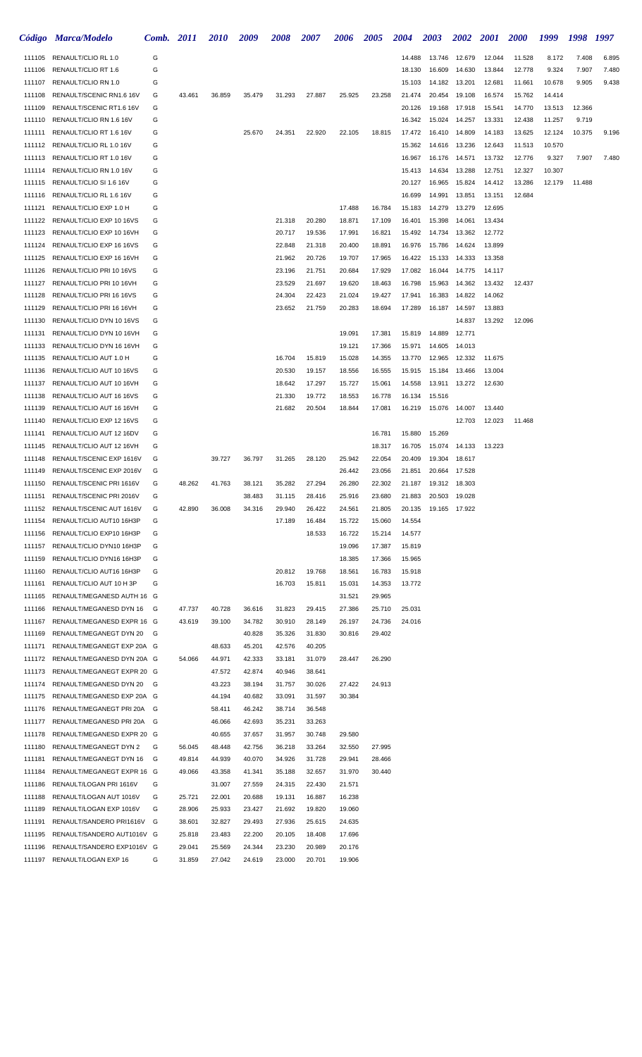| Código | Marca/Modelo | Comb. | 2011 | 2010 | 2009 | 2008 | 2007 | 2006 | 2005 | 2004 | 2003 | 2002 | 2001 | 2000 | 1999 | 1998 | 1997 |
|---|---|---|---|---|---|---|---|---|---|---|---|---|---|---|---|---|---|
| 111105 | RENAULT/CLIO RL 1.0 | G | | | | | | | | 14.488 | 13.746 | 12.679 | 12.044 | 11.528 | 8.172 | 7.408 | 6.895 |
| 111106 | RENAULT/CLIO RT 1.6 | G | | | | | | | | 18.130 | 16.609 | 14.630 | 13.844 | 12.778 | 9.324 | 7.907 | 7.480 |
| 111107 | RENAULT/CLIO RN 1.0 | G | | | | | | | | 15.103 | 14.182 | 13.201 | 12.681 | 11.661 | 10.678 | 9.905 | 9.438 |
| 111108 | RENAULT/SCENIC RN1.6 16V | G | 43.461 | 36.859 | 35.479 | 31.293 | 27.887 | 25.925 | 23.258 | 21.474 | 20.454 | 19.108 | 16.574 | 15.762 | 14.414 | | |
| 111109 | RENAULT/SCENIC RT1.6 16V | G | | | | | | | | 20.126 | 19.168 | 17.918 | 15.541 | 14.770 | 13.513 | 12.366 | |
| 111110 | RENAULT/CLIO RN 1.6 16V | G | | | | | | | | 16.342 | 15.024 | 14.257 | 13.331 | 12.438 | 11.257 | 9.719 | |
| 111111 | RENAULT/CLIO RT 1.6 16V | G | | | 25.670 | 24.351 | 22.920 | 22.105 | 18.815 | 17.472 | 16.410 | 14.809 | 14.183 | 13.625 | 12.124 | 10.375 | 9.196 |
| 111112 | RENAULT/CLIO RL 1.0 16V | G | | | | | | | | 15.362 | 14.616 | 13.236 | 12.643 | 11.513 | 10.570 | | |
| 111113 | RENAULT/CLIO RT 1.0 16V | G | | | | | | | | 16.967 | 16.176 | 14.571 | 13.732 | 12.776 | 9.327 | 7.907 | 7.480 |
| 111114 | RENAULT/CLIO RN 1.0 16V | G | | | | | | | | 15.413 | 14.634 | 13.288 | 12.751 | 12.327 | 10.307 | | |
| 111115 | RENAULT/CLIO SI 1.6 16V | G | | | | | | | | 20.127 | 16.965 | 15.824 | 14.412 | 13.286 | 12.179 | 11.488 | |
| 111116 | RENAULT/CLIO RL 1.6 16V | G | | | | | | | | 16.699 | 14.991 | 13.851 | 13.151 | 12.684 | | | |
| 111121 | RENAULT/CLIO EXP 1.0 H | G | | | | | | 17.488 | 16.784 | 15.183 | 14.279 | 13.279 | 12.695 | | | | |
| 111122 | RENAULT/CLIO EXP 10 16VS | G | | | | 21.318 | 20.280 | 18.871 | 17.109 | 16.401 | 15.398 | 14.061 | 13.434 | | | | |
| 111123 | RENAULT/CLIO EXP 10 16VH | G | | | | 20.717 | 19.536 | 17.991 | 16.821 | 15.492 | 14.734 | 13.362 | 12.772 | | | | |
| 111124 | RENAULT/CLIO EXP 16 16VS | G | | | | 22.848 | 21.318 | 20.400 | 18.891 | 16.976 | 15.786 | 14.624 | 13.899 | | | | |
| 111125 | RENAULT/CLIO EXP 16 16VH | G | | | | 21.962 | 20.726 | 19.707 | 17.965 | 16.422 | 15.133 | 14.333 | 13.358 | | | | |
| 111126 | RENAULT/CLIO PRI 10 16VS | G | | | | 23.196 | 21.751 | 20.684 | 17.929 | 17.082 | 16.044 | 14.775 | 14.117 | | | | |
| 111127 | RENAULT/CLIO PRI 10 16VH | G | | | | 23.529 | 21.697 | 19.620 | 18.463 | 16.798 | 15.963 | 14.362 | 13.432 | 12.437 | | | |
| 111128 | RENAULT/CLIO PRI 16 16VS | G | | | | 24.304 | 22.423 | 21.024 | 19.427 | 17.941 | 16.383 | 14.822 | 14.062 | | | | |
| 111129 | RENAULT/CLIO PRI 16 16VH | G | | | | 23.652 | 21.759 | 20.283 | 18.694 | 17.289 | 16.187 | 14.597 | 13.883 | | | | |
| 111130 | RENAULT/CLIO DYN 10 16VS | G | | | | | | | | | | 14.837 | 13.292 | 12.096 | | | |
| 111131 | RENAULT/CLIO DYN 10 16VH | G | | | | | | 19.091 | 17.381 | 15.819 | 14.889 | 12.771 | | | | | |
| 111133 | RENAULT/CLIO DYN 16 16VH | G | | | | | | 19.121 | 17.366 | 15.971 | 14.605 | 14.013 | | | | | |
| 111135 | RENAULT/CLIO AUT 1.0 H | G | | | | 16.704 | 15.819 | 15.028 | 14.355 | 13.770 | 12.965 | 12.332 | 11.675 | | | | |
| 111136 | RENAULT/CLIO AUT 10 16VS | G | | | | 20.530 | 19.157 | 18.556 | 16.555 | 15.915 | 15.184 | 13.466 | 13.004 | | | | |
| 111137 | RENAULT/CLIO AUT 10 16VH | G | | | | 18.642 | 17.297 | 15.727 | 15.061 | 14.558 | 13.911 | 13.272 | 12.630 | | | | |
| 111138 | RENAULT/CLIO AUT 16 16VS | G | | | | 21.330 | 19.772 | 18.553 | 16.778 | 16.134 | 15.516 | | | | | | |
| 111139 | RENAULT/CLIO AUT 16 16VH | G | | | | 21.682 | 20.504 | 18.844 | 17.081 | 16.219 | 15.076 | 14.007 | 13.440 | | | | |
| 111140 | RENAULT/CLIO EXP 12 16VS | G | | | | | | | | | | 12.703 | 12.023 | 11.468 | | | |
| 111141 | RENAULT/CLIO AUT 12 16DV | G | | | | | | | 16.781 | 15.880 | 15.269 | | | | | | |
| 111145 | RENAULT/CLIO AUT 12 16VH | G | | | | | | | 18.317 | 16.705 | 15.074 | 14.133 | 13.223 | | | | |
| 111148 | RENAULT/SCENIC EXP 1616V | G | | 39.727 | 36.797 | 31.265 | 28.120 | 25.942 | 22.054 | 20.409 | 19.304 | 18.617 | | | | | |
| 111149 | RENAULT/SCENIC EXP 2016V | G | | | | | | 26.442 | 23.056 | 21.851 | 20.664 | 17.528 | | | | | |
| 111150 | RENAULT/SCENIC PRI 1616V | G | 48.262 | 41.763 | 38.121 | 35.282 | 27.294 | 26.280 | 22.302 | 21.187 | 19.312 | 18.303 | | | | | |
| 111151 | RENAULT/SCENIC PRI 2016V | G | | | 38.483 | 31.115 | 28.416 | 25.916 | 23.680 | 21.883 | 20.503 | 19.028 | | | | | |
| 111152 | RENAULT/SCENIC AUT 1616V | G | 42.890 | 36.008 | 34.316 | 29.940 | 26.422 | 24.561 | 21.805 | 20.135 | 19.165 | 17.922 | | | | | |
| 111154 | RENAULT/CLIO AUT10 16H3P | G | | | | 17.189 | 16.484 | 15.722 | 15.060 | 14.554 | | | | | | | |
| 111156 | RENAULT/CLIO EXP10 16H3P | G | | | | | 18.533 | 16.722 | 15.214 | 14.577 | | | | | | | |
| 111157 | RENAULT/CLIO DYN10 16H3P | G | | | | | | 19.096 | 17.387 | 15.819 | | | | | | | |
| 111159 | RENAULT/CLIO DYN16 16H3P | G | | | | | | 18.385 | 17.366 | 15.965 | | | | | | | |
| 111160 | RENAULT/CLIO AUT16 16H3P | G | | | | 20.812 | 19.768 | 18.561 | 16.783 | 15.918 | | | | | | | |
| 111161 | RENAULT/CLIO AUT 10 H 3P | G | | | | 16.703 | 15.811 | 15.031 | 14.353 | 13.772 | | | | | | | |
| 111165 | RENAULT/MEGANESD AUTH 16 | G | | | | | | 31.521 | 29.965 | | | | | | | | |
| 111166 | RENAULT/MEGANESD DYN 16 | G | 47.737 | 40.728 | 36.616 | 31.823 | 29.415 | 27.386 | 25.710 | 25.031 | | | | | | | |
| 111167 | RENAULT/MEGANESD EXPR 16 | G | 43.619 | 39.100 | 34.782 | 30.910 | 28.149 | 26.197 | 24.736 | 24.016 | | | | | | | |
| 111169 | RENAULT/MEGANEGT DYN 20 | G | | | 40.828 | 35.326 | 31.830 | 30.816 | 29.402 | | | | | | | | |
| 111171 | RENAULT/MEGANEGT EXP 20A | G | | 48.633 | 45.201 | 42.576 | 40.205 | | | | | | | | | | |
| 111172 | RENAULT/MEGANESD DYN 20A | G | 54.066 | 44.971 | 42.333 | 33.181 | 31.079 | 28.447 | 26.290 | | | | | | | | |
| 111173 | RENAULT/MEGANEGT EXPR 20 | G | | 47.572 | 42.874 | 40.946 | 38.641 | | | | | | | | | | |
| 111174 | RENAULT/MEGANESD DYN 20 | G | | 43.223 | 38.194 | 31.757 | 30.026 | 27.422 | 24.913 | | | | | | | | |
| 111175 | RENAULT/MEGANESD EXP 20A | G | | 44.194 | 40.682 | 33.091 | 31.597 | 30.384 | | | | | | | | | |
| 111176 | RENAULT/MEGANEGT PRI 20A | G | | 58.411 | 46.242 | 38.714 | 36.548 | | | | | | | | | | |
| 111177 | RENAULT/MEGANESD PRI 20A | G | | 46.066 | 42.693 | 35.231 | 33.263 | | | | | | | | | | |
| 111178 | RENAULT/MEGANESD EXPR 20 | G | | 40.655 | 37.657 | 31.957 | 30.748 | 29.580 | | | | | | | | | |
| 111180 | RENAULT/MEGANEGT DYN 2 | G | 56.045 | 48.448 | 42.756 | 36.218 | 33.264 | 32.550 | 27.995 | | | | | | | | |
| 111181 | RENAULT/MEGANEGT DYN 16 | G | 49.814 | 44.939 | 40.070 | 34.926 | 31.728 | 29.941 | 28.466 | | | | | | | | |
| 111184 | RENAULT/MEGANEGT EXPR 16 | G | 49.066 | 43.358 | 41.341 | 35.188 | 32.657 | 31.970 | 30.440 | | | | | | | | |
| 111186 | RENAULT/LOGAN PRI 1616V | G | | 31.007 | 27.559 | 24.315 | 22.430 | 21.571 | | | | | | | | | |
| 111188 | RENAULT/LOGAN AUT 1016V | G | 25.721 | 22.001 | 20.688 | 19.131 | 16.887 | 16.238 | | | | | | | | | |
| 111189 | RENAULT/LOGAN EXP 1016V | G | 28.906 | 25.933 | 23.427 | 21.692 | 19.820 | 19.060 | | | | | | | | | |
| 111191 | RENAULT/SANDERO PRI1616V | G | 38.601 | 32.827 | 29.493 | 27.936 | 25.615 | 24.635 | | | | | | | | | |
| 111195 | RENAULT/SANDERO AUT1016V | G | 25.818 | 23.483 | 22.200 | 20.105 | 18.408 | 17.696 | | | | | | | | | |
| 111196 | RENAULT/SANDERO EXP1016V | G | 29.041 | 25.569 | 24.344 | 23.230 | 20.989 | 20.176 | | | | | | | | | |
| 111197 | RENAULT/LOGAN EXP 16 | G | 31.859 | 27.042 | 24.619 | 23.000 | 20.701 | 19.906 | | | | | | | | | |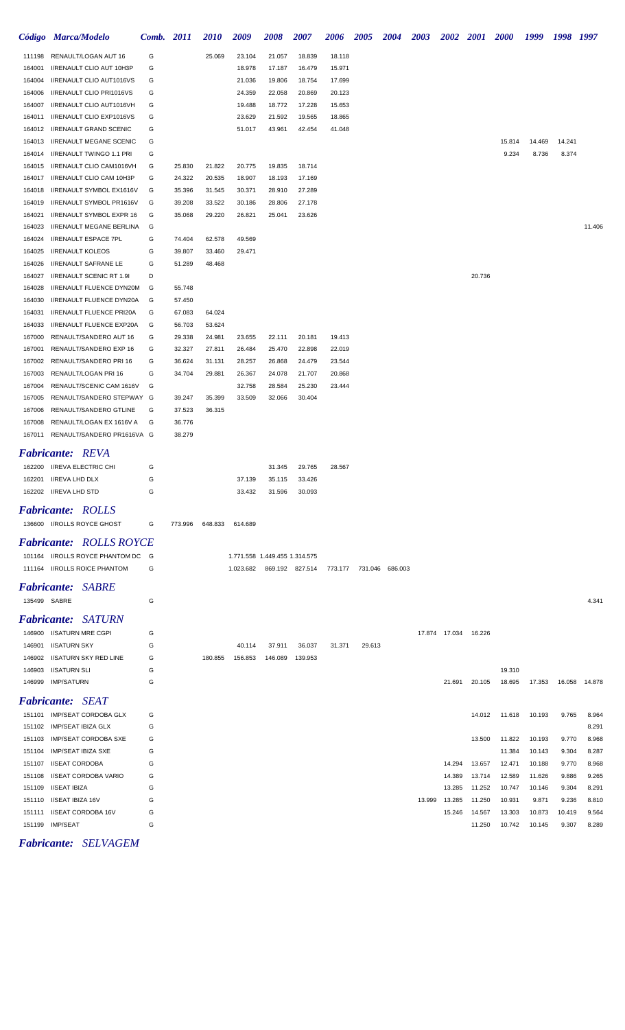| Código | Marca/Modelo | Comb. | 2011 | 2010 | 2009 | 2008 | 2007 | 2006 | 2005 | 2004 | 2003 | 2002 | 2001 | 2000 | 1999 | 1998 | 1997 |
|---|---|---|---|---|---|---|---|---|---|---|---|---|---|---|---|---|---|
| 111198 | RENAULT/LOGAN AUT 16 | G | | 25.069 | 23.104 | 21.057 | 18.839 | 18.118 | | | | | | | | | |
| 164001 | I/RENAULT CLIO AUT 10H3P | G | | | 18.978 | 17.187 | 16.479 | 15.971 | | | | | | | | | |
| 164004 | I/RENAULT CLIO AUT1016VS | G | | | 21.036 | 19.806 | 18.754 | 17.699 | | | | | | | | | |
| 164006 | I/RENAULT CLIO PRI1016VS | G | | | 24.359 | 22.058 | 20.869 | 20.123 | | | | | | | | | |
| 164007 | I/RENAULT CLIO AUT1016VH | G | | | 19.488 | 18.772 | 17.228 | 15.653 | | | | | | | | | |
| 164011 | I/RENAULT CLIO EXP1016VS | G | | | 23.629 | 21.592 | 19.565 | 18.865 | | | | | | | | | |
| 164012 | I/RENAULT GRAND SCENIC | G | | | 51.017 | 43.961 | 42.454 | 41.048 | | | | | | | | | |
| 164013 | I/RENAULT MEGANE SCENIC | G | | | | | | | | | | | | 15.814 | 14.469 | 14.241 | |
| 164014 | I/RENAULT TWINGO 1.1 PRI | G | | | | | | | | | | | | 9.234 | 8.736 | 8.374 | |
| 164015 | I/RENAULT CLIO CAM1016VH | G | 25.830 | 21.822 | 20.775 | 19.835 | 18.714 | | | | | | | | | | |
| 164017 | I/RENAULT CLIO CAM 10H3P | G | 24.322 | 20.535 | 18.907 | 18.193 | 17.169 | | | | | | | | | | |
| 164018 | I/RENAULT SYMBOL EX1616V | G | 35.396 | 31.545 | 30.371 | 28.910 | 27.289 | | | | | | | | | | |
| 164019 | I/RENAULT SYMBOL PR1616V | G | 39.208 | 33.522 | 30.186 | 28.806 | 27.178 | | | | | | | | | | |
| 164021 | I/RENAULT SYMBOL EXPR 16 | G | 35.068 | 29.220 | 26.821 | 25.041 | 23.626 | | | | | | | | | | |
| 164023 | I/RENAULT MEGANE BERLINA | G | | | | | | | | | | | | | | | 11.406 |
| 164024 | I/RENAULT ESPACE 7PL | G | 74.404 | 62.578 | 49.569 | | | | | | | | | | | | |
| 164025 | I/RENAULT KOLEOS | G | 39.807 | 33.460 | 29.471 | | | | | | | | | | | | |
| 164026 | I/RENAULT SAFRANE LE | G | 51.289 | 48.468 | | | | | | | | | | | | | |
| 164027 | I/RENAULT SCENIC RT 1.9I | D | | | | | | | | | | | 20.736 | | | | |
| 164028 | I/RENAULT FLUENCE DYN20M | G | 55.748 | | | | | | | | | | | | | | |
| 164030 | I/RENAULT FLUENCE DYN20A | G | 57.450 | | | | | | | | | | | | | | |
| 164031 | I/RENAULT FLUENCE PRI20A | G | 67.083 | 64.024 | | | | | | | | | | | | | |
| 164033 | I/RENAULT FLUENCE EXP20A | G | 56.703 | 53.624 | | | | | | | | | | | | | |
| 167000 | RENAULT/SANDERO AUT 16 | G | 29.338 | 24.981 | 23.655 | 22.111 | 20.181 | 19.413 | | | | | | | | | |
| 167001 | RENAULT/SANDERO EXP 16 | G | 32.327 | 27.811 | 26.484 | 25.470 | 22.898 | 22.019 | | | | | | | | | |
| 167002 | RENAULT/SANDERO PRI 16 | G | 36.624 | 31.131 | 28.257 | 26.868 | 24.479 | 23.544 | | | | | | | | | |
| 167003 | RENAULT/LOGAN PRI 16 | G | 34.704 | 29.881 | 26.367 | 24.078 | 21.707 | 20.868 | | | | | | | | | |
| 167004 | RENAULT/SCENIC CAM 1616V | G | | | 32.758 | 28.584 | 25.230 | 23.444 | | | | | | | | | |
| 167005 | RENAULT/SANDERO STEPWAY | G | 39.247 | 35.399 | 33.509 | 32.066 | 30.404 | | | | | | | | | | |
| 167006 | RENAULT/SANDERO GTLINE | G | 37.523 | 36.315 | | | | | | | | | | | | | |
| 167008 | RENAULT/LOGAN EX 1616V A | G | 36.776 | | | | | | | | | | | | | | |
| 167011 | RENAULT/SANDERO PR1616VA | G | 38.279 | | | | | | | | | | | | | | |

## *Fabricante: REVA*

| Código | Marca/Modelo | Comb. | 2011 | 2010 | 2009 | 2008 | 2007 | 2006 | 2005 | 2004 | 2003 | 2002 | 2001 | 2000 | 1999 | 1998 | 1997 |
|---|---|---|---|---|---|---|---|---|---|---|---|---|---|---|---|---|---|
| 162200 | I/REVA ELECTRIC CHI | G | | | | 31.345 | 29.765 | 28.567 | | | | | | | | | |
| 162201 | I/REVA LHD DLX | G | | | 37.139 | 35.115 | 33.426 | | | | | | | | | | |
| 162202 | I/REVA LHD STD | G | | | 33.432 | 31.596 | 30.093 | | | | | | | | | | |

## *Fabricante: ROLLS*

| Código | Marca/Modelo | Comb. | 2011 | 2010 | 2009 | 2008 | 2007 | 2006 | 2005 | 2004 | 2003 | 2002 | 2001 | 2000 | 1999 | 1998 | 1997 |
|---|---|---|---|---|---|---|---|---|---|---|---|---|---|---|---|---|---|
| 136600 | I/ROLLS ROYCE GHOST | G | 773.996 | 648.833 | 614.689 | | | | | | | | | | | | |

## *Fabricante: ROLLS ROYCE*

| Código | Marca/Modelo | Comb. | 2011 | 2010 | 2009 | 2008 | 2007 | 2006 | 2005 | 2004 | 2003 | 2002 | 2001 | 2000 | 1999 | 1998 | 1997 |
|---|---|---|---|---|---|---|---|---|---|---|---|---|---|---|---|---|---|
| 101164 | I/ROLLS ROYCE PHANTOM DC | G | | | 1.771.558 | 1.449.455 | 1.314.575 | | | | | | | | | | |
| 111164 | I/ROLLS ROICE PHANTOM | G | | | 1.023.682 | 869.192 | 827.514 | 773.177 | 731.046 | 686.003 | | | | | | | |

## *Fabricante: SABRE*

| Código | Marca/Modelo | Comb. | 2011 | 2010 | 2009 | 2008 | 2007 | 2006 | 2005 | 2004 | 2003 | 2002 | 2001 | 2000 | 1999 | 1998 | 1997 |
|---|---|---|---|---|---|---|---|---|---|---|---|---|---|---|---|---|---|
| 135499 | SABRE | G | | | | | | | | | | | | | | | 4.341 |

## *Fabricante: SATURN*

| Código | Marca/Modelo | Comb. | 2011 | 2010 | 2009 | 2008 | 2007 | 2006 | 2005 | 2004 | 2003 | 2002 | 2001 | 2000 | 1999 | 1998 | 1997 |
|---|---|---|---|---|---|---|---|---|---|---|---|---|---|---|---|---|---|
| 146900 | I/SATURN MRE CGPI | G | | | | | | | | | 17.874 | 17.034 | 16.226 | | | | |
| 146901 | I/SATURN SKY | G | | | 40.114 | 37.911 | 36.037 | 31.371 | 29.613 | | | | | | | | |
| 146902 | I/SATURN SKY RED LINE | G | | 180.855 | 156.853 | 146.089 | 139.953 | | | | | | | | | | |
| 146903 | I/SATURN SLI | G | | | | | | | | | | | | 19.310 | | | |
| 146999 | IMP/SATURN | G | | | | | | | | | | 21.691 | 20.105 | 18.695 | 17.353 | 16.058 | 14.878 |

## *Fabricante: SEAT*

| Código | Marca/Modelo | Comb. | 2011 | 2010 | 2009 | 2008 | 2007 | 2006 | 2005 | 2004 | 2003 | 2002 | 2001 | 2000 | 1999 | 1998 | 1997 |
|---|---|---|---|---|---|---|---|---|---|---|---|---|---|---|---|---|---|
| 151101 | IMP/SEAT CORDOBA GLX | G | | | | | | | | | | | 14.012 | 11.618 | 10.193 | 9.765 | 8.964 |
| 151102 | IMP/SEAT IBIZA GLX | G | | | | | | | | | | | | | | | 8.291 |
| 151103 | IMP/SEAT CORDOBA SXE | G | | | | | | | | | | | 13.500 | 11.822 | 10.193 | 9.770 | 8.968 |
| 151104 | IMP/SEAT IBIZA SXE | G | | | | | | | | | | | | 11.384 | 10.143 | 9.304 | 8.287 |
| 151107 | I/SEAT CORDOBA | G | | | | | | | | | | 14.294 | 13.657 | 12.471 | 10.188 | 9.770 | 8.968 |
| 151108 | I/SEAT CORDOBA VARIO | G | | | | | | | | | | 14.389 | 13.714 | 12.589 | 11.626 | 9.886 | 9.265 |
| 151109 | I/SEAT IBIZA | G | | | | | | | | | | 13.285 | 11.252 | 10.747 | 10.146 | 9.304 | 8.291 |
| 151110 | I/SEAT IBIZA 16V | G | | | | | | | | | 13.999 | 13.285 | 11.250 | 10.931 | 9.871 | 9.236 | 8.810 |
| 151111 | I/SEAT CORDOBA 16V | G | | | | | | | | | | 15.246 | 14.567 | 13.303 | 10.873 | 10.419 | 9.564 |
| 151199 | IMP/SEAT | G | | | | | | | | | | | 11.250 | 10.742 | 10.145 | 9.307 | 8.289 |

## *Fabricante: SELVAGEM*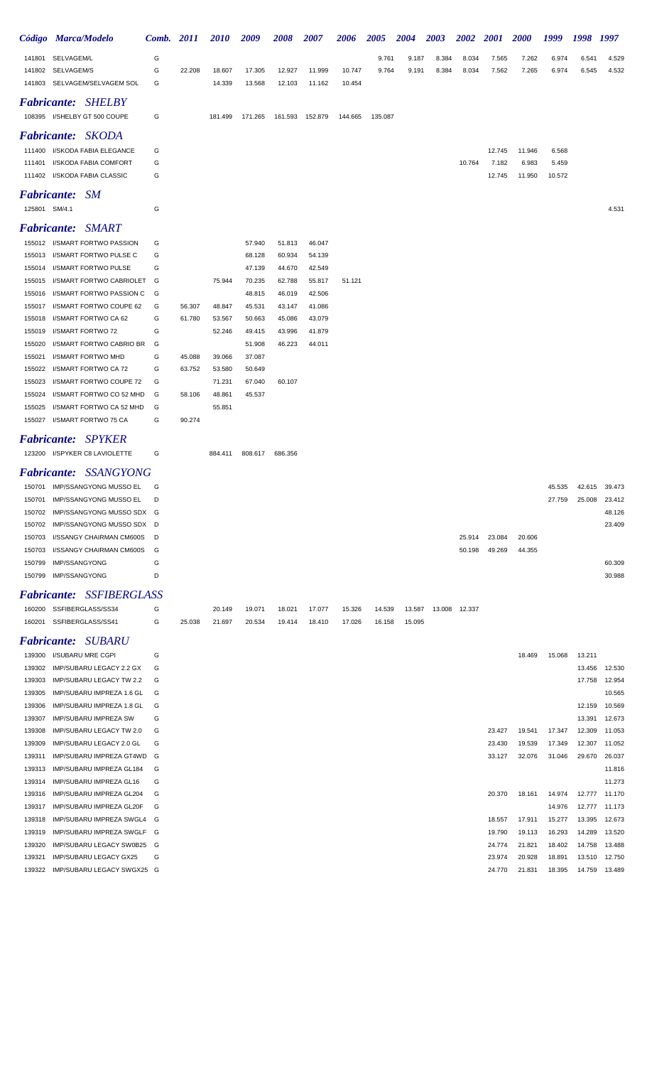| Código | Marca/Modelo | Comb. | 2011 | 2010 | 2009 | 2008 | 2007 | 2006 | 2005 | 2004 | 2003 | 2002 | 2001 | 2000 | 1999 | 1998 | 1997 |
|---|---|---|---|---|---|---|---|---|---|---|---|---|---|---|---|---|---|
| 141801 | SELVAGEM/L | G | | | | | | | 9.761 | 9.187 | 8.384 | 8.034 | 7.565 | 7.262 | 6.974 | 6.541 | 4.529 |
| 141802 | SELVAGEM/S | G | 22.208 | 18.607 | 17.305 | 12.927 | 11.999 | 10.747 | 9.764 | 9.191 | 8.384 | 8.034 | 7.562 | 7.265 | 6.974 | 6.545 | 4.532 |
| 141803 | SELVAGEM/SELVAGEM SOL | G | | 14.339 | 13.568 | 12.103 | 11.162 | 10.454 | | | | | | | | | |

## *Fabricante: SHELBY*

| Código | Marca/Modelo | Comb. | 2011 | 2010 | 2009 | 2008 | 2007 | 2006 | 2005 | 2004 | 2003 | 2002 | 2001 | 2000 | 1999 | 1998 | 1997 |
|---|---|---|---|---|---|---|---|---|---|---|---|---|---|---|---|---|---|
| 108395 | I/SHELBY GT 500 COUPE | G | | 181.499 | 171.265 | 161.593 | 152.879 | 144.665 | 135.087 | | | | | | | | |

## *Fabricante: SKODA*

| Código | Marca/Modelo | Comb. | 2011 | 2010 | 2009 | 2008 | 2007 | 2006 | 2005 | 2004 | 2003 | 2002 | 2001 | 2000 | 1999 | 1998 | 1997 |
|---|---|---|---|---|---|---|---|---|---|---|---|---|---|---|---|---|---|
| 111400 | I/SKODA FABIA ELEGANCE | G | | | | | | | | | | | 12.745 | 11.946 | 6.568 | | |
| 111401 | I/SKODA FABIA COMFORT | G | | | | | | | | | | 10.764 | 7.182 | 6.983 | 5.459 | | |
| 111402 | I/SKODA FABIA CLASSIC | G | | | | | | | | | | | 12.745 | 11.950 | 10.572 | | |

## *Fabricante: SM*

| Código | Marca/Modelo | Comb. | 2011 | 2010 | 2009 | 2008 | 2007 | 2006 | 2005 | 2004 | 2003 | 2002 | 2001 | 2000 | 1999 | 1998 | 1997 |
|---|---|---|---|---|---|---|---|---|---|---|---|---|---|---|---|---|---|
| 125801 | SM/4.1 | G | | | | | | | | | | | | | | | 4.531 |

## *Fabricante: SMART*

| Código | Marca/Modelo | Comb. | 2011 | 2010 | 2009 | 2008 | 2007 | 2006 | 2005 | 2004 | 2003 | 2002 | 2001 | 2000 | 1999 | 1998 | 1997 |
|---|---|---|---|---|---|---|---|---|---|---|---|---|---|---|---|---|---|
| 155012 | I/SMART FORTWO PASSION | G | | | 57.940 | 51.813 | 46.047 | | | | | | | | | | |
| 155013 | I/SMART FORTWO PULSE C | G | | | 68.128 | 60.934 | 54.139 | | | | | | | | | | |
| 155014 | I/SMART FORTWO PULSE | G | | | 47.139 | 44.670 | 42.549 | | | | | | | | | | |
| 155015 | I/SMART FORTWO CABRIOLET | G | | 75.944 | 70.235 | 62.788 | 55.817 | 51.121 | | | | | | | | | |
| 155016 | I/SMART FORTWO PASSION C | G | | | 48.815 | 46.019 | 42.506 | | | | | | | | | | |
| 155017 | I/SMART FORTWO COUPE 62 | G | 56.307 | 48.847 | 45.531 | 43.147 | 41.086 | | | | | | | | | | |
| 155018 | I/SMART FORTWO CA 62 | G | 61.780 | 53.567 | 50.663 | 45.086 | 43.079 | | | | | | | | | | |
| 155019 | I/SMART FORTWO 72 | G | | 52.246 | 49.415 | 43.996 | 41.879 | | | | | | | | | | |
| 155020 | I/SMART FORTWO CABRIO BR | G | | | 51.908 | 46.223 | 44.011 | | | | | | | | | | |
| 155021 | I/SMART FORTWO MHD | G | 45.088 | 39.066 | 37.087 | | | | | | | | | | | | |
| 155022 | I/SMART FORTWO CA 72 | G | 63.752 | 53.580 | 50.649 | | | | | | | | | | | | |
| 155023 | I/SMART FORTWO COUPE 72 | G | | 71.231 | 67.040 | 60.107 | | | | | | | | | | | |
| 155024 | I/SMART FORTWO CO 52 MHD | G | 58.106 | 48.861 | 45.537 | | | | | | | | | | | | |
| 155025 | I/SMART FORTWO CA 52 MHD | G | | 55.851 | | | | | | | | | | | | | |
| 155027 | I/SMART FORTWO 75 CA | G | 90.274 | | | | | | | | | | | | | | |

## *Fabricante: SPYKER*

| Código | Marca/Modelo | Comb. | 2011 | 2010 | 2009 | 2008 | 2007 | 2006 | 2005 | 2004 | 2003 | 2002 | 2001 | 2000 | 1999 | 1998 | 1997 |
|---|---|---|---|---|---|---|---|---|---|---|---|---|---|---|---|---|---|
| 123200 | I/SPYKER C8 LAVIOLETTE | G | | 884.411 | 808.617 | 686.356 | | | | | | | | | | | |

## *Fabricante: SSANGYONG*

| Código | Marca/Modelo | Comb. | 2011 | 2010 | 2009 | 2008 | 2007 | 2006 | 2005 | 2004 | 2003 | 2002 | 2001 | 2000 | 1999 | 1998 | 1997 |
|---|---|---|---|---|---|---|---|---|---|---|---|---|---|---|---|---|---|
| 150701 | IMP/SSANGYONG MUSSO EL | G | | | | | | | | | | | | | 45.535 | 42.615 | 39.473 |
| 150701 | IMP/SSANGYONG MUSSO EL | D | | | | | | | | | | | | | 27.759 | 25.008 | 23.412 |
| 150702 | IMP/SSANGYONG MUSSO SDX | G | | | | | | | | | | | | | | | 48.126 |
| 150702 | IMP/SSANGYONG MUSSO SDX | D | | | | | | | | | | | | | | | 23.409 |
| 150703 | I/SSANGY CHAIRMAN CM600S | D | | | | | | | | | | 25.914 | 23.084 | 20.606 | | | |
| 150703 | I/SSANGY CHAIRMAN CM600S | G | | | | | | | | | | 50.198 | 49.269 | 44.355 | | | |
| 150799 | IMP/SSANGYONG | G | | | | | | | | | | | | | | | 60.309 |
| 150799 | IMP/SSANGYONG | D | | | | | | | | | | | | | | | 30.988 |

## *Fabricante: SSFIBERGLASS*

| Código | Marca/Modelo | Comb. | 2011 | 2010 | 2009 | 2008 | 2007 | 2006 | 2005 | 2004 | 2003 | 2002 | 2001 | 2000 | 1999 | 1998 | 1997 |
|---|---|---|---|---|---|---|---|---|---|---|---|---|---|---|---|---|---|
| 160200 | SSFIBERGLASS/SS34 | G | | 20.149 | 19.071 | 18.021 | 17.077 | 15.326 | 14.539 | 13.587 | 13.008 | 12.337 | | | | | |
| 160201 | SSFIBERGLASS/SS41 | G | 25.038 | 21.697 | 20.534 | 19.414 | 18.410 | 17.026 | 16.158 | 15.095 | | | | | | | |

## *Fabricante: SUBARU*

| Código | Marca/Modelo | Comb. | 2011 | 2010 | 2009 | 2008 | 2007 | 2006 | 2005 | 2004 | 2003 | 2002 | 2001 | 2000 | 1999 | 1998 | 1997 |
|---|---|---|---|---|---|---|---|---|---|---|---|---|---|---|---|---|---|
| 139300 | I/SUBARU MRE CGPI | G | | | | | | | | | | | | 18.469 | 15.068 | 13.211 | |
| 139302 | IMP/SUBARU LEGACY 2.2 GX | G | | | | | | | | | | | | | | 13.456 | 12.530 |
| 139303 | IMP/SUBARU LEGACY TW 2.2 | G | | | | | | | | | | | | | | 17.758 | 12.954 |
| 139305 | IMP/SUBARU IMPREZA 1.6 GL | G | | | | | | | | | | | | | | | 10.565 |
| 139306 | IMP/SUBARU IMPREZA 1.8 GL | G | | | | | | | | | | | | | | 12.159 | 10.569 |
| 139307 | IMP/SUBARU IMPREZA SW | G | | | | | | | | | | | | | | 13.391 | 12.673 |
| 139308 | IMP/SUBARU LEGACY TW 2.0 | G | | | | | | | | | | | 23.427 | 19.541 | 17.347 | 12.309 | 11.053 |
| 139309 | IMP/SUBARU LEGACY 2.0 GL | G | | | | | | | | | | | 23.430 | 19.539 | 17.349 | 12.307 | 11.052 |
| 139311 | IMP/SUBARU IMPREZA GT4WD | G | | | | | | | | | | | 33.127 | 32.076 | 31.046 | 29.670 | 26.037 |
| 139313 | IMP/SUBARU IMPREZA GL184 | G | | | | | | | | | | | | | | | 11.816 |
| 139314 | IMP/SUBARU IMPREZA GL16 | G | | | | | | | | | | | | | | | 11.273 |
| 139316 | IMP/SUBARU IMPREZA GL204 | G | | | | | | | | | | | 20.370 | 18.161 | 14.974 | 12.777 | 11.170 |
| 139317 | IMP/SUBARU IMPREZA GL20F | G | | | | | | | | | | | | | 14.976 | 12.777 | 11.173 |
| 139318 | IMP/SUBARU IMPREZA SWGL4 | G | | | | | | | | | | | 18.557 | 17.911 | 15.277 | 13.395 | 12.673 |
| 139319 | IMP/SUBARU IMPREZA SWGLF | G | | | | | | | | | | | 19.790 | 19.113 | 16.293 | 14.289 | 13.520 |
| 139320 | IMP/SUBARU LEGACY SW0B25 | G | | | | | | | | | | | 24.774 | 21.821 | 18.402 | 14.758 | 13.488 |
| 139321 | IMP/SUBARU LEGACY GX25 | G | | | | | | | | | | | 23.974 | 20.928 | 18.891 | 13.510 | 12.750 |
| 139322 | IMP/SUBARU LEGACY SWGX25 | G | | | | | | | | | | | 24.770 | 21.831 | 18.395 | 14.759 | 13.489 |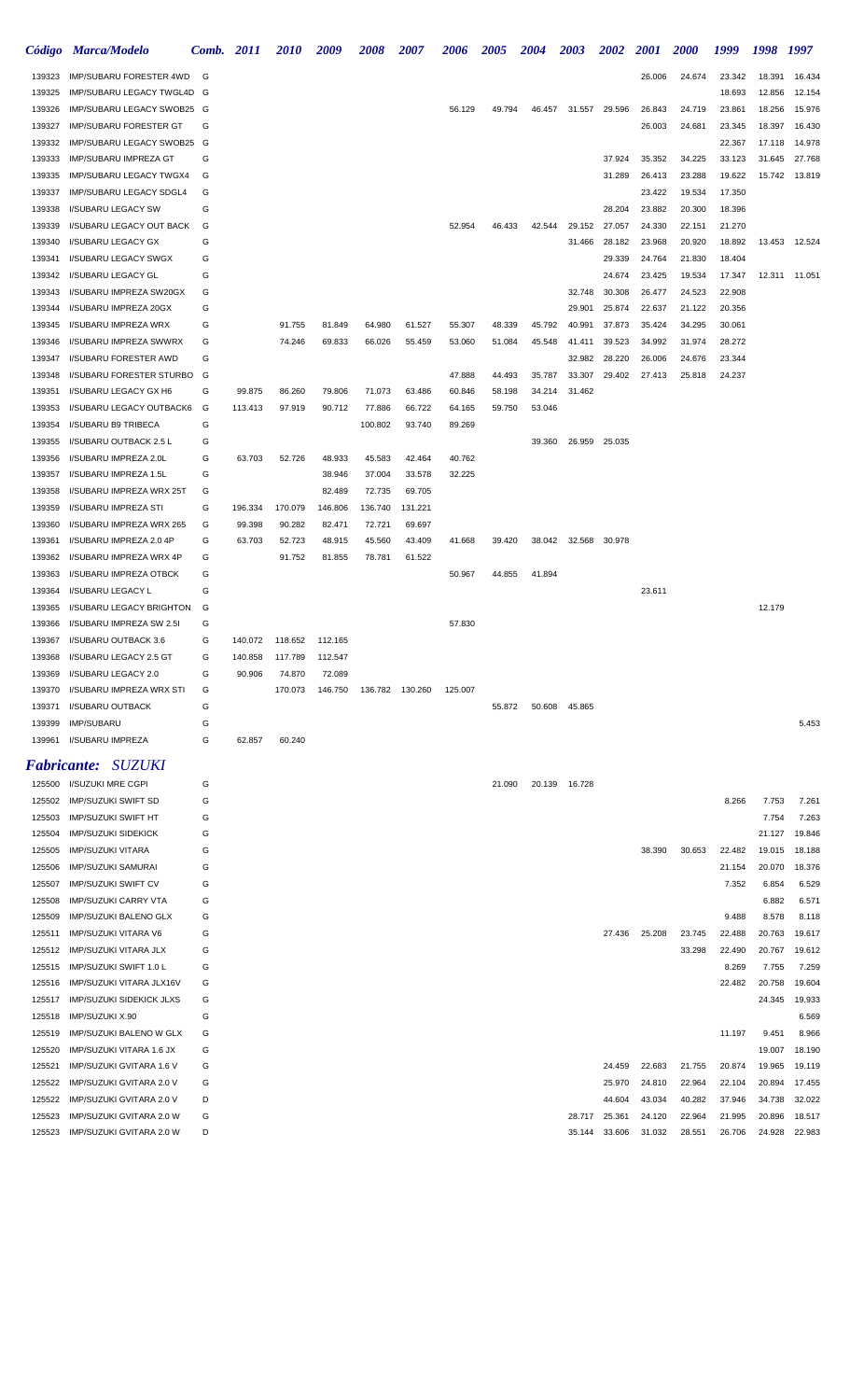| *Código* | *Marca/Modelo* | *Comb.* | *2011* | *2010* | *2009* | *2008* | *2007* | *2006* | *2005* | *2004* | *2003* | *2002* | *2001* | *2000* | *1999* | *1998* | *1997* |
|---|---|---|---|---|---|---|---|---|---|---|---|---|---|---|---|---|---|
| 139323 | IMP/SUBARU FORESTER 4WD | G | | | | | | | | | | | 26.006 | 24.674 | 23.342 | 18.391 | 16.434 |
| 139325 | IMP/SUBARU LEGACY TWGL4D | G | | | | | | | | | | | | | 18.693 | 12.856 | 12.154 |
| 139326 | IMP/SUBARU LEGACY SWOB25 | G | | | | | | 56.129 | 49.794 | 46.457 | 31.557 | 29.596 | 26.843 | 24.719 | 23.861 | 18.256 | 15.976 |
| 139327 | IMP/SUBARU FORESTER GT | G | | | | | | | | | | | 26.003 | 24.681 | 23.345 | 18.397 | 16.430 |
| 139332 | IMP/SUBARU LEGACY SWOB25 | G | | | | | | | | | | | | | 22.367 | 17.118 | 14.978 |
| 139333 | IMP/SUBARU IMPREZA GT | G | | | | | | | | | | 37.924 | 35.352 | 34.225 | 33.123 | 31.645 | 27.768 |
| 139335 | IMP/SUBARU LEGACY TWGX4 | G | | | | | | | | | | 31.289 | 26.413 | 23.288 | 19.622 | 15.742 | 13.819 |
| 139337 | IMP/SUBARU LEGACY SDGL4 | G | | | | | | | | | | | 23.422 | 19.534 | 17.350 | | |
| 139338 | I/SUBARU LEGACY SW | G | | | | | | | | | | 28.204 | 23.882 | 20.300 | 18.396 | | |
| 139339 | I/SUBARU LEGACY OUT BACK | G | | | | | | 52.954 | 46.433 | 42.544 | 29.152 | 27.057 | 24.330 | 22.151 | 21.270 | | |
| 139340 | I/SUBARU LEGACY GX | G | | | | | | | | | 31.466 | 28.182 | 23.968 | 20.920 | 18.892 | 13.453 | 12.524 |
| 139341 | I/SUBARU LEGACY SWGX | G | | | | | | | | | | 29.339 | 24.764 | 21.830 | 18.404 | | |
| 139342 | I/SUBARU LEGACY GL | G | | | | | | | | | | 24.674 | 23.425 | 19.534 | 17.347 | 12.311 | 11.051 |
| 139343 | I/SUBARU IMPREZA SW20GX | G | | | | | | | | | 32.748 | 30.308 | 26.477 | 24.523 | 22.908 | | |
| 139344 | I/SUBARU IMPREZA 20GX | G | | | | | | | | | 29.901 | 25.874 | 22.637 | 21.122 | 20.356 | | |
| 139345 | I/SUBARU IMPREZA WRX | G | | 91.755 | 81.849 | 64.980 | 61.527 | 55.307 | 48.339 | 45.792 | 40.991 | 37.873 | 35.424 | 34.295 | 30.061 | | |
| 139346 | I/SUBARU IMPREZA SWWRX | G | | 74.246 | 69.833 | 66.026 | 55.459 | 53.060 | 51.084 | 45.548 | 41.411 | 39.523 | 34.992 | 31.974 | 28.272 | | |
| 139347 | I/SUBARU FORESTER AWD | G | | | | | | | | | 32.982 | 28.220 | 26.006 | 24.676 | 23.344 | | |
| 139348 | I/SUBARU FORESTER TURBO | G | | | | | | 47.888 | 44.493 | 35.787 | 33.307 | 29.402 | 27.413 | 25.818 | 24.237 | | |
| 139351 | I/SUBARU LEGACY GX H6 | G | 99.875 | 86.260 | 79.806 | 71.073 | 63.486 | 60.846 | 58.198 | 34.214 | 31.462 | | | | | | |
| 139353 | I/SUBARU LEGACY OUTBACK6 | G | 113.413 | 97.919 | 90.712 | 77.886 | 66.722 | 64.165 | 59.750 | 53.046 | | | | | | | |
| 139354 | I/SUBARU B9 TRIBECA | G | | | | 100.802 | 93.740 | 89.269 | | | | | | | | | |
| 139355 | I/SUBARU OUTBACK 2.5 L | G | | | | | | | | 39.360 | 26.959 | 25.035 | | | | | |
| 139356 | I/SUBARU IMPREZA 2.0L | G | 63.703 | 52.726 | 48.933 | 45.583 | 42.464 | 40.762 | | | | | | | | | |
| 139357 | I/SUBARU IMPREZA 1.5L | G | | | 38.946 | 37.004 | 33.578 | 32.225 | | | | | | | | | |
| 139358 | I/SUBARU IMPREZA WRX 25T | G | | | 82.489 | 72.735 | 69.705 | | | | | | | | | | |
| 139359 | I/SUBARU IMPREZA STI | G | 196.334 | 170.079 | 146.806 | 136.740 | 131.221 | | | | | | | | | | |
| 139360 | I/SUBARU IMPREZA WRX 265 | G | 99.398 | 90.282 | 82.471 | 72.721 | 69.697 | | | | | | | | | | |
| 139361 | I/SUBARU IMPREZA 2.0 4P | G | 63.703 | 52.723 | 48.915 | 45.560 | 43.409 | 41.668 | 39.420 | 38.042 | 32.568 | 30.978 | | | | | |
| 139362 | I/SUBARU IMPREZA WRX 4P | G | | 91.752 | 81.855 | 78.781 | 61.522 | | | | | | | | | | |
| 139363 | I/SUBARU IMPREZA OTBCK | G | | | | | | 50.967 | 44.855 | 41.894 | | | | | | | |
| 139364 | I/SUBARU LEGACY L | G | | | | | | | | | | | 23.611 | | | | |
| 139365 | I/SUBARU LEGACY BRIGHTON | G | | | | | | | | | | | | | | 12.179 | |
| 139366 | I/SUBARU IMPREZA SW 2.5I | G | | | | | | 57.830 | | | | | | | | | |
| 139367 | I/SUBARU OUTBACK 3.6 | G | 140.072 | 118.652 | 112.165 | | | | | | | | | | | | |
| 139368 | I/SUBARU LEGACY 2.5 GT | G | 140.858 | 117.789 | 112.547 | | | | | | | | | | | | |
| 139369 | I/SUBARU LEGACY 2.0 | G | 90.906 | 74.870 | 72.089 | | | | | | | | | | | | |
| 139370 | I/SUBARU IMPREZA WRX STI | G | | 170.073 | 146.750 | 136.782 | 130.260 | 125.007 | | | | | | | | | |
| 139371 | I/SUBARU OUTBACK | G | | | | | | | 55.872 | 50.608 | 45.865 | | | | | | |
| 139399 | IMP/SUBARU | G | | | | | | | | | | | | | | | 5.453 |
| 139961 | I/SUBARU IMPREZA | G | 62.857 | 60.240 | | | | | | | | | | | | | |

## *Fabricante: SUZUKI*

| *Código* | *Marca/Modelo* | *Comb.* | *2011* | *2010* | *2009* | *2008* | *2007* | *2006* | *2005* | *2004* | *2003* | *2002* | *2001* | *2000* | *1999* | *1998* | *1997* |
|---|---|---|---|---|---|---|---|---|---|---|---|---|---|---|---|---|---|
| 125500 | I/SUZUKI MRE CGPI | G | | | | | | | 21.090 | 20.139 | 16.728 | | | | | | |
| 125502 | IMP/SUZUKI SWIFT SD | G | | | | | | | | | | | | | 8.266 | 7.753 | 7.261 |
| 125503 | IMP/SUZUKI SWIFT HT | G | | | | | | | | | | | | | | 7.754 | 7.263 |
| 125504 | IMP/SUZUKI SIDEKICK | G | | | | | | | | | | | | | | 21.127 | 19.846 |
| 125505 | IMP/SUZUKI VITARA | G | | | | | | | | | | | 38.390 | 30.653 | 22.482 | 19.015 | 18.188 |
| 125506 | IMP/SUZUKI SAMURAI | G | | | | | | | | | | | | | 21.154 | 20.070 | 18.376 |
| 125507 | IMP/SUZUKI SWIFT CV | G | | | | | | | | | | | | | 7.352 | 6.854 | 6.529 |
| 125508 | IMP/SUZUKI CARRY VTA | G | | | | | | | | | | | | | | 6.882 | 6.571 |
| 125509 | IMP/SUZUKI BALENO GLX | G | | | | | | | | | | | | | 9.488 | 8.578 | 8.118 |
| 125511 | IMP/SUZUKI VITARA V6 | G | | | | | | | | | | 27.436 | 25.208 | 23.745 | 22.488 | 20.763 | 19.617 |
| 125512 | IMP/SUZUKI VITARA JLX | G | | | | | | | | | | | | 33.298 | 22.490 | 20.767 | 19.612 |
| 125515 | IMP/SUZUKI SWIFT 1.0 L | G | | | | | | | | | | | | | 8.269 | 7.755 | 7.259 |
| 125516 | IMP/SUZUKI VITARA JLX16V | G | | | | | | | | | | | | | 22.482 | 20.758 | 19.604 |
| 125517 | IMP/SUZUKI SIDEKICK JLXS | G | | | | | | | | | | | | | | 24.345 | 19.933 |
| 125518 | IMP/SUZUKI X.90 | G | | | | | | | | | | | | | | | 6.569 |
| 125519 | IMP/SUZUKI BALENO W GLX | G | | | | | | | | | | | | | 11.197 | 9.451 | 8.966 |
| 125520 | IMP/SUZUKI VITARA 1.6 JX | G | | | | | | | | | | | | | | 19.007 | 18.190 |
| 125521 | IMP/SUZUKI GVITARA 1.6 V | G | | | | | | | | | | 24.459 | 22.683 | 21.755 | 20.874 | 19.965 | 19.119 |
| 125522 | IMP/SUZUKI GVITARA 2.0 V | G | | | | | | | | | | 25.970 | 24.810 | 22.964 | 22.104 | 20.894 | 17.455 |
| 125522 | IMP/SUZUKI GVITARA 2.0 V | D | | | | | | | | | | 44.604 | 43.034 | 40.282 | 37.946 | 34.738 | 32.022 |
| 125523 | IMP/SUZUKI GVITARA 2.0 W | G | | | | | | | | | 28.717 | 25.361 | 24.120 | 22.964 | 21.995 | 20.896 | 18.517 |
| 125523 | IMP/SUZUKI GVITARA 2.0 W | D | | | | | | | | | 35.144 | 33.606 | 31.032 | 28.551 | 26.706 | 24.928 | 22.983 |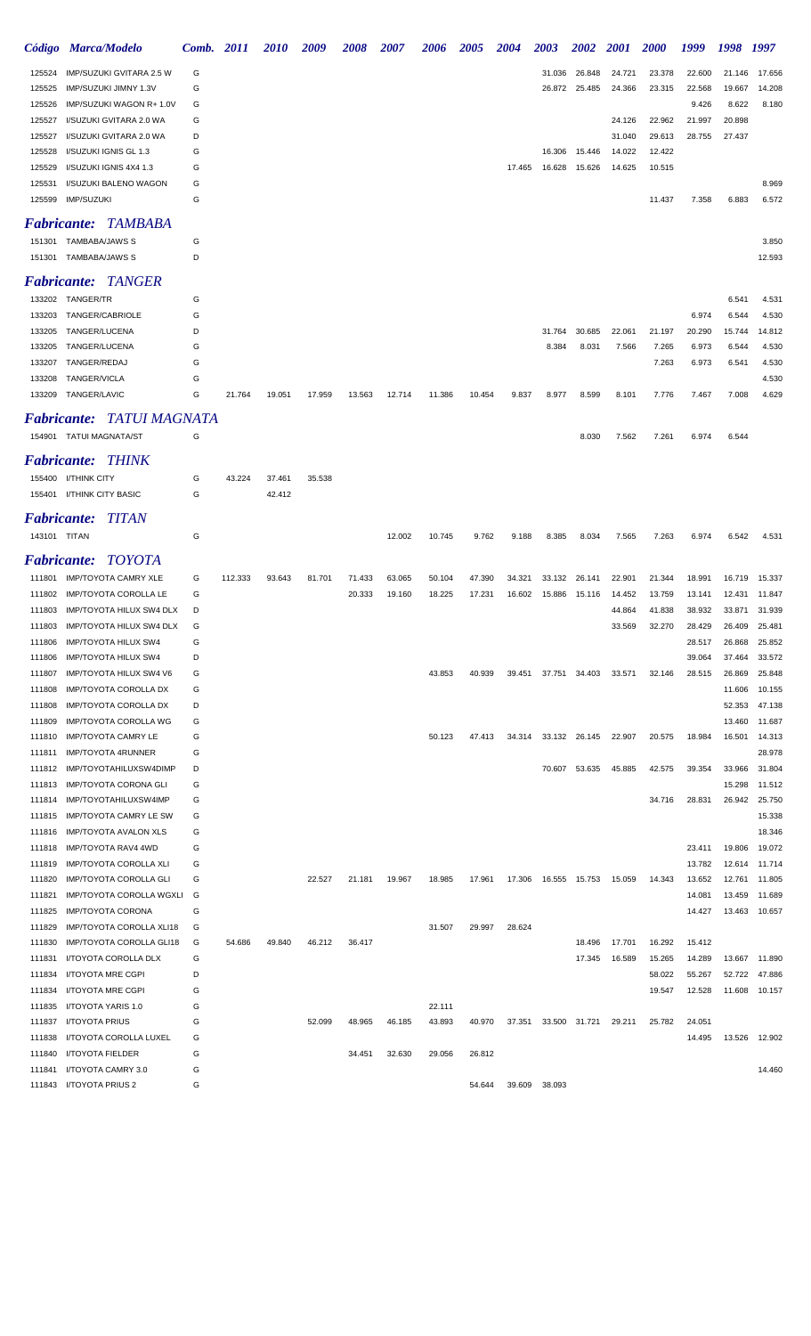| Código | Marca/Modelo | Comb. | 2011 | 2010 | 2009 | 2008 | 2007 | 2006 | 2005 | 2004 | 2003 | 2002 | 2001 | 2000 | 1999 | 1998 | 1997 |
|---|---|---|---|---|---|---|---|---|---|---|---|---|---|---|---|---|---|
| 125524 | IMP/SUZUKI GVITARA 2.5 W | G | | | | | | | | | 31.036 | 26.848 | 24.721 | 23.378 | 22.600 | 21.146 | 17.656 |
| 125525 | IMP/SUZUKI JIMNY 1.3V | G | | | | | | | | | 26.872 | 25.485 | 24.366 | 23.315 | 22.568 | 19.667 | 14.208 |
| 125526 | IMP/SUZUKI WAGON R+ 1.0V | G | | | | | | | | | | | | | 9.426 | 8.622 | 8.180 |
| 125527 | I/SUZUKI GVITARA 2.0 WA | G | | | | | | | | | | | 24.126 | 22.962 | 21.997 | 20.898 | |
| 125527 | I/SUZUKI GVITARA 2.0 WA | D | | | | | | | | | | | 31.040 | 29.613 | 28.755 | 27.437 | |
| 125528 | I/SUZUKI IGNIS GL 1.3 | G | | | | | | | | | 16.306 | 15.446 | 14.022 | 12.422 | | | |
| 125529 | I/SUZUKI IGNIS 4X4 1.3 | G | | | | | | | | 17.465 | 16.628 | 15.626 | 14.625 | 10.515 | | | |
| 125531 | I/SUZUKI BALENO WAGON | G | | | | | | | | | | | | | | | 8.969 |
| 125599 | IMP/SUZUKI | G | | | | | | | | | | | | 11.437 | 7.358 | 6.883 | 6.572 |

## *Fabricante: TAMBABA*

| Código | Marca/Modelo | Comb. | 2011 | 2010 | 2009 | 2008 | 2007 | 2006 | 2005 | 2004 | 2003 | 2002 | 2001 | 2000 | 1999 | 1998 | 1997 |
|---|---|---|---|---|---|---|---|---|---|---|---|---|---|---|---|---|---|
| 151301 | TAMBABA/JAWS S | G | | | | | | | | | | | | | | | 3.850 |
| 151301 | TAMBABA/JAWS S | D | | | | | | | | | | | | | | | 12.593 |

## *Fabricante: TANGER*

| Código | Marca/Modelo | Comb. | 2011 | 2010 | 2009 | 2008 | 2007 | 2006 | 2005 | 2004 | 2003 | 2002 | 2001 | 2000 | 1999 | 1998 | 1997 |
|---|---|---|---|---|---|---|---|---|---|---|---|---|---|---|---|---|---|
| 133202 | TANGER/TR | G | | | | | | | | | | | | | | 6.541 | 4.531 |
| 133203 | TANGER/CABRIOLE | G | | | | | | | | | | | | | 6.974 | 6.544 | 4.530 |
| 133205 | TANGER/LUCENA | D | | | | | | | | | 31.764 | 30.685 | 22.061 | 21.197 | 20.290 | 15.744 | 14.812 |
| 133205 | TANGER/LUCENA | G | | | | | | | | | 8.384 | 8.031 | 7.566 | 7.265 | 6.973 | 6.544 | 4.530 |
| 133207 | TANGER/REDAJ | G | | | | | | | | | | | | 7.263 | 6.973 | 6.541 | 4.530 |
| 133208 | TANGER/VICLA | G | | | | | | | | | | | | | | | 4.530 |
| 133209 | TANGER/LAVIC | G | 21.764 | 19.051 | 17.959 | 13.563 | 12.714 | 11.386 | 10.454 | 9.837 | 8.977 | 8.599 | 8.101 | 7.776 | 7.467 | 7.008 | 4.629 |

## *Fabricante: TATUI MAGNATA*

| Código | Marca/Modelo | Comb. | 2011 | 2010 | 2009 | 2008 | 2007 | 2006 | 2005 | 2004 | 2003 | 2002 | 2001 | 2000 | 1999 | 1998 | 1997 |
|---|---|---|---|---|---|---|---|---|---|---|---|---|---|---|---|---|---|
| 154901 | TATUI MAGNATA/ST | G | | | | | | | | | | 8.030 | 7.562 | 7.261 | 6.974 | 6.544 | |

## *Fabricante: THINK*

| Código | Marca/Modelo | Comb. | 2011 | 2010 | 2009 | 2008 | 2007 | 2006 | 2005 | 2004 | 2003 | 2002 | 2001 | 2000 | 1999 | 1998 | 1997 |
|---|---|---|---|---|---|---|---|---|---|---|---|---|---|---|---|---|---|
| 155400 | I/THINK CITY | G | 43.224 | 37.461 | 35.538 | | | | | | | | | | | | |
| 155401 | I/THINK CITY BASIC | G | | 42.412 | | | | | | | | | | | | | |

## *Fabricante: TITAN*

| Código | Marca/Modelo | Comb. | 2011 | 2010 | 2009 | 2008 | 2007 | 2006 | 2005 | 2004 | 2003 | 2002 | 2001 | 2000 | 1999 | 1998 | 1997 |
|---|---|---|---|---|---|---|---|---|---|---|---|---|---|---|---|---|---|
| 143101 | TITAN | G | | | | | 12.002 | 10.745 | 9.762 | 9.188 | 8.385 | 8.034 | 7.565 | 7.263 | 6.974 | 6.542 | 4.531 |

## *Fabricante: TOYOTA*

| Código | Marca/Modelo | Comb. | 2011 | 2010 | 2009 | 2008 | 2007 | 2006 | 2005 | 2004 | 2003 | 2002 | 2001 | 2000 | 1999 | 1998 | 1997 |
|---|---|---|---|---|---|---|---|---|---|---|---|---|---|---|---|---|---|
| 111801 | IMP/TOYOTA CAMRY XLE | G | 112.333 | 93.643 | 81.701 | 71.433 | 63.065 | 50.104 | 47.390 | 34.321 | 33.132 | 26.141 | 22.901 | 21.344 | 18.991 | 16.719 | 15.337 |
| 111802 | IMP/TOYOTA COROLLA LE | G | | | | 20.333 | 19.160 | 18.225 | 17.231 | 16.602 | 15.886 | 15.116 | 14.452 | 13.759 | 13.141 | 12.431 | 11.847 |
| 111803 | IMP/TOYOTA HILUX SW4 DLX | D | | | | | | | | | | | 44.864 | 41.838 | 38.932 | 33.871 | 31.939 |
| 111803 | IMP/TOYOTA HILUX SW4 DLX | G | | | | | | | | | | | 33.569 | 32.270 | 28.429 | 26.409 | 25.481 |
| 111806 | IMP/TOYOTA HILUX SW4 | G | | | | | | | | | | | | | 28.517 | 26.868 | 25.852 |
| 111806 | IMP/TOYOTA HILUX SW4 | D | | | | | | | | | | | | | 39.064 | 37.464 | 33.572 |
| 111807 | IMP/TOYOTA HILUX SW4 V6 | G | | | | | | 43.853 | 40.939 | 39.451 | 37.751 | 34.403 | 33.571 | 32.146 | 28.515 | 26.869 | 25.848 |
| 111808 | IMP/TOYOTA COROLLA DX | G | | | | | | | | | | | | | | 11.606 | 10.155 |
| 111808 | IMP/TOYOTA COROLLA DX | D | | | | | | | | | | | | | | 52.353 | 47.138 |
| 111809 | IMP/TOYOTA COROLLA WG | G | | | | | | | | | | | | | | 13.460 | 11.687 |
| 111810 | IMP/TOYOTA CAMRY LE | G | | | | | | 50.123 | 47.413 | 34.314 | 33.132 | 26.145 | 22.907 | 20.575 | 18.984 | 16.501 | 14.313 |
| 111811 | IMP/TOYOTA 4RUNNER | G | | | | | | | | | | | | | | | 28.978 |
| 111812 | IMP/TOYOTAHILUXSW4DIMP | D | | | | | | | | | 70.607 | 53.635 | 45.885 | 42.575 | 39.354 | 33.966 | 31.804 |
| 111813 | IMP/TOYOTA CORONA GLI | G | | | | | | | | | | | | | | 15.298 | 11.512 |
| 111814 | IMP/TOYOTAHILUXSW4IMP | G | | | | | | | | | | | | 34.716 | 28.831 | 26.942 | 25.750 |
| 111815 | IMP/TOYOTA CAMRY LE SW | G | | | | | | | | | | | | | | | 15.338 |
| 111816 | IMP/TOYOTA AVALON XLS | G | | | | | | | | | | | | | | | 18.346 |
| 111818 | IMP/TOYOTA RAV4 4WD | G | | | | | | | | | | | | | 23.411 | 19.806 | 19.072 |
| 111819 | IMP/TOYOTA COROLLA XLI | G | | | | | | | | | | | | | 13.782 | 12.614 | 11.714 |
| 111820 | IMP/TOYOTA COROLLA GLI | G | | | 22.527 | 21.181 | 19.967 | 18.985 | 17.961 | 17.306 | 16.555 | 15.753 | 15.059 | 14.343 | 13.652 | 12.761 | 11.805 |
| 111821 | IMP/TOYOTA COROLLA WGXLI | G | | | | | | | | | | | | | 14.081 | 13.459 | 11.689 |
| 111825 | IMP/TOYOTA CORONA | G | | | | | | | | | | | | | 14.427 | 13.463 | 10.657 |
| 111829 | IMP/TOYOTA COROLLA XLI18 | G | | | | | | 31.507 | 29.997 | 28.624 | | | | | | | |
| 111830 | IMP/TOYOTA COROLLA GLI18 | G | 54.686 | 49.840 | 46.212 | 36.417 | | | | | | 18.496 | 17.701 | 16.292 | 15.412 | | |
| 111831 | I/TOYOTA COROLLA DLX | G | | | | | | | | | | 17.345 | 16.589 | 15.265 | 14.289 | 13.667 | 11.890 |
| 111834 | I/TOYOTA MRE CGPI | D | | | | | | | | | | | | 58.022 | 55.267 | 52.722 | 47.886 |
| 111834 | I/TOYOTA MRE CGPI | G | | | | | | | | | | | | 19.547 | 12.528 | 11.608 | 10.157 |
| 111835 | I/TOYOTA YARIS 1.0 | G | | | | | | 22.111 | | | | | | | | | |
| 111837 | I/TOYOTA PRIUS | G | | | 52.099 | 48.965 | 46.185 | 43.893 | 40.970 | 37.351 | 33.500 | 31.721 | 29.211 | 25.782 | 24.051 | | |
| 111838 | I/TOYOTA COROLLA LUXEL | G | | | | | | | | | | | | | 14.495 | 13.526 | 12.902 |
| 111840 | I/TOYOTA FIELDER | G | | | | 34.451 | 32.630 | 29.056 | 26.812 | | | | | | | | |
| 111841 | I/TOYOTA CAMRY 3.0 | G | | | | | | | | | | | | | | | 14.460 |
| 111843 | I/TOYOTA PRIUS 2 | G | | | | | | | 54.644 | 39.609 | 38.093 | | | | | | |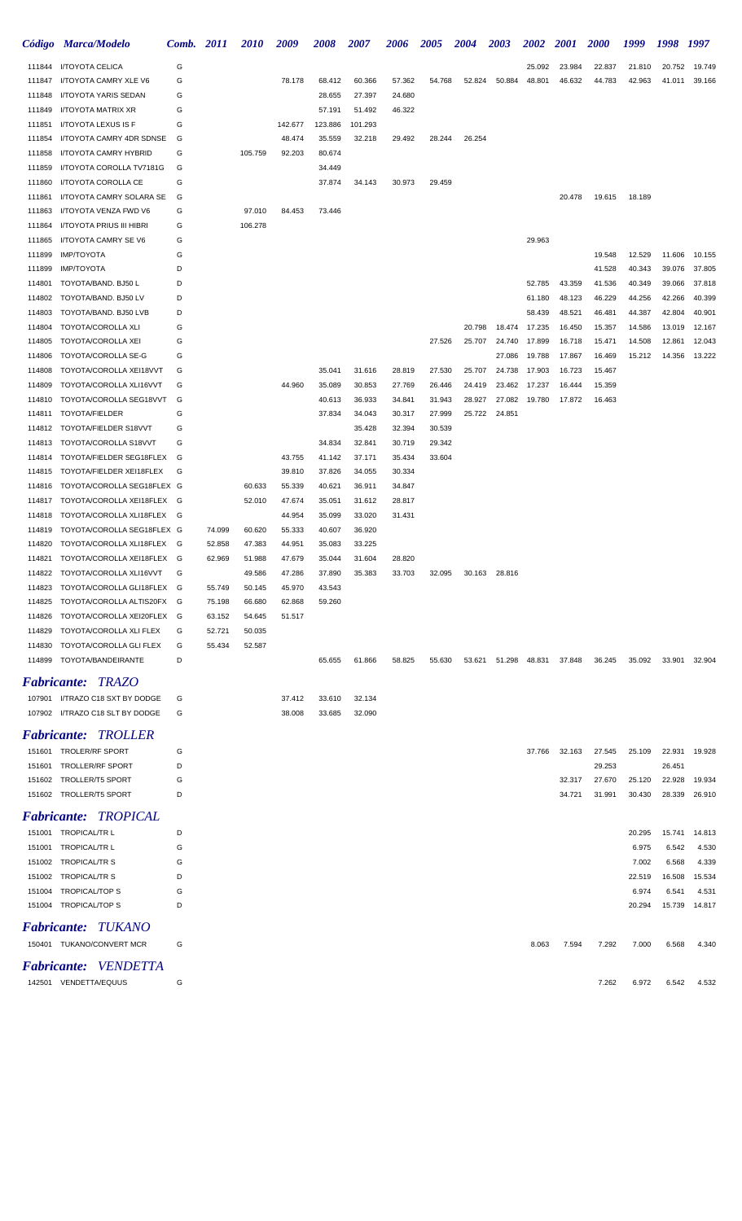| Código | Marca/Modelo | Comb. | 2011 | 2010 | 2009 | 2008 | 2007 | 2006 | 2005 | 2004 | 2003 | 2002 | 2001 | 2000 | 1999 | 1998 | 1997 |
|---|---|---|---|---|---|---|---|---|---|---|---|---|---|---|---|---|---|
| 111844 | I/TOYOTA CELICA | G | | | | | | | | | | 25.092 | 23.984 | 22.837 | 21.810 | 20.752 | 19.749 |
| 111847 | I/TOYOTA CAMRY XLE V6 | G | | | 78.178 | 68.412 | 60.366 | 57.362 | 54.768 | 52.824 | 50.884 | 48.801 | 46.632 | 44.783 | 42.963 | 41.011 | 39.166 |
| 111848 | I/TOYOTA YARIS SEDAN | G | | | | 28.655 | 27.397 | 24.680 | | | | | | | | | |
| 111849 | I/TOYOTA MATRIX XR | G | | | | 57.191 | 51.492 | 46.322 | | | | | | | | | |
| 111851 | I/TOYOTA LEXUS IS F | G | | | 142.677 | 123.886 | 101.293 | | | | | | | | | | |
| 111854 | I/TOYOTA CAMRY 4DR SDNSE | G | | | 48.474 | 35.559 | 32.218 | 29.492 | 28.244 | 26.254 | | | | | | | |
| 111858 | I/TOYOTA CAMRY HYBRID | G | | 105.759 | 92.203 | 80.674 | | | | | | | | | | | |
| 111859 | I/TOYOTA COROLLA TV7181G | G | | | | 34.449 | | | | | | | | | | | |
| 111860 | I/TOYOTA COROLLA CE | G | | | | 37.874 | 34.143 | 30.973 | 29.459 | | | | | | | | |
| 111861 | I/TOYOTA CAMRY SOLARA SE | G | | | | | | | | | | | 20.478 | 19.615 | 18.189 | | |
| 111863 | I/TOYOTA VENZA FWD V6 | G | | 97.010 | 84.453 | 73.446 | | | | | | | | | | | |
| 111864 | I/TOYOTA PRIUS III HIBRI | G | | 106.278 | | | | | | | | | | | | | |
| 111865 | I/TOYOTA CAMRY SE V6 | G | | | | | | | | | | 29.963 | | | | | |
| 111899 | IMP/TOYOTA | G | | | | | | | | | | | | 19.548 | 12.529 | 11.606 | 10.155 |
| 111899 | IMP/TOYOTA | D | | | | | | | | | | | | 41.528 | 40.343 | 39.076 | 37.805 |
| 114801 | TOYOTA/BAND. BJ50 L | D | | | | | | | | | | 52.785 | 43.359 | 41.536 | 40.349 | 39.066 | 37.818 |
| 114802 | TOYOTA/BAND. BJ50 LV | D | | | | | | | | | | 61.180 | 48.123 | 46.229 | 44.256 | 42.266 | 40.399 |
| 114803 | TOYOTA/BAND. BJ50 LVB | D | | | | | | | | | | 58.439 | 48.521 | 46.481 | 44.387 | 42.804 | 40.901 |
| 114804 | TOYOTA/COROLLA XLI | G | | | | | | | | 20.798 | 18.474 | 17.235 | 16.450 | 15.357 | 14.586 | 13.019 | 12.167 |
| 114805 | TOYOTA/COROLLA XEI | G | | | | | | | 27.526 | 25.707 | 24.740 | 17.899 | 16.718 | 15.471 | 14.508 | 12.861 | 12.043 |
| 114806 | TOYOTA/COROLLA SE-G | G | | | | | | | | | 27.086 | 19.788 | 17.867 | 16.469 | 15.212 | 14.356 | 13.222 |
| 114808 | TOYOTA/COROLLA XEI18VVT | G | | | | 35.041 | 31.616 | 28.819 | 27.530 | 25.707 | 24.738 | 17.903 | 16.723 | 15.467 | | | |
| 114809 | TOYOTA/COROLLA XLI16VVT | G | | | 44.960 | 35.089 | 30.853 | 27.769 | 26.446 | 24.419 | 23.462 | 17.237 | 16.444 | 15.359 | | | |
| 114810 | TOYOTA/COROLLA SEG18VVT | G | | | | 40.613 | 36.933 | 34.841 | 31.943 | 28.927 | 27.082 | 19.780 | 17.872 | 16.463 | | | |
| 114811 | TOYOTA/FIELDER | G | | | | 37.834 | 34.043 | 30.317 | 27.999 | 25.722 | 24.851 | | | | | | |
| 114812 | TOYOTA/FIELDER S18VVT | G | | | | | 35.428 | 32.394 | 30.539 | | | | | | | | |
| 114813 | TOYOTA/COROLLA S18VVT | G | | | | 34.834 | 32.841 | 30.719 | 29.342 | | | | | | | | |
| 114814 | TOYOTA/FIELDER SEG18FLEX | G | | | 43.755 | 41.142 | 37.171 | 35.434 | 33.604 | | | | | | | | |
| 114815 | TOYOTA/FIELDER XEI18FLEX | G | | | 39.810 | 37.826 | 34.055 | 30.334 | | | | | | | | | |
| 114816 | TOYOTA/COROLLA SEG18FLEX | G | | 60.633 | 55.339 | 40.621 | 36.911 | 34.847 | | | | | | | | | |
| 114817 | TOYOTA/COROLLA XEI18FLEX | G | | 52.010 | 47.674 | 35.051 | 31.612 | 28.817 | | | | | | | | | |
| 114818 | TOYOTA/COROLLA XLI18FLEX | G | | | 44.954 | 35.099 | 33.020 | 31.431 | | | | | | | | | |
| 114819 | TOYOTA/COROLLA SEG18FLEX | G | 74.099 | 60.620 | 55.333 | 40.607 | 36.920 | | | | | | | | | | |
| 114820 | TOYOTA/COROLLA XLI18FLEX | G | 52.858 | 47.383 | 44.951 | 35.083 | 33.225 | | | | | | | | | | |
| 114821 | TOYOTA/COROLLA XEI18FLEX | G | 62.969 | 51.988 | 47.679 | 35.044 | 31.604 | 28.820 | | | | | | | | | |
| 114822 | TOYOTA/COROLLA XLI16VVT | G | | 49.586 | 47.286 | 37.890 | 35.383 | 33.703 | 32.095 | 30.163 | 28.816 | | | | | | |
| 114823 | TOYOTA/COROLLA GLI18FLEX | G | 55.749 | 50.145 | 45.970 | 43.543 | | | | | | | | | | | |
| 114825 | TOYOTA/COROLLA ALTIS20FX | G | 75.198 | 66.680 | 62.868 | 59.260 | | | | | | | | | | | |
| 114826 | TOYOTA/COROLLA XEI20FLEX | G | 63.152 | 54.645 | 51.517 | | | | | | | | | | | | |
| 114829 | TOYOTA/COROLLA XLI FLEX | G | 52.721 | 50.035 | | | | | | | | | | | | | |
| 114830 | TOYOTA/COROLLA GLI FLEX | G | 55.434 | 52.587 | | | | | | | | | | | | | |
| 114899 | TOYOTA/BANDEIRANTE | D | | | | 65.655 | 61.866 | 58.825 | 55.630 | 53.621 | 51.298 | 48.831 | 37.848 | 36.245 | 35.092 | 33.901 | 32.904 |

## *Fabricante: TRAZO*

| Código | Marca/Modelo | Comb. | 2011 | 2010 | 2009 | 2008 | 2007 | 2006 | 2005 | 2004 | 2003 | 2002 | 2001 | 2000 | 1999 | 1998 | 1997 |
|---|---|---|---|---|---|---|---|---|---|---|---|---|---|---|---|---|---|
| 107901 | I/TRAZO C18 SXT BY DODGE | G | | | 37.412 | 33.610 | 32.134 | | | | | | | | | | |
| 107902 | I/TRAZO C18 SLT BY DODGE | G | | | 38.008 | 33.685 | 32.090 | | | | | | | | | | |

## *Fabricante: TROLLER*

| Código | Marca/Modelo | Comb. | 2011 | 2010 | 2009 | 2008 | 2007 | 2006 | 2005 | 2004 | 2003 | 2002 | 2001 | 2000 | 1999 | 1998 | 1997 |
|---|---|---|---|---|---|---|---|---|---|---|---|---|---|---|---|---|---|
| 151601 | TROLER/RF SPORT | G | | | | | | | | | | 37.766 | 32.163 | 27.545 | 25.109 | 22.931 | 19.928 |
| 151601 | TROLLER/RF SPORT | D | | | | | | | | | | | | 29.253 | | 26.451 | |
| 151602 | TROLLER/T5 SPORT | G | | | | | | | | | | | 32.317 | 27.670 | 25.120 | 22.928 | 19.934 |
| 151602 | TROLLER/T5 SPORT | D | | | | | | | | | | | 34.721 | 31.991 | 30.430 | 28.339 | 26.910 |

## *Fabricante: TROPICAL*

| Código | Marca/Modelo | Comb. | 2011 | 2010 | 2009 | 2008 | 2007 | 2006 | 2005 | 2004 | 2003 | 2002 | 2001 | 2000 | 1999 | 1998 | 1997 |
|---|---|---|---|---|---|---|---|---|---|---|---|---|---|---|---|---|---|
| 151001 | TROPICAL/TR L | D | | | | | | | | | | | | | 20.295 | 15.741 | 14.813 |
| 151001 | TROPICAL/TR L | G | | | | | | | | | | | | | 6.975 | 6.542 | 4.530 |
| 151002 | TROPICAL/TR S | G | | | | | | | | | | | | | 7.002 | 6.568 | 4.339 |
| 151002 | TROPICAL/TR S | D | | | | | | | | | | | | | 22.519 | 16.508 | 15.534 |
| 151004 | TROPICAL/TOP S | G | | | | | | | | | | | | | 6.974 | 6.541 | 4.531 |
| 151004 | TROPICAL/TOP S | D | | | | | | | | | | | | | 20.294 | 15.739 | 14.817 |

## *Fabricante: TUKANO*

| Código | Marca/Modelo | Comb. | 2011 | 2010 | 2009 | 2008 | 2007 | 2006 | 2005 | 2004 | 2003 | 2002 | 2001 | 2000 | 1999 | 1998 | 1997 |
|---|---|---|---|---|---|---|---|---|---|---|---|---|---|---|---|---|---|
| 150401 | TUKANO/CONVERT MCR | G | | | | | | | | | | 8.063 | 7.594 | 7.292 | 7.000 | 6.568 | 4.340 |

## *Fabricante: VENDETTA*

| Código | Marca/Modelo | Comb. | 2011 | 2010 | 2009 | 2008 | 2007 | 2006 | 2005 | 2004 | 2003 | 2002 | 2001 | 2000 | 1999 | 1998 | 1997 |
|---|---|---|---|---|---|---|---|---|---|---|---|---|---|---|---|---|---|
| 142501 | VENDETTA/EQUUS | G | | | | | | | | | | | | 7.262 | 6.972 | 6.542 | 4.532 |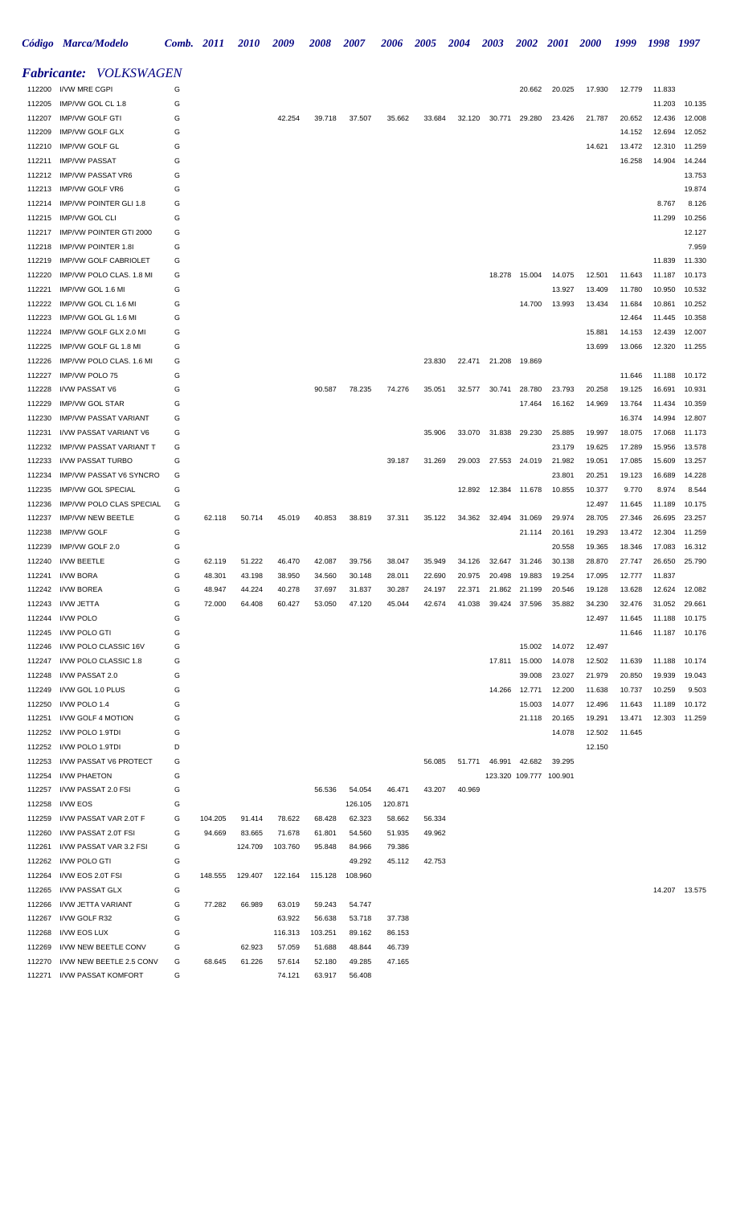## *Fabricante: VOLKSWAGEN*

| *Código* | *Marca/Modelo* | *Comb.* | *2011* | *2010* | *2009* | *2008* | *2007* | *2006* | *2005* | *2004* | *2003* | *2002* | *2001* | *2000* | *1999* | *1998* | *1997* |
|---|---|---|---|---|---|---|---|---|---|---|---|---|---|---|---|---|---|
| 112200 | I/VW MRE CGPI | G | | | | | | | | | | 20.662 | 20.025 | 17.930 | 12.779 | 11.833 | |
| 112205 | IMP/VW GOL CL 1.8 | G | | | | | | | | | | | | | | 11.203 | 10.135 |
| 112207 | IMP/VW GOLF GTI | G | | | 42.254 | 39.718 | 37.507 | 35.662 | 33.684 | 32.120 | 30.771 | 29.280 | 23.426 | 21.787 | 20.652 | 12.436 | 12.008 |
| 112209 | IMP/VW GOLF GLX | G | | | | | | | | | | | | | 14.152 | 12.694 | 12.052 |
| 112210 | IMP/VW GOLF GL | G | | | | | | | | | | | | 14.621 | 13.472 | 12.310 | 11.259 |
| 112211 | IMP/VW PASSAT | G | | | | | | | | | | | | | 16.258 | 14.904 | 14.244 |
| 112212 | IMP/VW PASSAT VR6 | G | | | | | | | | | | | | | | | 13.753 |
| 112213 | IMP/VW GOLF VR6 | G | | | | | | | | | | | | | | | 19.874 |
| 112214 | IMP/VW POINTER GLI 1.8 | G | | | | | | | | | | | | | | 8.767 | 8.126 |
| 112215 | IMP/VW GOL CLI | G | | | | | | | | | | | | | | 11.299 | 10.256 |
| 112217 | IMP/VW POINTER GTI 2000 | G | | | | | | | | | | | | | | | 12.127 |
| 112218 | IMP/VW POINTER 1.8I | G | | | | | | | | | | | | | | | 7.959 |
| 112219 | IMP/VW GOLF CABRIOLET | G | | | | | | | | | | | | | | 11.839 | 11.330 |
| 112220 | IMP/VW POLO CLAS. 1.8 MI | G | | | | | | | | | 18.278 | 15.004 | 14.075 | 12.501 | 11.643 | 11.187 | 10.173 |
| 112221 | IMP/VW GOL 1.6 MI | G | | | | | | | | | | | 13.927 | 13.409 | 11.780 | 10.950 | 10.532 |
| 112222 | IMP/VW GOL CL 1.6 MI | G | | | | | | | | | | 14.700 | 13.993 | 13.434 | 11.684 | 10.861 | 10.252 |
| 112223 | IMP/VW GOL GL 1.6 MI | G | | | | | | | | | | | | | 12.464 | 11.445 | 10.358 |
| 112224 | IMP/VW GOLF GLX 2.0 MI | G | | | | | | | | | | | | 15.881 | 14.153 | 12.439 | 12.007 |
| 112225 | IMP/VW GOLF GL 1.8 MI | G | | | | | | | | | | | | 13.699 | 13.066 | 12.320 | 11.255 |
| 112226 | IMP/VW POLO CLAS. 1.6 MI | G | | | | | | | 23.830 | 22.471 | 21.208 | 19.869 | | | | | |
| 112227 | IMP/VW POLO 75 | G | | | | | | | | | | | | | 11.646 | 11.188 | 10.172 |
| 112228 | I/VW PASSAT V6 | G | | | | 90.587 | 78.235 | 74.276 | 35.051 | 32.577 | 30.741 | 28.780 | 23.793 | 20.258 | 19.125 | 16.691 | 10.931 |
| 112229 | IMP/VW GOL STAR | G | | | | | | | | | | 17.464 | 16.162 | 14.969 | 13.764 | 11.434 | 10.359 |
| 112230 | IMP/VW PASSAT VARIANT | G | | | | | | | | | | | | | 16.374 | 14.994 | 12.807 |
| 112231 | I/VW PASSAT VARIANT V6 | G | | | | | | | 35.906 | 33.070 | 31.838 | 29.230 | 25.885 | 19.997 | 18.075 | 17.068 | 11.173 |
| 112232 | IMP/VW PASSAT VARIANT T | G | | | | | | | | | | | 23.179 | 19.625 | 17.289 | 15.956 | 13.578 |
| 112233 | I/VW PASSAT TURBO | G | | | | | | 39.187 | 31.269 | 29.003 | 27.553 | 24.019 | 21.982 | 19.051 | 17.085 | 15.609 | 13.257 |
| 112234 | IMP/VW PASSAT V6 SYNCRO | G | | | | | | | | | | | 23.801 | 20.251 | 19.123 | 16.689 | 14.228 |
| 112235 | IMP/VW GOL SPECIAL | G | | | | | | | | 12.892 | 12.384 | 11.678 | 10.855 | 10.377 | 9.770 | 8.974 | 8.544 |
| 112236 | IMP/VW POLO CLAS SPECIAL | G | | | | | | | | | | | | 12.497 | 11.645 | 11.189 | 10.175 |
| 112237 | IMP/VW NEW BEETLE | G | 62.118 | 50.714 | 45.019 | 40.853 | 38.819 | 37.311 | 35.122 | 34.362 | 32.494 | 31.069 | 29.974 | 28.705 | 27.346 | 26.695 | 23.257 |
| 112238 | IMP/VW GOLF | G | | | | | | | | | | 21.114 | 20.161 | 19.293 | 13.472 | 12.304 | 11.259 |
| 112239 | IMP/VW GOLF 2.0 | G | | | | | | | | | | | 20.558 | 19.365 | 18.346 | 17.083 | 16.312 |
| 112240 | I/VW BEETLE | G | 62.119 | 51.222 | 46.470 | 42.087 | 39.756 | 38.047 | 35.949 | 34.126 | 32.647 | 31.246 | 30.138 | 28.870 | 27.747 | 26.650 | 25.790 |
| 112241 | I/VW BORA | G | 48.301 | 43.198 | 38.950 | 34.560 | 30.148 | 28.011 | 22.690 | 20.975 | 20.498 | 19.883 | 19.254 | 17.095 | 12.777 | 11.837 | |
| 112242 | I/VW BOREA | G | 48.947 | 44.224 | 40.278 | 37.697 | 31.837 | 30.287 | 24.197 | 22.371 | 21.862 | 21.199 | 20.546 | 19.128 | 13.628 | 12.624 | 12.082 |
| 112243 | I/VW JETTA | G | 72.000 | 64.408 | 60.427 | 53.050 | 47.120 | 45.044 | 42.674 | 41.038 | 39.424 | 37.596 | 35.882 | 34.230 | 32.476 | 31.052 | 29.661 |
| 112244 | I/VW POLO | G | | | | | | | | | | | | 12.497 | 11.645 | 11.188 | 10.175 |
| 112245 | I/VW POLO GTI | G | | | | | | | | | | | | | 11.646 | 11.187 | 10.176 |
| 112246 | I/VW POLO CLASSIC 16V | G | | | | | | | | | | 15.002 | 14.072 | 12.497 | | | |
| 112247 | I/VW POLO CLASSIC 1.8 | G | | | | | | | | | 17.811 | 15.000 | 14.078 | 12.502 | 11.639 | 11.188 | 10.174 |
| 112248 | I/VW PASSAT 2.0 | G | | | | | | | | | | 39.008 | 23.027 | 21.979 | 20.850 | 19.939 | 19.043 |
| 112249 | I/VW GOL 1.0 PLUS | G | | | | | | | | | 14.266 | 12.771 | 12.200 | 11.638 | 10.737 | 10.259 | 9.503 |
| 112250 | I/VW POLO 1.4 | G | | | | | | | | | | 15.003 | 14.077 | 12.496 | 11.643 | 11.189 | 10.172 |
| 112251 | I/VW GOLF 4 MOTION | G | | | | | | | | | | 21.118 | 20.165 | 19.291 | 13.471 | 12.303 | 11.259 |
| 112252 | I/VW POLO 1.9TDI | G | | | | | | | | | | | 14.078 | 12.502 | 11.645 | | |
| 112252 | I/VW POLO 1.9TDI | D | | | | | | | | | | | | 12.150 | | | |
| 112253 | I/VW PASSAT V6 PROTECT | G | | | | | | | 56.085 | 51.771 | 46.991 | 42.682 | 39.295 | | | | |
| 112254 | I/VW PHAETON | G | | | | | | | | | 123.320 | 109.777 | 100.901 | | | | |
| 112257 | I/VW PASSAT 2.0 FSI | G | | | | 56.536 | 54.054 | 46.471 | 43.207 | 40.969 | | | | | | | |
| 112258 | I/VW EOS | G | | | | | 126.105 | 120.871 | | | | | | | | | |
| 112259 | I/VW PASSAT VAR 2.0T F | G | 104.205 | 91.414 | 78.622 | 68.428 | 62.323 | 58.662 | 56.334 | | | | | | | | |
| 112260 | I/VW PASSAT 2.0T FSI | G | 94.669 | 83.665 | 71.678 | 61.801 | 54.560 | 51.935 | 49.962 | | | | | | | | |
| 112261 | I/VW PASSAT VAR 3.2 FSI | G | | 124.709 | 103.760 | 95.848 | 84.966 | 79.386 | | | | | | | | | |
| 112262 | I/VW POLO GTI | G | | | | | 49.292 | 45.112 | 42.753 | | | | | | | | |
| 112264 | I/VW EOS 2.0T FSI | G | 148.555 | 129.407 | 122.164 | 115.128 | 108.960 | | | | | | | | | | |
| 112265 | I/VW PASSAT GLX | G | | | | | | | | | | | | | | 14.207 | 13.575 |
| 112266 | I/VW JETTA VARIANT | G | 77.282 | 66.989 | 63.019 | 59.243 | 54.747 | | | | | | | | | | |
| 112267 | I/VW GOLF R32 | G | | | 63.922 | 56.638 | 53.718 | 37.738 | | | | | | | | | |
| 112268 | I/VW EOS LUX | G | | | 116.313 | 103.251 | 89.162 | 86.153 | | | | | | | | | |
| 112269 | I/VW NEW BEETLE CONV | G | | 62.923 | 57.059 | 51.688 | 48.844 | 46.739 | | | | | | | | | |
| 112270 | I/VW NEW BEETLE 2.5 CONV | G | 68.645 | 61.226 | 57.614 | 52.180 | 49.285 | 47.165 | | | | | | | | | |
| 112271 | I/VW PASSAT KOMFORT | G | | | 74.121 | 63.917 | 56.408 | | | | | | | | | | |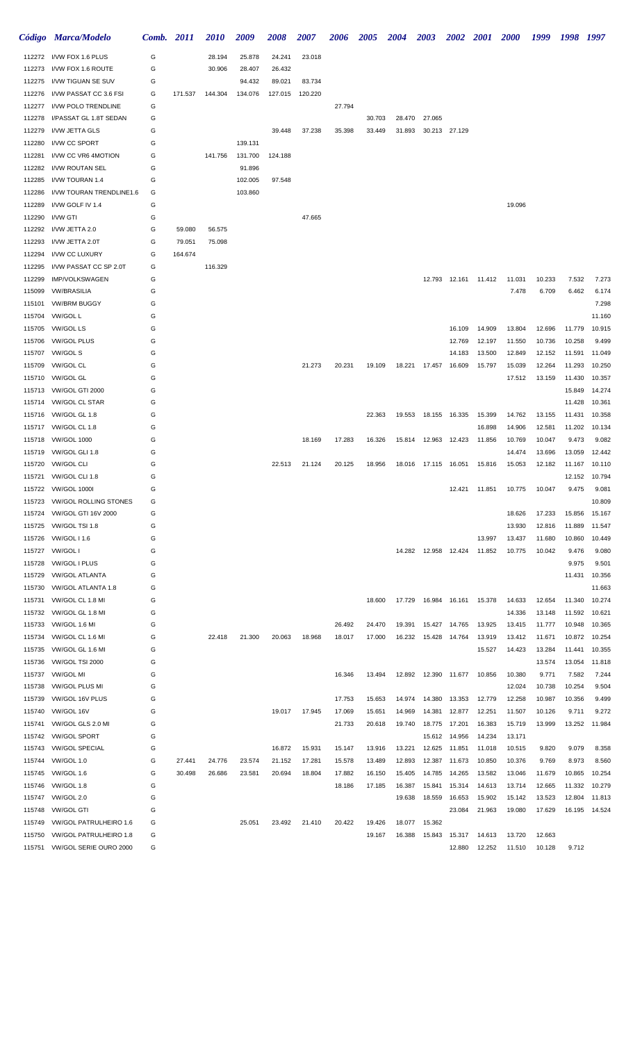| Código | Marca/Modelo | Comb. | 2011 | 2010 | 2009 | 2008 | 2007 | 2006 | 2005 | 2004 | 2003 | 2002 | 2001 | 2000 | 1999 | 1998 | 1997 |
|---|---|---|---|---|---|---|---|---|---|---|---|---|---|---|---|---|---|
| 112272 | I/VW FOX 1.6 PLUS | G | | 28.194 | 25.878 | 24.241 | 23.018 | | | | | | | | | | |
| 112273 | I/VW FOX 1.6 ROUTE | G | | 30.906 | 28.407 | 26.432 | | | | | | | | | | | |
| 112275 | I/VW TIGUAN SE SUV | G | | | 94.432 | 89.021 | 83.734 | | | | | | | | | | |
| 112276 | I/VW PASSAT CC 3.6 FSI | G | 171.537 | 144.304 | 134.076 | 127.015 | 120.220 | | | | | | | | | | |
| 112277 | I/VW POLO TRENDLINE | G | | | | | | 27.794 | | | | | | | | | |
| 112278 | I/PASSAT GL 1.8T SEDAN | G | | | | | | | 30.703 | 28.470 | 27.065 | | | | | | |
| 112279 | I/VW JETTA GLS | G | | | | 39.448 | 37.238 | 35.398 | 33.449 | 31.893 | 30.213 | 27.129 | | | | | |
| 112280 | I/VW CC SPORT | G | | | 139.131 | | | | | | | | | | | | |
| 112281 | I/VW CC VR6 4MOTION | G | | 141.756 | 131.700 | 124.188 | | | | | | | | | | | |
| 112282 | I/VW ROUTAN SEL | G | | | 91.896 | | | | | | | | | | | | |
| 112285 | I/VW TOURAN 1.4 | G | | | 102.005 | 97.548 | | | | | | | | | | | |
| 112286 | I/VW TOURAN TRENDLINE1.6 | G | | | 103.860 | | | | | | | | | | | | |
| 112289 | I/VW GOLF IV 1.4 | G | | | | | | | | | | | | 19.096 | | | |
| 112290 | I/VW GTI | G | | | | | 47.665 | | | | | | | | | | |
| 112292 | I/VW JETTA 2.0 | G | 59.080 | 56.575 | | | | | | | | | | | | | |
| 112293 | I/VW JETTA 2.0T | G | 79.051 | 75.098 | | | | | | | | | | | | | |
| 112294 | I/VW CC LUXURY | G | 164.674 | | | | | | | | | | | | | | |
| 112295 | I/VW PASSAT CC SP 2.0T | G | | 116.329 | | | | | | | | | | | | | |
| 112299 | IMP/VOLKSWAGEN | G | | | | | | | | | 12.793 | 12.161 | 11.412 | 11.031 | 10.233 | 7.532 | 7.273 |
| 115099 | VW/BRASILIA | G | | | | | | | | | | | | 7.478 | 6.709 | 6.462 | 6.174 |
| 115101 | VW/BRM BUGGY | G | | | | | | | | | | | | | | | 7.298 |
| 115704 | VW/GOL L | G | | | | | | | | | | | | | | | 11.160 |
| 115705 | VW/GOL LS | G | | | | | | | | | | 16.109 | 14.909 | 13.804 | 12.696 | 11.779 | 10.915 |
| 115706 | VW/GOL PLUS | G | | | | | | | | | | 12.769 | 12.197 | 11.550 | 10.736 | 10.258 | 9.499 |
| 115707 | VW/GOL S | G | | | | | | | | | | 14.183 | 13.500 | 12.849 | 12.152 | 11.591 | 11.049 |
| 115709 | VW/GOL CL | G | | | | | 21.273 | 20.231 | 19.109 | 18.221 | 17.457 | 16.609 | 15.797 | 15.039 | 12.264 | 11.293 | 10.250 |
| 115710 | VW/GOL GL | G | | | | | | | | | | | | 17.512 | 13.159 | 11.430 | 10.357 |
| 115713 | VW/GOL GTI 2000 | G | | | | | | | | | | | | | | 15.849 | 14.274 |
| 115714 | VW/GOL CL STAR | G | | | | | | | | | | | | | | 11.428 | 10.361 |
| 115716 | VW/GOL GL 1.8 | G | | | | | | | 22.363 | 19.553 | 18.155 | 16.335 | 15.399 | 14.762 | 13.155 | 11.431 | 10.358 |
| 115717 | VW/GOL CL 1.8 | G | | | | | | | | | | | 16.898 | 14.906 | 12.581 | 11.202 | 10.134 |
| 115718 | VW/GOL 1000 | G | | | | | 18.169 | 17.283 | 16.326 | 15.814 | 12.963 | 12.423 | 11.856 | 10.769 | 10.047 | 9.473 | 9.082 |
| 115719 | VW/GOL GLI 1.8 | G | | | | | | | | | | | | 14.474 | 13.696 | 13.059 | 12.442 |
| 115720 | VW/GOL CLI | G | | | | 22.513 | 21.124 | 20.125 | 18.956 | 18.016 | 17.115 | 16.051 | 15.816 | 15.053 | 12.182 | 11.167 | 10.110 |
| 115721 | VW/GOL CLI 1.8 | G | | | | | | | | | | | | | | 12.152 | 10.794 |
| 115722 | VW/GOL 1000I | G | | | | | | | | | | 12.421 | 11.851 | 10.775 | 10.047 | 9.475 | 9.081 |
| 115723 | VW/GOL ROLLING STONES | G | | | | | | | | | | | | | | | 10.809 |
| 115724 | VW/GOL GTI 16V 2000 | G | | | | | | | | | | | | 18.626 | 17.233 | 15.856 | 15.167 |
| 115725 | VW/GOL TSI 1.8 | G | | | | | | | | | | | | 13.930 | 12.816 | 11.889 | 11.547 |
| 115726 | VW/GOL I 1.6 | G | | | | | | | | | | | 13.997 | 13.437 | 11.680 | 10.860 | 10.449 |
| 115727 | VW/GOL I | G | | | | | | | | 14.282 | 12.958 | 12.424 | 11.852 | 10.775 | 10.042 | 9.476 | 9.080 |
| 115728 | VW/GOL I PLUS | G | | | | | | | | | | | | | | 9.975 | 9.501 |
| 115729 | VW/GOL ATLANTA | G | | | | | | | | | | | | | | 11.431 | 10.356 |
| 115730 | VW/GOL ATLANTA 1.8 | G | | | | | | | | | | | | | | | 11.663 |
| 115731 | VW/GOL CL 1.8 MI | G | | | | | | | 18.600 | 17.729 | 16.984 | 16.161 | 15.378 | 14.633 | 12.654 | 11.340 | 10.274 |
| 115732 | VW/GOL GL 1.8 MI | G | | | | | | | | | | | | 14.336 | 13.148 | 11.592 | 10.621 |
| 115733 | VW/GOL 1.6 MI | G | | | | | | 26.492 | 24.470 | 19.391 | 15.427 | 14.765 | 13.925 | 13.415 | 11.777 | 10.948 | 10.365 |
| 115734 | VW/GOL CL 1.6 MI | G | | 22.418 | 21.300 | 20.063 | 18.968 | 18.017 | 17.000 | 16.232 | 15.428 | 14.764 | 13.919 | 13.412 | 11.671 | 10.872 | 10.254 |
| 115735 | VW/GOL GL 1.6 MI | G | | | | | | | | | | | 15.527 | 14.423 | 13.284 | 11.441 | 10.355 |
| 115736 | VW/GOL TSI 2000 | G | | | | | | | | | | | | | 13.574 | 13.054 | 11.818 |
| 115737 | VW/GOL MI | G | | | | | | 16.346 | 13.494 | 12.892 | 12.390 | 11.677 | 10.856 | 10.380 | 9.771 | 7.582 | 7.244 |
| 115738 | VW/GOL PLUS MI | G | | | | | | | | | | | | 12.024 | 10.738 | 10.254 | 9.504 |
| 115739 | VW/GOL 16V PLUS | G | | | | | | 17.753 | 15.653 | 14.974 | 14.380 | 13.353 | 12.779 | 12.258 | 10.987 | 10.356 | 9.499 |
| 115740 | VW/GOL 16V | G | | | | 19.017 | 17.945 | 17.069 | 15.651 | 14.969 | 14.381 | 12.877 | 12.251 | 11.507 | 10.126 | 9.711 | 9.272 |
| 115741 | VW/GOL GLS 2.0 MI | G | | | | | | 21.733 | 20.618 | 19.740 | 18.775 | 17.201 | 16.383 | 15.719 | 13.999 | 13.252 | 11.984 |
| 115742 | VW/GOL SPORT | G | | | | | | | | | 15.612 | 14.956 | 14.234 | 13.171 | | | |
| 115743 | VW/GOL SPECIAL | G | | | | 16.872 | 15.931 | 15.147 | 13.916 | 13.221 | 12.625 | 11.851 | 11.018 | 10.515 | 9.820 | 9.079 | 8.358 |
| 115744 | VW/GOL 1.0 | G | 27.441 | 24.776 | 23.574 | 21.152 | 17.281 | 15.578 | 13.489 | 12.893 | 12.387 | 11.673 | 10.850 | 10.376 | 9.769 | 8.973 | 8.560 |
| 115745 | VW/GOL 1.6 | G | 30.498 | 26.686 | 23.581 | 20.694 | 18.804 | 17.882 | 16.150 | 15.405 | 14.785 | 14.265 | 13.582 | 13.046 | 11.679 | 10.865 | 10.254 |
| 115746 | VW/GOL 1.8 | G | | | | | | 18.186 | 17.185 | 16.387 | 15.841 | 15.314 | 14.613 | 13.714 | 12.665 | 11.332 | 10.279 |
| 115747 | VW/GOL 2.0 | G | | | | | | | | 19.638 | 18.559 | 16.653 | 15.902 | 15.142 | 13.523 | 12.804 | 11.813 |
| 115748 | VW/GOL GTI | G | | | | | | | | | | 23.084 | 21.963 | 19.080 | 17.629 | 16.195 | 14.524 |
| 115749 | VW/GOL PATRULHEIRO 1.6 | G | | | 25.051 | 23.492 | 21.410 | 20.422 | 19.426 | 18.077 | 15.362 | | | | | | |
| 115750 | VW/GOL PATRULHEIRO 1.8 | G | | | | | | | 19.167 | 16.388 | 15.843 | 15.317 | 14.613 | 13.720 | 12.663 | | |
| 115751 | VW/GOL SERIE OURO 2000 | G | | | | | | | | | | 12.880 | 12.252 | 11.510 | 10.128 | 9.712 | |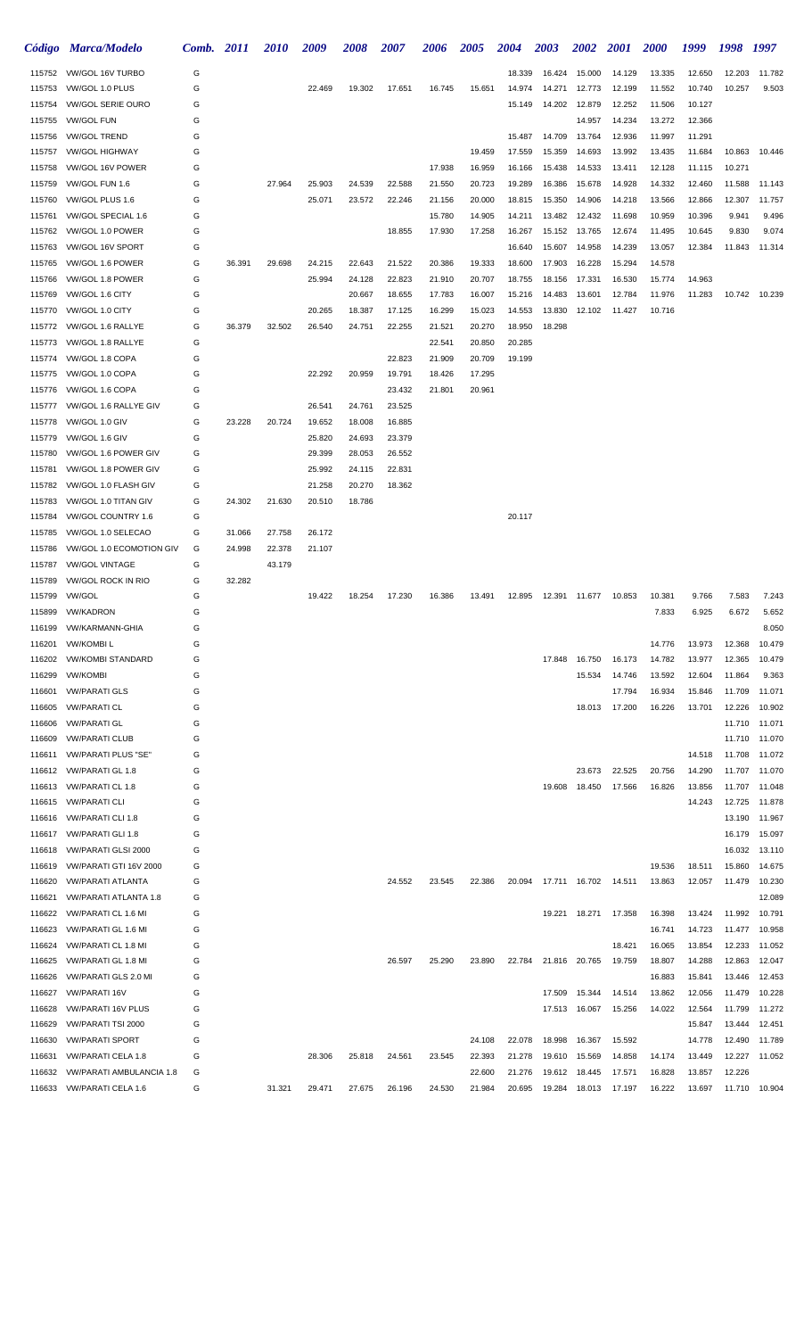| *Código* | *Marca/Modelo* | *Comb.* | *2011* | *2010* | *2009* | *2008* | *2007* | *2006* | *2005* | *2004* | *2003* | *2002* | *2001* | *2000* | *1999* | *1998* | *1997* |
|---|---|---|---|---|---|---|---|---|---|---|---|---|---|---|---|---|---|
| 115752 | VW/GOL 16V TURBO | G | | | | | | | | 18.339 | 16.424 | 15.000 | 14.129 | 13.335 | 12.650 | 12.203 | 11.782 |
| 115753 | VW/GOL 1.0 PLUS | G | | | 22.469 | 19.302 | 17.651 | 16.745 | 15.651 | 14.974 | 14.271 | 12.773 | 12.199 | 11.552 | 10.740 | 10.257 | 9.503 |
| 115754 | VW/GOL SERIE OURO | G | | | | | | | | 15.149 | 14.202 | 12.879 | 12.252 | 11.506 | 10.127 | | |
| 115755 | VW/GOL FUN | G | | | | | | | | | | 14.957 | 14.234 | 13.272 | 12.366 | | |
| 115756 | VW/GOL TREND | G | | | | | | | | 15.487 | 14.709 | 13.764 | 12.936 | 11.997 | 11.291 | | |
| 115757 | VW/GOL HIGHWAY | G | | | | | | | 19.459 | 17.559 | 15.359 | 14.693 | 13.992 | 13.435 | 11.684 | 10.863 | 10.446 |
| 115758 | VW/GOL 16V POWER | G | | | | | | 17.938 | 16.959 | 16.166 | 15.438 | 14.533 | 13.411 | 12.128 | 11.115 | 10.271 | |
| 115759 | VW/GOL FUN 1.6 | G | | 27.964 | 25.903 | 24.539 | 22.588 | 21.550 | 20.723 | 19.289 | 16.386 | 15.678 | 14.928 | 14.332 | 12.460 | 11.588 | 11.143 |
| 115760 | VW/GOL PLUS 1.6 | G | | | 25.071 | 23.572 | 22.246 | 21.156 | 20.000 | 18.815 | 15.350 | 14.906 | 14.218 | 13.566 | 12.866 | 12.307 | 11.757 |
| 115761 | VW/GOL SPECIAL 1.6 | G | | | | | | 15.780 | 14.905 | 14.211 | 13.482 | 12.432 | 11.698 | 10.959 | 10.396 | 9.941 | 9.496 |
| 115762 | VW/GOL 1.0 POWER | G | | | | | 18.855 | 17.930 | 17.258 | 16.267 | 15.152 | 13.765 | 12.674 | 11.495 | 10.645 | 9.830 | 9.074 |
| 115763 | VW/GOL 16V SPORT | G | | | | | | | | 16.640 | 15.607 | 14.958 | 14.239 | 13.057 | 12.384 | 11.843 | 11.314 |
| 115765 | VW/GOL 1.6 POWER | G | 36.391 | 29.698 | 24.215 | 22.643 | 21.522 | 20.386 | 19.333 | 18.600 | 17.903 | 16.228 | 15.294 | 14.578 | | | |
| 115766 | VW/GOL 1.8 POWER | G | | | 25.994 | 24.128 | 22.823 | 21.910 | 20.707 | 18.755 | 18.156 | 17.331 | 16.530 | 15.774 | 14.963 | | |
| 115769 | VW/GOL 1.6 CITY | G | | | | 20.667 | 18.655 | 17.783 | 16.007 | 15.216 | 14.483 | 13.601 | 12.784 | 11.976 | 11.283 | 10.742 | 10.239 |
| 115770 | VW/GOL 1.0 CITY | G | | | 20.265 | 18.387 | 17.125 | 16.299 | 15.023 | 14.553 | 13.830 | 12.102 | 11.427 | 10.716 | | | |
| 115772 | VW/GOL 1.6 RALLYE | G | 36.379 | 32.502 | 26.540 | 24.751 | 22.255 | 21.521 | 20.270 | 18.950 | 18.298 | | | | | | |
| 115773 | VW/GOL 1.8 RALLYE | G | | | | | | 22.541 | 20.850 | 20.285 | | | | | | | |
| 115774 | VW/GOL 1.8 COPA | G | | | | | 22.823 | 21.909 | 20.709 | 19.199 | | | | | | | |
| 115775 | VW/GOL 1.0 COPA | G | | | 22.292 | 20.959 | 19.791 | 18.426 | 17.295 | | | | | | | | |
| 115776 | VW/GOL 1.6 COPA | G | | | | | 23.432 | 21.801 | 20.961 | | | | | | | | |
| 115777 | VW/GOL 1.6 RALLYE GIV | G | | | 26.541 | 24.761 | 23.525 | | | | | | | | | | |
| 115778 | VW/GOL 1.0 GIV | G | 23.228 | 20.724 | 19.652 | 18.008 | 16.885 | | | | | | | | | | |
| 115779 | VW/GOL 1.6 GIV | G | | | 25.820 | 24.693 | 23.379 | | | | | | | | | | |
| 115780 | VW/GOL 1.6 POWER GIV | G | | | 29.399 | 28.053 | 26.552 | | | | | | | | | | |
| 115781 | VW/GOL 1.8 POWER GIV | G | | | 25.992 | 24.115 | 22.831 | | | | | | | | | | |
| 115782 | VW/GOL 1.0 FLASH GIV | G | | | 21.258 | 20.270 | 18.362 | | | | | | | | | | |
| 115783 | VW/GOL 1.0 TITAN GIV | G | 24.302 | 21.630 | 20.510 | 18.786 | | | | | | | | | | | |
| 115784 | VW/GOL COUNTRY 1.6 | G | | | | | | | | 20.117 | | | | | | | |
| 115785 | VW/GOL 1.0 SELECAO | G | 31.066 | 27.758 | 26.172 | | | | | | | | | | | | |
| 115786 | VW/GOL 1.0 ECOMOTION GIV | G | 24.998 | 22.378 | 21.107 | | | | | | | | | | | | |
| 115787 | VW/GOL VINTAGE | G | | 43.179 | | | | | | | | | | | | | |
| 115789 | VW/GOL ROCK IN RIO | G | 32.282 | | | | | | | | | | | | | | |
| 115799 | VW/GOL | G | | | 19.422 | 18.254 | 17.230 | 16.386 | 13.491 | 12.895 | 12.391 | 11.677 | 10.853 | 10.381 | 9.766 | 7.583 | 7.243 |
| 115899 | VW/KADRON | G | | | | | | | | | | | | 7.833 | 6.925 | 6.672 | 5.652 |
| 116199 | VW/KARMANN-GHIA | G | | | | | | | | | | | | | | | 8.050 |
| 116201 | VW/KOMBI L | G | | | | | | | | | | | | 14.776 | 13.973 | 12.368 | 10.479 |
| 116202 | VW/KOMBI STANDARD | G | | | | | | | | | 17.848 | 16.750 | 16.173 | 14.782 | 13.977 | 12.365 | 10.479 |
| 116299 | VW/KOMBI | G | | | | | | | | | | 15.534 | 14.746 | 13.592 | 12.604 | 11.864 | 9.363 |
| 116601 | VW/PARATI GLS | G | | | | | | | | | | | 17.794 | 16.934 | 15.846 | 11.709 | 11.071 |
| 116605 | VW/PARATI CL | G | | | | | | | | | | 18.013 | 17.200 | 16.226 | 13.701 | 12.226 | 10.902 |
| 116606 | VW/PARATI GL | G | | | | | | | | | | | | | | 11.710 | 11.071 |
| 116609 | VW/PARATI CLUB | G | | | | | | | | | | | | | | 11.710 | 11.070 |
| 116611 | VW/PARATI PLUS "SE" | G | | | | | | | | | | | | | 14.518 | 11.708 | 11.072 |
| 116612 | VW/PARATI GL 1.8 | G | | | | | | | | | | 23.673 | 22.525 | 20.756 | 14.290 | 11.707 | 11.070 |
| 116613 | VW/PARATI CL 1.8 | G | | | | | | | | | 19.608 | 18.450 | 17.566 | 16.826 | 13.856 | 11.707 | 11.048 |
| 116615 | VW/PARATI CLI | G | | | | | | | | | | | | | 14.243 | 12.725 | 11.878 |
| 116616 | VW/PARATI CLI 1.8 | G | | | | | | | | | | | | | | 13.190 | 11.967 |
| 116617 | VW/PARATI GLI 1.8 | G | | | | | | | | | | | | | | 16.179 | 15.097 |
| 116618 | VW/PARATI GLSI 2000 | G | | | | | | | | | | | | | | 16.032 | 13.110 |
| 116619 | VW/PARATI GTI 16V 2000 | G | | | | | | | | | | | | 19.536 | 18.511 | 15.860 | 14.675 |
| 116620 | VW/PARATI ATLANTA | G | | | | | 24.552 | 23.545 | 22.386 | 20.094 | 17.711 | 16.702 | 14.511 | 13.863 | 12.057 | 11.479 | 10.230 |
| 116621 | VW/PARATI ATLANTA 1.8 | G | | | | | | | | | | | | | | | 12.089 |
| 116622 | VW/PARATI CL 1.6 MI | G | | | | | | | | | 19.221 | 18.271 | 17.358 | 16.398 | 13.424 | 11.992 | 10.791 |
| 116623 | VW/PARATI GL 1.6 MI | G | | | | | | | | | | | | 16.741 | 14.723 | 11.477 | 10.958 |
| 116624 | VW/PARATI CL 1.8 MI | G | | | | | | | | | | | 18.421 | 16.065 | 13.854 | 12.233 | 11.052 |
| 116625 | VW/PARATI GL 1.8 MI | G | | | | | 26.597 | 25.290 | 23.890 | 22.784 | 21.816 | 20.765 | 19.759 | 18.807 | 14.288 | 12.863 | 12.047 |
| 116626 | VW/PARATI GLS 2.0 MI | G | | | | | | | | | | | | 16.883 | 15.841 | 13.446 | 12.453 |
| 116627 | VW/PARATI 16V | G | | | | | | | | | 17.509 | 15.344 | 14.514 | 13.862 | 12.056 | 11.479 | 10.228 |
| 116628 | VW/PARATI 16V PLUS | G | | | | | | | | | 17.513 | 16.067 | 15.256 | 14.022 | 12.564 | 11.799 | 11.272 |
| 116629 | VW/PARATI TSI 2000 | G | | | | | | | | | | | | | 15.847 | 13.444 | 12.451 |
| 116630 | VW/PARATI SPORT | G | | | | | | | 24.108 | 22.078 | 18.998 | 16.367 | 15.592 | | 14.778 | 12.490 | 11.789 |
| 116631 | VW/PARATI CELA 1.8 | G | | | 28.306 | 25.818 | 24.561 | 23.545 | 22.393 | 21.278 | 19.610 | 15.569 | 14.858 | 14.174 | 13.449 | 12.227 | 11.052 |
| 116632 | VW/PARATI AMBULANCIA 1.8 | G | | | | | | | 22.600 | 21.276 | 19.612 | 18.445 | 17.571 | 16.828 | 13.857 | 12.226 | |
| 116633 | VW/PARATI CELA 1.6 | G | | 31.321 | 29.471 | 27.675 | 26.196 | 24.530 | 21.984 | 20.695 | 19.284 | 18.013 | 17.197 | 16.222 | 13.697 | 11.710 | 10.904 |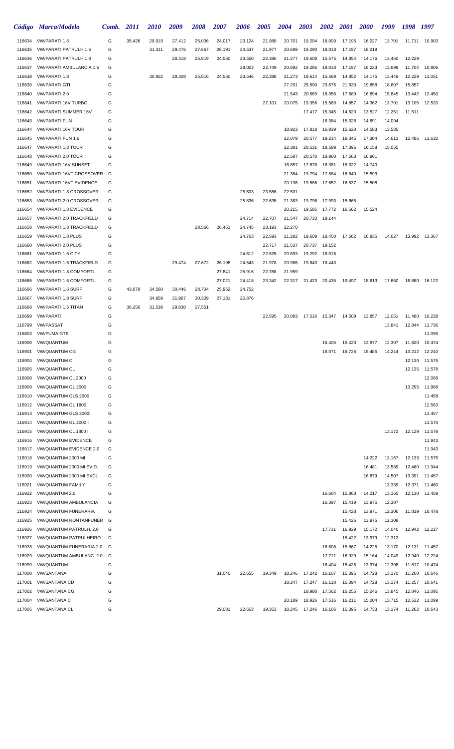| Código | Marca/Modelo | Comb. | 2011 | 2010 | 2009 | 2008 | 2007 | 2006 | 2005 | 2004 | 2003 | 2002 | 2001 | 2000 | 1999 | 1998 | 1997 |
|---|---|---|---|---|---|---|---|---|---|---|---|---|---|---|---|---|---|
| 116634 | VW/PARATI 1.6 | G | 35.426 | 29.919 | 27.412 | 25.006 | 24.017 | 23.124 | 21.980 | 20.701 | 19.294 | 18.009 | 17.195 | 16.227 | 13.701 | 11.711 | 10.903 |
| 116635 | VW/PARATI PATRULH.1.6 | G | | 31.311 | 29.476 | 27.667 | 26.191 | 24.537 | 21.977 | 20.699 | 19.290 | 18.018 | 17.197 | 16.219 | | | |
| 116636 | VW/PARATI PATRULH.1.8 | G | | | 28.318 | 25.819 | 24.550 | 23.550 | 22.386 | 21.277 | 19.608 | 15.575 | 14.854 | 14.176 | 13.450 | 12.229 | |
| 116637 | VW/PARATI AMBULANCIA 1.6 | G | | | | | | 28.023 | 22.749 | 20.692 | 19.286 | 18.018 | 17.197 | 16.223 | 13.699 | 11.704 | 10.906 |
| 116638 | VW/PARATI 1.8 | G | | 30.852 | 28.308 | 25.816 | 24.550 | 23.546 | 22.388 | 21.273 | 19.614 | 15.569 | 14.852 | 14.175 | 13.449 | 12.229 | 11.051 |
| 116639 | VW/PARATI GTI | G | | | | | | | | 27.291 | 25.590 | 23.675 | 21.630 | 19.658 | 18.607 | 15.857 | |
| 116640 | VW/PARATI 2.0 | G | | | | | | | | 21.543 | 20.569 | 18.956 | 17.689 | 16.894 | 15.845 | 13.442 | 12.450 |
| 116641 | VW/PARATI 16V TURBO | G | | | | | | | 27.101 | 20.075 | 19.356 | 15.569 | 14.857 | 14.362 | 13.701 | 13.105 | 12.520 |
| 116642 | VW/PARATI SUMMER 16V | G | | | | | | | | | 17.417 | 15.345 | 14.620 | 13.527 | 12.251 | 11.511 | |
| 116643 | VW/PARATI FUN | G | | | | | | | | | | 16.384 | 15.326 | 14.691 | 14.094 | | |
| 116644 | VW/PARATI 16V TOUR | G | | | | | | | | 18.923 | 17.818 | 16.939 | 15.620 | 14.583 | 13.585 | | |
| 116645 | VW/PARATI FUN 1.6 | G | | | | | | | | 22.079 | 20.577 | 19.214 | 18.345 | 17.304 | 14.613 | 12.486 | 11.632 |
| 116647 | VW/PARATI 1.8 TOUR | G | | | | | | | | 22.381 | 20.531 | 18.589 | 17.396 | 16.158 | 15.055 | | |
| 116648 | VW/PARATI 2.0 TOUR | G | | | | | | | | 22.587 | 20.570 | 18.960 | 17.563 | 16.961 | | | |
| 116649 | VW/PARATI 16V SUNSET | G | | | | | | | | 18.857 | 17.678 | 16.381 | 15.322 | 14.740 | | | |
| 116650 | VW/PARATI 16VT CROSSOVER | G | | | | | | | | 21.384 | 19.794 | 17.884 | 16.640 | 15.593 | | | |
| 116651 | VW/PARATI 16VT EVIDENCE | G | | | | | | | | 20.136 | 19.586 | 17.652 | 16.537 | 15.508 | | | |
| 116652 | VW/PARATI 1.8 CROSSOVER | G | | | | | | 25.503 | 23.586 | 22.531 | | | | | | | |
| 116653 | VW/PARATI 2.0 CROSSOVER | G | | | | | | 25.836 | 22.635 | 21.383 | 19.796 | 17.993 | 15.665 | | | | |
| 116654 | VW/PARATI 1.8 EVIDENCE | G | | | | | | | | 20.215 | 19.585 | 17.772 | 16.562 | 15.524 | | | |
| 116657 | VW/PARATI 2.0 TRACKFIELD | G | | | | | | 24.714 | 22.707 | 21.547 | 20.733 | 19.144 | | | | | |
| 116658 | VW/PARATI 1.8 TRACKFIELD | G | | | | 28.566 | 26.451 | 24.745 | 23.193 | 22.270 | | | | | | | |
| 116659 | VW/PARATI 1.8 PLUS | G | | | | | | 24.763 | 22.593 | 21.282 | 19.609 | 18.450 | 17.562 | 16.835 | 14.627 | 13.992 | 13.367 |
| 116660 | VW/PARATI 2.0 PLUS | G | | | | | | | 22.717 | 21.537 | 20.737 | 19.152 | | | | | |
| 116661 | VW/PARATI 1.6 CITY | G | | | | | | 24.612 | 22.525 | 20.693 | 19.292 | 18.015 | | | | | |
| 116662 | VW/PARATI 1.6 TRACKFIELD | G | | | 29.474 | 27.672 | 26.198 | 24.543 | 21.978 | 20.986 | 19.843 | 18.443 | | | | | |
| 116664 | VW/PARATI 1.8 COMFORTL | G | | | | | 27.841 | 25.916 | 22.788 | 21.959 | | | | | | | |
| 116665 | VW/PARATI 1.6 COMFORTL. | G | | | | | 27.021 | 24.418 | 23.342 | 22.317 | 21.423 | 20.435 | 19.497 | 18.613 | 17.650 | 16.880 | 16.122 |
| 116666 | VW/PARATI 1.6 SURF | G | 43.079 | 34.560 | 30.446 | 28.704 | 25.952 | 24.752 | | | | | | | | | |
| 116667 | VW/PARATI 1.8 SURF | G | | 34.959 | 31.967 | 30.309 | 27.131 | 25.876 | | | | | | | | | |
| 116668 | VW/PARATI 1.6 TITAN | G | 36.256 | 31.538 | 29.830 | 27.551 | | | | | | | | | | | |
| 116699 | VW/PARATI | G | | | | | | | 22.595 | 20.083 | 17.516 | 15.347 | 14.509 | 13.857 | 12.051 | 11.480 | 10.228 |
| 116799 | VW/PASSAT | G | | | | | | | | | | | | | 13.841 | 12.844 | 11.736 |
| 116803 | VW/PUMA GTE | G | | | | | | | | | | | | | | | 11.095 |
| 116900 | VW/QUANTUM | G | | | | | | | | | | 16.405 | 15.420 | 13.977 | 12.307 | 11.820 | 10.474 |
| 116901 | VW/QUANTUM CG | G | | | | | | | | | | 18.071 | 16.726 | 15.485 | 14.244 | 13.212 | 12.240 |
| 116904 | VW/QUANTUM C | G | | | | | | | | | | | | | | 12.130 | 11.575 |
| 116905 | VW/QUANTUM CL | G | | | | | | | | | | | | | | 12.135 | 11.578 |
| 116908 | VW/QUANTUM CL 2000 | G | | | | | | | | | | | | | | | 12.066 |
| 116909 | VW/QUANTUM GL 2000 | G | | | | | | | | | | | | | | 13.295 | 11.968 |
| 116910 | VW/QUANTUM GLS 2000 | G | | | | | | | | | | | | | | | 11.458 |
| 116912 | VW/QUANTUM GL 1800 | G | | | | | | | | | | | | | | | 12.563 |
| 116913 | VW/QUANTUM GLS 2000I | G | | | | | | | | | | | | | | | 11.457 |
| 116914 | VW/QUANTUM GL 2000 I | G | | | | | | | | | | | | | | | 11.570 |
| 116915 | VW/QUANTUM CL 1800 I | G | | | | | | | | | | | | | 13.172 | 12.129 | 11.578 |
| 116916 | VW/QUANTUM EVIDENCE | G | | | | | | | | | | | | | | | 11.943 |
| 116917 | VW/QUANTUM EVIDENCE 2.0 | G | | | | | | | | | | | | | | | 11.943 |
| 116918 | VW/QUANTUM 2000 MI | G | | | | | | | | | | | | 14.222 | 13.167 | 12.133 | 11.575 |
| 116919 | VW/QUANTUM 2000 MI EVID. | G | | | | | | | | | | | | 16.481 | 13.589 | 12.460 | 11.944 |
| 116920 | VW/QUANTUM 2000 MI EXCL. | G | | | | | | | | | | | | 16.879 | 14.507 | 13.391 | 11.457 |
| 116921 | VW/QUANTUM FAMILY | G | | | | | | | | | | | | | 13.339 | 12.371 | 11.460 |
| 116922 | VW/QUANTUM 2.0 | G | | | | | | | | | | 16.604 | 15.868 | 14.217 | 13.165 | 12.130 | 11.459 |
| 116923 | VW/QUANTUM AMBULANCIA | G | | | | | | | | | | 16.397 | 15.419 | 13.975 | 12.307 | | |
| 116924 | VW/QUANTUM FUNERARIA | G | | | | | | | | | | | 15.428 | 13.971 | 12.306 | 11.819 | 10.478 |
| 116925 | VW/QUANTUM RONTANFUNER | G | | | | | | | | | | | 15.426 | 13.975 | 12.308 | | |
| 116926 | VW/QUANTUM PATRULH. 2.0 | G | | | | | | | | | | 17.711 | 16.929 | 15.172 | 14.046 | 12.942 | 12.227 |
| 116927 | VW/QUANTUM PATRULHEIRO | G | | | | | | | | | | | 15.422 | 13.979 | 12.312 | | |
| 116928 | VW/QUANTUM FUNERARIA 2.0 | G | | | | | | | | | | 16.608 | 15.867 | 14.225 | 13.170 | 12.131 | 11.457 |
| 116929 | VW/QUANTUM AMBULANC. 2.0 | G | | | | | | | | | | 17.711 | 16.929 | 15.164 | 14.049 | 12.940 | 12.224 |
| 116999 | VW/QUANTUM | G | | | | | | | | | | 16.404 | 15.425 | 13.974 | 12.308 | 11.817 | 10.474 |
| 117000 | VW/SANTANA | G | | | | | 31.040 | 22.655 | 19.349 | 18.246 | 17.242 | 16.107 | 15.395 | 14.728 | 13.170 | 11.260 | 10.646 |
| 117001 | VW/SANTANA CD | G | | | | | | | | 18.247 | 17.247 | 16.110 | 15.394 | 14.728 | 13.174 | 11.257 | 10.641 |
| 117002 | VW/SANTANA CG | G | | | | | | | | | 18.980 | 17.562 | 16.255 | 15.046 | 13.845 | 12.846 | 11.095 |
| 117004 | VW/SANTANA C | G | | | | | | | | 20.189 | 18.926 | 17.516 | 16.211 | 15.004 | 13.715 | 12.532 | 11.099 |
| 117005 | VW/SANTANA CL | G | | | | | 29.081 | 22.653 | 19.353 | 18.245 | 17.246 | 16.106 | 15.395 | 14.733 | 13.174 | 11.262 | 10.643 |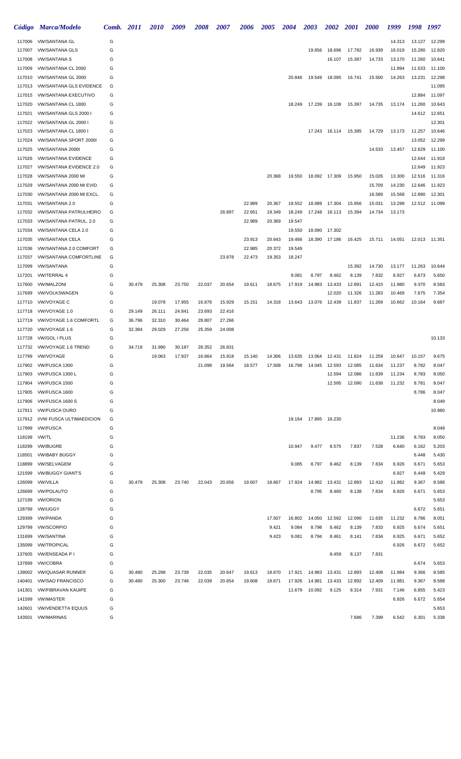| Código | Marca/Modelo | Comb. | 2011 | 2010 | 2009 | 2008 | 2007 | 2006 | 2005 | 2004 | 2003 | 2002 | 2001 | 2000 | 1999 | 1998 | 1997 |
|---|---|---|---|---|---|---|---|---|---|---|---|---|---|---|---|---|---|
| 117006 | VW/SANTANA GL | G | | | | | | | | | | | | | 14.313 | 13.127 | 12.299 |
| 117007 | VW/SANTANA GLS | G | | | | | | | | | 19.656 | 18.696 | 17.792 | 16.939 | 16.019 | 15.280 | 12.820 |
| 117008 | VW/SANTANA S | G | | | | | | | | | | 16.107 | 15.397 | 14.733 | 13.170 | 11.260 | 10.641 |
| 117009 | VW/SANTANA CL 2000 | G | | | | | | | | | | | | | 11.894 | 11.533 | 11.100 |
| 117010 | VW/SANTANA GL 2000 | G | | | | | | | | 20.846 | 19.549 | 18.095 | 16.741 | 15.500 | 14.263 | 13.231 | 12.298 |
| 117013 | VW/SANTANA GLS EVIDENCE | G | | | | | | | | | | | | | | | 11.095 |
| 117015 | VW/SANTANA EXECUTIVO | G | | | | | | | | | | | | | | 12.884 | 11.097 |
| 117020 | VW/SANTANA CL 1800 | G | | | | | | | | 18.249 | 17.239 | 16.108 | 15.397 | 14.735 | 13.174 | 11.260 | 10.643 |
| 117021 | VW/SANTANA GLS 2000 I | G | | | | | | | | | | | | | | 14.612 | 12.651 |
| 117022 | VW/SANTANA GL 2000 I | G | | | | | | | | | | | | | | | 12.301 |
| 117023 | VW/SANTANA CL 1800 I | G | | | | | | | | | 17.243 | 16.114 | 15.395 | 14.729 | 13.173 | 11.257 | 10.646 |
| 117024 | VW/SANTANA SPORT 2000I | G | | | | | | | | | | | | | | 13.052 | 12.299 |
| 117025 | VW/SANTANA 2000I | G | | | | | | | | | | | | 14.533 | 13.457 | 12.629 | 11.100 |
| 117026 | VW/SANTANA EVIDENCE | G | | | | | | | | | | | | | | 12.644 | 11.918 |
| 117027 | VW/SANTANA EVIDENCE 2.0 | G | | | | | | | | | | | | | | 12.649 | 11.923 |
| 117028 | VW/SANTANA 2000 MI | G | | | | | | | 20.368 | 19.550 | 18.092 | 17.309 | 15.950 | 15.026 | 13.300 | 12.516 | 11.316 |
| 117029 | VW/SANTANA 2000 MI EVID. | G | | | | | | | | | | | | 15.709 | 14.230 | 12.646 | 11.923 |
| 117030 | VW/SANTANA 2000 MI EXCL. | G | | | | | | | | | | | | 16.589 | 15.568 | 12.890 | 12.301 |
| 117031 | VW/SANTANA 2.0 | G | | | | | | 22.989 | 20.367 | 19.552 | 18.089 | 17.304 | 15.956 | 15.031 | 13.299 | 12.512 | 11.099 |
| 117032 | VW/SANTANA PATRULHEIRO | G | | | | | 26.897 | 22.651 | 19.349 | 18.249 | 17.248 | 16.113 | 15.394 | 14.734 | 13.173 | | |
| 117033 | VW/SANTANA PATRUL. 2.0 | G | | | | | | 22.989 | 20.369 | 19.547 | | | | | | | |
| 117034 | VW/SANTANA CELA 2.0 | G | | | | | | | | 19.550 | 18.090 | 17.302 | | | | | |
| 117035 | VW/SANTANA CELA | G | | | | | | 23.913 | 20.643 | 19.466 | 18.390 | 17.186 | 16.425 | 15.711 | 14.051 | 12.013 | 11.351 |
| 117036 | VW/SANTANA 2.0 COMFORT | G | | | | | | 22.985 | 20.372 | 19.549 | | | | | | | |
| 117037 | VW/SANTANA COMFORTLINE | G | | | | | 23.878 | 22.473 | 19.353 | 18.247 | | | | | | | |
| 117099 | VW/SANTANA | G | | | | | | | | | | | 15.392 | 14.730 | 13.177 | 11.263 | 10.644 |
| 117201 | VW/TERRAL 4 | G | | | | | | | | 9.081 | 8.797 | 8.462 | 8.139 | 7.832 | 6.927 | 6.673 | 5.650 |
| 117600 | VW/MALZONI | G | 30.479 | 25.308 | 23.750 | 22.037 | 20.654 | 19.611 | 18.675 | 17.919 | 14.983 | 13.433 | 12.891 | 12.415 | 11.980 | 9.370 | 8.583 |
| 117699 | VW/VOLKSWAGEN | G | | | | | | | | | | 12.020 | 11.326 | 11.283 | 10.469 | 7.675 | 7.354 |
| 117710 | VW/VOYAGE C | G | | 19.078 | 17.955 | 16.876 | 15.929 | 15.151 | 14.318 | 13.643 | 13.076 | 12.439 | 11.837 | 11.269 | 10.662 | 10.164 | 9.687 |
| 117718 | VW/VOYAGE 1.0 | G | 29.149 | 26.111 | 24.841 | 23.693 | 22.416 | | | | | | | | | | |
| 117719 | VW/VOYAGE 1.6 COMFORTL | G | 36.796 | 32.310 | 30.464 | 28.807 | 27.266 | | | | | | | | | | |
| 117720 | VW/VOYAGE 1.6 | G | 32.384 | 29.029 | 27.256 | 25.359 | 24.008 | | | | | | | | | | |
| 117728 | VW/GOL I PLUS | G | | | | | | | | | | | | | | | 10.133 |
| 117732 | VW/VOYAGE 1.6 TREND | G | 34.719 | 31.990 | 30.187 | 28.352 | 26.831 | | | | | | | | | | |
| 117799 | VW/VOYAGE | G | | 19.063 | 17.937 | 16.864 | 15.918 | 15.140 | 14.306 | 13.635 | 13.064 | 12.431 | 11.824 | 11.259 | 10.647 | 10.157 | 9.675 |
| 117902 | VW/FUSCA 1300 | G | | | | 21.098 | 19.564 | 18.577 | 17.508 | 16.798 | 14.045 | 12.593 | 12.085 | 11.634 | 11.237 | 8.782 | 8.047 |
| 117903 | VW/FUSCA 1300 L | G | | | | | | | | | | 12.594 | 12.086 | 11.639 | 11.234 | 8.783 | 8.050 |
| 117904 | VW/FUSCA 1500 | G | | | | | | | | | | 12.595 | 12.090 | 11.638 | 11.232 | 8.781 | 8.047 |
| 117905 | VW/FUSCA 1600 | G | | | | | | | | | | | | | | 8.786 | 8.047 |
| 117906 | VW/FUSCA 1600 S | G | | | | | | | | | | | | | | | 8.049 |
| 117911 | VW/FUSCA OURO | G | | | | | | | | | | | | | | | 10.980 |
| 117912 | I/VW FUSCA ULTIMAEDICION | G | | | | | | | | 19.164 | 17.895 | 16.230 | | | | | |
| 117999 | VW/FUSCA | G | | | | | | | | | | | | | | | 8.049 |
| 118199 | VW/TL | G | | | | | | | | | | | | | 11.236 | 8.783 | 8.050 |
| 118299 | VW/BUGRE | G | | | | | | | | 10.947 | 9.477 | 8.575 | 7.837 | 7.528 | 6.640 | 6.162 | 5.203 |
| 118501 | VW/BABY BUGGY | G | | | | | | | | | | | | | | 6.448 | 5.430 |
| 118899 | VW/SELVAGEM | G | | | | | | | | 9.085 | 8.797 | 8.462 | 8.139 | 7.834 | 6.926 | 6.671 | 5.653 |
| 121599 | VW/BUGGY GIANT'S | G | | | | | | | | | | | | | 6.927 | 6.449 | 5.429 |
| 126099 | VW/VILLA | G | 30.479 | 25.308 | 23.740 | 22.043 | 20.656 | 19.607 | 18.667 | 17.924 | 14.982 | 13.431 | 12.893 | 12.410 | 11.982 | 9.367 | 8.586 |
| 126699 | VW/POLAUTO | G | | | | | | | | | 8.795 | 8.460 | 8.138 | 7.834 | 6.926 | 6.671 | 5.653 |
| 127199 | VW/ORION | G | | | | | | | | | | | | | | | 5.653 |
| 128799 | VW/UGGY | G | | | | | | | | | | | | | | 6.672 | 5.651 |
| 129399 | VW/PANDA | G | | | | | | | 17.507 | 16.802 | 14.050 | 12.592 | 12.090 | 11.635 | 11.232 | 8.786 | 8.051 |
| 129799 | VW/SCORPIO | G | | | | | | | 9.421 | 9.084 | 8.798 | 8.462 | 8.139 | 7.833 | 6.925 | 6.674 | 5.651 |
| 131699 | VW/SANTINA | G | | | | | | | 9.423 | 9.081 | 8.794 | 8.461 | 8.141 | 7.834 | 6.925 | 6.671 | 5.652 |
| 135099 | VW/TROPICAL | G | | | | | | | | | | | | | 6.926 | 6.672 | 5.652 |
| 137605 | VW/ENSEADA P I | G | | | | | | | | | | 8.459 | 8.137 | 7.831 | | | |
| 137899 | VW/COBRA | G | | | | | | | | | | | | | | 6.674 | 5.653 |
| 139002 | VW/QUASAR RUNNER | G | 30.480 | 25.298 | 23.739 | 22.035 | 20.647 | 19.613 | 18.670 | 17.921 | 14.983 | 13.431 | 12.893 | 12.408 | 11.984 | 9.366 | 8.585 |
| 140401 | VW/SAO FRANCISCO | G | 30.480 | 25.300 | 23.748 | 22.039 | 20.654 | 19.608 | 18.671 | 17.926 | 14.981 | 13.433 | 12.892 | 12.409 | 11.981 | 9.367 | 8.588 |
| 141301 | VW/FIBRAVAN KAUIPE | G | | | | | | | | 11.679 | 10.092 | 9.125 | 8.314 | 7.931 | 7.146 | 6.855 | 5.423 |
| 141599 | VW/MASTER | G | | | | | | | | | | | | | 6.926 | 6.672 | 5.654 |
| 142601 | VW/VENDETTA EQUUS | G | | | | | | | | | | | | | | | 5.653 |
| 143501 | VW/MARINAS | G | | | | | | | | | | | 7.686 | 7.399 | 6.542 | 6.301 | 5.338 |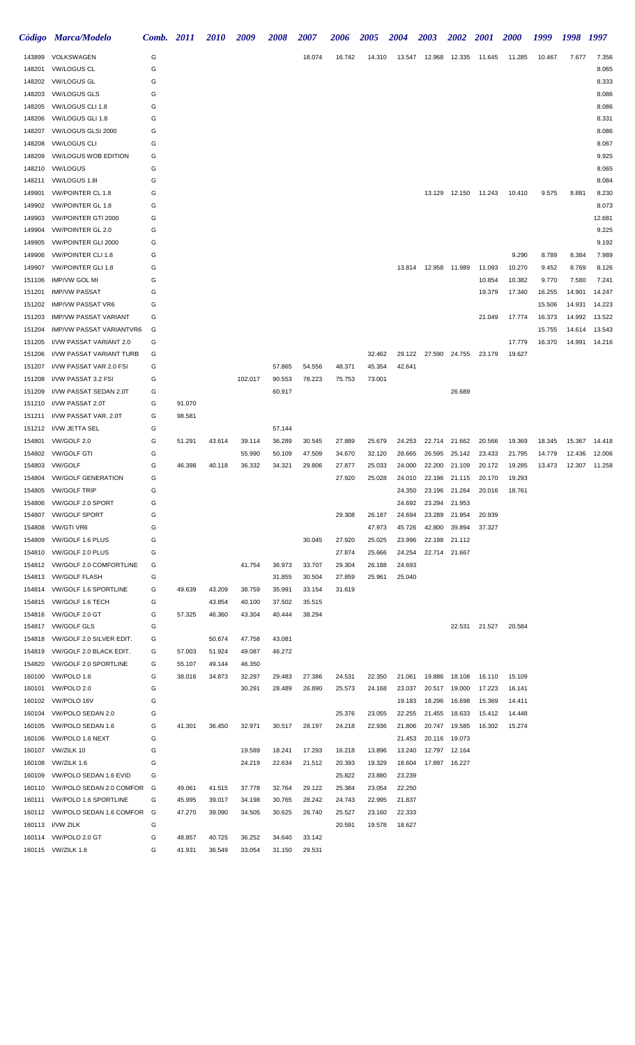| Código | Marca/Modelo | Comb. | 2011 | 2010 | 2009 | 2008 | 2007 | 2006 | 2005 | 2004 | 2003 | 2002 | 2001 | 2000 | 1999 | 1998 | 1997 |
|---|---|---|---|---|---|---|---|---|---|---|---|---|---|---|---|---|---|
| 143899 | VOLKSWAGEN | G | | | | | 18.074 | 16.742 | 14.310 | 13.547 | 12.968 | 12.335 | 11.645 | 11.285 | 10.467 | 7.677 | 7.356 |
| 148201 | VW/LOGUS CL | G | | | | | | | | | | | | | | | 8.065 |
| 148202 | VW/LOGUS GL | G | | | | | | | | | | | | | | | 8.333 |
| 148203 | VW/LOGUS GLS | G | | | | | | | | | | | | | | | 8.086 |
| 148205 | VW/LOGUS CLI 1.8 | G | | | | | | | | | | | | | | | 8.086 |
| 148206 | VW/LOGUS GLI 1.8 | G | | | | | | | | | | | | | | | 8.331 |
| 148207 | VW/LOGUS GLSI 2000 | G | | | | | | | | | | | | | | | 8.086 |
| 148208 | VW/LOGUS CLI | G | | | | | | | | | | | | | | | 8.067 |
| 148209 | VW/LOGUS WOB EDITION | G | | | | | | | | | | | | | | | 9.925 |
| 148210 | VW/LOGUS | G | | | | | | | | | | | | | | | 8.065 |
| 148211 | VW/LOGUS 1.8I | G | | | | | | | | | | | | | | | 8.084 |
| 149901 | VW/POINTER CL 1.8 | G | | | | | | | | | 13.129 | 12.150 | 11.243 | 10.410 | 9.575 | 8.881 | 8.230 |
| 149902 | VW/POINTER GL 1.8 | G | | | | | | | | | | | | | | | 8.073 |
| 149903 | VW/POINTER GTI 2000 | G | | | | | | | | | | | | | | | 12.681 |
| 149904 | VW/POINTER GL 2.0 | G | | | | | | | | | | | | | | | 9.225 |
| 149905 | VW/POINTER GLI 2000 | G | | | | | | | | | | | | | | | 9.192 |
| 149906 | VW/POINTER CLI 1.8 | G | | | | | | | | | | | | 9.290 | 8.789 | 8.384 | 7.989 |
| 149907 | VW/POINTER GLI 1.8 | G | | | | | | | | 13.814 | 12.958 | 11.989 | 11.093 | 10.270 | 9.452 | 8.769 | 8.126 |
| 151106 | IMP/VW GOL MI | G | | | | | | | | | | | 10.854 | 10.382 | 9.770 | 7.580 | 7.241 |
| 151201 | IMP/VW PASSAT | G | | | | | | | | | | | 19.379 | 17.340 | 16.255 | 14.901 | 14.247 |
| 151202 | IMP/VW PASSAT VR6 | G | | | | | | | | | | | | | 15.506 | 14.931 | 14.223 |
| 151203 | IMP/VW PASSAT VARIANT | G | | | | | | | | | | | 21.049 | 17.774 | 16.373 | 14.992 | 13.522 |
| 151204 | IMP/VW PASSAT VARIANTVR6 | G | | | | | | | | | | | | | 15.755 | 14.614 | 13.543 |
| 151205 | I/VW PASSAT VARIANT 2.0 | G | | | | | | | | | | | | 17.779 | 16.370 | 14.991 | 14.216 |
| 151206 | I/VW PASSAT VARIANT TURB | G | | | | | | | 32.462 | 29.122 | 27.590 | 24.755 | 23.179 | 19.627 | | | |
| 151207 | I/VW PASSAT VAR 2.0 FSI | G | | | | 57.865 | 54.556 | 48.371 | 45.354 | 42.641 | | | | | | | |
| 151208 | I/VW PASSAT 3.2 FSI | G | | | 102.017 | 90.553 | 78.223 | 75.753 | 73.001 | | | | | | | | |
| 151209 | I/VW PASSAT SEDAN 2.0T | G | | | | 60.917 | | | | | | 26.689 | | | | | |
| 151210 | I/VW PASSAT 2.0T | G | 91.070 | | | | | | | | | | | | | | |
| 151211 | I/VW PASSAT VAR. 2.0T | G | 98.581 | | | | | | | | | | | | | | |
| 151212 | I/VW JETTA SEL | G | | | | 57.144 | | | | | | | | | | | |
| 154801 | VW/GOLF 2.0 | G | 51.291 | 43.614 | 39.114 | 36.289 | 30.545 | 27.889 | 25.679 | 24.253 | 22.714 | 21.662 | 20.566 | 19.369 | 18.345 | 15.367 | 14.418 |
| 154802 | VW/GOLF GTI | G | | | 55.990 | 50.109 | 47.509 | 34.670 | 32.120 | 28.665 | 26.595 | 25.142 | 23.433 | 21.795 | 14.779 | 12.436 | 12.006 |
| 154803 | VW/GOLF | G | 46.398 | 40.118 | 36.332 | 34.321 | 29.806 | 27.877 | 25.033 | 24.000 | 22.200 | 21.109 | 20.172 | 19.285 | 13.473 | 12.307 | 11.258 |
| 154804 | VW/GOLF GENERATION | G | | | | | | 27.920 | 25.028 | 24.010 | 22.196 | 21.115 | 20.170 | 19.293 | | | |
| 154805 | VW/GOLF TRIP | G | | | | | | | | 24.350 | 23.196 | 21.264 | 20.016 | 18.761 | | | |
| 154806 | VW/GOLF 2.0 SPORT | G | | | | | | | | 24.692 | 23.294 | 21.953 | | | | | |
| 154807 | VW/GOLF SPORT | G | | | | | | 29.308 | 26.187 | 24.694 | 23.289 | 21.954 | 20.939 | | | | |
| 154808 | VW/GTI VR6 | G | | | | | | | 47.973 | 45.726 | 42.800 | 39.894 | 37.327 | | | | |
| 154809 | VW/GOLF 1.6 PLUS | G | | | | | 30.045 | 27.920 | 25.025 | 23.996 | 22.198 | 21.112 | | | | | |
| 154810 | VW/GOLF 2.0 PLUS | G | | | | | | 27.874 | 25.666 | 24.254 | 22.714 | 21.667 | | | | | |
| 154812 | VW/GOLF 2.0 COMFORTLINE | G | | | 41.754 | 36.973 | 33.707 | 29.304 | 26.188 | 24.693 | | | | | | | |
| 154813 | VW/GOLF FLASH | G | | | | 31.855 | 30.504 | 27.859 | 25.961 | 25.040 | | | | | | | |
| 154814 | VW/GOLF 1.6 SPORTLINE | G | 49.639 | 43.209 | 38.759 | 35.991 | 33.154 | 31.619 | | | | | | | | | |
| 154815 | VW/GOLF 1.6 TECH | G | | 43.854 | 40.100 | 37.502 | 35.515 | | | | | | | | | | |
| 154816 | VW/GOLF 2.0 GT | G | 57.325 | 46.360 | 43.304 | 40.444 | 38.294 | | | | | | | | | | |
| 154817 | VW/GOLF GLS | G | | | | | | | | | | 22.531 | 21.527 | 20.584 | | | |
| 154818 | VW/GOLF 2.0 SILVER EDIT. | G | | 50.674 | 47.758 | 43.081 | | | | | | | | | | | |
| 154819 | VW/GOLF 2.0 BLACK EDIT. | G | 57.003 | 51.924 | 49.087 | 46.272 | | | | | | | | | | | |
| 154820 | VW/GOLF 2.0 SPORTLINE | G | 55.107 | 49.144 | 46.350 | | | | | | | | | | | | |
| 160100 | VW/POLO 1.6 | G | 38.016 | 34.873 | 32.297 | 29.483 | 27.386 | 24.531 | 22.350 | 21.061 | 19.886 | 18.108 | 16.110 | 15.109 | | | |
| 160101 | VW/POLO 2.0 | G | | | 30.291 | 28.489 | 26.890 | 25.573 | 24.168 | 23.037 | 20.517 | 19.000 | 17.223 | 16.141 | | | |
| 160102 | VW/POLO 16V | G | | | | | | | | 19.183 | 18.296 | 16.698 | 15.369 | 14.411 | | | |
| 160104 | VW/POLO SEDAN 2.0 | G | | | | | | 25.376 | 23.055 | 22.255 | 21.455 | 18.633 | 15.412 | 14.448 | | | |
| 160105 | VW/POLO SEDAN 1.6 | G | 41.301 | 36.450 | 32.971 | 30.517 | 28.197 | 24.218 | 22.936 | 21.806 | 20.747 | 19.585 | 16.302 | 15.274 | | | |
| 160106 | VW/POLO 1.6 NEXT | G | | | | | | | | 21.453 | 20.116 | 19.073 | | | | | |
| 160107 | VW/ZILK 10 | G | | | 19.589 | 18.241 | 17.293 | 16.218 | 13.896 | 13.240 | 12.797 | 12.164 | | | | | |
| 160108 | VW/ZILK 1.6 | G | | | 24.219 | 22.634 | 21.512 | 20.393 | 19.329 | 18.604 | 17.897 | 16.227 | | | | | |
| 160109 | VW/POLO SEDAN 1.6 EVID | G | | | | | | 25.822 | 23.880 | 23.239 | | | | | | | |
| 160110 | VW/POLO SEDAN 2.0 COMFOR | G | 49.061 | 41.515 | 37.778 | 32.764 | 29.122 | 25.384 | 23.054 | 22.250 | | | | | | | |
| 160111 | VW/POLO 1.6 SPORTLINE | G | 45.995 | 39.017 | 34.198 | 30.765 | 28.242 | 24.743 | 22.995 | 21.837 | | | | | | | |
| 160112 | VW/POLO SEDAN 1.6 COMFOR | G | 47.270 | 39.090 | 34.505 | 30.625 | 28.740 | 25.527 | 23.160 | 22.333 | | | | | | | |
| 160113 | I/VW ZILK | G | | | | | | 20.591 | 19.578 | 18.627 | | | | | | | |
| 160114 | VW/POLO 2.0 GT | G | 48.857 | 40.725 | 36.252 | 34.640 | 33.142 | | | | | | | | | | |
| 160115 | VW/ZILK 1.6 | G | 41.931 | 36.549 | 33.054 | 31.150 | 29.531 | | | | | | | | | | |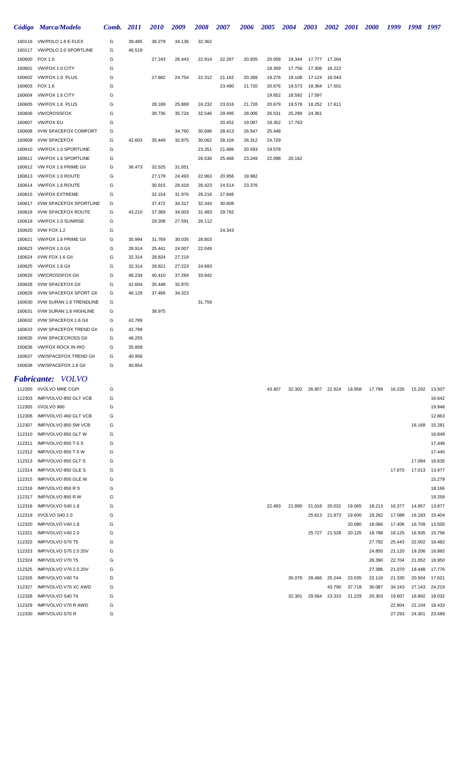| Código | Marca/Modelo | Comb. | 2011 | 2010 | 2009 | 2008 | 2007 | 2006 | 2005 | 2004 | 2003 | 2002 | 2001 | 2000 | 1999 | 1998 | 1997 |
|---|---|---|---|---|---|---|---|---|---|---|---|---|---|---|---|---|---|
| 160116 | VW/POLO 1.6 E-FLEX | G | 39.485 | 36.279 | 34.136 | 32.362 | | | | | | | | | | | |
| 160117 | VW/POLO 2.0 SPORTLINE | G | 46.519 | | | | | | | | | | | | | | |
| 160600 | FOX 1.0 | G | | 27.243 | 26.443 | 22.914 | 22.287 | 20.935 | 20.058 | 19.344 | 17.777 | 17.264 | | | | | |
| 160601 | VW/FOX 1.0 CITY | G | | | | | | | 18.359 | 17.756 | 17.306 | 16.222 | | | | | |
| 160602 | VW/FOX 1.0 PLUS | G | | 27.682 | 24.754 | 22.312 | 21.162 | 20.288 | 19.276 | 18.108 | 17.124 | 16.043 | | | | | |
| 160603 | FOX 1.6 | G | | | | | 23.490 | 21.720 | 20.676 | 19.573 | 18.364 | 17.501 | | | | | |
| 160604 | VW/FOX 1.6 CITY | G | | | | | | | 19.652 | 18.592 | 17.597 | | | | | | |
| 160605 | VW/FOX 1.6 PLUS | G | | 28.189 | 25.868 | 24.232 | 23.016 | 21.728 | 20.679 | 19.578 | 18.252 | 17.611 | | | | | |
| 160606 | VW/CROSSFOX | G | | 38.736 | 35.724 | 32.546 | 29.495 | 28.006 | 26.531 | 25.289 | 24.361 | | | | | | |
| 160607 | VW/FOX EU | G | | | | | 20.452 | 19.097 | 18.352 | 17.763 | | | | | | | |
| 160608 | I/VW SPACEFOX COMFORT | G | | | 34.760 | 30.696 | 28.413 | 26.547 | 25.448 | | | | | | | | |
| 160609 | I/VW SPACEFOX | G | 42.603 | 35.449 | 32.875 | 30.062 | 28.104 | 26.312 | 24.729 | | | | | | | | |
| 160610 | VW/FOX 1.0 SPORTLINE | G | | | | 23.351 | 21.486 | 20.593 | 19.578 | | | | | | | | |
| 160611 | VW/FOX 1.6 SPORTLINE | G | | | | 26.530 | 25.466 | 23.249 | 22.098 | 20.162 | | | | | | | |
| 160612 | VW FOX 1.6 PRIME GII | G | 36.473 | 32.525 | 31.051 | | | | | | | | | | | | |
| 160613 | VW/FOX 1.0 ROUTE | G | | 27.178 | 24.493 | 22.963 | 20.956 | 19.982 | | | | | | | | | |
| 160614 | VW/FOX 1.6 ROUTE | G | | 30.915 | 28.418 | 26.423 | 24.514 | 23.376 | | | | | | | | | |
| 160615 | VW/FOX EXTREME | G | | 32.154 | 31.976 | 28.218 | 27.846 | | | | | | | | | | |
| 160617 | I/VW SPACEFOX SPORTLINE | G | | 37.472 | 34.317 | 32.344 | 30.608 | | | | | | | | | | |
| 160618 | I/VW SPACEFOX ROUTE | G | 43.210 | 37.369 | 34.003 | 31.483 | 29.792 | | | | | | | | | | |
| 160619 | VW/FOX 1.0 SUNRISE | G | | 29.208 | 27.591 | 26.112 | | | | | | | | | | | |
| 160620 | I/VW FOX 1.2 | G | | | | | 24.343 | | | | | | | | | | |
| 160621 | VW/FOX 1.6 PRIME GII | G | 35.994 | 31.769 | 30.035 | 28.803 | | | | | | | | | | | |
| 160623 | VW/FOX 1.0 GII | G | 28.914 | 25.441 | 24.007 | 22.049 | | | | | | | | | | | |
| 160624 | I/VW FOX 1.6 GII | G | 32.314 | 28.824 | 27.218 | | | | | | | | | | | | |
| 160625 | VW/FOX 1.6 GII | G | 32.314 | 28.821 | 27.223 | 24.683 | | | | | | | | | | | |
| 160626 | VW/CROSSFOX GII | G | 46.234 | 40.410 | 37.284 | 33.942 | | | | | | | | | | | |
| 160628 | I/VW SPACEFOX GII | G | 42.604 | 35.448 | 32.870 | | | | | | | | | | | | |
| 160629 | I/VW SPACEFOX SPORT.GII | G | 46.129 | 37.466 | 34.323 | | | | | | | | | | | | |
| 160630 | I/VW SURAN 1.6 TRENDLINE | G | | | | 31.759 | | | | | | | | | | | |
| 160631 | I/VW SURAN 1.6 HIGHLINE | G | | 38.975 | | | | | | | | | | | | | |
| 160632 | I/VW SPACEFOX 1.6 GII | G | 42.789 | | | | | | | | | | | | | | |
| 160633 | I/VW SPACEFOX TREND GII | G | 42.789 | | | | | | | | | | | | | | |
| 160635 | I/VW SPACECROSS GII | G | 46.255 | | | | | | | | | | | | | | |
| 160636 | VW/FOX ROCK IN RIO | G | 35.858 | | | | | | | | | | | | | | |
| 160637 | VW/SPACEFOX TREND GII | G | 40.956 | | | | | | | | | | | | | | |
| 160638 | VW/SPACEFOX 1.6 GII | G | 40.854 | | | | | | | | | | | | | | |

## *Fabricante: VOLVO*

| Código | Marca/Modelo | Comb. | 2011 | 2010 | 2009 | 2008 | 2007 | 2006 | 2005 | 2004 | 2003 | 2002 | 2001 | 2000 | 1999 | 1998 | 1997 |
|---|---|---|---|---|---|---|---|---|---|---|---|---|---|---|---|---|---|
| 112300 | I/VOLVO MRE CGPI | G | | | | | | | 43.407 | 32.302 | 26.957 | 22.924 | 19.958 | 17.799 | 16.226 | 15.202 | 13.507 |
| 112303 | IMP/VOLVO 850 GLT VCB | G | | | | | | | | | | | | | | | 16.642 |
| 112305 | I/VOLVO 960 | G | | | | | | | | | | | | | | | 19.946 |
| 112306 | IMP/VOLVO 460 GLT VCB | G | | | | | | | | | | | | | | | 12.863 |
| 112307 | IMP/VOLVO 850 SW VCB | G | | | | | | | | | | | | | | 16.168 | 15.281 |
| 112310 | IMP/VOLVO 850 GLT W | G | | | | | | | | | | | | | | | 16.849 |
| 112311 | IMP/VOLVO 850 T-5 S | G | | | | | | | | | | | | | | | 17.448 |
| 112312 | IMP/VOLVO 850 T-5 W | G | | | | | | | | | | | | | | | 17.445 |
| 112313 | IMP/VOLVO 850 GLT S | G | | | | | | | | | | | | | | 17.084 | 16.635 |
| 112314 | IMP/VOLVO 850 GLE S | G | | | | | | | | | | | | | 17.870 | 17.013 | 13.977 |
| 112315 | IMP/VOLVO 850 GLE W | G | | | | | | | | | | | | | | | 15.279 |
| 112316 | IMP/VOLVO 850 R S | G | | | | | | | | | | | | | | | 18.166 |
| 112317 | IMP/VOLVO 850 R W | G | | | | | | | | | | | | | | | 19.259 |
| 112318 | IMP/VOLVO S40 1.8 | G | | | | | | | 22.493 | 21.890 | 21.016 | 20.031 | 19.065 | 18.213 | 16.377 | 14.957 | 13.877 |
| 112319 | I/VOLVO S40 2.0 | G | | | | | | | | | 25.613 | 21.873 | 19.600 | 18.282 | 17.088 | 16.183 | 15.404 |
| 112320 | IMP/VOLVO V40 1.8 | G | | | | | | | | | | | 20.080 | 18.066 | 17.406 | 16.709 | 13.505 |
| 112321 | IMP/VOLVO V40 2.0 | G | | | | | | | | | 25.727 | 21.528 | 20.125 | 18.788 | 18.125 | 16.935 | 15.756 |
| 112322 | IMP/VOLVO S70 T5 | G | | | | | | | | | | | | 27.792 | 25.443 | 22.002 | 18.482 |
| 112323 | IMP/VOLVO S70 2.5 20V | G | | | | | | | | | | | | 24.850 | 21.120 | 19.206 | 16.892 |
| 112324 | IMP/VOLVO V70 T5 | G | | | | | | | | | | | | 28.390 | 22.704 | 21.052 | 18.950 |
| 112325 | IMP/VOLVO V70 2.5 20V | G | | | | | | | | | | | | 27.396 | 21.070 | 18.448 | 17.776 |
| 112326 | IMP/VOLVO V40 T4 | G | | | | | | | | 35.078 | 28.466 | 25.244 | 23.035 | 22.116 | 21.330 | 20.504 | 17.621 |
| 112327 | IMP/VOLVO V70 XC AWD | G | | | | | | | | | | 43.790 | 37.718 | 36.087 | 34.243 | 27.143 | 24.219 |
| 112328 | IMP/VOLVO S40 T4 | G | | | | | | | | 32.301 | 29.564 | 23.310 | 21.229 | 20.303 | 19.607 | 18.892 | 18.032 |
| 112329 | IMP/VOLVO V70 R AWD | G | | | | | | | | | | | | | 22.804 | 21.104 | 18.433 |
| 112330 | IMP/VOLVO S70 R | G | | | | | | | | | | | | | 27.293 | 24.301 | 23.589 |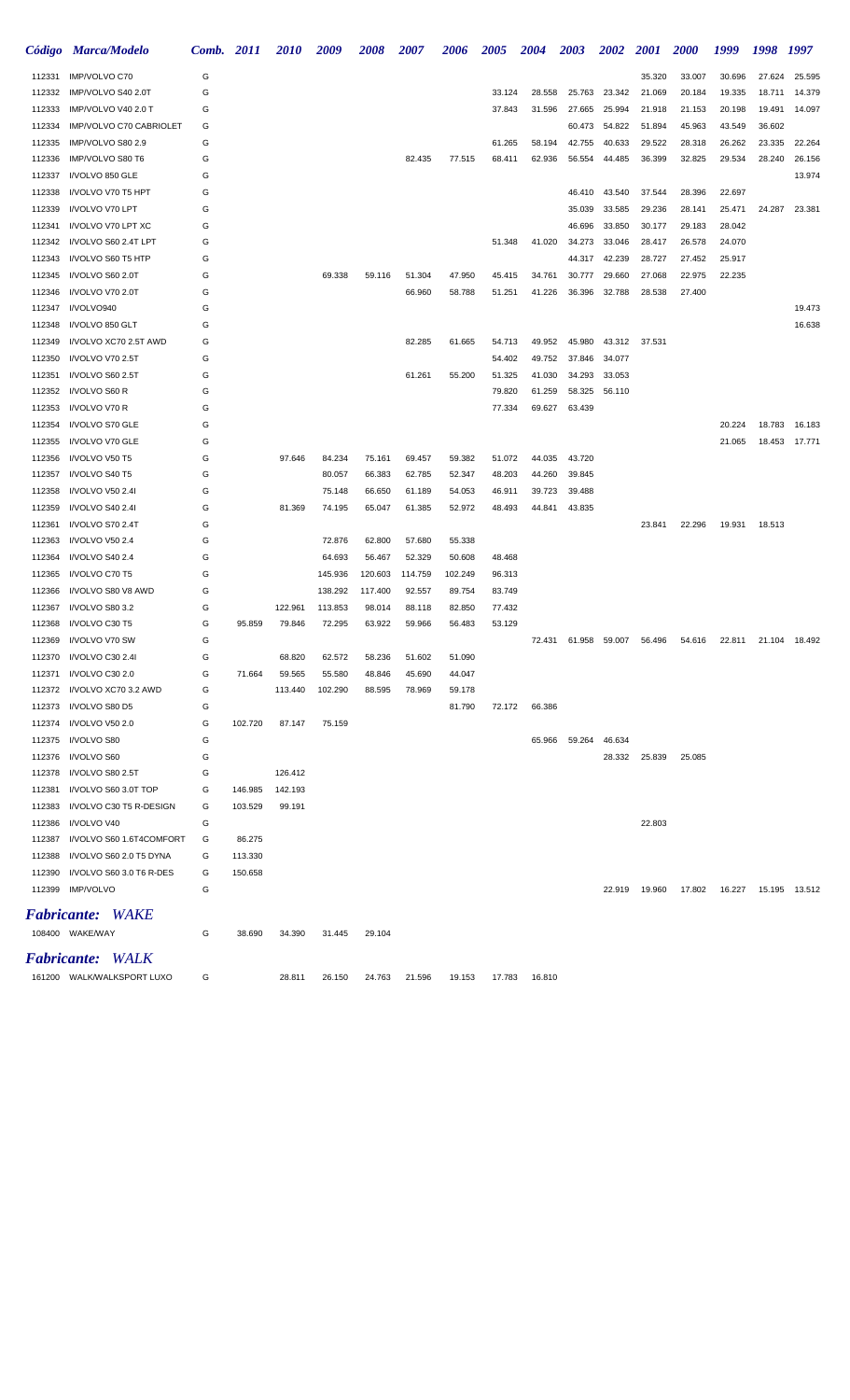| Código | Marca/Modelo | Comb. | 2011 | 2010 | 2009 | 2008 | 2007 | 2006 | 2005 | 2004 | 2003 | 2002 | 2001 | 2000 | 1999 | 1998 | 1997 |
|---|---|---|---|---|---|---|---|---|---|---|---|---|---|---|---|---|---|
| 112331 | IMP/VOLVO C70 | G | | | | | | | | | | | 35.320 | 33.007 | 30.696 | 27.624 | 25.595 |
| 112332 | IMP/VOLVO S40 2.0T | G | | | | | | | 33.124 | 28.558 | 25.763 | 23.342 | 21.069 | 20.184 | 19.335 | 18.711 | 14.379 |
| 112333 | IMP/VOLVO V40 2.0 T | G | | | | | | | 37.843 | 31.596 | 27.665 | 25.994 | 21.918 | 21.153 | 20.198 | 19.491 | 14.097 |
| 112334 | IMP/VOLVO C70 CABRIOLET | G | | | | | | | | | 60.473 | 54.822 | 51.894 | 45.963 | 43.549 | 36.602 | |
| 112335 | IMP/VOLVO S80 2.9 | G | | | | | | | 61.265 | 58.194 | 42.755 | 40.633 | 29.522 | 28.318 | 26.262 | 23.335 | 22.264 |
| 112336 | IMP/VOLVO S80 T6 | G | | | | | 82.435 | 77.515 | 68.411 | 62.936 | 56.554 | 44.485 | 36.399 | 32.825 | 29.534 | 28.240 | 26.156 |
| 112337 | I/VOLVO 850 GLE | G | | | | | | | | | | | | | | | 13.974 |
| 112338 | I/VOLVO V70 T5 HPT | G | | | | | | | | | 46.410 | 43.540 | 37.544 | 28.396 | 22.697 | | |
| 112339 | I/VOLVO V70 LPT | G | | | | | | | | | 35.039 | 33.585 | 29.236 | 28.141 | 25.471 | 24.287 | 23.381 |
| 112341 | I/VOLVO V70 LPT XC | G | | | | | | | | | 46.696 | 33.850 | 30.177 | 29.183 | 28.042 | | |
| 112342 | I/VOLVO S60 2.4T LPT | G | | | | | | | 51.348 | 41.020 | 34.273 | 33.046 | 28.417 | 26.578 | 24.070 | | |
| 112343 | I/VOLVO S60 T5 HTP | G | | | | | | | | | 44.317 | 42.239 | 28.727 | 27.452 | 25.917 | | |
| 112345 | I/VOLVO S60 2.0T | G | | | 69.338 | 59.116 | 51.304 | 47.950 | 45.415 | 34.761 | 30.777 | 29.660 | 27.068 | 22.975 | 22.235 | | |
| 112346 | I/VOLVO V70 2.0T | G | | | | | 66.960 | 58.788 | 51.251 | 41.226 | 36.396 | 32.788 | 28.538 | 27.400 | | | |
| 112347 | I/VOLVO940 | G | | | | | | | | | | | | | | | 19.473 |
| 112348 | I/VOLVO 850 GLT | G | | | | | | | | | | | | | | | 16.638 |
| 112349 | I/VOLVO XC70 2.5T AWD | G | | | | | 82.285 | 61.665 | 54.713 | 49.952 | 45.980 | 43.312 | 37.531 | | | | |
| 112350 | I/VOLVO V70 2.5T | G | | | | | | | 54.402 | 49.752 | 37.846 | 34.077 | | | | | |
| 112351 | I/VOLVO S60 2.5T | G | | | | | 61.261 | 55.200 | 51.325 | 41.030 | 34.293 | 33.053 | | | | | |
| 112352 | I/VOLVO S60 R | G | | | | | | | 79.820 | 61.259 | 58.325 | 56.110 | | | | | |
| 112353 | I/VOLVO V70 R | G | | | | | | | 77.334 | 69.627 | 63.439 | | | | | | |
| 112354 | I/VOLVO S70 GLE | G | | | | | | | | | | | | | 20.224 | 18.783 | 16.183 |
| 112355 | I/VOLVO V70 GLE | G | | | | | | | | | | | | | 21.065 | 18.453 | 17.771 |
| 112356 | I/VOLVO V50 T5 | G | | 97.646 | 84.234 | 75.161 | 69.457 | 59.382 | 51.072 | 44.035 | 43.720 | | | | | | |
| 112357 | I/VOLVO S40 T5 | G | | | 80.057 | 66.383 | 62.785 | 52.347 | 48.203 | 44.260 | 39.845 | | | | | | |
| 112358 | I/VOLVO V50 2.4I | G | | | 75.148 | 66.650 | 61.189 | 54.053 | 46.911 | 39.723 | 39.488 | | | | | | |
| 112359 | I/VOLVO S40 2.4I | G | | 81.369 | 74.195 | 65.047 | 61.385 | 52.972 | 48.493 | 44.841 | 43.835 | | | | | | |
| 112361 | I/VOLVO S70 2.4T | G | | | | | | | | | | | 23.841 | 22.296 | 19.931 | 18.513 | |
| 112363 | I/VOLVO V50 2.4 | G | | | 72.876 | 62.800 | 57.680 | 55.338 | | | | | | | | | |
| 112364 | I/VOLVO S40 2.4 | G | | | 64.693 | 56.467 | 52.329 | 50.608 | 48.468 | | | | | | | | |
| 112365 | I/VOLVO C70 T5 | G | | | 145.936 | 120.603 | 114.759 | 102.249 | 96.313 | | | | | | | | |
| 112366 | I/VOLVO S80 V8 AWD | G | | | 138.292 | 117.400 | 92.557 | 89.754 | 83.749 | | | | | | | | |
| 112367 | I/VOLVO S80 3.2 | G | | 122.961 | 113.853 | 98.014 | 88.118 | 82.850 | 77.432 | | | | | | | | |
| 112368 | I/VOLVO C30 T5 | G | 95.859 | 79.846 | 72.295 | 63.922 | 59.966 | 56.483 | 53.129 | | | | | | | | |
| 112369 | I/VOLVO V70 SW | G | | | | | | | | 72.431 | 61.958 | 59.007 | 56.496 | 54.616 | 22.811 | 21.104 | 18.492 |
| 112370 | I/VOLVO C30 2.4I | G | | 68.820 | 62.572 | 58.236 | 51.602 | 51.090 | | | | | | | | | |
| 112371 | I/VOLVO C30 2.0 | G | 71.664 | 59.565 | 55.580 | 48.846 | 45.690 | 44.047 | | | | | | | | | |
| 112372 | I/VOLVO XC70 3.2 AWD | G | | 113.440 | 102.290 | 88.595 | 78.969 | 59.178 | | | | | | | | | |
| 112373 | I/VOLVO S80 D5 | G | | | | | | 81.790 | 72.172 | 66.386 | | | | | | | |
| 112374 | I/VOLVO V50 2.0 | G | 102.720 | 87.147 | 75.159 | | | | | | | | | | | | |
| 112375 | I/VOLVO S80 | G | | | | | | | | 65.966 | 59.264 | 46.634 | | | | | |
| 112376 | I/VOLVO S60 | G | | | | | | | | | | 28.332 | 25.839 | 25.085 | | | |
| 112378 | I/VOLVO S80 2.5T | G | | 126.412 | | | | | | | | | | | | | |
| 112381 | I/VOLVO S60 3.0T TOP | G | 146.985 | 142.193 | | | | | | | | | | | | | |
| 112383 | I/VOLVO C30 T5 R-DESIGN | G | 103.529 | 99.191 | | | | | | | | | | | | | |
| 112386 | I/VOLVO V40 | G | | | | | | | | | | | 22.803 | | | | |
| 112387 | I/VOLVO S60 1.6T4COMFORT | G | 86.275 | | | | | | | | | | | | | | |
| 112388 | I/VOLVO S60 2.0 T5 DYNA | G | 113.330 | | | | | | | | | | | | | | |
| 112390 | I/VOLVO S60 3.0 T6 R-DES | G | 150.658 | | | | | | | | | | | | | | |
| 112399 | IMP/VOLVO | G | | | | | | | | | | 22.919 | 19.960 | 17.802 | 16.227 | 15.195 | 13.512 |

## *Fabricante: WAKE*

| Código | Marca/Modelo | Comb. | 2011 | 2010 | 2009 | 2008 | 2007 | 2006 | 2005 | 2004 | 2003 | 2002 | 2001 | 2000 | 1999 | 1998 | 1997 |
|---|---|---|---|---|---|---|---|---|---|---|---|---|---|---|---|---|---|
| 108400 | WAKE/WAY | G | 38.690 | 34.390 | 31.445 | 29.104 | | | | | | | | | | | |

## *Fabricante: WALK*

| Código | Marca/Modelo | Comb. | 2011 | 2010 | 2009 | 2008 | 2007 | 2006 | 2005 | 2004 | 2003 | 2002 | 2001 | 2000 | 1999 | 1998 | 1997 |
|---|---|---|---|---|---|---|---|---|---|---|---|---|---|---|---|---|---|
| 161200 | WALK/WALKSPORT LUXO | G | | 28.811 | 26.150 | 24.763 | 21.596 | 19.153 | 17.783 | 16.810 | | | | | | | |